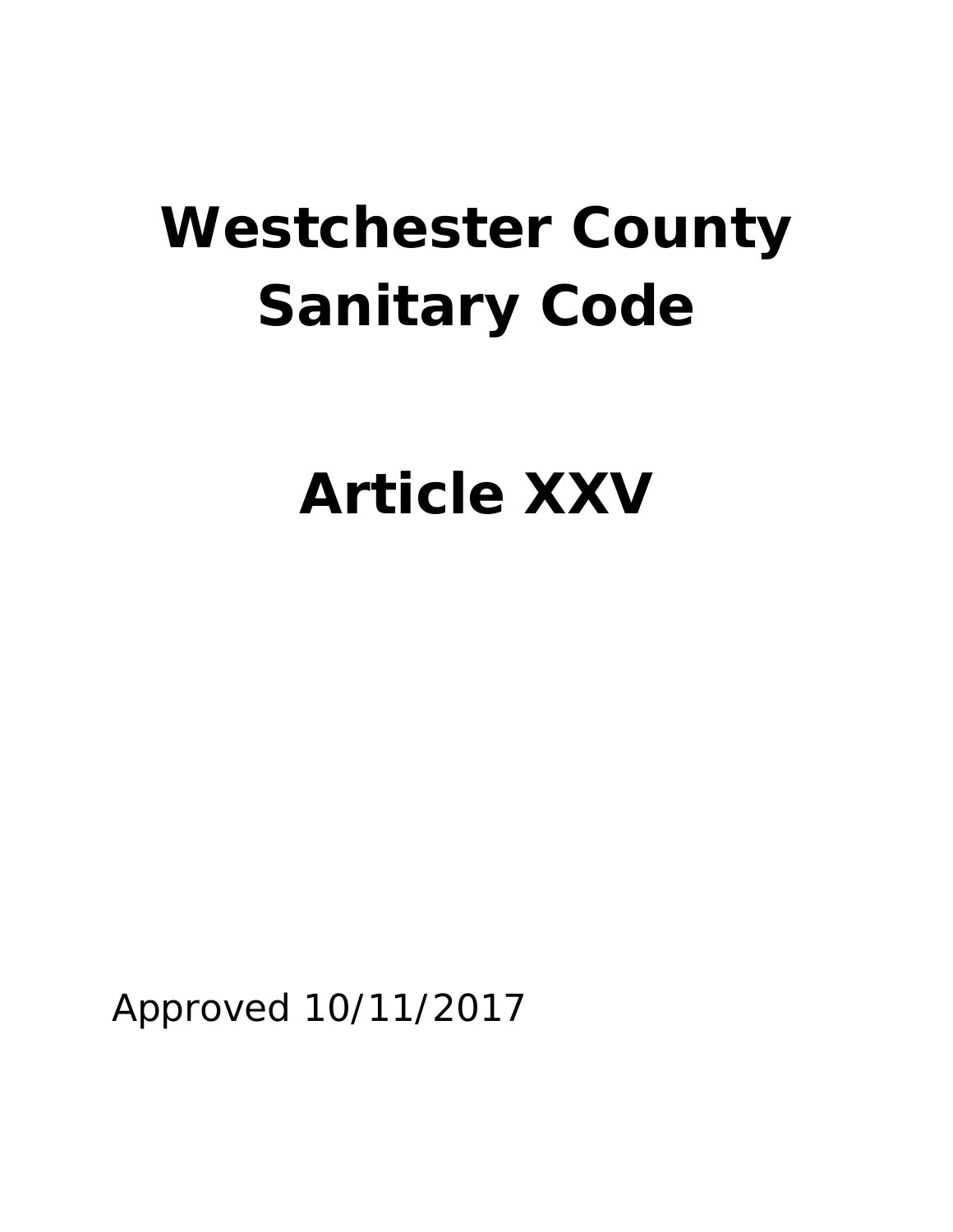# Westchester County Sanitary Code

# Article XXV

Approved 10/11/2017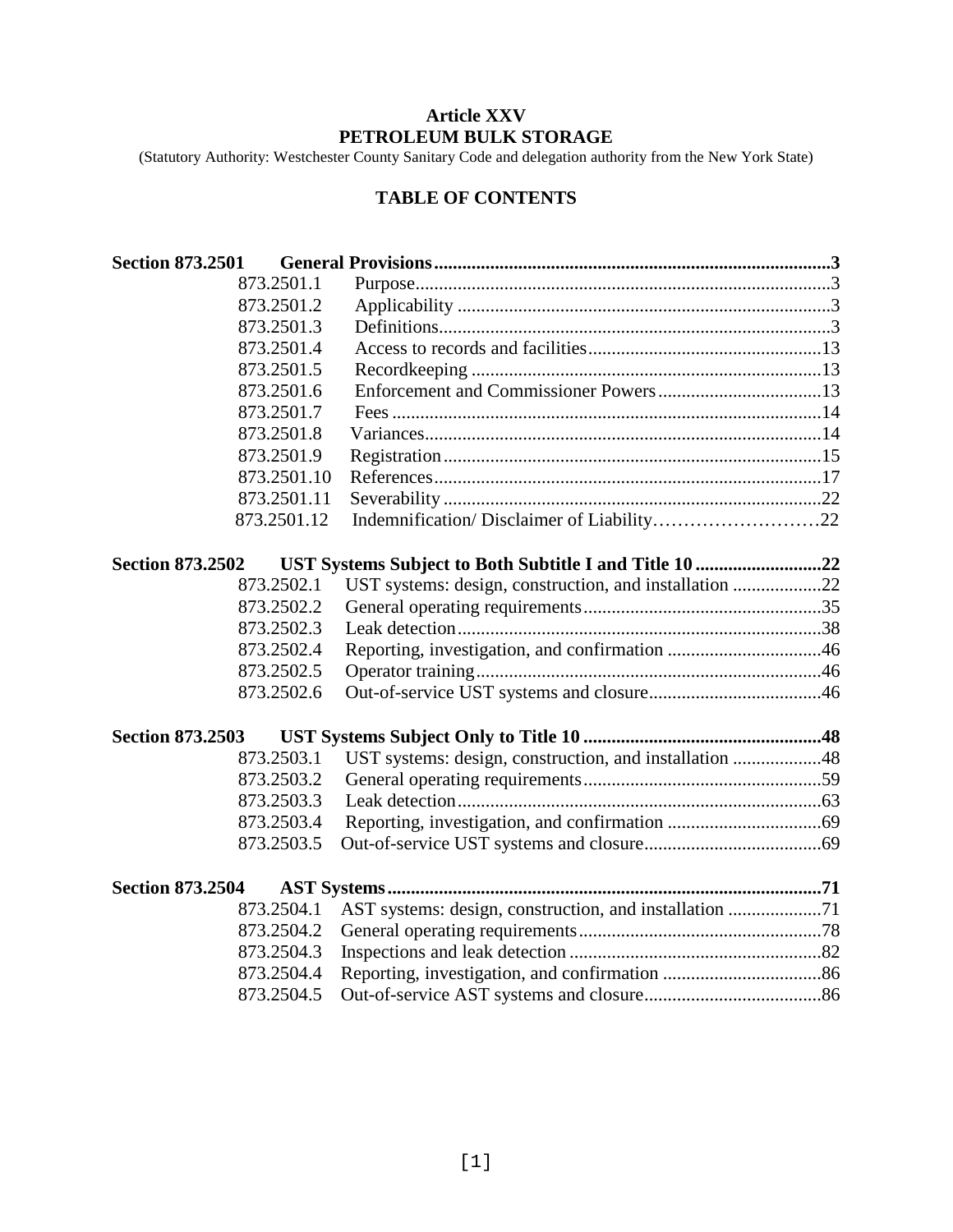# Article XXV
# PETROLEUM BULK STORAGE

(Statutory Authority: Westchester County Sanitary Code and delegation authority from the New York State)

## TABLE OF CONTENTS

**Section 873.2501 General Provisions**.....3

- 873.2501.1 Purpose.....3
- 873.2501.2 Applicability.....3
- 873.2501.3 Definitions.....3
- 873.2501.4 Access to records and facilities.....13
- 873.2501.5 Recordkeeping.....13
- 873.2501.6 Enforcement and Commissioner Powers.....13
- 873.2501.7 Fees.....14
- 873.2501.8 Variances.....14
- 873.2501.9 Registration.....15
- 873.2501.10 References.....17
- 873.2501.11 Severability.....22
- 873.2501.12 Indemnification/ Disclaimer of Liability.....22

**Section 873.2502 UST Systems Subject to Both Subtitle I and Title 10**.....22

- 873.2502.1 UST systems: design, construction, and installation.....22
- 873.2502.2 General operating requirements.....35
- 873.2502.3 Leak detection.....38
- 873.2502.4 Reporting, investigation, and confirmation.....46
- 873.2502.5 Operator training.....46
- 873.2502.6 Out-of-service UST systems and closure.....46

**Section 873.2503 UST Systems Subject Only to Title 10**.....48

- 873.2503.1 UST systems: design, construction, and installation.....48
- 873.2503.2 General operating requirements.....59
- 873.2503.3 Leak detection.....63
- 873.2503.4 Reporting, investigation, and confirmation.....69
- 873.2503.5 Out-of-service UST systems and closure.....69

**Section 873.2504 AST Systems**.....71

- 873.2504.1 AST systems: design, construction, and installation.....71
- 873.2504.2 General operating requirements.....78
- 873.2504.3 Inspections and leak detection.....82
- 873.2504.4 Reporting, investigation, and confirmation.....86
- 873.2504.5 Out-of-service AST systems and closure.....86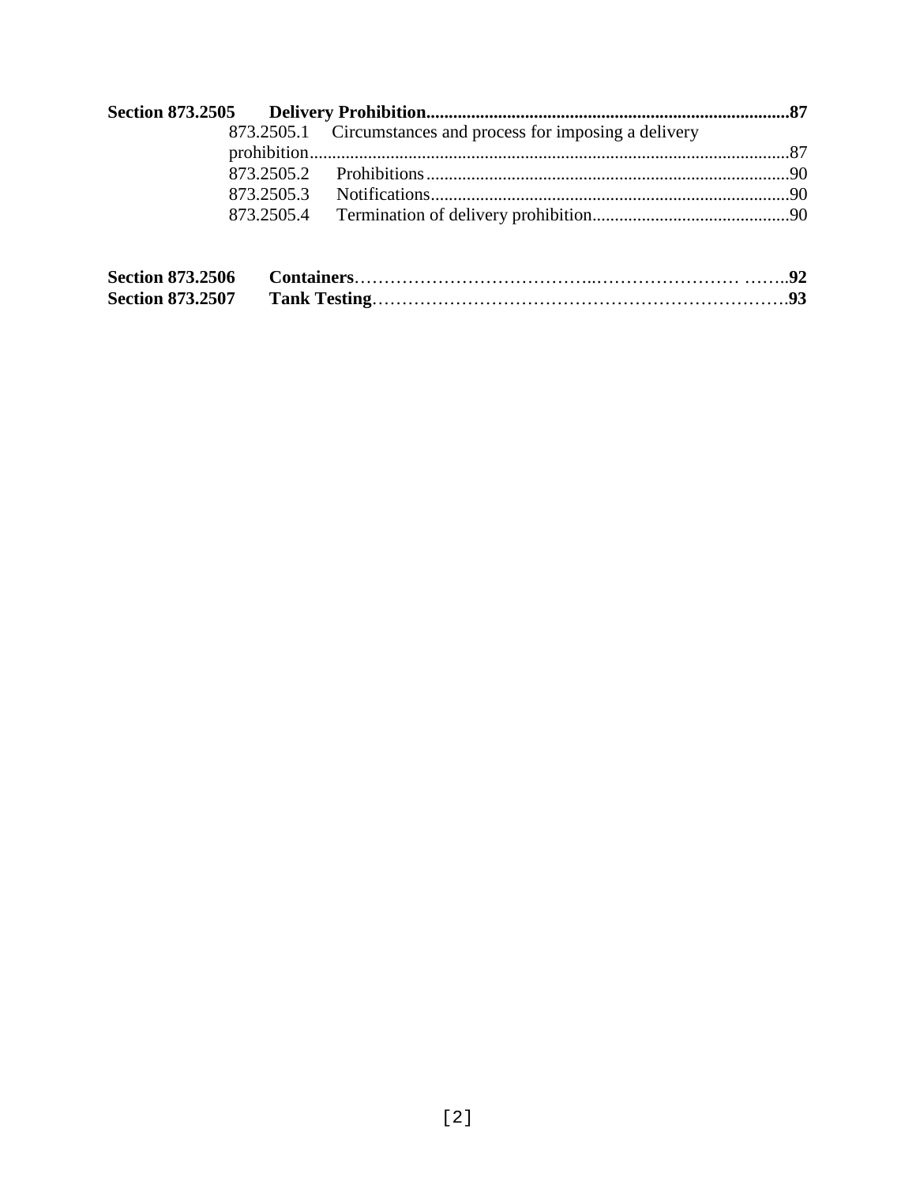**Section 873.2505 Delivery Prohibition................................................................................87**

873.2505.1 Circumstances and process for imposing a delivery prohibition..........................................................................................................87

873.2505.2 Prohibitions.................................................................................90

873.2505.3 Notifications................................................................................90

873.2505.4 Termination of delivery prohibition............................................90

**Section 873.2506 Containers**………………………………..…………………… ……..**92**

**Section 873.2507 Tank Testing**………………………………………………………….**93**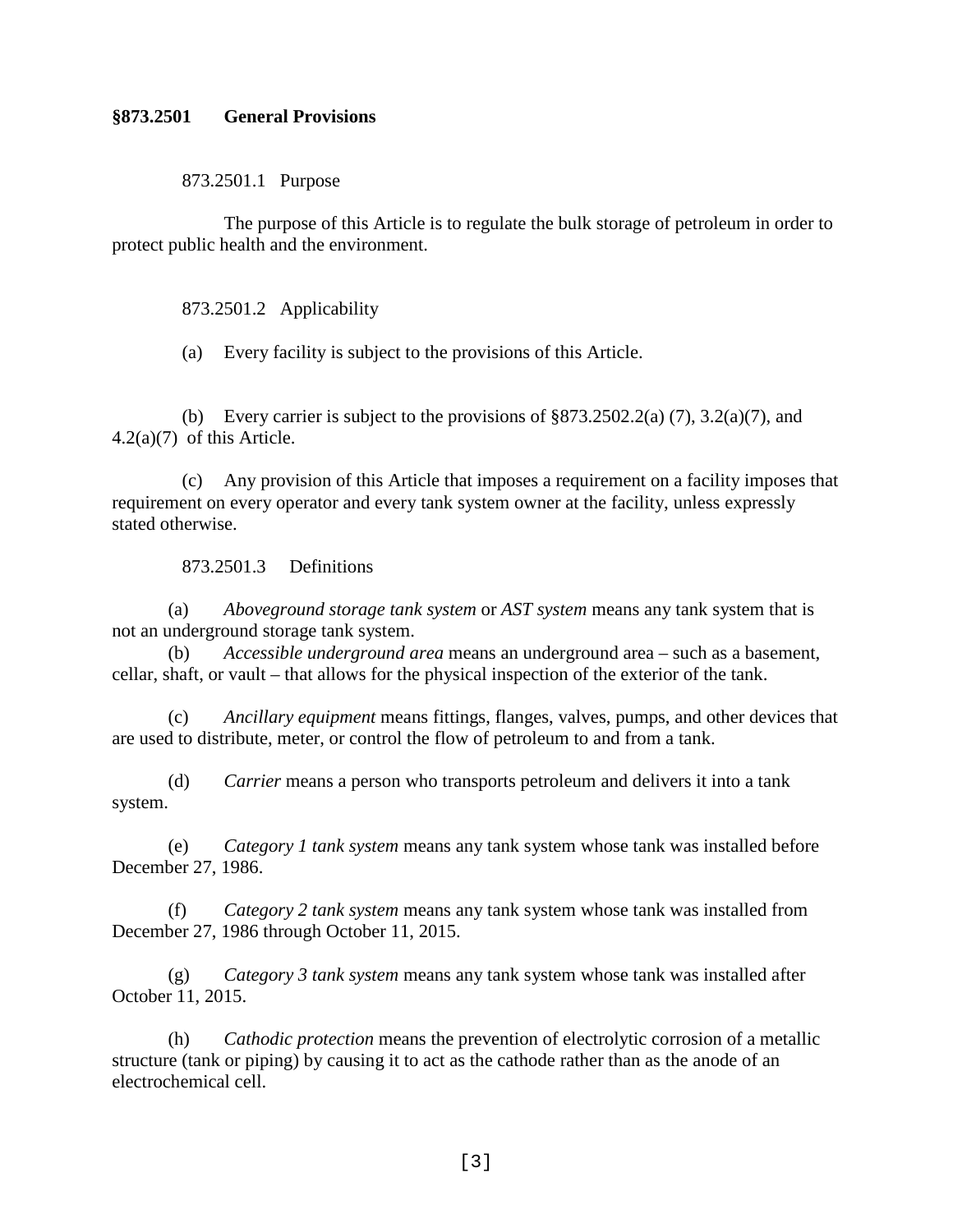## §873.2501 General Provisions

873.2501.1 Purpose

The purpose of this Article is to regulate the bulk storage of petroleum in order to protect public health and the environment.

873.2501.2 Applicability

(a) Every facility is subject to the provisions of this Article.

(b) Every carrier is subject to the provisions of §873.2502.2(a) (7), 3.2(a)(7), and 4.2(a)(7) of this Article.

(c) Any provision of this Article that imposes a requirement on a facility imposes that requirement on every operator and every tank system owner at the facility, unless expressly stated otherwise.

873.2501.3 Definitions

(a) *Aboveground storage tank system* or *AST system* means any tank system that is not an underground storage tank system.

(b) *Accessible underground area* means an underground area – such as a basement, cellar, shaft, or vault – that allows for the physical inspection of the exterior of the tank.

(c) *Ancillary equipment* means fittings, flanges, valves, pumps, and other devices that are used to distribute, meter, or control the flow of petroleum to and from a tank.

(d) *Carrier* means a person who transports petroleum and delivers it into a tank system.

(e) *Category 1 tank system* means any tank system whose tank was installed before December 27, 1986.

(f) *Category 2 tank system* means any tank system whose tank was installed from December 27, 1986 through October 11, 2015.

(g) *Category 3 tank system* means any tank system whose tank was installed after October 11, 2015.

(h) *Cathodic protection* means the prevention of electrolytic corrosion of a metallic structure (tank or piping) by causing it to act as the cathode rather than as the anode of an electrochemical cell.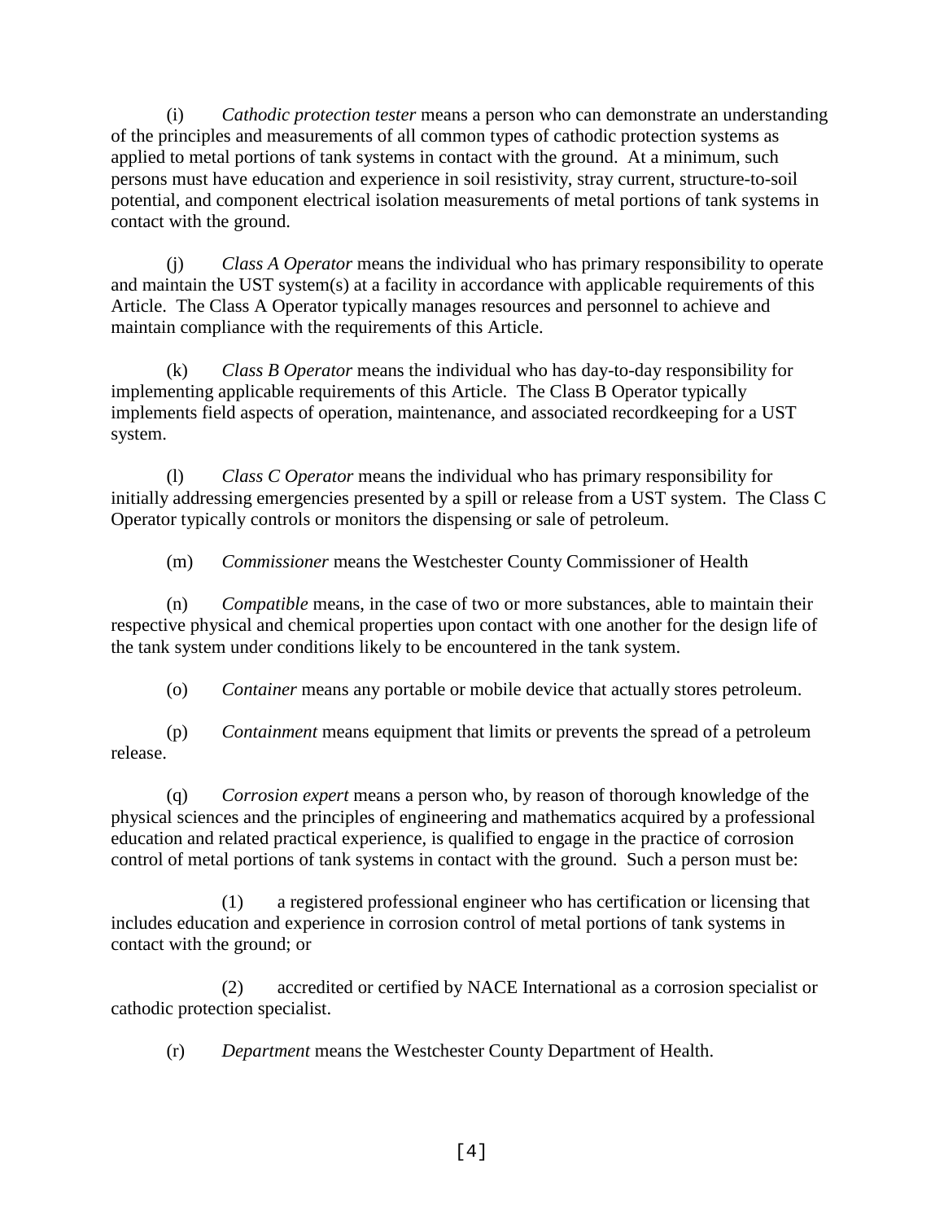(i) *Cathodic protection tester* means a person who can demonstrate an understanding of the principles and measurements of all common types of cathodic protection systems as applied to metal portions of tank systems in contact with the ground. At a minimum, such persons must have education and experience in soil resistivity, stray current, structure-to-soil potential, and component electrical isolation measurements of metal portions of tank systems in contact with the ground.

(j) *Class A Operator* means the individual who has primary responsibility to operate and maintain the UST system(s) at a facility in accordance with applicable requirements of this Article. The Class A Operator typically manages resources and personnel to achieve and maintain compliance with the requirements of this Article.

(k) *Class B Operator* means the individual who has day-to-day responsibility for implementing applicable requirements of this Article. The Class B Operator typically implements field aspects of operation, maintenance, and associated recordkeeping for a UST system.

(l) *Class C Operator* means the individual who has primary responsibility for initially addressing emergencies presented by a spill or release from a UST system. The Class C Operator typically controls or monitors the dispensing or sale of petroleum.

(m) *Commissioner* means the Westchester County Commissioner of Health

(n) *Compatible* means, in the case of two or more substances, able to maintain their respective physical and chemical properties upon contact with one another for the design life of the tank system under conditions likely to be encountered in the tank system.

(o) *Container* means any portable or mobile device that actually stores petroleum.

(p) *Containment* means equipment that limits or prevents the spread of a petroleum release.

(q) *Corrosion expert* means a person who, by reason of thorough knowledge of the physical sciences and the principles of engineering and mathematics acquired by a professional education and related practical experience, is qualified to engage in the practice of corrosion control of metal portions of tank systems in contact with the ground. Such a person must be:

(1) a registered professional engineer who has certification or licensing that includes education and experience in corrosion control of metal portions of tank systems in contact with the ground; or

(2) accredited or certified by NACE International as a corrosion specialist or cathodic protection specialist.

(r) *Department* means the Westchester County Department of Health.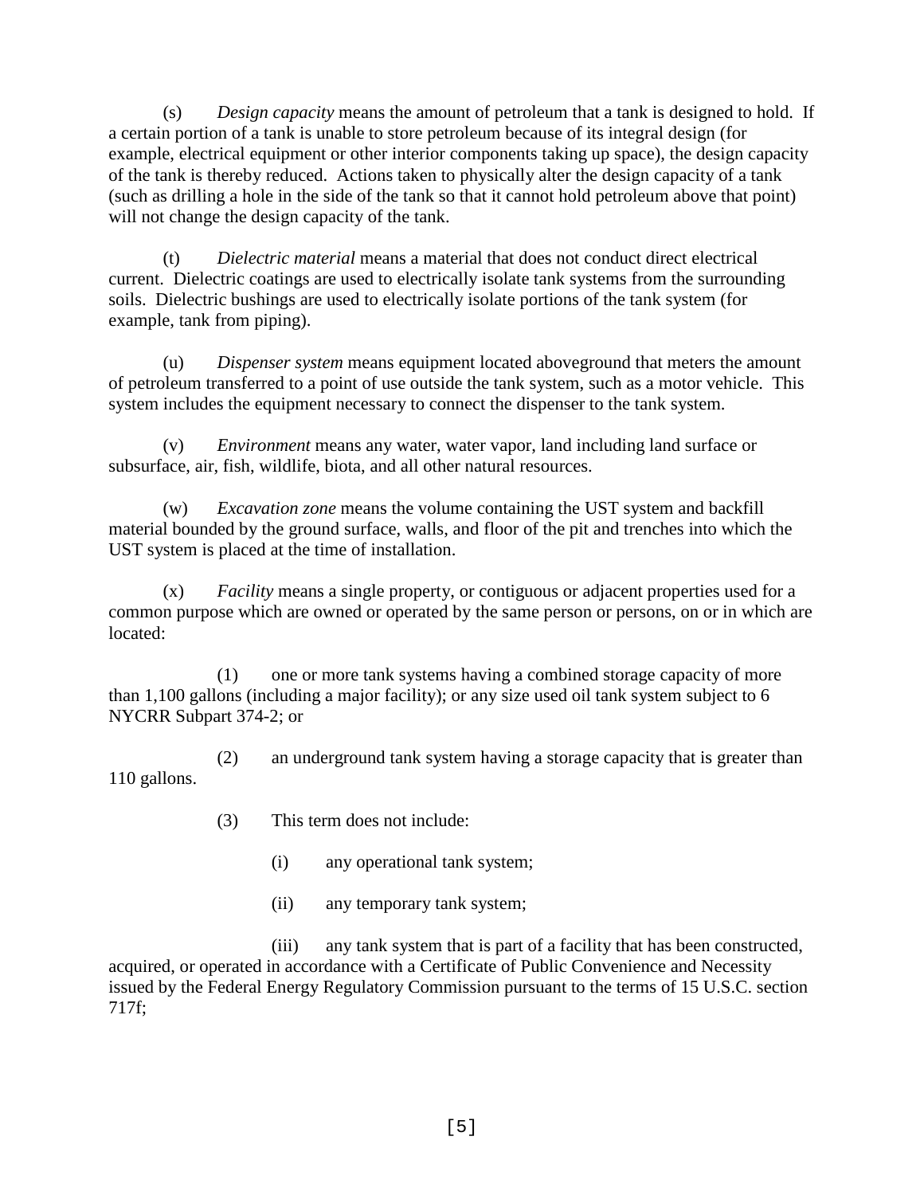(s) *Design capacity* means the amount of petroleum that a tank is designed to hold. If a certain portion of a tank is unable to store petroleum because of its integral design (for example, electrical equipment or other interior components taking up space), the design capacity of the tank is thereby reduced. Actions taken to physically alter the design capacity of a tank (such as drilling a hole in the side of the tank so that it cannot hold petroleum above that point) will not change the design capacity of the tank.

(t) *Dielectric material* means a material that does not conduct direct electrical current. Dielectric coatings are used to electrically isolate tank systems from the surrounding soils. Dielectric bushings are used to electrically isolate portions of the tank system (for example, tank from piping).

(u) *Dispenser system* means equipment located aboveground that meters the amount of petroleum transferred to a point of use outside the tank system, such as a motor vehicle. This system includes the equipment necessary to connect the dispenser to the tank system.

(v) *Environment* means any water, water vapor, land including land surface or subsurface, air, fish, wildlife, biota, and all other natural resources.

(w) *Excavation zone* means the volume containing the UST system and backfill material bounded by the ground surface, walls, and floor of the pit and trenches into which the UST system is placed at the time of installation.

(x) *Facility* means a single property, or contiguous or adjacent properties used for a common purpose which are owned or operated by the same person or persons, on or in which are located:

(1) one or more tank systems having a combined storage capacity of more than 1,100 gallons (including a major facility); or any size used oil tank system subject to 6 NYCRR Subpart 374-2; or

(2) an underground tank system having a storage capacity that is greater than 110 gallons.

(3) This term does not include:

(i) any operational tank system;

(ii) any temporary tank system;

(iii) any tank system that is part of a facility that has been constructed, acquired, or operated in accordance with a Certificate of Public Convenience and Necessity issued by the Federal Energy Regulatory Commission pursuant to the terms of 15 U.S.C. section 717f;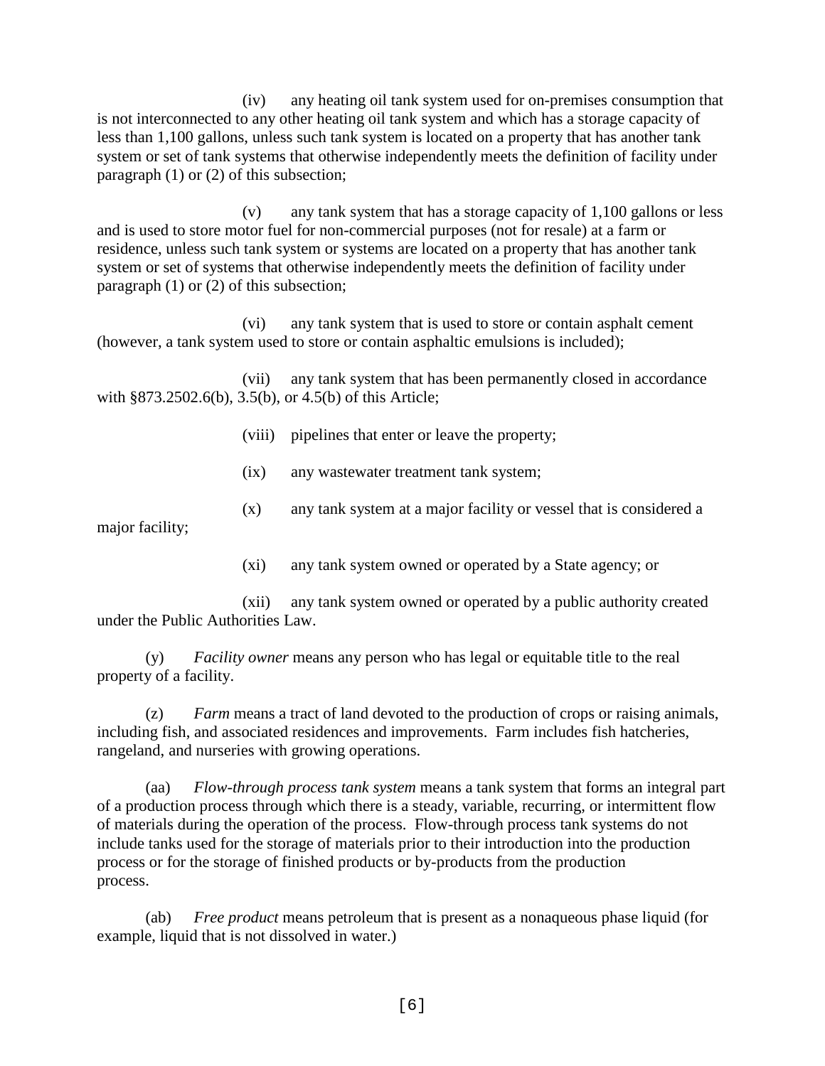(iv) any heating oil tank system used for on-premises consumption that is not interconnected to any other heating oil tank system and which has a storage capacity of less than 1,100 gallons, unless such tank system is located on a property that has another tank system or set of tank systems that otherwise independently meets the definition of facility under paragraph (1) or (2) of this subsection;

(v) any tank system that has a storage capacity of 1,100 gallons or less and is used to store motor fuel for non-commercial purposes (not for resale) at a farm or residence, unless such tank system or systems are located on a property that has another tank system or set of systems that otherwise independently meets the definition of facility under paragraph (1) or (2) of this subsection;

(vi) any tank system that is used to store or contain asphalt cement (however, a tank system used to store or contain asphaltic emulsions is included);

(vii) any tank system that has been permanently closed in accordance with §873.2502.6(b), 3.5(b), or 4.5(b) of this Article;

(viii) pipelines that enter or leave the property;

(ix) any wastewater treatment tank system;

(x) any tank system at a major facility or vessel that is considered a major facility;

(xi) any tank system owned or operated by a State agency; or

(xii) any tank system owned or operated by a public authority created under the Public Authorities Law.

(y) *Facility owner* means any person who has legal or equitable title to the real property of a facility.

(z) *Farm* means a tract of land devoted to the production of crops or raising animals, including fish, and associated residences and improvements. Farm includes fish hatcheries, rangeland, and nurseries with growing operations.

(aa) *Flow-through process tank system* means a tank system that forms an integral part of a production process through which there is a steady, variable, recurring, or intermittent flow of materials during the operation of the process. Flow-through process tank systems do not include tanks used for the storage of materials prior to their introduction into the production process or for the storage of finished products or by-products from the production process.

(ab) *Free product* means petroleum that is present as a nonaqueous phase liquid (for example, liquid that is not dissolved in water.)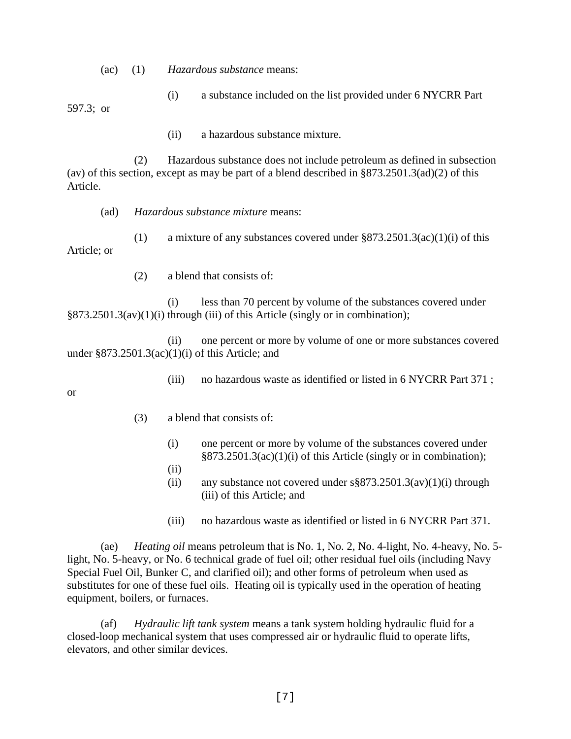(ac) (1) *Hazardous substance* means:

(i) a substance included on the list provided under 6 NYCRR Part 597.3; or

(ii) a hazardous substance mixture.

(2) Hazardous substance does not include petroleum as defined in subsection (av) of this section, except as may be part of a blend described in §873.2501.3(ad)(2) of this Article.

(ad) *Hazardous substance mixture* means:

(1) a mixture of any substances covered under §873.2501.3(ac)(1)(i) of this Article; or

(2) a blend that consists of:

(i) less than 70 percent by volume of the substances covered under §873.2501.3(av)(1)(i) through (iii) of this Article (singly or in combination);

(ii) one percent or more by volume of one or more substances covered under §873.2501.3(ac)(1)(i) of this Article; and

(iii) no hazardous waste as identified or listed in 6 NYCRR Part 371 ; or

(3) a blend that consists of:

(i) one percent or more by volume of the substances covered under §873.2501.3(ac)(1)(i) of this Article (singly or in combination);

(ii)

(ii) any substance not covered under s§873.2501.3(av)(1)(i) through (iii) of this Article; and

(iii) no hazardous waste as identified or listed in 6 NYCRR Part 371.

(ae) *Heating oil* means petroleum that is No. 1, No. 2, No. 4-light, No. 4-heavy, No. 5-light, No. 5-heavy, or No. 6 technical grade of fuel oil; other residual fuel oils (including Navy Special Fuel Oil, Bunker C, and clarified oil); and other forms of petroleum when used as substitutes for one of these fuel oils. Heating oil is typically used in the operation of heating equipment, boilers, or furnaces.

(af) *Hydraulic lift tank system* means a tank system holding hydraulic fluid for a closed-loop mechanical system that uses compressed air or hydraulic fluid to operate lifts, elevators, and other similar devices.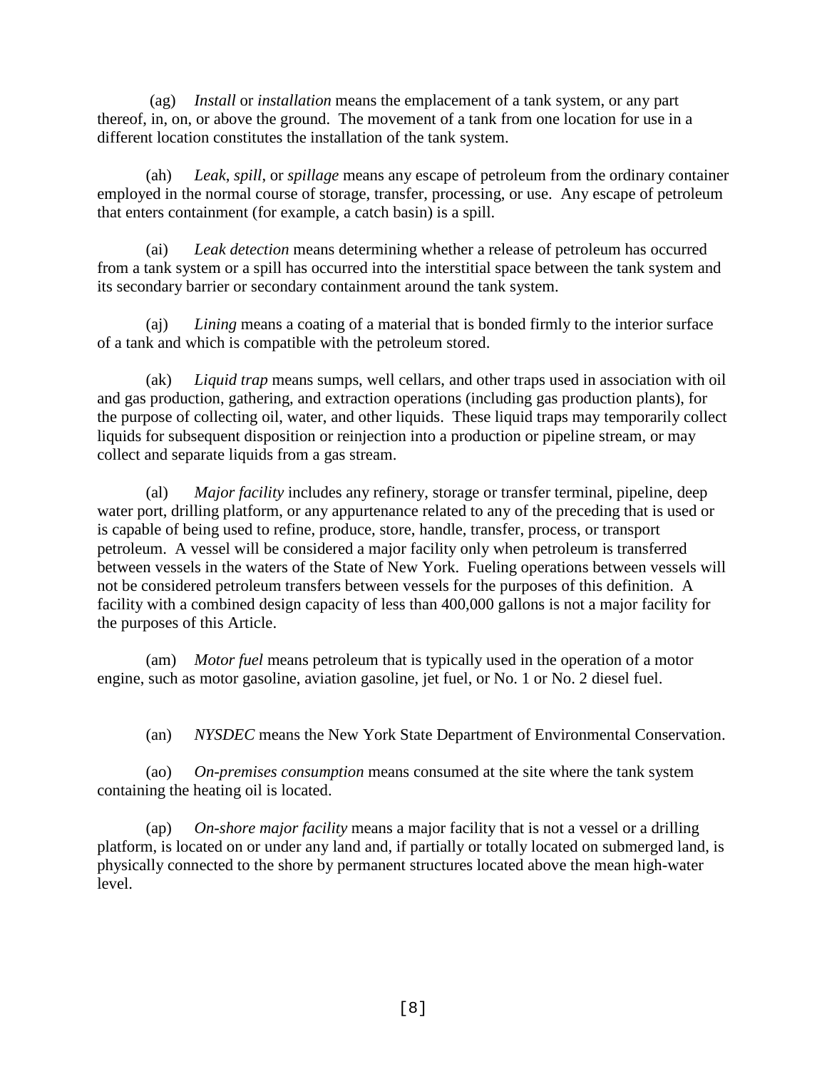(ag) *Install* or *installation* means the emplacement of a tank system, or any part thereof, in, on, or above the ground. The movement of a tank from one location for use in a different location constitutes the installation of the tank system.

(ah) *Leak*, *spill*, or *spillage* means any escape of petroleum from the ordinary container employed in the normal course of storage, transfer, processing, or use. Any escape of petroleum that enters containment (for example, a catch basin) is a spill.

(ai) *Leak detection* means determining whether a release of petroleum has occurred from a tank system or a spill has occurred into the interstitial space between the tank system and its secondary barrier or secondary containment around the tank system.

(aj) *Lining* means a coating of a material that is bonded firmly to the interior surface of a tank and which is compatible with the petroleum stored.

(ak) *Liquid trap* means sumps, well cellars, and other traps used in association with oil and gas production, gathering, and extraction operations (including gas production plants), for the purpose of collecting oil, water, and other liquids. These liquid traps may temporarily collect liquids for subsequent disposition or reinjection into a production or pipeline stream, or may collect and separate liquids from a gas stream.

(al) *Major facility* includes any refinery, storage or transfer terminal, pipeline, deep water port, drilling platform, or any appurtenance related to any of the preceding that is used or is capable of being used to refine, produce, store, handle, transfer, process, or transport petroleum. A vessel will be considered a major facility only when petroleum is transferred between vessels in the waters of the State of New York. Fueling operations between vessels will not be considered petroleum transfers between vessels for the purposes of this definition. A facility with a combined design capacity of less than 400,000 gallons is not a major facility for the purposes of this Article.

(am) *Motor fuel* means petroleum that is typically used in the operation of a motor engine, such as motor gasoline, aviation gasoline, jet fuel, or No. 1 or No. 2 diesel fuel.

(an) *NYSDEC* means the New York State Department of Environmental Conservation.

(ao) *On-premises consumption* means consumed at the site where the tank system containing the heating oil is located.

(ap) *On-shore major facility* means a major facility that is not a vessel or a drilling platform, is located on or under any land and, if partially or totally located on submerged land, is physically connected to the shore by permanent structures located above the mean high-water level.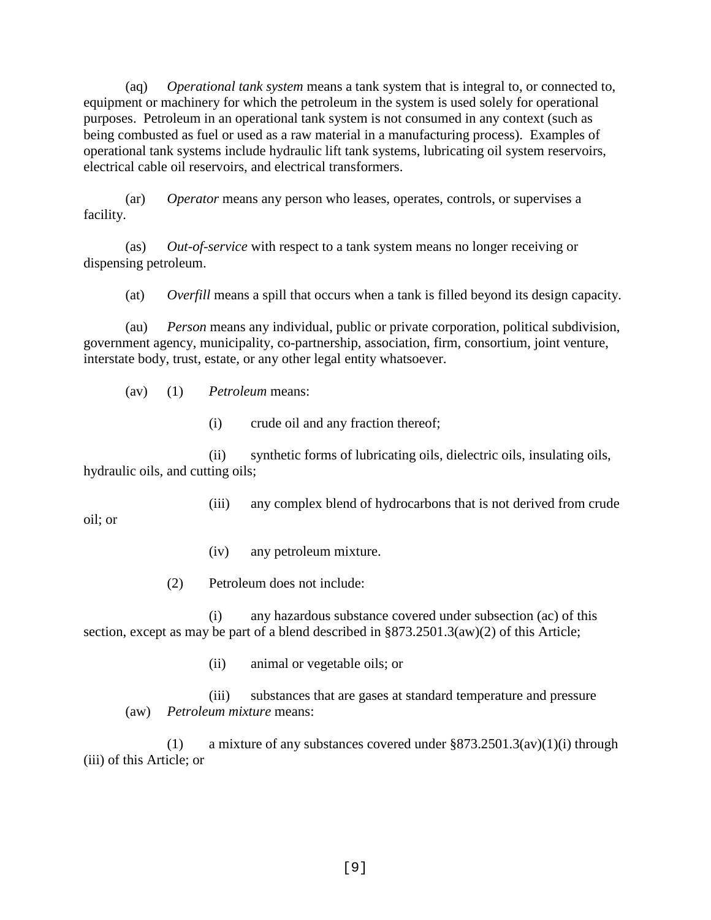(aq) *Operational tank system* means a tank system that is integral to, or connected to, equipment or machinery for which the petroleum in the system is used solely for operational purposes. Petroleum in an operational tank system is not consumed in any context (such as being combusted as fuel or used as a raw material in a manufacturing process). Examples of operational tank systems include hydraulic lift tank systems, lubricating oil system reservoirs, electrical cable oil reservoirs, and electrical transformers.

(ar) *Operator* means any person who leases, operates, controls, or supervises a facility.

(as) *Out-of-service* with respect to a tank system means no longer receiving or dispensing petroleum.

(at) *Overfill* means a spill that occurs when a tank is filled beyond its design capacity.

(au) *Person* means any individual, public or private corporation, political subdivision, government agency, municipality, co-partnership, association, firm, consortium, joint venture, interstate body, trust, estate, or any other legal entity whatsoever.

(av) (1) *Petroleum* means:

(i) crude oil and any fraction thereof;

(ii) synthetic forms of lubricating oils, dielectric oils, insulating oils, hydraulic oils, and cutting oils;

(iii) any complex blend of hydrocarbons that is not derived from crude oil; or

(iv) any petroleum mixture.

(2) Petroleum does not include:

(i) any hazardous substance covered under subsection (ac) of this section, except as may be part of a blend described in §873.2501.3(aw)(2) of this Article;

(ii) animal or vegetable oils; or

(iii) substances that are gases at standard temperature and pressure

(aw) *Petroleum mixture* means:

(1) a mixture of any substances covered under §873.2501.3(av)(1)(i) through (iii) of this Article; or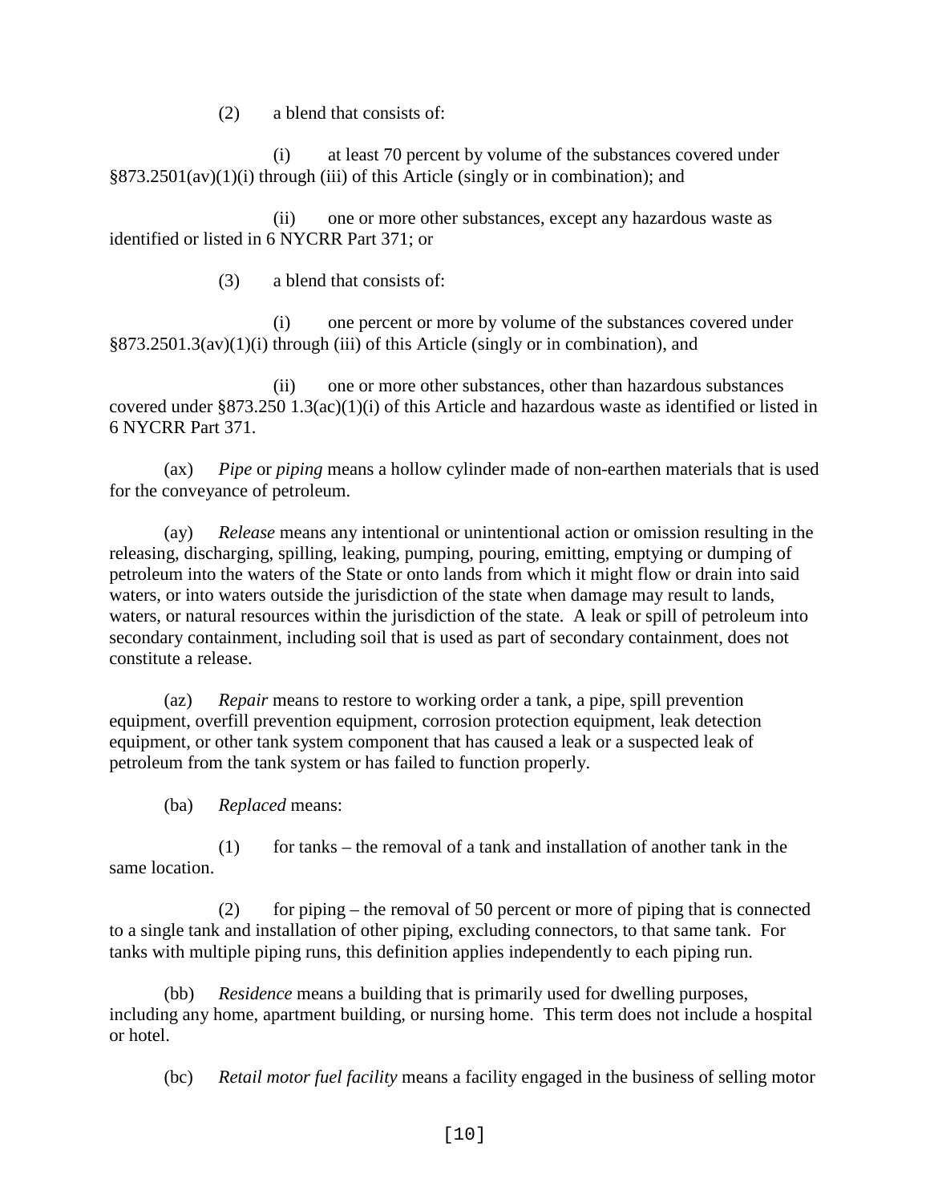(2) a blend that consists of:

(i) at least 70 percent by volume of the substances covered under §873.2501(av)(1)(i) through (iii) of this Article (singly or in combination); and

(ii) one or more other substances, except any hazardous waste as identified or listed in 6 NYCRR Part 371; or

(3) a blend that consists of:

(i) one percent or more by volume of the substances covered under §873.2501.3(av)(1)(i) through (iii) of this Article (singly or in combination), and

(ii) one or more other substances, other than hazardous substances covered under §873.250 1.3(ac)(1)(i) of this Article and hazardous waste as identified or listed in 6 NYCRR Part 371.

(ax) *Pipe* or *piping* means a hollow cylinder made of non-earthen materials that is used for the conveyance of petroleum.

(ay) *Release* means any intentional or unintentional action or omission resulting in the releasing, discharging, spilling, leaking, pumping, pouring, emitting, emptying or dumping of petroleum into the waters of the State or onto lands from which it might flow or drain into said waters, or into waters outside the jurisdiction of the state when damage may result to lands, waters, or natural resources within the jurisdiction of the state. A leak or spill of petroleum into secondary containment, including soil that is used as part of secondary containment, does not constitute a release.

(az) *Repair* means to restore to working order a tank, a pipe, spill prevention equipment, overfill prevention equipment, corrosion protection equipment, leak detection equipment, or other tank system component that has caused a leak or a suspected leak of petroleum from the tank system or has failed to function properly.

(ba) *Replaced* means:

(1) for tanks – the removal of a tank and installation of another tank in the same location.

(2) for piping – the removal of 50 percent or more of piping that is connected to a single tank and installation of other piping, excluding connectors, to that same tank. For tanks with multiple piping runs, this definition applies independently to each piping run.

(bb) *Residence* means a building that is primarily used for dwelling purposes, including any home, apartment building, or nursing home. This term does not include a hospital or hotel.

(bc) *Retail motor fuel facility* means a facility engaged in the business of selling motor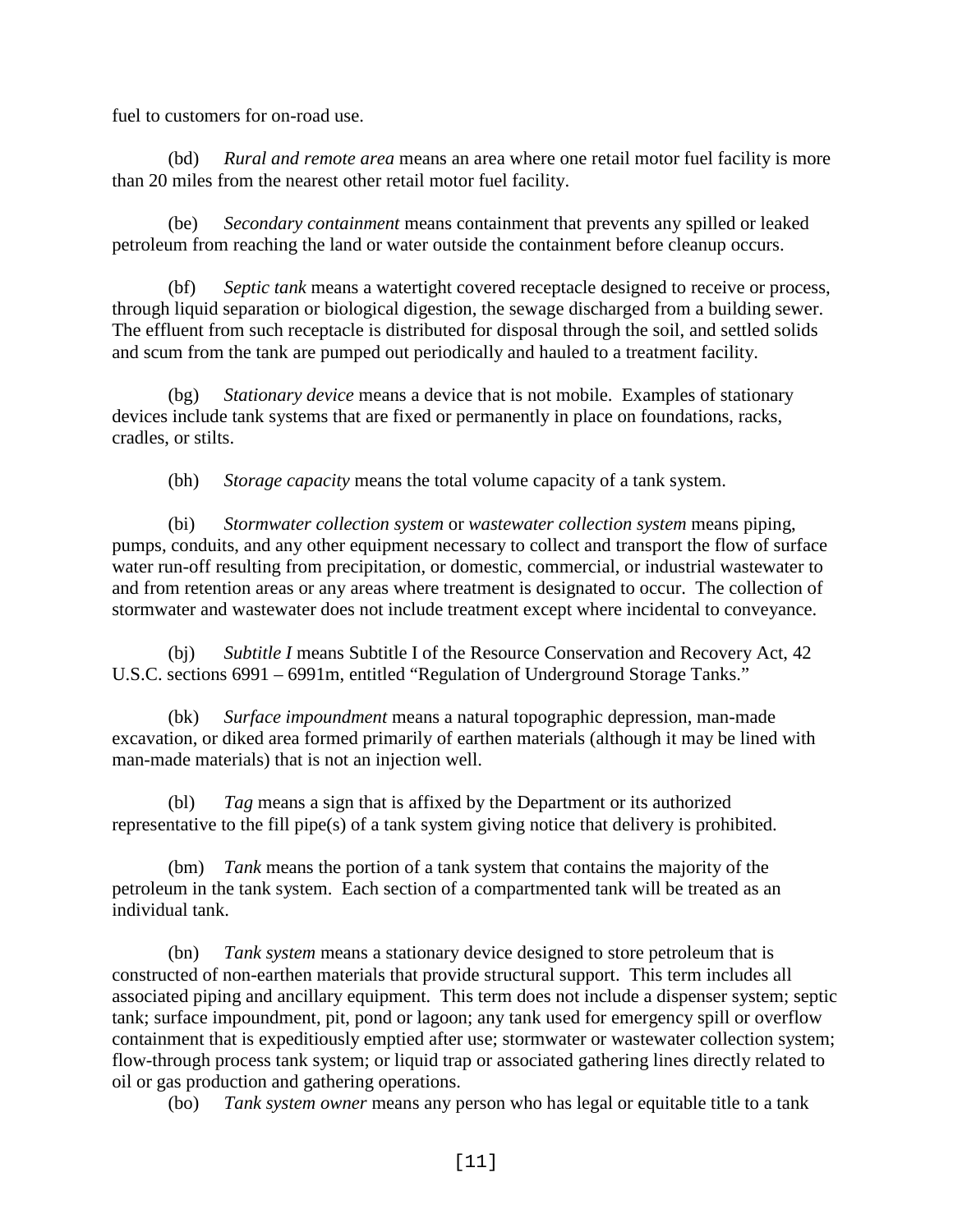fuel to customers for on-road use.

(bd) *Rural and remote area* means an area where one retail motor fuel facility is more than 20 miles from the nearest other retail motor fuel facility.

(be) *Secondary containment* means containment that prevents any spilled or leaked petroleum from reaching the land or water outside the containment before cleanup occurs.

(bf) *Septic tank* means a watertight covered receptacle designed to receive or process, through liquid separation or biological digestion, the sewage discharged from a building sewer. The effluent from such receptacle is distributed for disposal through the soil, and settled solids and scum from the tank are pumped out periodically and hauled to a treatment facility.

(bg) *Stationary device* means a device that is not mobile. Examples of stationary devices include tank systems that are fixed or permanently in place on foundations, racks, cradles, or stilts.

(bh) *Storage capacity* means the total volume capacity of a tank system.

(bi) *Stormwater collection system* or *wastewater collection system* means piping, pumps, conduits, and any other equipment necessary to collect and transport the flow of surface water run-off resulting from precipitation, or domestic, commercial, or industrial wastewater to and from retention areas or any areas where treatment is designated to occur. The collection of stormwater and wastewater does not include treatment except where incidental to conveyance.

(bj) *Subtitle I* means Subtitle I of the Resource Conservation and Recovery Act, 42 U.S.C. sections 6991 – 6991m, entitled "Regulation of Underground Storage Tanks."

(bk) *Surface impoundment* means a natural topographic depression, man-made excavation, or diked area formed primarily of earthen materials (although it may be lined with man-made materials) that is not an injection well.

(bl) *Tag* means a sign that is affixed by the Department or its authorized representative to the fill pipe(s) of a tank system giving notice that delivery is prohibited.

(bm) *Tank* means the portion of a tank system that contains the majority of the petroleum in the tank system. Each section of a compartmented tank will be treated as an individual tank.

(bn) *Tank system* means a stationary device designed to store petroleum that is constructed of non-earthen materials that provide structural support. This term includes all associated piping and ancillary equipment. This term does not include a dispenser system; septic tank; surface impoundment, pit, pond or lagoon; any tank used for emergency spill or overflow containment that is expeditiously emptied after use; stormwater or wastewater collection system; flow-through process tank system; or liquid trap or associated gathering lines directly related to oil or gas production and gathering operations.

(bo) *Tank system owner* means any person who has legal or equitable title to a tank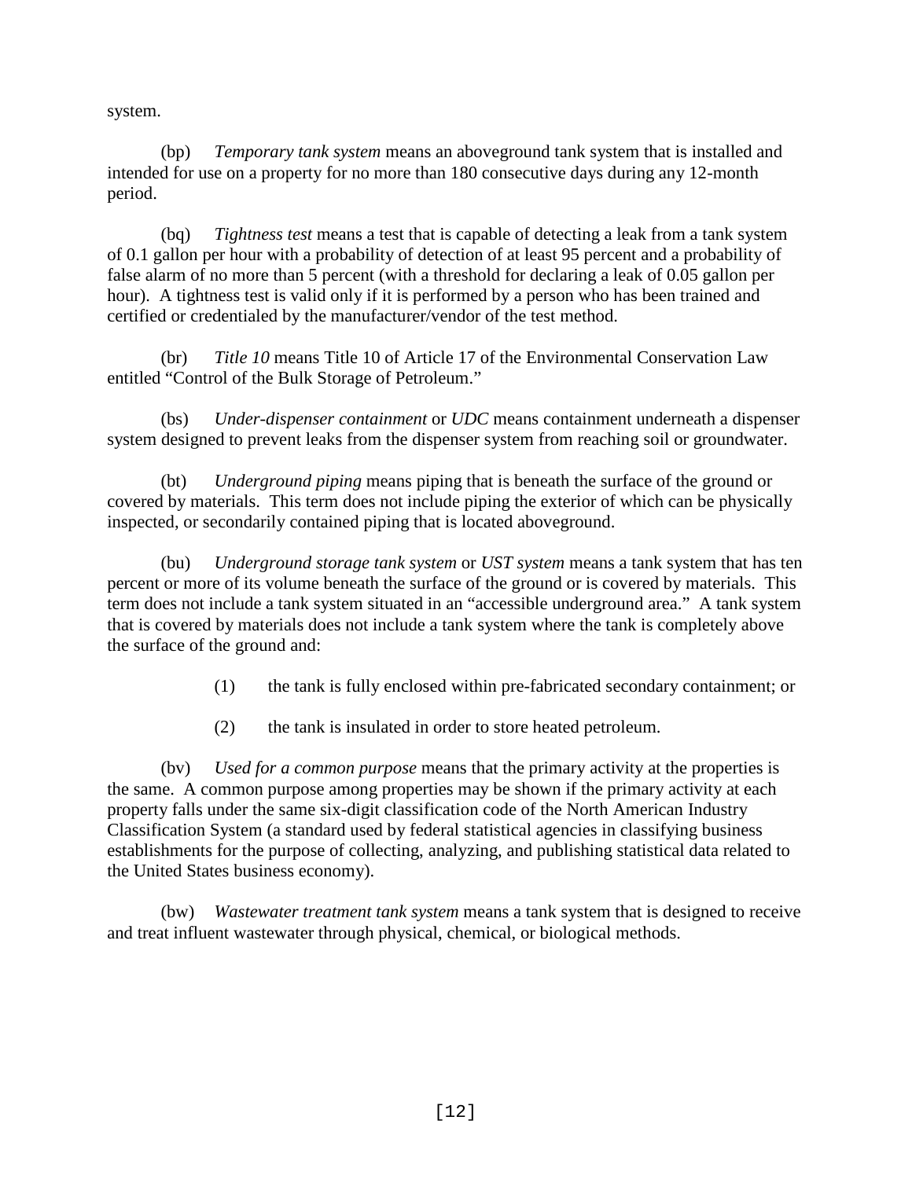system.

(bp) *Temporary tank system* means an aboveground tank system that is installed and intended for use on a property for no more than 180 consecutive days during any 12-month period.

(bq) *Tightness test* means a test that is capable of detecting a leak from a tank system of 0.1 gallon per hour with a probability of detection of at least 95 percent and a probability of false alarm of no more than 5 percent (with a threshold for declaring a leak of 0.05 gallon per hour). A tightness test is valid only if it is performed by a person who has been trained and certified or credentialed by the manufacturer/vendor of the test method.

(br) *Title 10* means Title 10 of Article 17 of the Environmental Conservation Law entitled "Control of the Bulk Storage of Petroleum."

(bs) *Under-dispenser containment* or *UDC* means containment underneath a dispenser system designed to prevent leaks from the dispenser system from reaching soil or groundwater.

(bt) *Underground piping* means piping that is beneath the surface of the ground or covered by materials. This term does not include piping the exterior of which can be physically inspected, or secondarily contained piping that is located aboveground.

(bu) *Underground storage tank system* or *UST system* means a tank system that has ten percent or more of its volume beneath the surface of the ground or is covered by materials. This term does not include a tank system situated in an "accessible underground area." A tank system that is covered by materials does not include a tank system where the tank is completely above the surface of the ground and:

(1) the tank is fully enclosed within pre-fabricated secondary containment; or

(2) the tank is insulated in order to store heated petroleum.

(bv) *Used for a common purpose* means that the primary activity at the properties is the same. A common purpose among properties may be shown if the primary activity at each property falls under the same six-digit classification code of the North American Industry Classification System (a standard used by federal statistical agencies in classifying business establishments for the purpose of collecting, analyzing, and publishing statistical data related to the United States business economy).

(bw) *Wastewater treatment tank system* means a tank system that is designed to receive and treat influent wastewater through physical, chemical, or biological methods.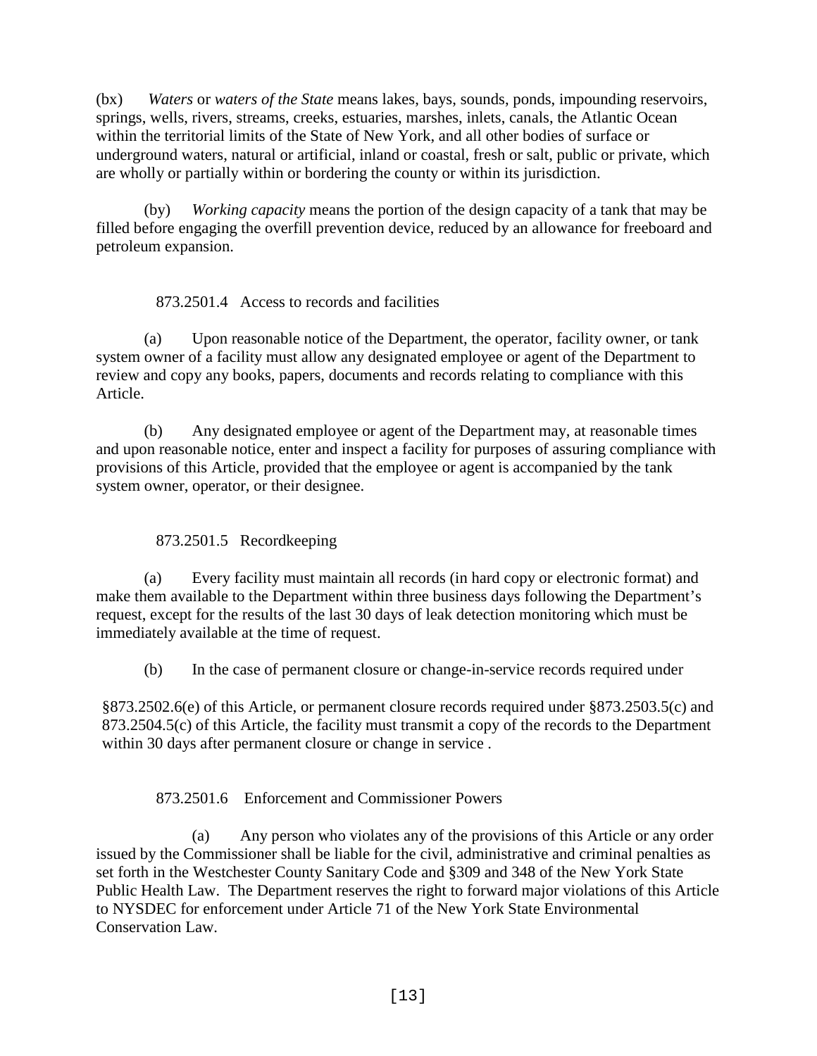(bx) *Waters* or *waters of the State* means lakes, bays, sounds, ponds, impounding reservoirs, springs, wells, rivers, streams, creeks, estuaries, marshes, inlets, canals, the Atlantic Ocean within the territorial limits of the State of New York, and all other bodies of surface or underground waters, natural or artificial, inland or coastal, fresh or salt, public or private, which are wholly or partially within or bordering the county or within its jurisdiction.

(by) *Working capacity* means the portion of the design capacity of a tank that may be filled before engaging the overfill prevention device, reduced by an allowance for freeboard and petroleum expansion.

### 873.2501.4 Access to records and facilities

(a) Upon reasonable notice of the Department, the operator, facility owner, or tank system owner of a facility must allow any designated employee or agent of the Department to review and copy any books, papers, documents and records relating to compliance with this Article.

(b) Any designated employee or agent of the Department may, at reasonable times and upon reasonable notice, enter and inspect a facility for purposes of assuring compliance with provisions of this Article, provided that the employee or agent is accompanied by the tank system owner, operator, or their designee.

### 873.2501.5 Recordkeeping

(a) Every facility must maintain all records (in hard copy or electronic format) and make them available to the Department within three business days following the Department's request, except for the results of the last 30 days of leak detection monitoring which must be immediately available at the time of request.

(b) In the case of permanent closure or change-in-service records required under §873.2502.6(e) of this Article, or permanent closure records required under §873.2503.5(c) and 873.2504.5(c) of this Article, the facility must transmit a copy of the records to the Department within 30 days after permanent closure or change in service .

### 873.2501.6 Enforcement and Commissioner Powers

(a) Any person who violates any of the provisions of this Article or any order issued by the Commissioner shall be liable for the civil, administrative and criminal penalties as set forth in the Westchester County Sanitary Code and §309 and 348 of the New York State Public Health Law. The Department reserves the right to forward major violations of this Article to NYSDEC for enforcement under Article 71 of the New York State Environmental Conservation Law.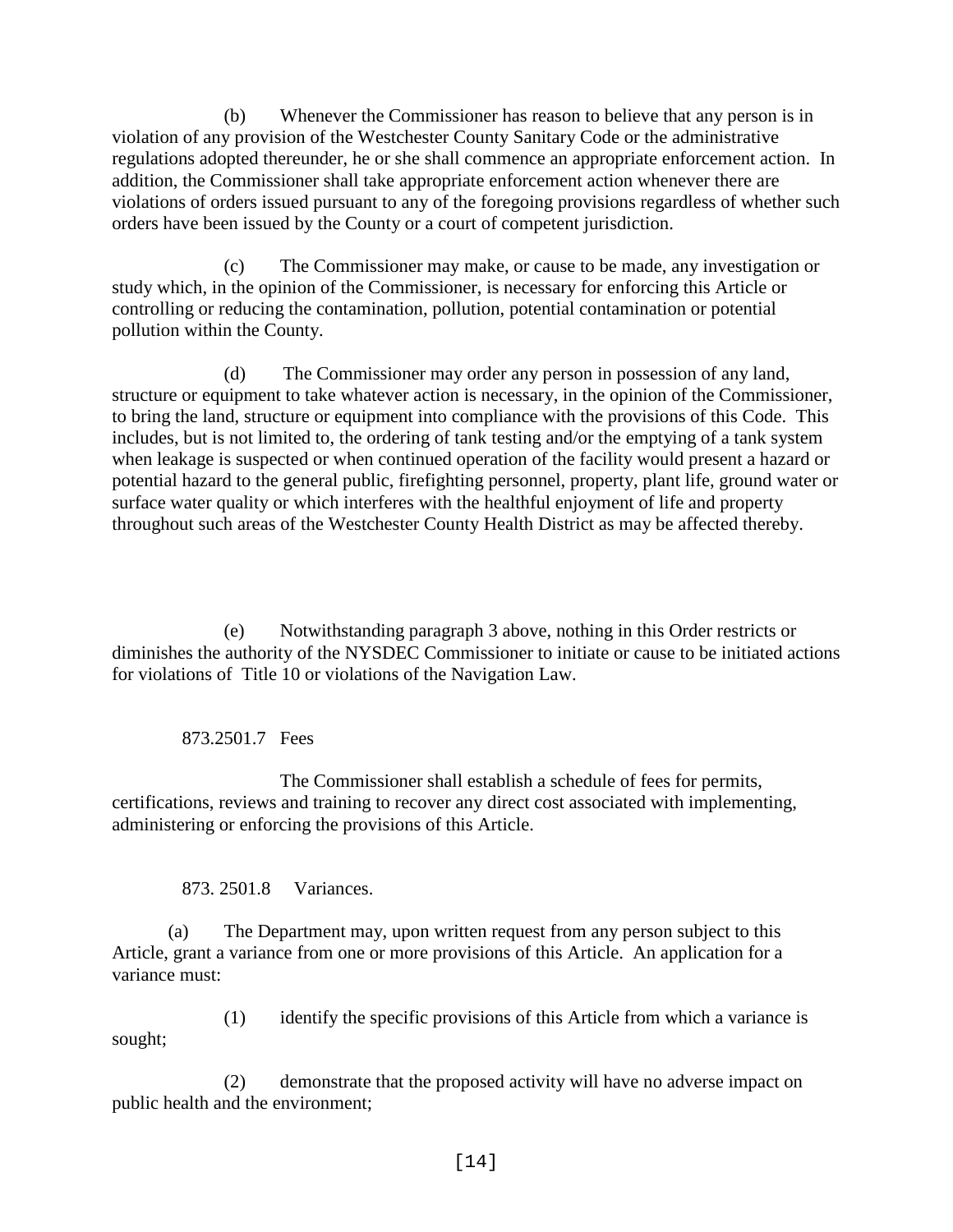(b) Whenever the Commissioner has reason to believe that any person is in violation of any provision of the Westchester County Sanitary Code or the administrative regulations adopted thereunder, he or she shall commence an appropriate enforcement action. In addition, the Commissioner shall take appropriate enforcement action whenever there are violations of orders issued pursuant to any of the foregoing provisions regardless of whether such orders have been issued by the County or a court of competent jurisdiction.

(c) The Commissioner may make, or cause to be made, any investigation or study which, in the opinion of the Commissioner, is necessary for enforcing this Article or controlling or reducing the contamination, pollution, potential contamination or potential pollution within the County.

(d) The Commissioner may order any person in possession of any land, structure or equipment to take whatever action is necessary, in the opinion of the Commissioner, to bring the land, structure or equipment into compliance with the provisions of this Code. This includes, but is not limited to, the ordering of tank testing and/or the emptying of a tank system when leakage is suspected or when continued operation of the facility would present a hazard or potential hazard to the general public, firefighting personnel, property, plant life, ground water or surface water quality or which interferes with the healthful enjoyment of life and property throughout such areas of the Westchester County Health District as may be affected thereby.

(e) Notwithstanding paragraph 3 above, nothing in this Order restricts or diminishes the authority of the NYSDEC Commissioner to initiate or cause to be initiated actions for violations of Title 10 or violations of the Navigation Law.

873.2501.7 Fees

The Commissioner shall establish a schedule of fees for permits, certifications, reviews and training to recover any direct cost associated with implementing, administering or enforcing the provisions of this Article.

873. 2501.8 Variances.

(a) The Department may, upon written request from any person subject to this Article, grant a variance from one or more provisions of this Article. An application for a variance must:

(1) identify the specific provisions of this Article from which a variance is sought;

(2) demonstrate that the proposed activity will have no adverse impact on public health and the environment;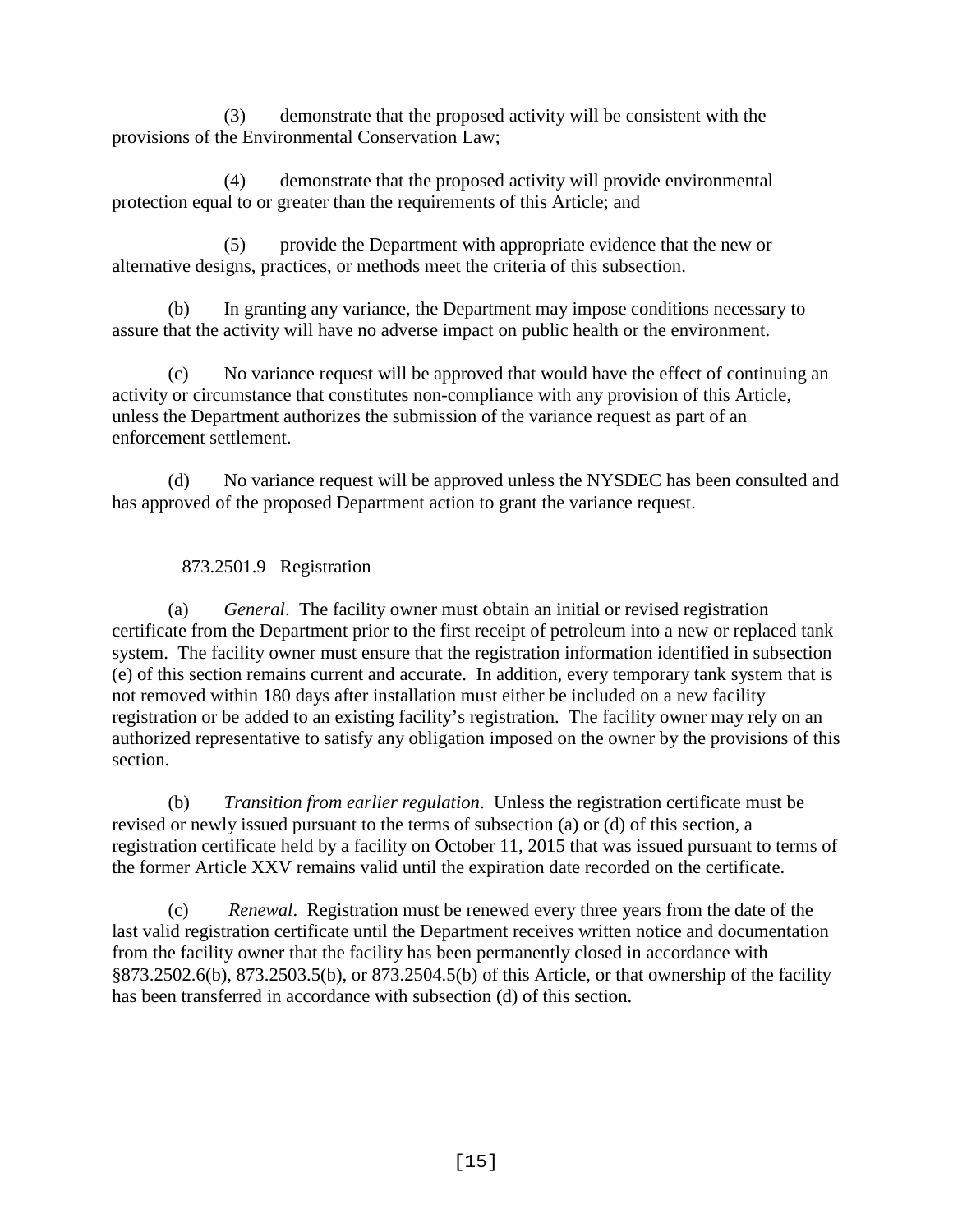(3) demonstrate that the proposed activity will be consistent with the provisions of the Environmental Conservation Law;

(4) demonstrate that the proposed activity will provide environmental protection equal to or greater than the requirements of this Article; and

(5) provide the Department with appropriate evidence that the new or alternative designs, practices, or methods meet the criteria of this subsection.

(b) In granting any variance, the Department may impose conditions necessary to assure that the activity will have no adverse impact on public health or the environment.

(c) No variance request will be approved that would have the effect of continuing an activity or circumstance that constitutes non-compliance with any provision of this Article, unless the Department authorizes the submission of the variance request as part of an enforcement settlement.

(d) No variance request will be approved unless the NYSDEC has been consulted and has approved of the proposed Department action to grant the variance request.

### 873.2501.9 Registration

(a) *General*. The facility owner must obtain an initial or revised registration certificate from the Department prior to the first receipt of petroleum into a new or replaced tank system. The facility owner must ensure that the registration information identified in subsection (e) of this section remains current and accurate. In addition, every temporary tank system that is not removed within 180 days after installation must either be included on a new facility registration or be added to an existing facility's registration. The facility owner may rely on an authorized representative to satisfy any obligation imposed on the owner by the provisions of this section.

(b) *Transition from earlier regulation*. Unless the registration certificate must be revised or newly issued pursuant to the terms of subsection (a) or (d) of this section, a registration certificate held by a facility on October 11, 2015 that was issued pursuant to terms of the former Article XXV remains valid until the expiration date recorded on the certificate.

(c) *Renewal*. Registration must be renewed every three years from the date of the last valid registration certificate until the Department receives written notice and documentation from the facility owner that the facility has been permanently closed in accordance with §873.2502.6(b), 873.2503.5(b), or 873.2504.5(b) of this Article, or that ownership of the facility has been transferred in accordance with subsection (d) of this section.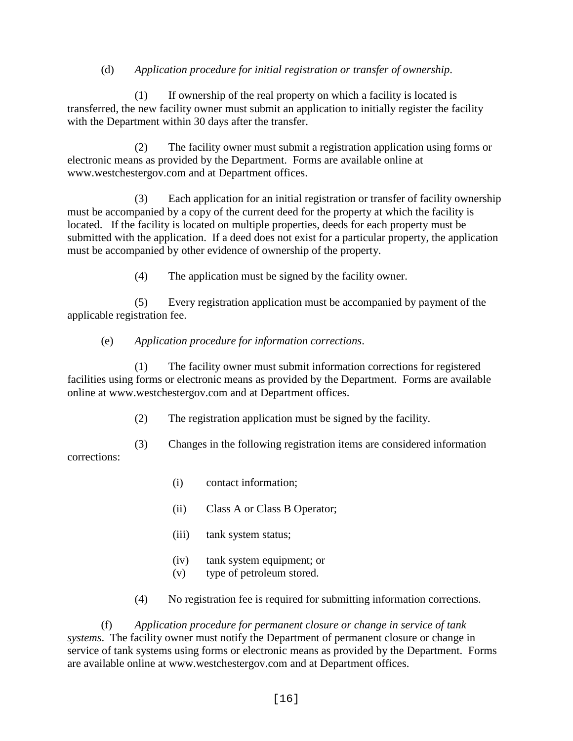(d) *Application procedure for initial registration or transfer of ownership*.

(1) If ownership of the real property on which a facility is located is transferred, the new facility owner must submit an application to initially register the facility with the Department within 30 days after the transfer.

(2) The facility owner must submit a registration application using forms or electronic means as provided by the Department. Forms are available online at www.westchestergov.com and at Department offices.

(3) Each application for an initial registration or transfer of facility ownership must be accompanied by a copy of the current deed for the property at which the facility is located. If the facility is located on multiple properties, deeds for each property must be submitted with the application. If a deed does not exist for a particular property, the application must be accompanied by other evidence of ownership of the property.

(4) The application must be signed by the facility owner.

(5) Every registration application must be accompanied by payment of the applicable registration fee.

(e) *Application procedure for information corrections*.

(1) The facility owner must submit information corrections for registered facilities using forms or electronic means as provided by the Department. Forms are available online at www.westchestergov.com and at Department offices.

(2) The registration application must be signed by the facility.

(3) Changes in the following registration items are considered information corrections:

(i) contact information;

(ii) Class A or Class B Operator;

(iii) tank system status;

(iv) tank system equipment; or

(v) type of petroleum stored.

(4) No registration fee is required for submitting information corrections.

(f) *Application procedure for permanent closure or change in service of tank systems*. The facility owner must notify the Department of permanent closure or change in service of tank systems using forms or electronic means as provided by the Department. Forms are available online at www.westchestergov.com and at Department offices.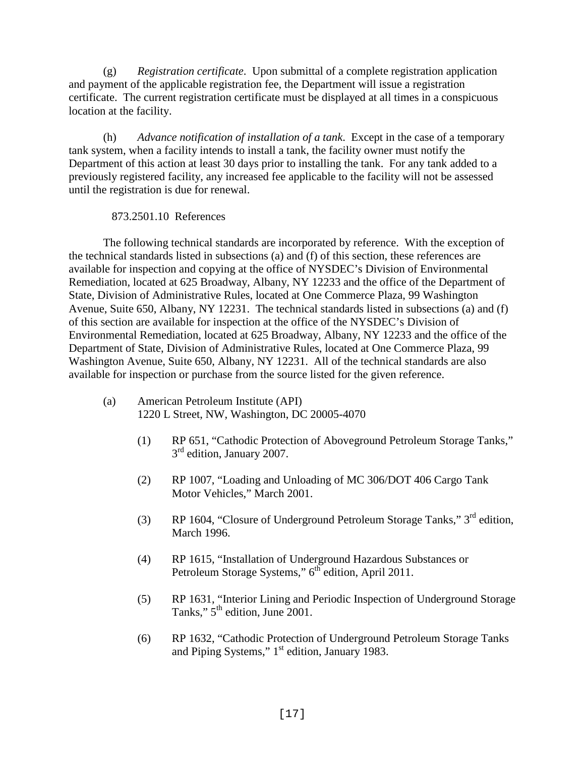(g) *Registration certificate*. Upon submittal of a complete registration application and payment of the applicable registration fee, the Department will issue a registration certificate. The current registration certificate must be displayed at all times in a conspicuous location at the facility.

(h) *Advance notification of installation of a tank*. Except in the case of a temporary tank system, when a facility intends to install a tank, the facility owner must notify the Department of this action at least 30 days prior to installing the tank. For any tank added to a previously registered facility, any increased fee applicable to the facility will not be assessed until the registration is due for renewal.

873.2501.10 References

The following technical standards are incorporated by reference. With the exception of the technical standards listed in subsections (a) and (f) of this section, these references are available for inspection and copying at the office of NYSDEC's Division of Environmental Remediation, located at 625 Broadway, Albany, NY 12233 and the office of the Department of State, Division of Administrative Rules, located at One Commerce Plaza, 99 Washington Avenue, Suite 650, Albany, NY 12231. The technical standards listed in subsections (a) and (f) of this section are available for inspection at the office of the NYSDEC's Division of Environmental Remediation, located at 625 Broadway, Albany, NY 12233 and the office of the Department of State, Division of Administrative Rules, located at One Commerce Plaza, 99 Washington Avenue, Suite 650, Albany, NY 12231. All of the technical standards are also available for inspection or purchase from the source listed for the given reference.

(a) American Petroleum Institute (API)
1220 L Street, NW, Washington, DC 20005-4070

(1) RP 651, "Cathodic Protection of Aboveground Petroleum Storage Tanks," 3rd edition, January 2007.

(2) RP 1007, "Loading and Unloading of MC 306/DOT 406 Cargo Tank Motor Vehicles," March 2001.

(3) RP 1604, "Closure of Underground Petroleum Storage Tanks," 3rd edition, March 1996.

(4) RP 1615, "Installation of Underground Hazardous Substances or Petroleum Storage Systems," 6th edition, April 2011.

(5) RP 1631, "Interior Lining and Periodic Inspection of Underground Storage Tanks," 5th edition, June 2001.

(6) RP 1632, "Cathodic Protection of Underground Petroleum Storage Tanks and Piping Systems," 1st edition, January 1983.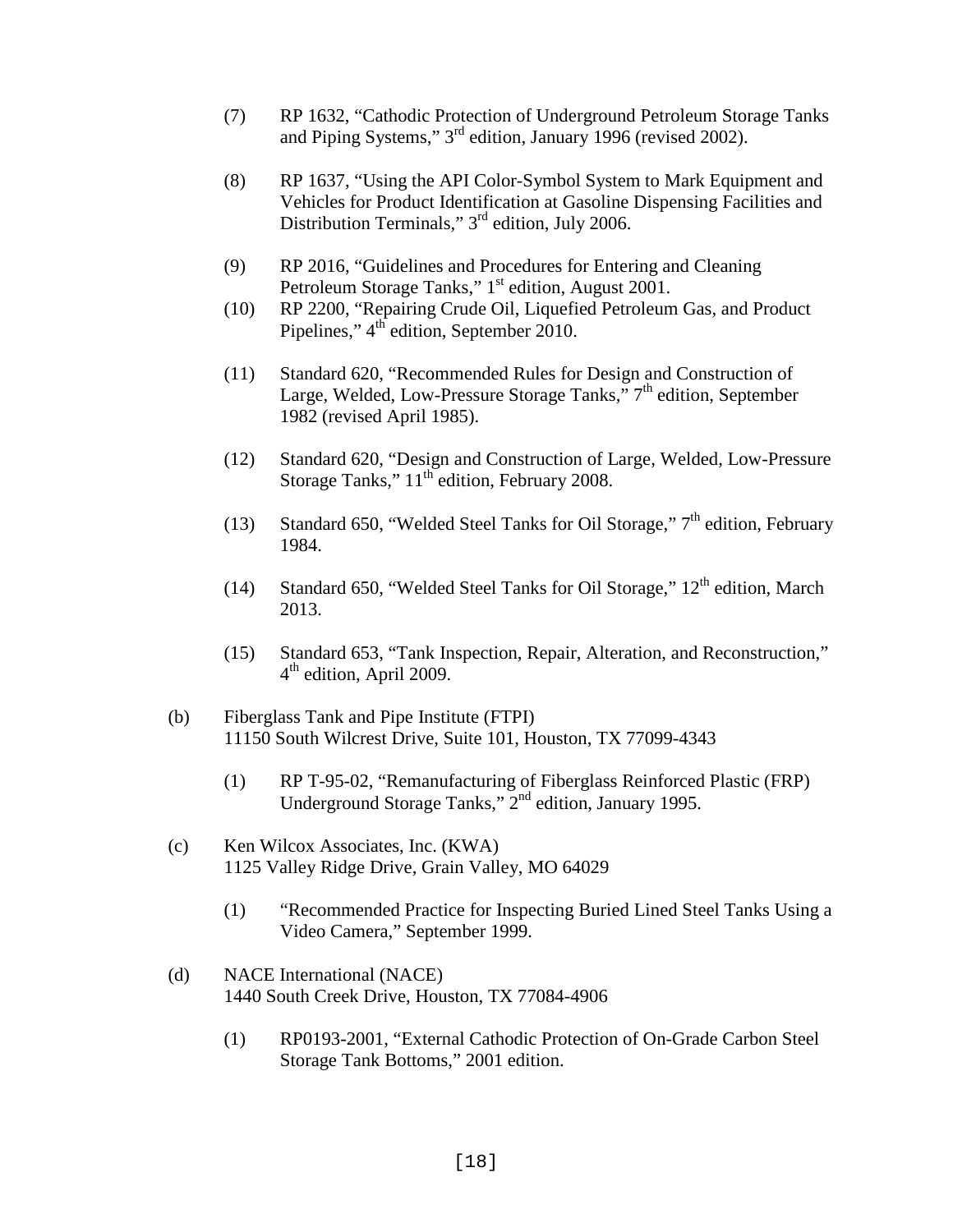(7) RP 1632, “Cathodic Protection of Underground Petroleum Storage Tanks and Piping Systems,” 3rd edition, January 1996 (revised 2002).

(8) RP 1637, “Using the API Color-Symbol System to Mark Equipment and Vehicles for Product Identification at Gasoline Dispensing Facilities and Distribution Terminals,” 3rd edition, July 2006.

(9) RP 2016, “Guidelines and Procedures for Entering and Cleaning Petroleum Storage Tanks,” 1st edition, August 2001.

(10) RP 2200, “Repairing Crude Oil, Liquefied Petroleum Gas, and Product Pipelines,” 4th edition, September 2010.

(11) Standard 620, “Recommended Rules for Design and Construction of Large, Welded, Low-Pressure Storage Tanks,” 7th edition, September 1982 (revised April 1985).

(12) Standard 620, “Design and Construction of Large, Welded, Low-Pressure Storage Tanks,” 11th edition, February 2008.

(13) Standard 650, “Welded Steel Tanks for Oil Storage,” 7th edition, February 1984.

(14) Standard 650, “Welded Steel Tanks for Oil Storage,” 12th edition, March 2013.

(15) Standard 653, “Tank Inspection, Repair, Alteration, and Reconstruction,” 4th edition, April 2009.

(b) Fiberglass Tank and Pipe Institute (FTPI)
11150 South Wilcrest Drive, Suite 101, Houston, TX 77099-4343

(1) RP T-95-02, “Remanufacturing of Fiberglass Reinforced Plastic (FRP) Underground Storage Tanks,” 2nd edition, January 1995.

(c) Ken Wilcox Associates, Inc. (KWA)
1125 Valley Ridge Drive, Grain Valley, MO 64029

(1) “Recommended Practice for Inspecting Buried Lined Steel Tanks Using a Video Camera,” September 1999.

(d) NACE International (NACE)
1440 South Creek Drive, Houston, TX 77084-4906

(1) RP0193-2001, “External Cathodic Protection of On-Grade Carbon Steel Storage Tank Bottoms,” 2001 edition.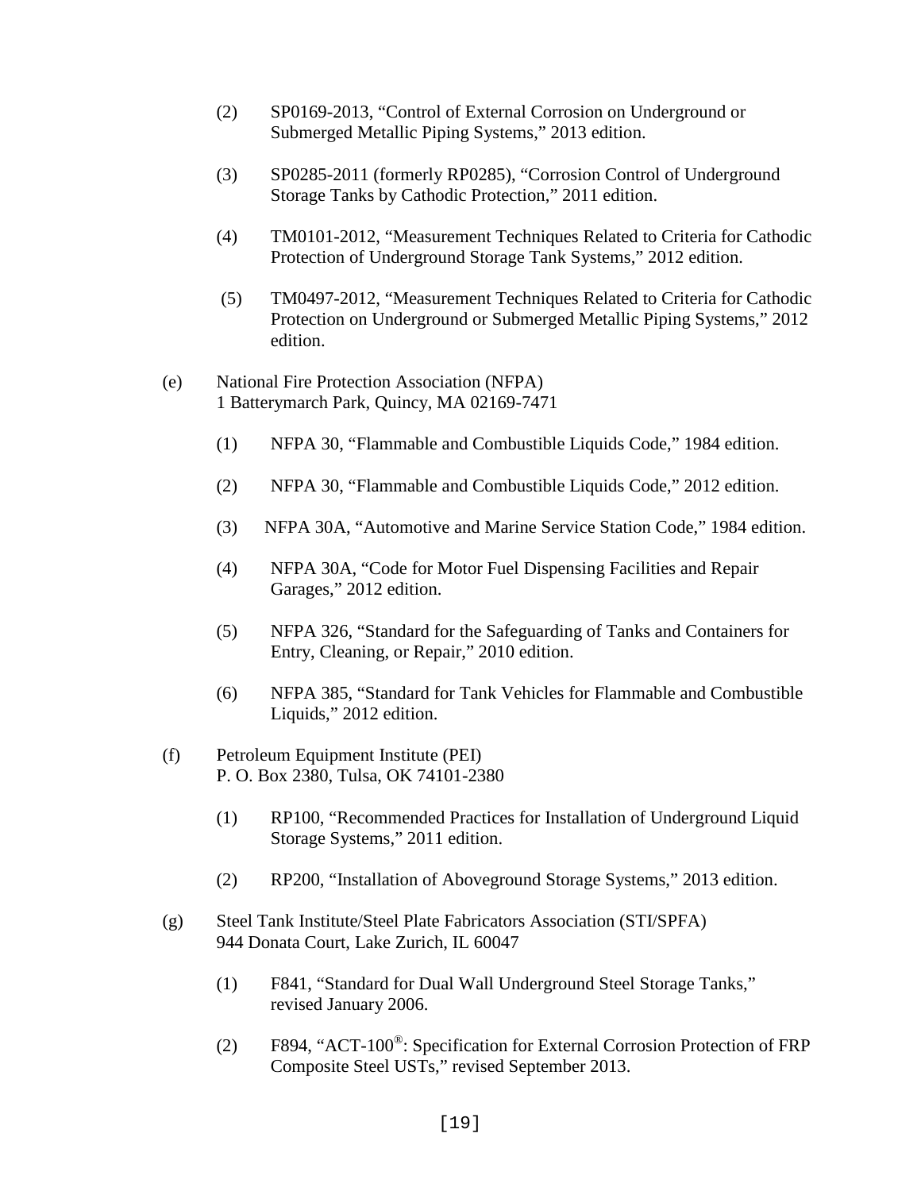(2) SP0169-2013, "Control of External Corrosion on Underground or Submerged Metallic Piping Systems," 2013 edition.

(3) SP0285-2011 (formerly RP0285), "Corrosion Control of Underground Storage Tanks by Cathodic Protection," 2011 edition.

(4) TM0101-2012, "Measurement Techniques Related to Criteria for Cathodic Protection of Underground Storage Tank Systems," 2012 edition.

(5) TM0497-2012, "Measurement Techniques Related to Criteria for Cathodic Protection on Underground or Submerged Metallic Piping Systems," 2012 edition.

(e) National Fire Protection Association (NFPA)
1 Batterymarch Park, Quincy, MA 02169-7471

(1) NFPA 30, "Flammable and Combustible Liquids Code," 1984 edition.

(2) NFPA 30, "Flammable and Combustible Liquids Code," 2012 edition.

(3) NFPA 30A, "Automotive and Marine Service Station Code," 1984 edition.

(4) NFPA 30A, "Code for Motor Fuel Dispensing Facilities and Repair Garages," 2012 edition.

(5) NFPA 326, "Standard for the Safeguarding of Tanks and Containers for Entry, Cleaning, or Repair," 2010 edition.

(6) NFPA 385, "Standard for Tank Vehicles for Flammable and Combustible Liquids," 2012 edition.

(f) Petroleum Equipment Institute (PEI)
P. O. Box 2380, Tulsa, OK 74101-2380

(1) RP100, "Recommended Practices for Installation of Underground Liquid Storage Systems," 2011 edition.

(2) RP200, "Installation of Aboveground Storage Systems," 2013 edition.

(g) Steel Tank Institute/Steel Plate Fabricators Association (STI/SPFA)
944 Donata Court, Lake Zurich, IL 60047

(1) F841, "Standard for Dual Wall Underground Steel Storage Tanks," revised January 2006.

(2) F894, "ACT-100®: Specification for External Corrosion Protection of FRP Composite Steel USTs," revised September 2013.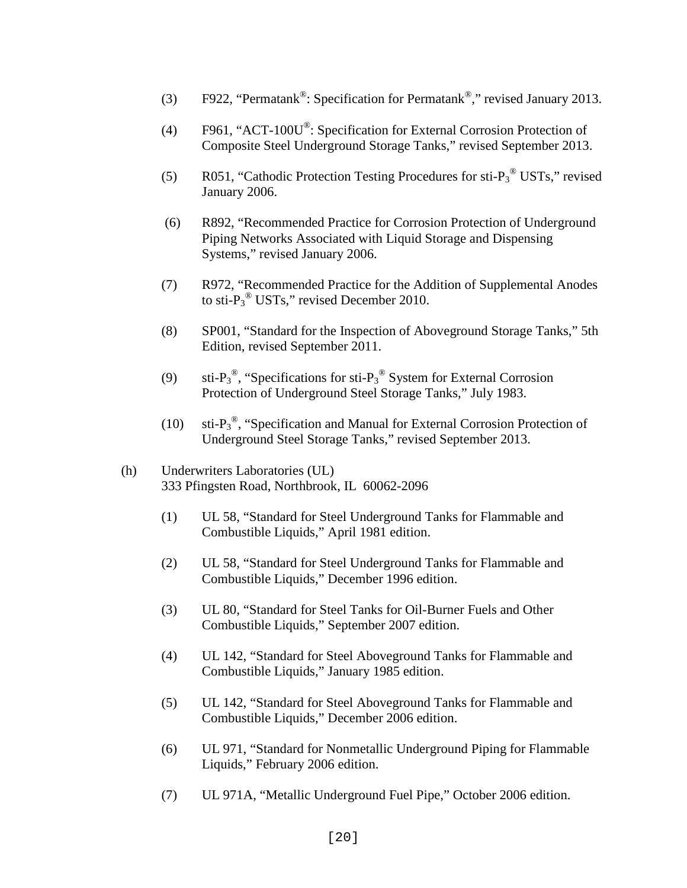(3) F922, "Permatank®: Specification for Permatank®," revised January 2013.

(4) F961, "ACT-100U®: Specification for External Corrosion Protection of Composite Steel Underground Storage Tanks," revised September 2013.

(5) R051, "Cathodic Protection Testing Procedures for sti-$P_3$® USTs," revised January 2006.

(6) R892, "Recommended Practice for Corrosion Protection of Underground Piping Networks Associated with Liquid Storage and Dispensing Systems," revised January 2006.

(7) R972, "Recommended Practice for the Addition of Supplemental Anodes to sti-$P_3$® USTs," revised December 2010.

(8) SP001, "Standard for the Inspection of Aboveground Storage Tanks," 5th Edition, revised September 2011.

(9) sti-$P_3$®, "Specifications for sti-$P_3$® System for External Corrosion Protection of Underground Steel Storage Tanks," July 1983.

(10) sti-$P_3$®, "Specification and Manual for External Corrosion Protection of Underground Steel Storage Tanks," revised September 2013.

(h) Underwriters Laboratories (UL)
333 Pfingsten Road, Northbrook, IL 60062-2096

(1) UL 58, "Standard for Steel Underground Tanks for Flammable and Combustible Liquids," April 1981 edition.

(2) UL 58, "Standard for Steel Underground Tanks for Flammable and Combustible Liquids," December 1996 edition.

(3) UL 80, "Standard for Steel Tanks for Oil-Burner Fuels and Other Combustible Liquids," September 2007 edition.

(4) UL 142, "Standard for Steel Aboveground Tanks for Flammable and Combustible Liquids," January 1985 edition.

(5) UL 142, "Standard for Steel Aboveground Tanks for Flammable and Combustible Liquids," December 2006 edition.

(6) UL 971, "Standard for Nonmetallic Underground Piping for Flammable Liquids," February 2006 edition.

(7) UL 971A, "Metallic Underground Fuel Pipe," October 2006 edition.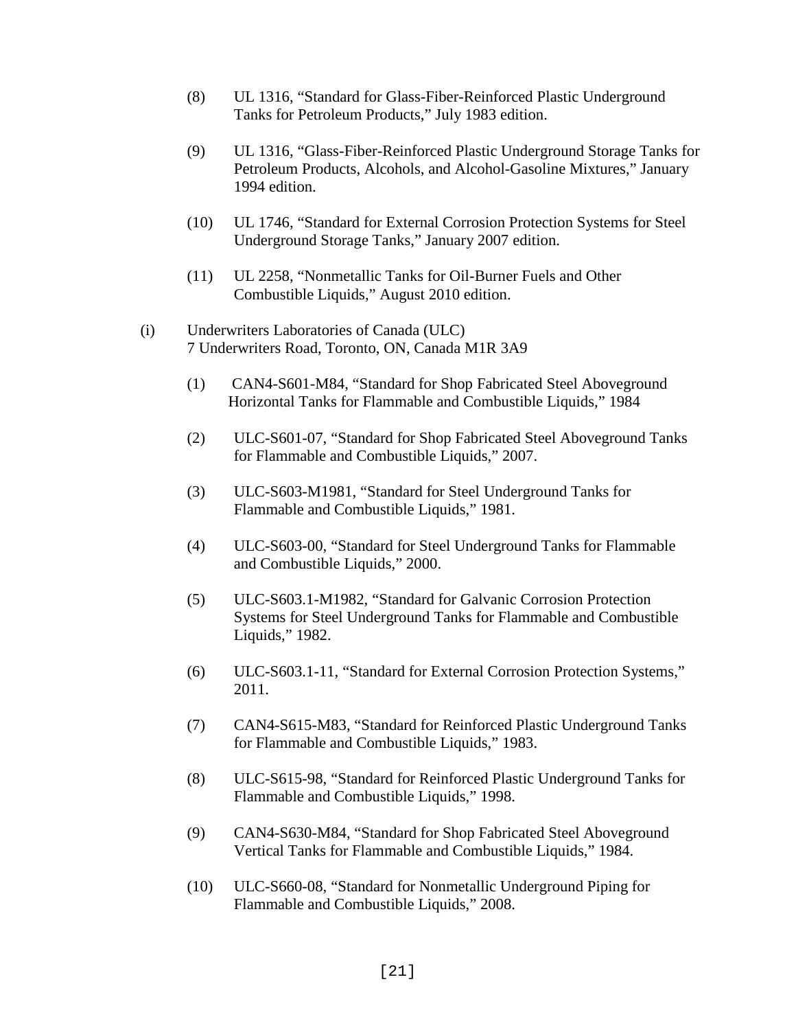(8) UL 1316, "Standard for Glass-Fiber-Reinforced Plastic Underground Tanks for Petroleum Products," July 1983 edition.

(9) UL 1316, "Glass-Fiber-Reinforced Plastic Underground Storage Tanks for Petroleum Products, Alcohols, and Alcohol-Gasoline Mixtures," January 1994 edition.

(10) UL 1746, "Standard for External Corrosion Protection Systems for Steel Underground Storage Tanks," January 2007 edition.

(11) UL 2258, "Nonmetallic Tanks for Oil-Burner Fuels and Other Combustible Liquids," August 2010 edition.

(i) Underwriters Laboratories of Canada (ULC)
7 Underwriters Road, Toronto, ON, Canada M1R 3A9

(1) CAN4-S601-M84, "Standard for Shop Fabricated Steel Aboveground Horizontal Tanks for Flammable and Combustible Liquids," 1984

(2) ULC-S601-07, "Standard for Shop Fabricated Steel Aboveground Tanks for Flammable and Combustible Liquids," 2007.

(3) ULC-S603-M1981, "Standard for Steel Underground Tanks for Flammable and Combustible Liquids," 1981.

(4) ULC-S603-00, "Standard for Steel Underground Tanks for Flammable and Combustible Liquids," 2000.

(5) ULC-S603.1-M1982, "Standard for Galvanic Corrosion Protection Systems for Steel Underground Tanks for Flammable and Combustible Liquids," 1982.

(6) ULC-S603.1-11, "Standard for External Corrosion Protection Systems," 2011.

(7) CAN4-S615-M83, "Standard for Reinforced Plastic Underground Tanks for Flammable and Combustible Liquids," 1983.

(8) ULC-S615-98, "Standard for Reinforced Plastic Underground Tanks for Flammable and Combustible Liquids," 1998.

(9) CAN4-S630-M84, "Standard for Shop Fabricated Steel Aboveground Vertical Tanks for Flammable and Combustible Liquids," 1984.

(10) ULC-S660-08, "Standard for Nonmetallic Underground Piping for Flammable and Combustible Liquids," 2008.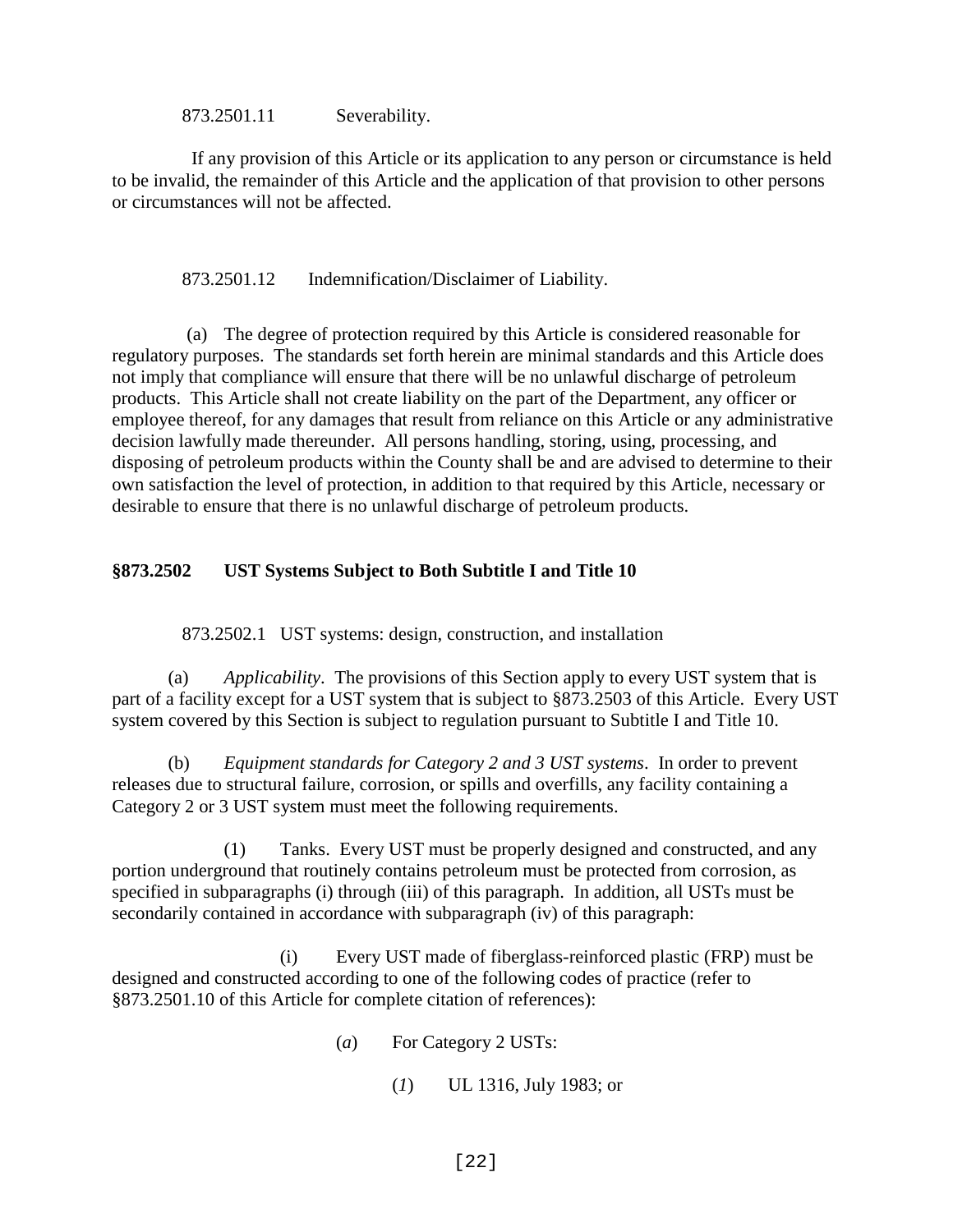873.2501.11 Severability.

If any provision of this Article or its application to any person or circumstance is held to be invalid, the remainder of this Article and the application of that provision to other persons or circumstances will not be affected.

873.2501.12 Indemnification/Disclaimer of Liability.

(a) The degree of protection required by this Article is considered reasonable for regulatory purposes. The standards set forth herein are minimal standards and this Article does not imply that compliance will ensure that there will be no unlawful discharge of petroleum products. This Article shall not create liability on the part of the Department, any officer or employee thereof, for any damages that result from reliance on this Article or any administrative decision lawfully made thereunder. All persons handling, storing, using, processing, and disposing of petroleum products within the County shall be and are advised to determine to their own satisfaction the level of protection, in addition to that required by this Article, necessary or desirable to ensure that there is no unlawful discharge of petroleum products.

## §873.2502 UST Systems Subject to Both Subtitle I and Title 10

873.2502.1 UST systems: design, construction, and installation

(a) *Applicability*. The provisions of this Section apply to every UST system that is part of a facility except for a UST system that is subject to §873.2503 of this Article. Every UST system covered by this Section is subject to regulation pursuant to Subtitle I and Title 10.

(b) *Equipment standards for Category 2 and 3 UST systems*. In order to prevent releases due to structural failure, corrosion, or spills and overfills, any facility containing a Category 2 or 3 UST system must meet the following requirements.

(1) Tanks. Every UST must be properly designed and constructed, and any portion underground that routinely contains petroleum must be protected from corrosion, as specified in subparagraphs (i) through (iii) of this paragraph. In addition, all USTs must be secondarily contained in accordance with subparagraph (iv) of this paragraph:

(i) Every UST made of fiberglass-reinforced plastic (FRP) must be designed and constructed according to one of the following codes of practice (refer to §873.2501.10 of this Article for complete citation of references):

(*a*) For Category 2 USTs:

(*1*) UL 1316, July 1983; or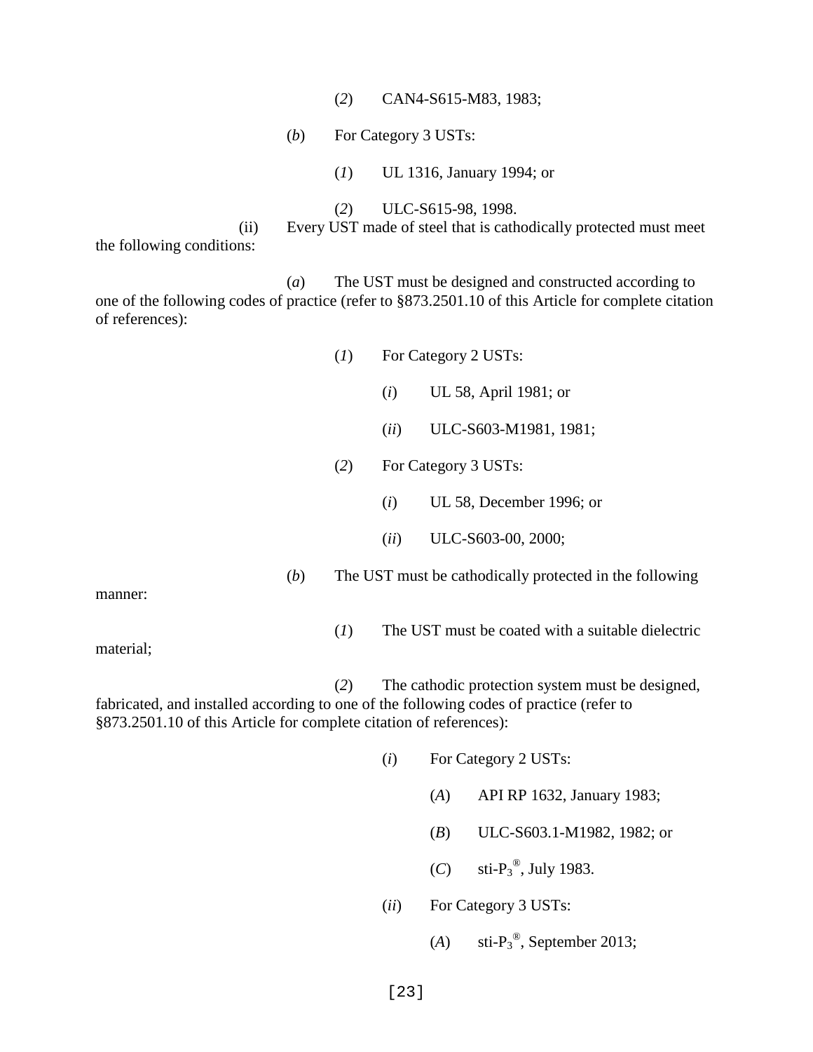(*2*) CAN4-S615-M83, 1983;

(*b*) For Category 3 USTs:

(*1*) UL 1316, January 1994; or

(*2*) ULC-S615-98, 1998.

(ii) Every UST made of steel that is cathodically protected must meet the following conditions:

(*a*) The UST must be designed and constructed according to one of the following codes of practice (refer to §873.2501.10 of this Article for complete citation of references):

(*1*) For Category 2 USTs:

(*i*) UL 58, April 1981; or

(*ii*) ULC-S603-M1981, 1981;

(*2*) For Category 3 USTs:

(*i*) UL 58, December 1996; or

(*ii*) ULC-S603-00, 2000;

(*b*) The UST must be cathodically protected in the following manner:

(*1*) The UST must be coated with a suitable dielectric material;

(*2*) The cathodic protection system must be designed, fabricated, and installed according to one of the following codes of practice (refer to §873.2501.10 of this Article for complete citation of references):

(*i*) For Category 2 USTs:

(*A*) API RP 1632, January 1983;

(*B*) ULC-S603.1-M1982, 1982; or

(*C*) sti-$P_3$®, July 1983.

(*ii*) For Category 3 USTs:

(*A*) sti-$P_3$®, September 2013;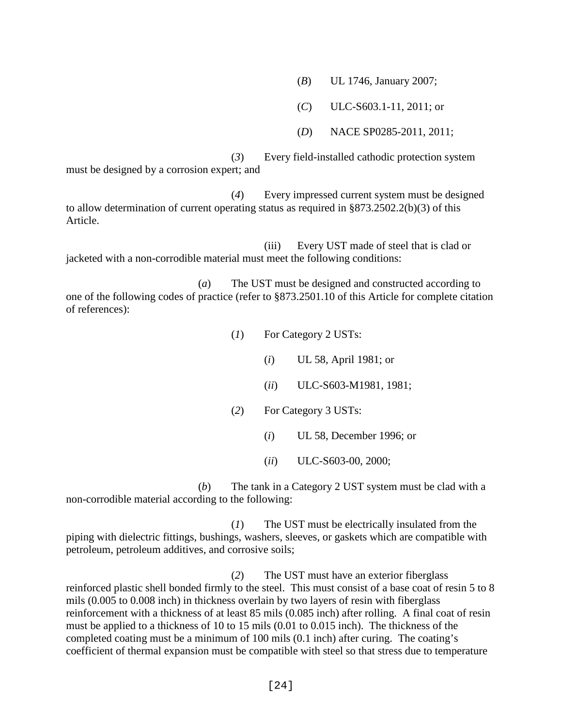(*B*) UL 1746, January 2007;

(*C*) ULC-S603.1-11, 2011; or

(*D*) NACE SP0285-2011, 2011;

(*3*) Every field-installed cathodic protection system must be designed by a corrosion expert; and

(*4*) Every impressed current system must be designed to allow determination of current operating status as required in §873.2502.2(b)(3) of this Article.

(iii) Every UST made of steel that is clad or jacketed with a non-corrodible material must meet the following conditions:

(*a*) The UST must be designed and constructed according to one of the following codes of practice (refer to §873.2501.10 of this Article for complete citation of references):

(*1*) For Category 2 USTs:

(*i*) UL 58, April 1981; or

(*ii*) ULC-S603-M1981, 1981;

(*2*) For Category 3 USTs:

(*i*) UL 58, December 1996; or

(*ii*) ULC-S603-00, 2000;

(*b*) The tank in a Category 2 UST system must be clad with a non-corrodible material according to the following:

(*1*) The UST must be electrically insulated from the piping with dielectric fittings, bushings, washers, sleeves, or gaskets which are compatible with petroleum, petroleum additives, and corrosive soils;

(*2*) The UST must have an exterior fiberglass reinforced plastic shell bonded firmly to the steel. This must consist of a base coat of resin 5 to 8 mils (0.005 to 0.008 inch) in thickness overlain by two layers of resin with fiberglass reinforcement with a thickness of at least 85 mils (0.085 inch) after rolling. A final coat of resin must be applied to a thickness of 10 to 15 mils (0.01 to 0.015 inch). The thickness of the completed coating must be a minimum of 100 mils (0.1 inch) after curing. The coating's coefficient of thermal expansion must be compatible with steel so that stress due to temperature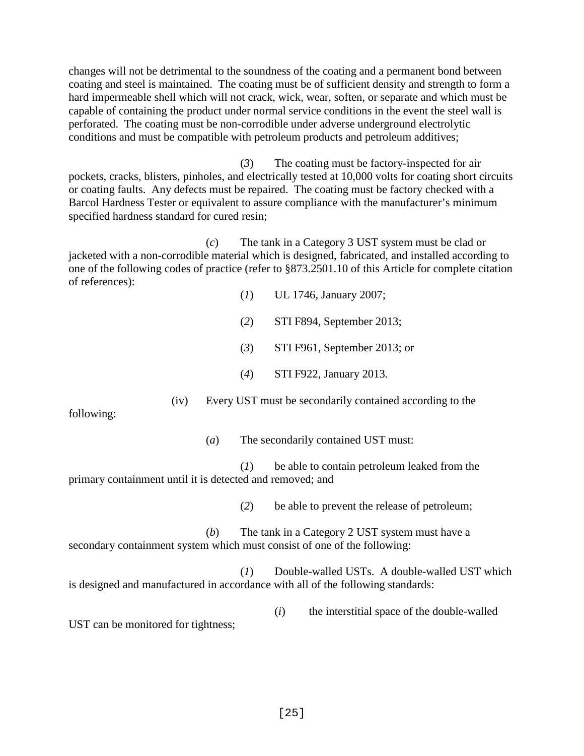changes will not be detrimental to the soundness of the coating and a permanent bond between coating and steel is maintained. The coating must be of sufficient density and strength to form a hard impermeable shell which will not crack, wick, wear, soften, or separate and which must be capable of containing the product under normal service conditions in the event the steel wall is perforated. The coating must be non-corrodible under adverse underground electrolytic conditions and must be compatible with petroleum products and petroleum additives;

(*3*) The coating must be factory-inspected for air pockets, cracks, blisters, pinholes, and electrically tested at 10,000 volts for coating short circuits or coating faults. Any defects must be repaired. The coating must be factory checked with a Barcol Hardness Tester or equivalent to assure compliance with the manufacturer's minimum specified hardness standard for cured resin;

(*c*) The tank in a Category 3 UST system must be clad or jacketed with a non-corrodible material which is designed, fabricated, and installed according to one of the following codes of practice (refer to §873.2501.10 of this Article for complete citation of references):

(*1*) UL 1746, January 2007;

(*2*) STI F894, September 2013;

(*3*) STI F961, September 2013; or

(*4*) STI F922, January 2013.

(iv) Every UST must be secondarily contained according to the following:

(*a*) The secondarily contained UST must:

(*1*) be able to contain petroleum leaked from the primary containment until it is detected and removed; and

(*2*) be able to prevent the release of petroleum;

(*b*) The tank in a Category 2 UST system must have a secondary containment system which must consist of one of the following:

(*1*) Double-walled USTs. A double-walled UST which is designed and manufactured in accordance with all of the following standards:

(*i*) the interstitial space of the double-walled UST can be monitored for tightness;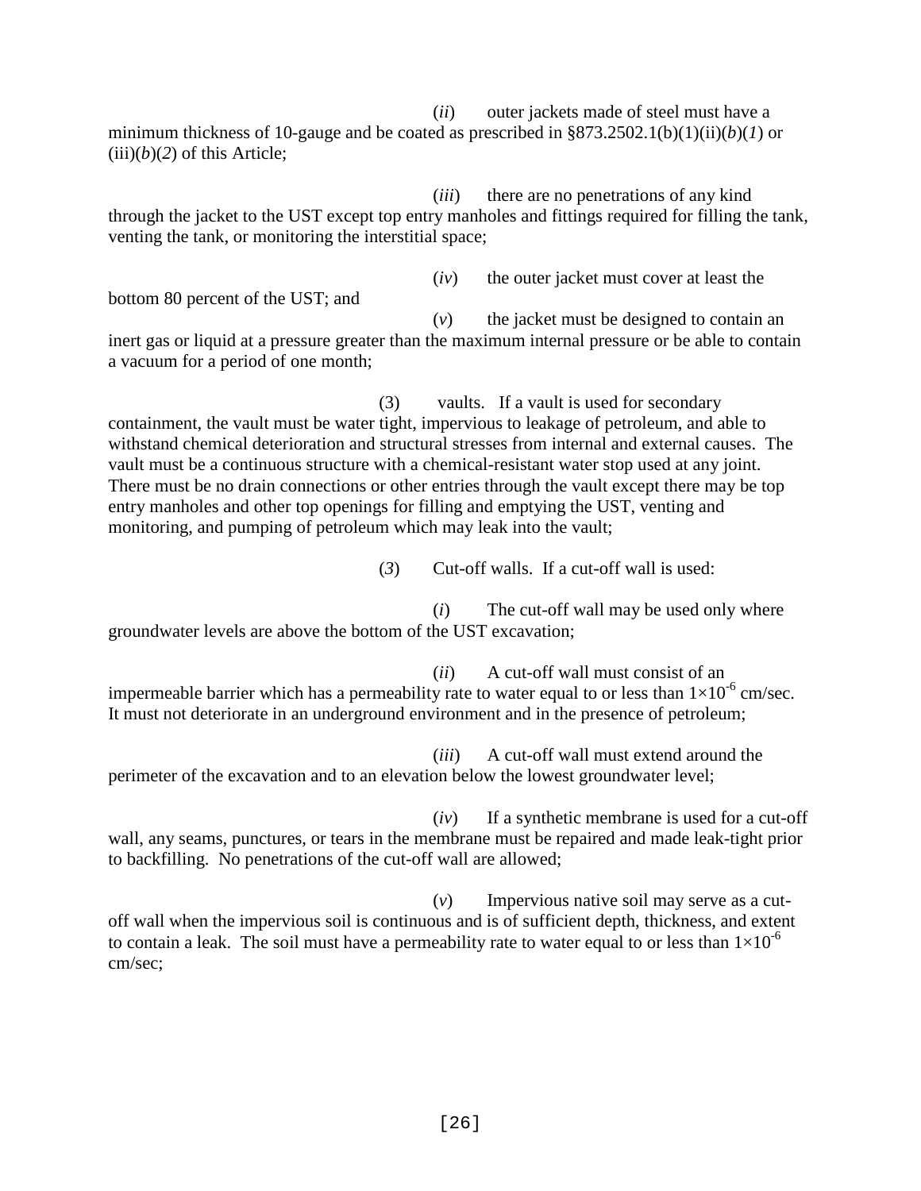(*ii*) outer jackets made of steel must have a minimum thickness of 10-gauge and be coated as prescribed in §873.2502.1(b)(1)(ii)(*b*)(*1*) or (iii)(*b*)(*2*) of this Article;

(*iii*) there are no penetrations of any kind through the jacket to the UST except top entry manholes and fittings required for filling the tank, venting the tank, or monitoring the interstitial space;

(*iv*) the outer jacket must cover at least the bottom 80 percent of the UST; and

(*v*) the jacket must be designed to contain an inert gas or liquid at a pressure greater than the maximum internal pressure or be able to contain a vacuum for a period of one month;

(3) vaults. If a vault is used for secondary containment, the vault must be water tight, impervious to leakage of petroleum, and able to withstand chemical deterioration and structural stresses from internal and external causes. The vault must be a continuous structure with a chemical-resistant water stop used at any joint. There must be no drain connections or other entries through the vault except there may be top entry manholes and other top openings for filling and emptying the UST, venting and monitoring, and pumping of petroleum which may leak into the vault;

(*3*) Cut-off walls. If a cut-off wall is used:

(*i*) The cut-off wall may be used only where groundwater levels are above the bottom of the UST excavation;

(*ii*) A cut-off wall must consist of an impermeable barrier which has a permeability rate to water equal to or less than $1 \times 10^{-6}$ cm/sec. It must not deteriorate in an underground environment and in the presence of petroleum;

(*iii*) A cut-off wall must extend around the perimeter of the excavation and to an elevation below the lowest groundwater level;

(*iv*) If a synthetic membrane is used for a cut-off wall, any seams, punctures, or tears in the membrane must be repaired and made leak-tight prior to backfilling. No penetrations of the cut-off wall are allowed;

(*v*) Impervious native soil may serve as a cut-off wall when the impervious soil is continuous and is of sufficient depth, thickness, and extent to contain a leak. The soil must have a permeability rate to water equal to or less than $1 \times 10^{-6}$ cm/sec;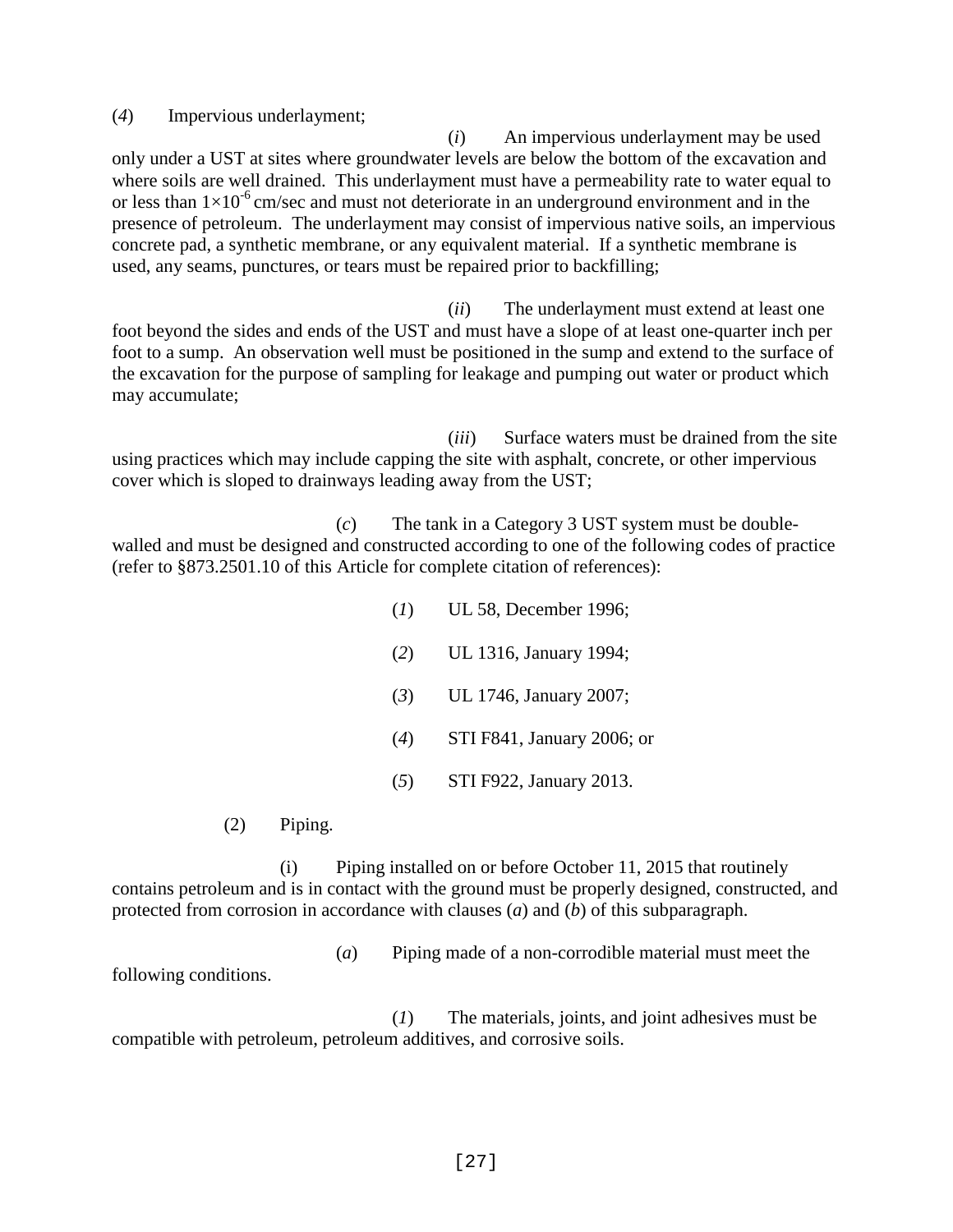(*4*) Impervious underlayment;

(*i*) An impervious underlayment may be used only under a UST at sites where groundwater levels are below the bottom of the excavation and where soils are well drained. This underlayment must have a permeability rate to water equal to or less than $1 \times 10^{-6}$ cm/sec and must not deteriorate in an underground environment and in the presence of petroleum. The underlayment may consist of impervious native soils, an impervious concrete pad, a synthetic membrane, or any equivalent material. If a synthetic membrane is used, any seams, punctures, or tears must be repaired prior to backfilling;

(*ii*) The underlayment must extend at least one foot beyond the sides and ends of the UST and must have a slope of at least one-quarter inch per foot to a sump. An observation well must be positioned in the sump and extend to the surface of the excavation for the purpose of sampling for leakage and pumping out water or product which may accumulate;

(*iii*) Surface waters must be drained from the site using practices which may include capping the site with asphalt, concrete, or other impervious cover which is sloped to drainways leading away from the UST;

(*c*) The tank in a Category 3 UST system must be double-walled and must be designed and constructed according to one of the following codes of practice (refer to §873.2501.10 of this Article for complete citation of references):

(*1*) UL 58, December 1996;

(*2*) UL 1316, January 1994;

(*3*) UL 1746, January 2007;

(*4*) STI F841, January 2006; or

(*5*) STI F922, January 2013.

(2) Piping.

(i) Piping installed on or before October 11, 2015 that routinely contains petroleum and is in contact with the ground must be properly designed, constructed, and protected from corrosion in accordance with clauses (*a*) and (*b*) of this subparagraph.

(*a*) Piping made of a non-corrodible material must meet the following conditions.

(*1*) The materials, joints, and joint adhesives must be compatible with petroleum, petroleum additives, and corrosive soils.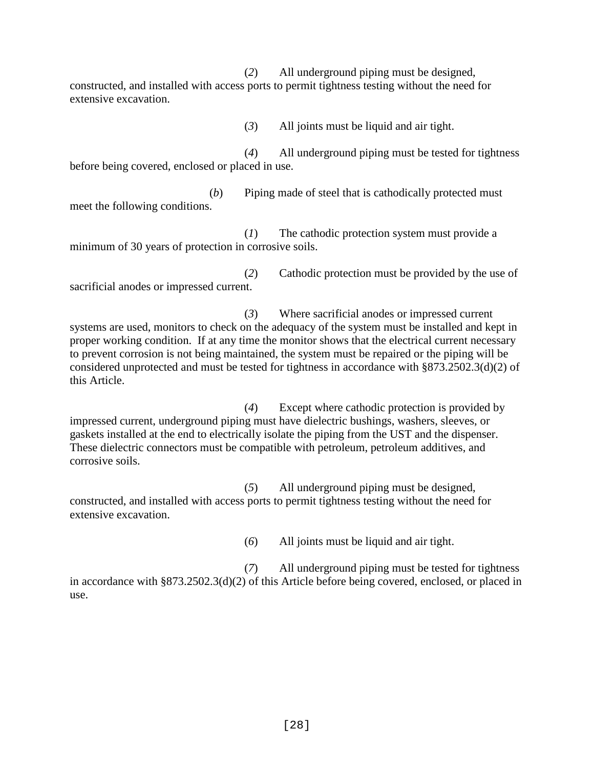(*2*) All underground piping must be designed, constructed, and installed with access ports to permit tightness testing without the need for extensive excavation.

(*3*) All joints must be liquid and air tight.

(*4*) All underground piping must be tested for tightness before being covered, enclosed or placed in use.

(*b*) Piping made of steel that is cathodically protected must meet the following conditions.

(*1*) The cathodic protection system must provide a minimum of 30 years of protection in corrosive soils.

(*2*) Cathodic protection must be provided by the use of sacrificial anodes or impressed current.

(*3*) Where sacrificial anodes or impressed current systems are used, monitors to check on the adequacy of the system must be installed and kept in proper working condition. If at any time the monitor shows that the electrical current necessary to prevent corrosion is not being maintained, the system must be repaired or the piping will be considered unprotected and must be tested for tightness in accordance with §873.2502.3(d)(2) of this Article.

(*4*) Except where cathodic protection is provided by impressed current, underground piping must have dielectric bushings, washers, sleeves, or gaskets installed at the end to electrically isolate the piping from the UST and the dispenser. These dielectric connectors must be compatible with petroleum, petroleum additives, and corrosive soils.

(*5*) All underground piping must be designed, constructed, and installed with access ports to permit tightness testing without the need for extensive excavation.

(*6*) All joints must be liquid and air tight.

(*7*) All underground piping must be tested for tightness in accordance with §873.2502.3(d)(2) of this Article before being covered, enclosed, or placed in use.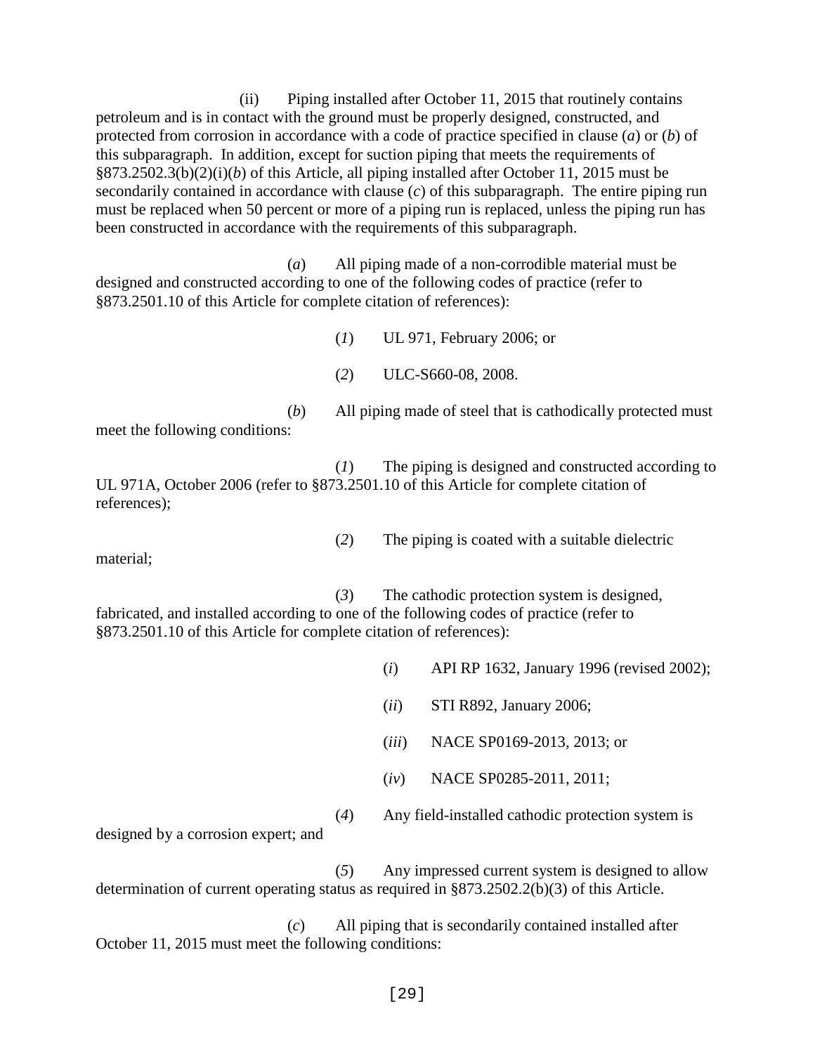(ii) Piping installed after October 11, 2015 that routinely contains petroleum and is in contact with the ground must be properly designed, constructed, and protected from corrosion in accordance with a code of practice specified in clause (*a*) or (*b*) of this subparagraph. In addition, except for suction piping that meets the requirements of §873.2502.3(b)(2)(i)(*b*) of this Article, all piping installed after October 11, 2015 must be secondarily contained in accordance with clause (*c*) of this subparagraph. The entire piping run must be replaced when 50 percent or more of a piping run is replaced, unless the piping run has been constructed in accordance with the requirements of this subparagraph.

(*a*) All piping made of a non-corrodible material must be designed and constructed according to one of the following codes of practice (refer to §873.2501.10 of this Article for complete citation of references):

(*1*) UL 971, February 2006; or

(*2*) ULC-S660-08, 2008.

(*b*) All piping made of steel that is cathodically protected must meet the following conditions:

(*1*) The piping is designed and constructed according to UL 971A, October 2006 (refer to §873.2501.10 of this Article for complete citation of references);

(*2*) The piping is coated with a suitable dielectric material;

(*3*) The cathodic protection system is designed, fabricated, and installed according to one of the following codes of practice (refer to §873.2501.10 of this Article for complete citation of references):

(*i*) API RP 1632, January 1996 (revised 2002);

(*ii*) STI R892, January 2006;

(*iii*) NACE SP0169-2013, 2013; or

(*iv*) NACE SP0285-2011, 2011;

(*4*) Any field-installed cathodic protection system is designed by a corrosion expert; and

(*5*) Any impressed current system is designed to allow determination of current operating status as required in §873.2502.2(b)(3) of this Article.

(*c*) All piping that is secondarily contained installed after October 11, 2015 must meet the following conditions: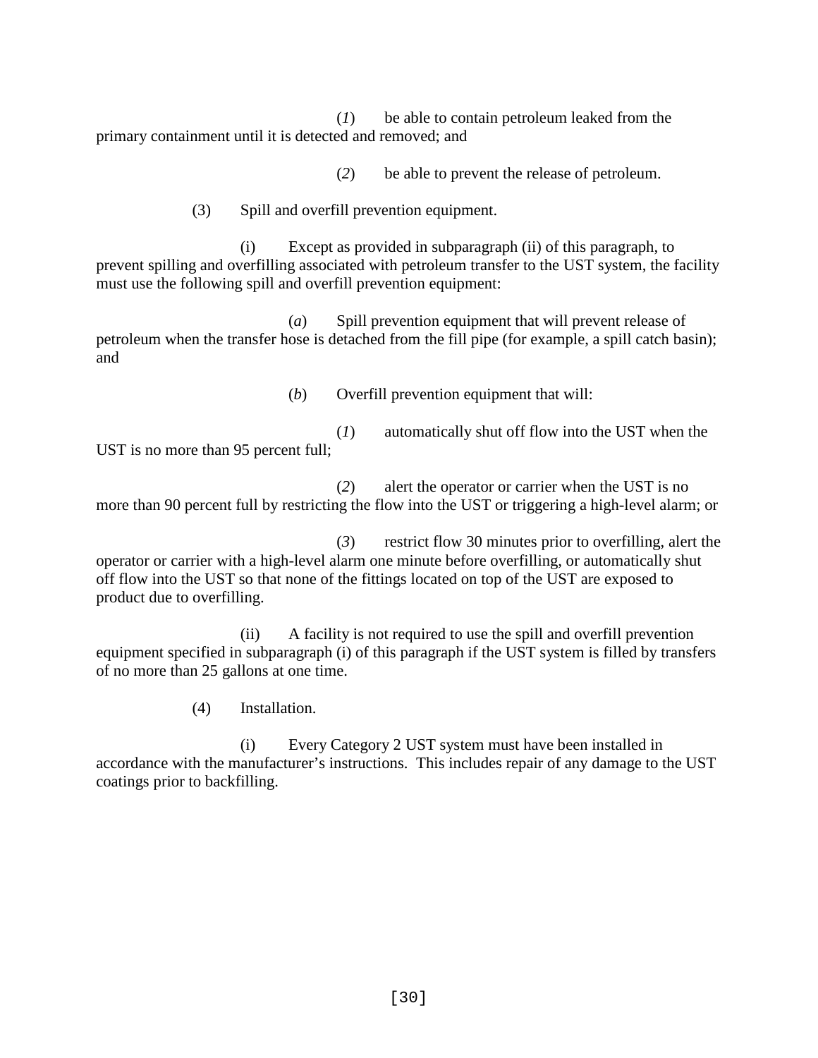(*1*) be able to contain petroleum leaked from the primary containment until it is detected and removed; and

(*2*) be able to prevent the release of petroleum.

(3) Spill and overfill prevention equipment.

(i) Except as provided in subparagraph (ii) of this paragraph, to prevent spilling and overfilling associated with petroleum transfer to the UST system, the facility must use the following spill and overfill prevention equipment:

(*a*) Spill prevention equipment that will prevent release of petroleum when the transfer hose is detached from the fill pipe (for example, a spill catch basin); and

(*b*) Overfill prevention equipment that will:

(*1*) automatically shut off flow into the UST when the UST is no more than 95 percent full;

(*2*) alert the operator or carrier when the UST is no more than 90 percent full by restricting the flow into the UST or triggering a high-level alarm; or

(*3*) restrict flow 30 minutes prior to overfilling, alert the operator or carrier with a high-level alarm one minute before overfilling, or automatically shut off flow into the UST so that none of the fittings located on top of the UST are exposed to product due to overfilling.

(ii) A facility is not required to use the spill and overfill prevention equipment specified in subparagraph (i) of this paragraph if the UST system is filled by transfers of no more than 25 gallons at one time.

(4) Installation.

(i) Every Category 2 UST system must have been installed in accordance with the manufacturer's instructions. This includes repair of any damage to the UST coatings prior to backfilling.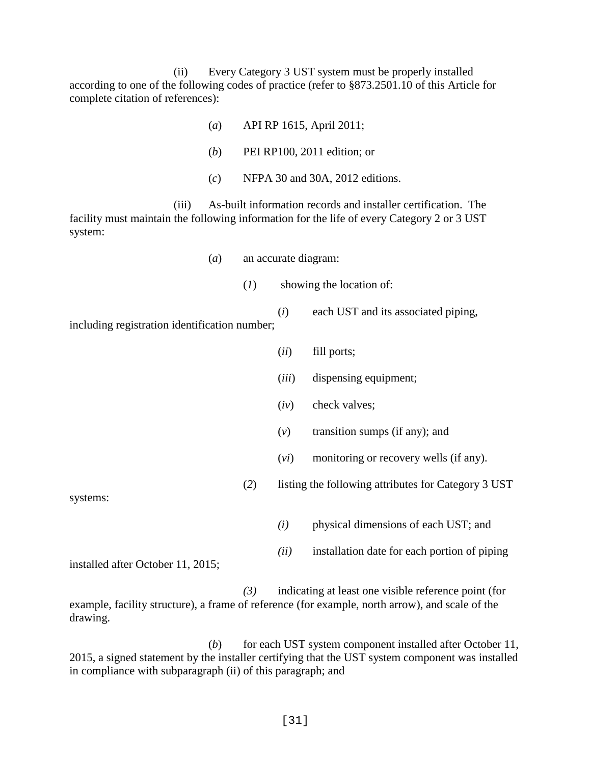(ii) Every Category 3 UST system must be properly installed according to one of the following codes of practice (refer to §873.2501.10 of this Article for complete citation of references):

(*a*) API RP 1615, April 2011;

(*b*) PEI RP100, 2011 edition; or

(*c*) NFPA 30 and 30A, 2012 editions.

(iii) As-built information records and installer certification. The facility must maintain the following information for the life of every Category 2 or 3 UST system:

(*a*) an accurate diagram:

(*1*) showing the location of:

(*i*) each UST and its associated piping, including registration identification number;

(*ii*) fill ports;

(*iii*) dispensing equipment;

(*iv*) check valves;

(*v*) transition sumps (if any); and

(*vi*) monitoring or recovery wells (if any).

(*2*) listing the following attributes for Category 3 UST systems:

*(i)* physical dimensions of each UST; and

*(ii)* installation date for each portion of piping installed after October 11, 2015;

*(3)* indicating at least one visible reference point (for example, facility structure), a frame of reference (for example, north arrow), and scale of the drawing.

(*b*) for each UST system component installed after October 11, 2015, a signed statement by the installer certifying that the UST system component was installed in compliance with subparagraph (ii) of this paragraph; and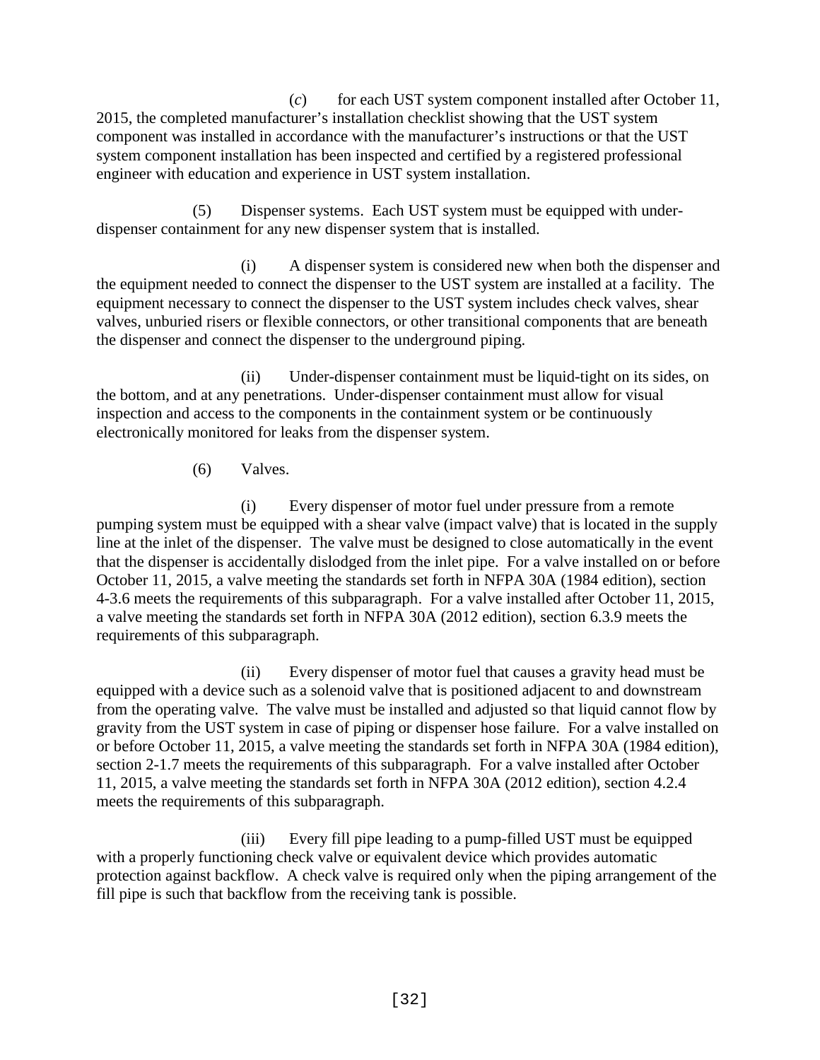(*c*) for each UST system component installed after October 11, 2015, the completed manufacturer's installation checklist showing that the UST system component was installed in accordance with the manufacturer's instructions or that the UST system component installation has been inspected and certified by a registered professional engineer with education and experience in UST system installation.

(5) Dispenser systems. Each UST system must be equipped with under-dispenser containment for any new dispenser system that is installed.

(i) A dispenser system is considered new when both the dispenser and the equipment needed to connect the dispenser to the UST system are installed at a facility. The equipment necessary to connect the dispenser to the UST system includes check valves, shear valves, unburied risers or flexible connectors, or other transitional components that are beneath the dispenser and connect the dispenser to the underground piping.

(ii) Under-dispenser containment must be liquid-tight on its sides, on the bottom, and at any penetrations. Under-dispenser containment must allow for visual inspection and access to the components in the containment system or be continuously electronically monitored for leaks from the dispenser system.

(6) Valves.

(i) Every dispenser of motor fuel under pressure from a remote pumping system must be equipped with a shear valve (impact valve) that is located in the supply line at the inlet of the dispenser. The valve must be designed to close automatically in the event that the dispenser is accidentally dislodged from the inlet pipe. For a valve installed on or before October 11, 2015, a valve meeting the standards set forth in NFPA 30A (1984 edition), section 4-3.6 meets the requirements of this subparagraph. For a valve installed after October 11, 2015, a valve meeting the standards set forth in NFPA 30A (2012 edition), section 6.3.9 meets the requirements of this subparagraph.

(ii) Every dispenser of motor fuel that causes a gravity head must be equipped with a device such as a solenoid valve that is positioned adjacent to and downstream from the operating valve. The valve must be installed and adjusted so that liquid cannot flow by gravity from the UST system in case of piping or dispenser hose failure. For a valve installed on or before October 11, 2015, a valve meeting the standards set forth in NFPA 30A (1984 edition), section 2-1.7 meets the requirements of this subparagraph. For a valve installed after October 11, 2015, a valve meeting the standards set forth in NFPA 30A (2012 edition), section 4.2.4 meets the requirements of this subparagraph.

(iii) Every fill pipe leading to a pump-filled UST must be equipped with a properly functioning check valve or equivalent device which provides automatic protection against backflow. A check valve is required only when the piping arrangement of the fill pipe is such that backflow from the receiving tank is possible.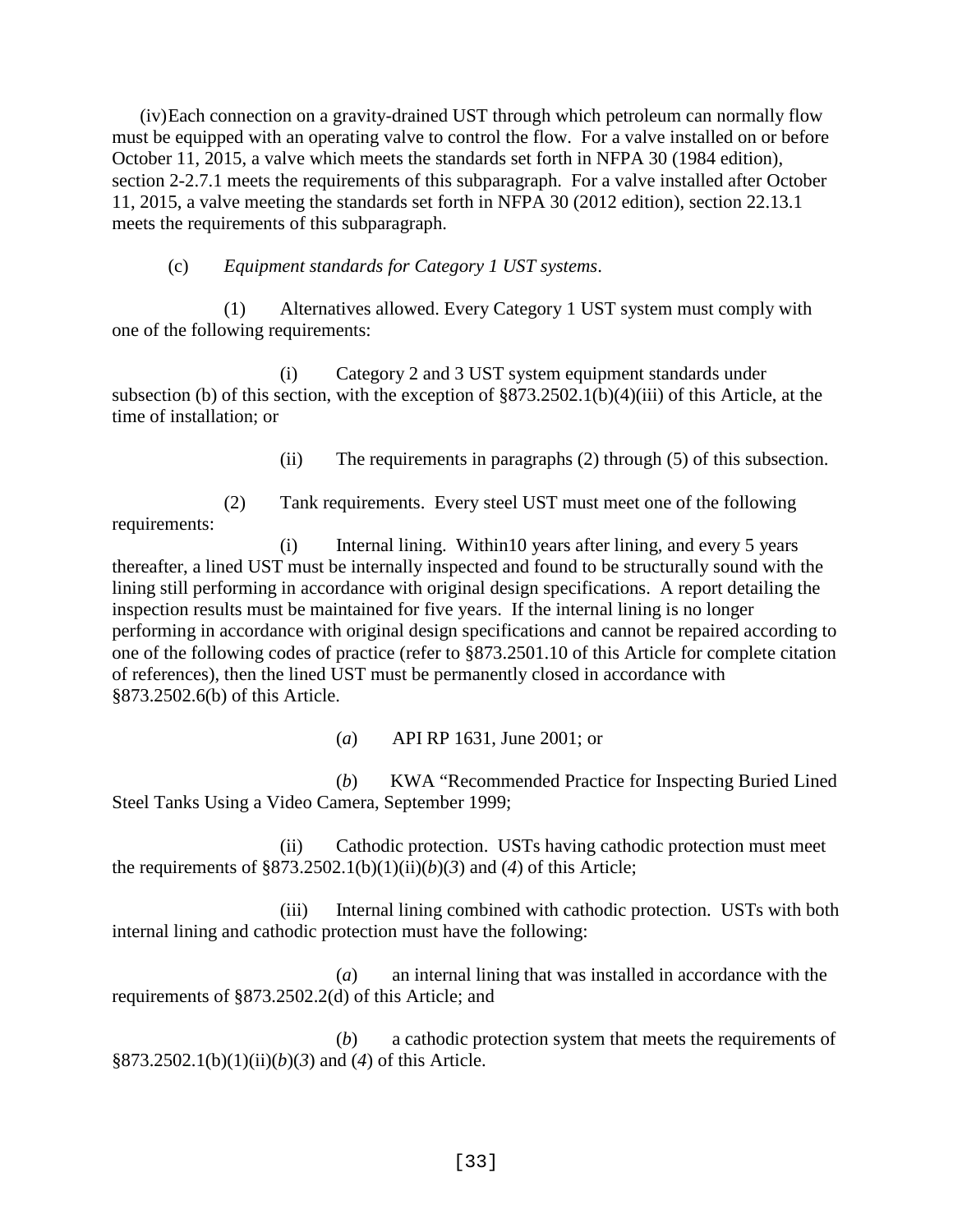(iv) Each connection on a gravity-drained UST through which petroleum can normally flow must be equipped with an operating valve to control the flow. For a valve installed on or before October 11, 2015, a valve which meets the standards set forth in NFPA 30 (1984 edition), section 2-2.7.1 meets the requirements of this subparagraph. For a valve installed after October 11, 2015, a valve meeting the standards set forth in NFPA 30 (2012 edition), section 22.13.1 meets the requirements of this subparagraph.

(c) *Equipment standards for Category 1 UST systems*.

(1) Alternatives allowed. Every Category 1 UST system must comply with one of the following requirements:

(i) Category 2 and 3 UST system equipment standards under subsection (b) of this section, with the exception of §873.2502.1(b)(4)(iii) of this Article, at the time of installation; or

(ii) The requirements in paragraphs (2) through (5) of this subsection.

(2) Tank requirements. Every steel UST must meet one of the following requirements:

(i) Internal lining. Within10 years after lining, and every 5 years thereafter, a lined UST must be internally inspected and found to be structurally sound with the lining still performing in accordance with original design specifications. A report detailing the inspection results must be maintained for five years. If the internal lining is no longer performing in accordance with original design specifications and cannot be repaired according to one of the following codes of practice (refer to §873.2501.10 of this Article for complete citation of references), then the lined UST must be permanently closed in accordance with §873.2502.6(b) of this Article.

(*a*) API RP 1631, June 2001; or

(*b*) KWA "Recommended Practice for Inspecting Buried Lined Steel Tanks Using a Video Camera, September 1999;

(ii) Cathodic protection. USTs having cathodic protection must meet the requirements of §873.2502.1(b)(1)(ii)(*b*)(*3*) and (*4*) of this Article;

(iii) Internal lining combined with cathodic protection. USTs with both internal lining and cathodic protection must have the following:

(*a*) an internal lining that was installed in accordance with the requirements of §873.2502.2(d) of this Article; and

(*b*) a cathodic protection system that meets the requirements of §873.2502.1(b)(1)(ii)(*b*)(*3*) and (*4*) of this Article.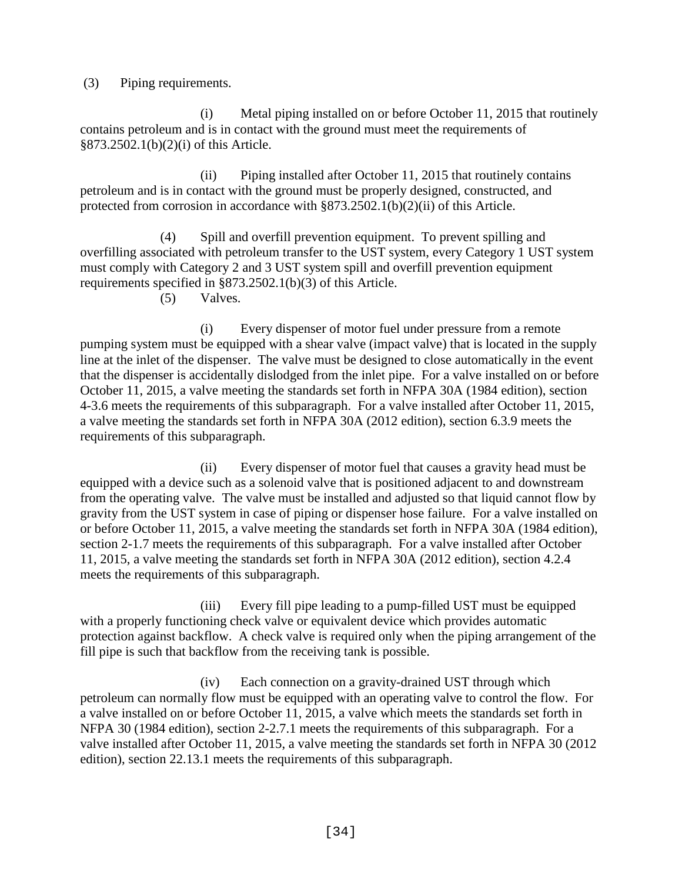(3) Piping requirements.

(i) Metal piping installed on or before October 11, 2015 that routinely contains petroleum and is in contact with the ground must meet the requirements of §873.2502.1(b)(2)(i) of this Article.

(ii) Piping installed after October 11, 2015 that routinely contains petroleum and is in contact with the ground must be properly designed, constructed, and protected from corrosion in accordance with §873.2502.1(b)(2)(ii) of this Article.

(4) Spill and overfill prevention equipment. To prevent spilling and overfilling associated with petroleum transfer to the UST system, every Category 1 UST system must comply with Category 2 and 3 UST system spill and overfill prevention equipment requirements specified in §873.2502.1(b)(3) of this Article.

(5) Valves.

(i) Every dispenser of motor fuel under pressure from a remote pumping system must be equipped with a shear valve (impact valve) that is located in the supply line at the inlet of the dispenser. The valve must be designed to close automatically in the event that the dispenser is accidentally dislodged from the inlet pipe. For a valve installed on or before October 11, 2015, a valve meeting the standards set forth in NFPA 30A (1984 edition), section 4-3.6 meets the requirements of this subparagraph. For a valve installed after October 11, 2015, a valve meeting the standards set forth in NFPA 30A (2012 edition), section 6.3.9 meets the requirements of this subparagraph.

(ii) Every dispenser of motor fuel that causes a gravity head must be equipped with a device such as a solenoid valve that is positioned adjacent to and downstream from the operating valve. The valve must be installed and adjusted so that liquid cannot flow by gravity from the UST system in case of piping or dispenser hose failure. For a valve installed on or before October 11, 2015, a valve meeting the standards set forth in NFPA 30A (1984 edition), section 2-1.7 meets the requirements of this subparagraph. For a valve installed after October 11, 2015, a valve meeting the standards set forth in NFPA 30A (2012 edition), section 4.2.4 meets the requirements of this subparagraph.

(iii) Every fill pipe leading to a pump-filled UST must be equipped with a properly functioning check valve or equivalent device which provides automatic protection against backflow. A check valve is required only when the piping arrangement of the fill pipe is such that backflow from the receiving tank is possible.

(iv) Each connection on a gravity-drained UST through which petroleum can normally flow must be equipped with an operating valve to control the flow. For a valve installed on or before October 11, 2015, a valve which meets the standards set forth in NFPA 30 (1984 edition), section 2-2.7.1 meets the requirements of this subparagraph. For a valve installed after October 11, 2015, a valve meeting the standards set forth in NFPA 30 (2012 edition), section 22.13.1 meets the requirements of this subparagraph.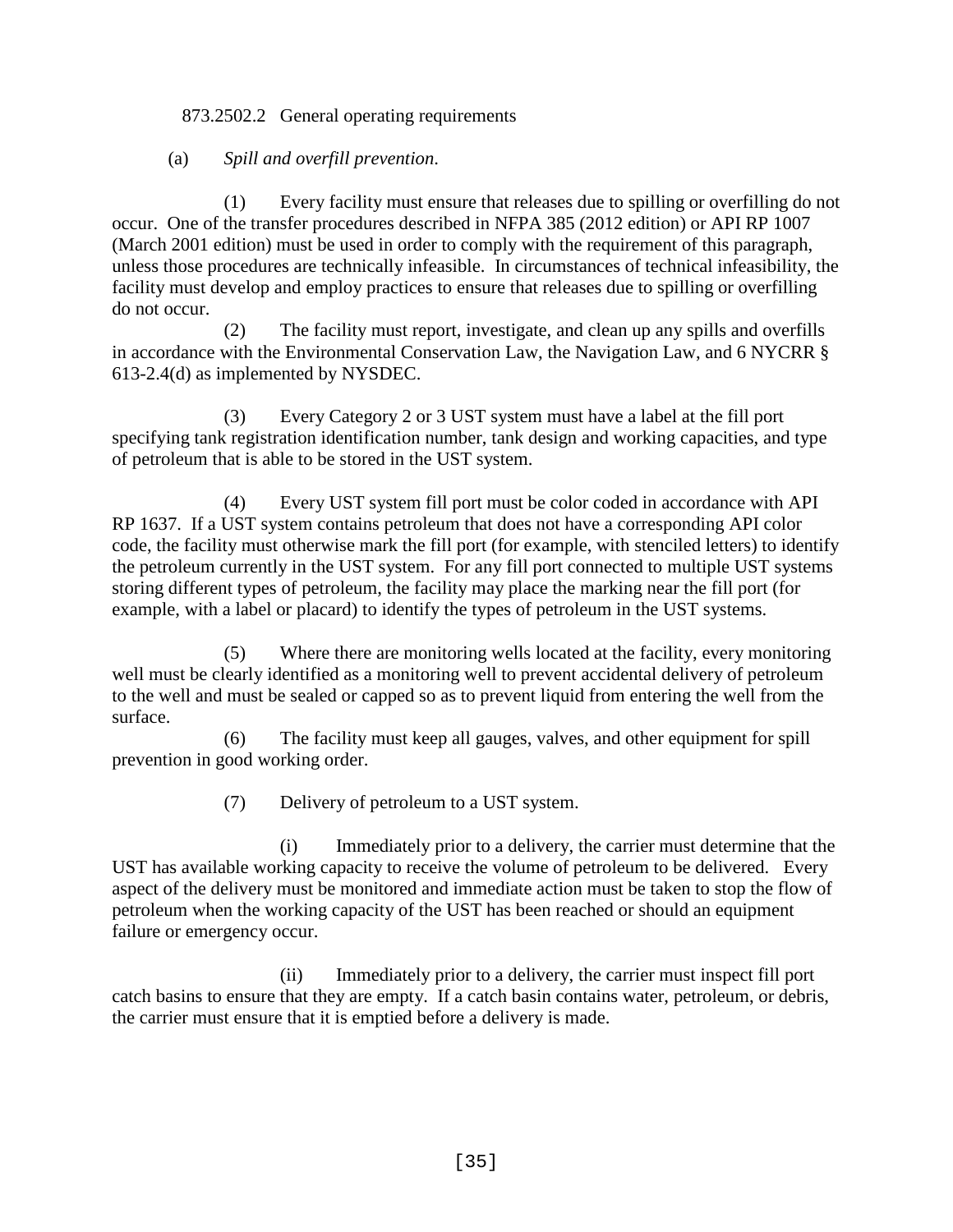873.2502.2 General operating requirements

(a) *Spill and overfill prevention*.

(1) Every facility must ensure that releases due to spilling or overfilling do not occur. One of the transfer procedures described in NFPA 385 (2012 edition) or API RP 1007 (March 2001 edition) must be used in order to comply with the requirement of this paragraph, unless those procedures are technically infeasible. In circumstances of technical infeasibility, the facility must develop and employ practices to ensure that releases due to spilling or overfilling do not occur.

(2) The facility must report, investigate, and clean up any spills and overfills in accordance with the Environmental Conservation Law, the Navigation Law, and 6 NYCRR § 613-2.4(d) as implemented by NYSDEC.

(3) Every Category 2 or 3 UST system must have a label at the fill port specifying tank registration identification number, tank design and working capacities, and type of petroleum that is able to be stored in the UST system.

(4) Every UST system fill port must be color coded in accordance with API RP 1637. If a UST system contains petroleum that does not have a corresponding API color code, the facility must otherwise mark the fill port (for example, with stenciled letters) to identify the petroleum currently in the UST system. For any fill port connected to multiple UST systems storing different types of petroleum, the facility may place the marking near the fill port (for example, with a label or placard) to identify the types of petroleum in the UST systems.

(5) Where there are monitoring wells located at the facility, every monitoring well must be clearly identified as a monitoring well to prevent accidental delivery of petroleum to the well and must be sealed or capped so as to prevent liquid from entering the well from the surface.

(6) The facility must keep all gauges, valves, and other equipment for spill prevention in good working order.

(7) Delivery of petroleum to a UST system.

(i) Immediately prior to a delivery, the carrier must determine that the UST has available working capacity to receive the volume of petroleum to be delivered. Every aspect of the delivery must be monitored and immediate action must be taken to stop the flow of petroleum when the working capacity of the UST has been reached or should an equipment failure or emergency occur.

(ii) Immediately prior to a delivery, the carrier must inspect fill port catch basins to ensure that they are empty. If a catch basin contains water, petroleum, or debris, the carrier must ensure that it is emptied before a delivery is made.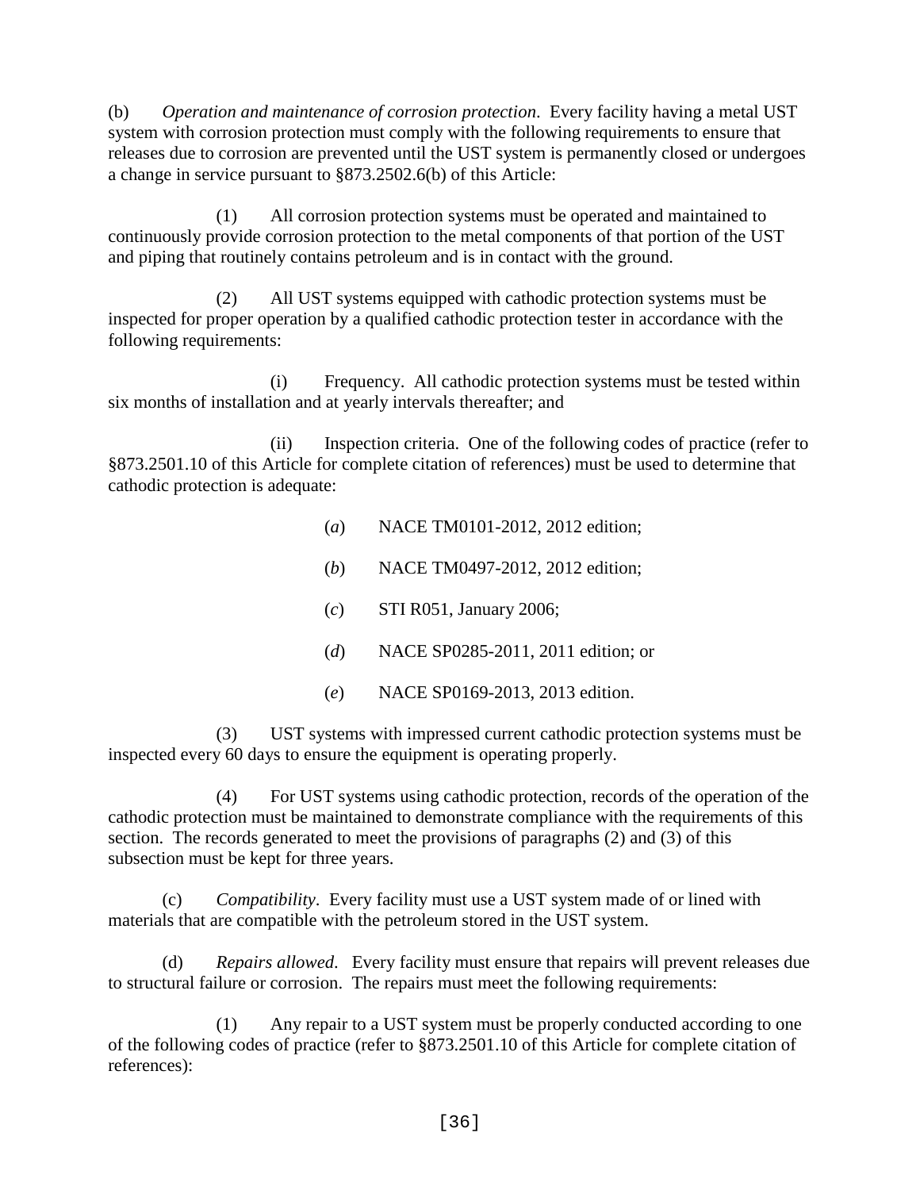(b) *Operation and maintenance of corrosion protection*. Every facility having a metal UST system with corrosion protection must comply with the following requirements to ensure that releases due to corrosion are prevented until the UST system is permanently closed or undergoes a change in service pursuant to §873.2502.6(b) of this Article:

(1) All corrosion protection systems must be operated and maintained to continuously provide corrosion protection to the metal components of that portion of the UST and piping that routinely contains petroleum and is in contact with the ground.

(2) All UST systems equipped with cathodic protection systems must be inspected for proper operation by a qualified cathodic protection tester in accordance with the following requirements:

(i) Frequency. All cathodic protection systems must be tested within six months of installation and at yearly intervals thereafter; and

(ii) Inspection criteria. One of the following codes of practice (refer to §873.2501.10 of this Article for complete citation of references) must be used to determine that cathodic protection is adequate:

(*a*) NACE TM0101-2012, 2012 edition;

(*b*) NACE TM0497-2012, 2012 edition;

(*c*) STI R051, January 2006;

(*d*) NACE SP0285-2011, 2011 edition; or

(*e*) NACE SP0169-2013, 2013 edition.

(3) UST systems with impressed current cathodic protection systems must be inspected every 60 days to ensure the equipment is operating properly.

(4) For UST systems using cathodic protection, records of the operation of the cathodic protection must be maintained to demonstrate compliance with the requirements of this section. The records generated to meet the provisions of paragraphs (2) and (3) of this subsection must be kept for three years.

(c) *Compatibility*. Every facility must use a UST system made of or lined with materials that are compatible with the petroleum stored in the UST system.

(d) *Repairs allowed*. Every facility must ensure that repairs will prevent releases due to structural failure or corrosion. The repairs must meet the following requirements:

(1) Any repair to a UST system must be properly conducted according to one of the following codes of practice (refer to §873.2501.10 of this Article for complete citation of references):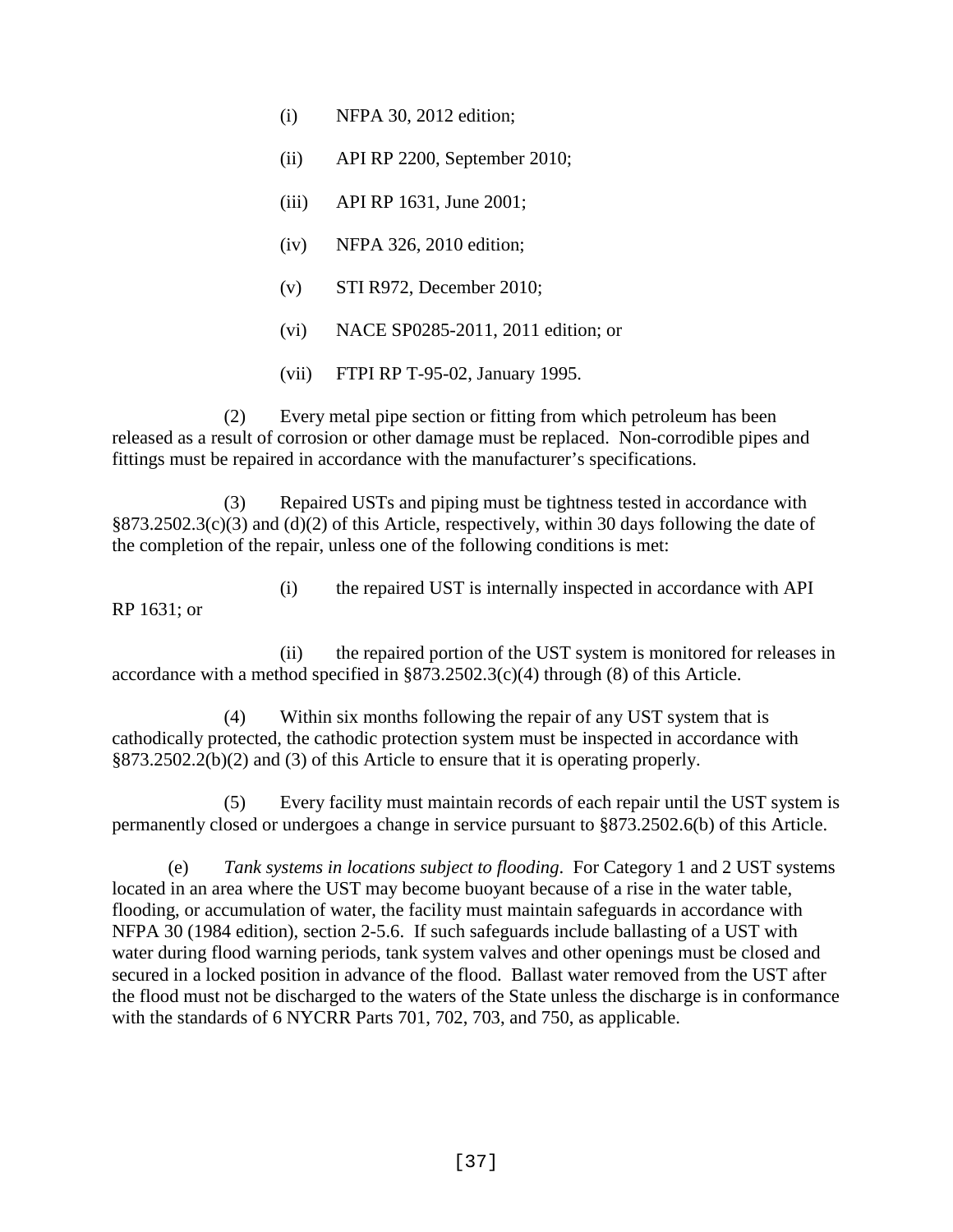(i) NFPA 30, 2012 edition;

(ii) API RP 2200, September 2010;

(iii) API RP 1631, June 2001;

(iv) NFPA 326, 2010 edition;

(v) STI R972, December 2010;

(vi) NACE SP0285-2011, 2011 edition; or

(vii) FTPI RP T-95-02, January 1995.

(2) Every metal pipe section or fitting from which petroleum has been released as a result of corrosion or other damage must be replaced. Non-corrodible pipes and fittings must be repaired in accordance with the manufacturer's specifications.

(3) Repaired USTs and piping must be tightness tested in accordance with §873.2502.3(c)(3) and (d)(2) of this Article, respectively, within 30 days following the date of the completion of the repair, unless one of the following conditions is met:

(i) the repaired UST is internally inspected in accordance with API RP 1631; or

(ii) the repaired portion of the UST system is monitored for releases in accordance with a method specified in §873.2502.3(c)(4) through (8) of this Article.

(4) Within six months following the repair of any UST system that is cathodically protected, the cathodic protection system must be inspected in accordance with §873.2502.2(b)(2) and (3) of this Article to ensure that it is operating properly.

(5) Every facility must maintain records of each repair until the UST system is permanently closed or undergoes a change in service pursuant to §873.2502.6(b) of this Article.

(e) *Tank systems in locations subject to flooding*. For Category 1 and 2 UST systems located in an area where the UST may become buoyant because of a rise in the water table, flooding, or accumulation of water, the facility must maintain safeguards in accordance with NFPA 30 (1984 edition), section 2-5.6. If such safeguards include ballasting of a UST with water during flood warning periods, tank system valves and other openings must be closed and secured in a locked position in advance of the flood. Ballast water removed from the UST after the flood must not be discharged to the waters of the State unless the discharge is in conformance with the standards of 6 NYCRR Parts 701, 702, 703, and 750, as applicable.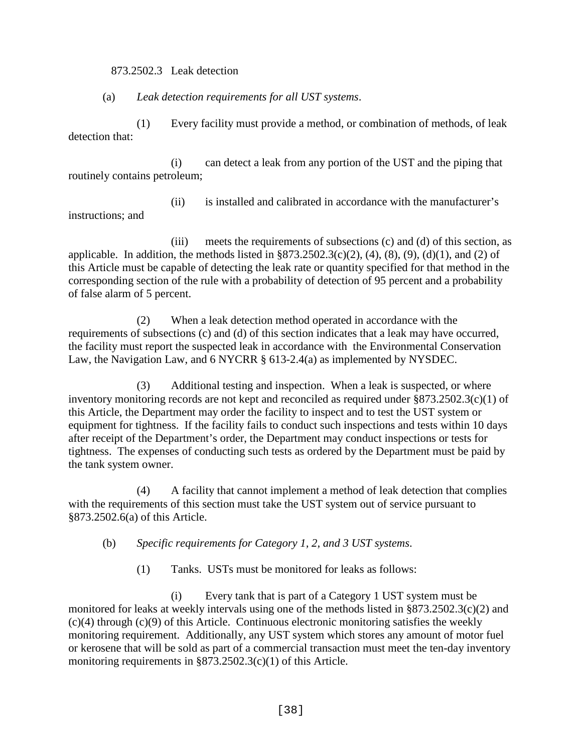873.2502.3 Leak detection

(a) *Leak detection requirements for all UST systems*.

(1) Every facility must provide a method, or combination of methods, of leak detection that:

(i) can detect a leak from any portion of the UST and the piping that routinely contains petroleum;

(ii) is installed and calibrated in accordance with the manufacturer's instructions; and

(iii) meets the requirements of subsections (c) and (d) of this section, as applicable. In addition, the methods listed in §873.2502.3(c)(2), (4), (8), (9), (d)(1), and (2) of this Article must be capable of detecting the leak rate or quantity specified for that method in the corresponding section of the rule with a probability of detection of 95 percent and a probability of false alarm of 5 percent.

(2) When a leak detection method operated in accordance with the requirements of subsections (c) and (d) of this section indicates that a leak may have occurred, the facility must report the suspected leak in accordance with the Environmental Conservation Law, the Navigation Law, and 6 NYCRR § 613-2.4(a) as implemented by NYSDEC.

(3) Additional testing and inspection. When a leak is suspected, or where inventory monitoring records are not kept and reconciled as required under §873.2502.3(c)(1) of this Article, the Department may order the facility to inspect and to test the UST system or equipment for tightness. If the facility fails to conduct such inspections and tests within 10 days after receipt of the Department's order, the Department may conduct inspections or tests for tightness. The expenses of conducting such tests as ordered by the Department must be paid by the tank system owner.

(4) A facility that cannot implement a method of leak detection that complies with the requirements of this section must take the UST system out of service pursuant to §873.2502.6(a) of this Article.

(b) *Specific requirements for Category 1, 2, and 3 UST systems*.

(1) Tanks. USTs must be monitored for leaks as follows:

(i) Every tank that is part of a Category 1 UST system must be monitored for leaks at weekly intervals using one of the methods listed in §873.2502.3(c)(2) and (c)(4) through (c)(9) of this Article. Continuous electronic monitoring satisfies the weekly monitoring requirement. Additionally, any UST system which stores any amount of motor fuel or kerosene that will be sold as part of a commercial transaction must meet the ten-day inventory monitoring requirements in §873.2502.3(c)(1) of this Article.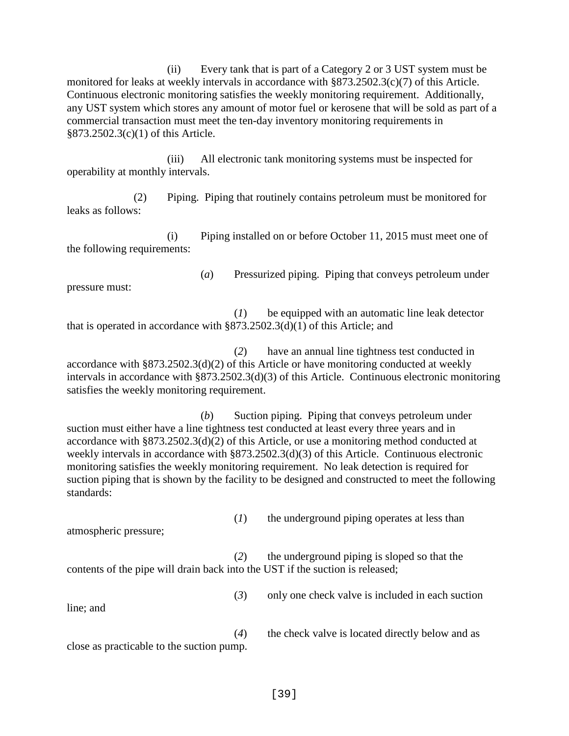(ii) Every tank that is part of a Category 2 or 3 UST system must be monitored for leaks at weekly intervals in accordance with §873.2502.3(c)(7) of this Article. Continuous electronic monitoring satisfies the weekly monitoring requirement. Additionally, any UST system which stores any amount of motor fuel or kerosene that will be sold as part of a commercial transaction must meet the ten-day inventory monitoring requirements in §873.2502.3(c)(1) of this Article.

(iii) All electronic tank monitoring systems must be inspected for operability at monthly intervals.

(2) Piping. Piping that routinely contains petroleum must be monitored for leaks as follows:

(i) Piping installed on or before October 11, 2015 must meet one of the following requirements:

(*a*) Pressurized piping. Piping that conveys petroleum under pressure must:

(*1*) be equipped with an automatic line leak detector that is operated in accordance with §873.2502.3(d)(1) of this Article; and

(*2*) have an annual line tightness test conducted in accordance with §873.2502.3(d)(2) of this Article or have monitoring conducted at weekly intervals in accordance with §873.2502.3(d)(3) of this Article. Continuous electronic monitoring satisfies the weekly monitoring requirement.

(*b*) Suction piping. Piping that conveys petroleum under suction must either have a line tightness test conducted at least every three years and in accordance with §873.2502.3(d)(2) of this Article, or use a monitoring method conducted at weekly intervals in accordance with §873.2502.3(d)(3) of this Article. Continuous electronic monitoring satisfies the weekly monitoring requirement. No leak detection is required for suction piping that is shown by the facility to be designed and constructed to meet the following standards:

(*1*) the underground piping operates at less than atmospheric pressure;

(*2*) the underground piping is sloped so that the contents of the pipe will drain back into the UST if the suction is released;

(*3*) only one check valve is included in each suction line; and

(*4*) the check valve is located directly below and as close as practicable to the suction pump.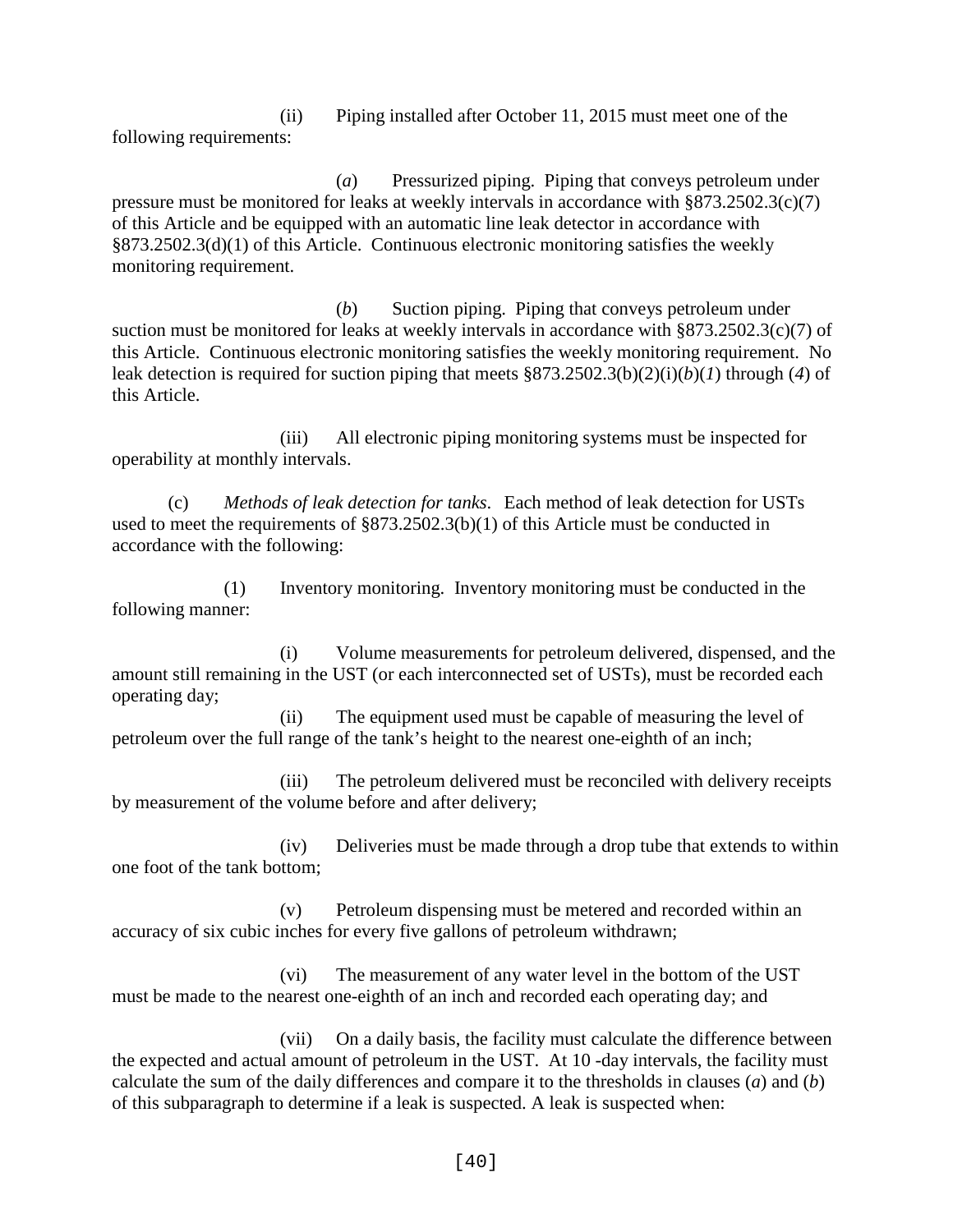(ii) Piping installed after October 11, 2015 must meet one of the following requirements:

(*a*) Pressurized piping. Piping that conveys petroleum under pressure must be monitored for leaks at weekly intervals in accordance with §873.2502.3(c)(7) of this Article and be equipped with an automatic line leak detector in accordance with §873.2502.3(d)(1) of this Article. Continuous electronic monitoring satisfies the weekly monitoring requirement.

(*b*) Suction piping. Piping that conveys petroleum under suction must be monitored for leaks at weekly intervals in accordance with §873.2502.3(c)(7) of this Article. Continuous electronic monitoring satisfies the weekly monitoring requirement. No leak detection is required for suction piping that meets §873.2502.3(b)(2)(i)(*b*)(*1*) through (*4*) of this Article.

(iii) All electronic piping monitoring systems must be inspected for operability at monthly intervals.

(c) *Methods of leak detection for tanks*. Each method of leak detection for USTs used to meet the requirements of §873.2502.3(b)(1) of this Article must be conducted in accordance with the following:

(1) Inventory monitoring. Inventory monitoring must be conducted in the following manner:

(i) Volume measurements for petroleum delivered, dispensed, and the amount still remaining in the UST (or each interconnected set of USTs), must be recorded each operating day;

(ii) The equipment used must be capable of measuring the level of petroleum over the full range of the tank's height to the nearest one-eighth of an inch;

(iii) The petroleum delivered must be reconciled with delivery receipts by measurement of the volume before and after delivery;

(iv) Deliveries must be made through a drop tube that extends to within one foot of the tank bottom;

(v) Petroleum dispensing must be metered and recorded within an accuracy of six cubic inches for every five gallons of petroleum withdrawn;

(vi) The measurement of any water level in the bottom of the UST must be made to the nearest one-eighth of an inch and recorded each operating day; and

(vii) On a daily basis, the facility must calculate the difference between the expected and actual amount of petroleum in the UST. At 10 -day intervals, the facility must calculate the sum of the daily differences and compare it to the thresholds in clauses (*a*) and (*b*) of this subparagraph to determine if a leak is suspected. A leak is suspected when: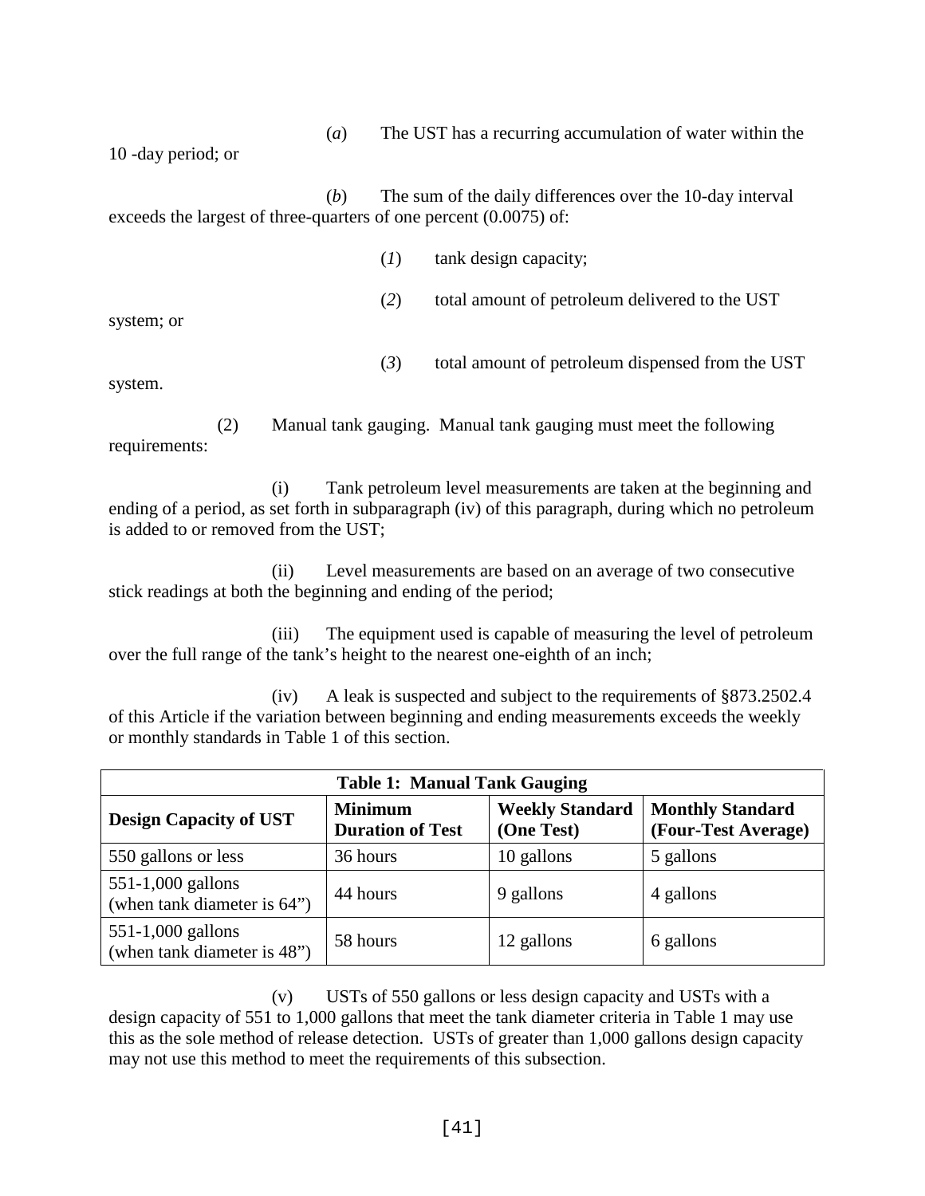(*a*) The UST has a recurring accumulation of water within the 10 -day period; or

(*b*) The sum of the daily differences over the 10-day interval exceeds the largest of three-quarters of one percent (0.0075) of:

(*1*) tank design capacity;

(*2*) total amount of petroleum delivered to the UST system; or

(*3*) total amount of petroleum dispensed from the UST system.

(2) Manual tank gauging. Manual tank gauging must meet the following requirements:

(i) Tank petroleum level measurements are taken at the beginning and ending of a period, as set forth in subparagraph (iv) of this paragraph, during which no petroleum is added to or removed from the UST;

(ii) Level measurements are based on an average of two consecutive stick readings at both the beginning and ending of the period;

(iii) The equipment used is capable of measuring the level of petroleum over the full range of the tank's height to the nearest one-eighth of an inch;

(iv) A leak is suspected and subject to the requirements of §873.2502.4 of this Article if the variation between beginning and ending measurements exceeds the weekly or monthly standards in Table 1 of this section.

| Table 1: Manual Tank Gauging | | | |
|---|---|---|---|
| **Design Capacity of UST** | **Minimum Duration of Test** | **Weekly Standard (One Test)** | **Monthly Standard (Four-Test Average)** |
| 550 gallons or less | 36 hours | 10 gallons | 5 gallons |
| 551-1,000 gallons (when tank diameter is 64") | 44 hours | 9 gallons | 4 gallons |
| 551-1,000 gallons (when tank diameter is 48") | 58 hours | 12 gallons | 6 gallons |

(v) USTs of 550 gallons or less design capacity and USTs with a design capacity of 551 to 1,000 gallons that meet the tank diameter criteria in Table 1 may use this as the sole method of release detection. USTs of greater than 1,000 gallons design capacity may not use this method to meet the requirements of this subsection.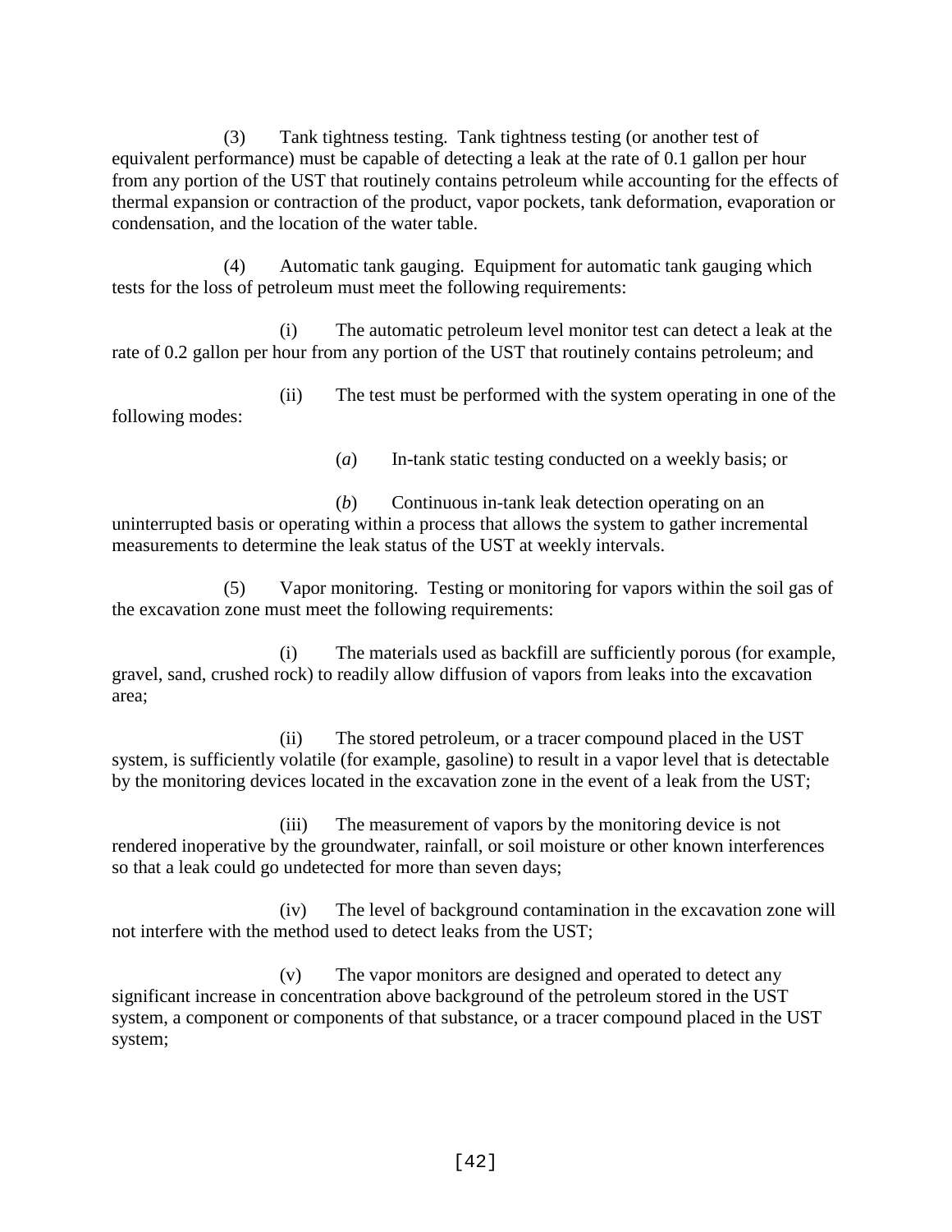(3) Tank tightness testing. Tank tightness testing (or another test of equivalent performance) must be capable of detecting a leak at the rate of 0.1 gallon per hour from any portion of the UST that routinely contains petroleum while accounting for the effects of thermal expansion or contraction of the product, vapor pockets, tank deformation, evaporation or condensation, and the location of the water table.

(4) Automatic tank gauging. Equipment for automatic tank gauging which tests for the loss of petroleum must meet the following requirements:

(i) The automatic petroleum level monitor test can detect a leak at the rate of 0.2 gallon per hour from any portion of the UST that routinely contains petroleum; and

(ii) The test must be performed with the system operating in one of the following modes:

(*a*) In-tank static testing conducted on a weekly basis; or

(*b*) Continuous in-tank leak detection operating on an uninterrupted basis or operating within a process that allows the system to gather incremental measurements to determine the leak status of the UST at weekly intervals.

(5) Vapor monitoring. Testing or monitoring for vapors within the soil gas of the excavation zone must meet the following requirements:

(i) The materials used as backfill are sufficiently porous (for example, gravel, sand, crushed rock) to readily allow diffusion of vapors from leaks into the excavation area;

(ii) The stored petroleum, or a tracer compound placed in the UST system, is sufficiently volatile (for example, gasoline) to result in a vapor level that is detectable by the monitoring devices located in the excavation zone in the event of a leak from the UST;

(iii) The measurement of vapors by the monitoring device is not rendered inoperative by the groundwater, rainfall, or soil moisture or other known interferences so that a leak could go undetected for more than seven days;

(iv) The level of background contamination in the excavation zone will not interfere with the method used to detect leaks from the UST;

(v) The vapor monitors are designed and operated to detect any significant increase in concentration above background of the petroleum stored in the UST system, a component or components of that substance, or a tracer compound placed in the UST system;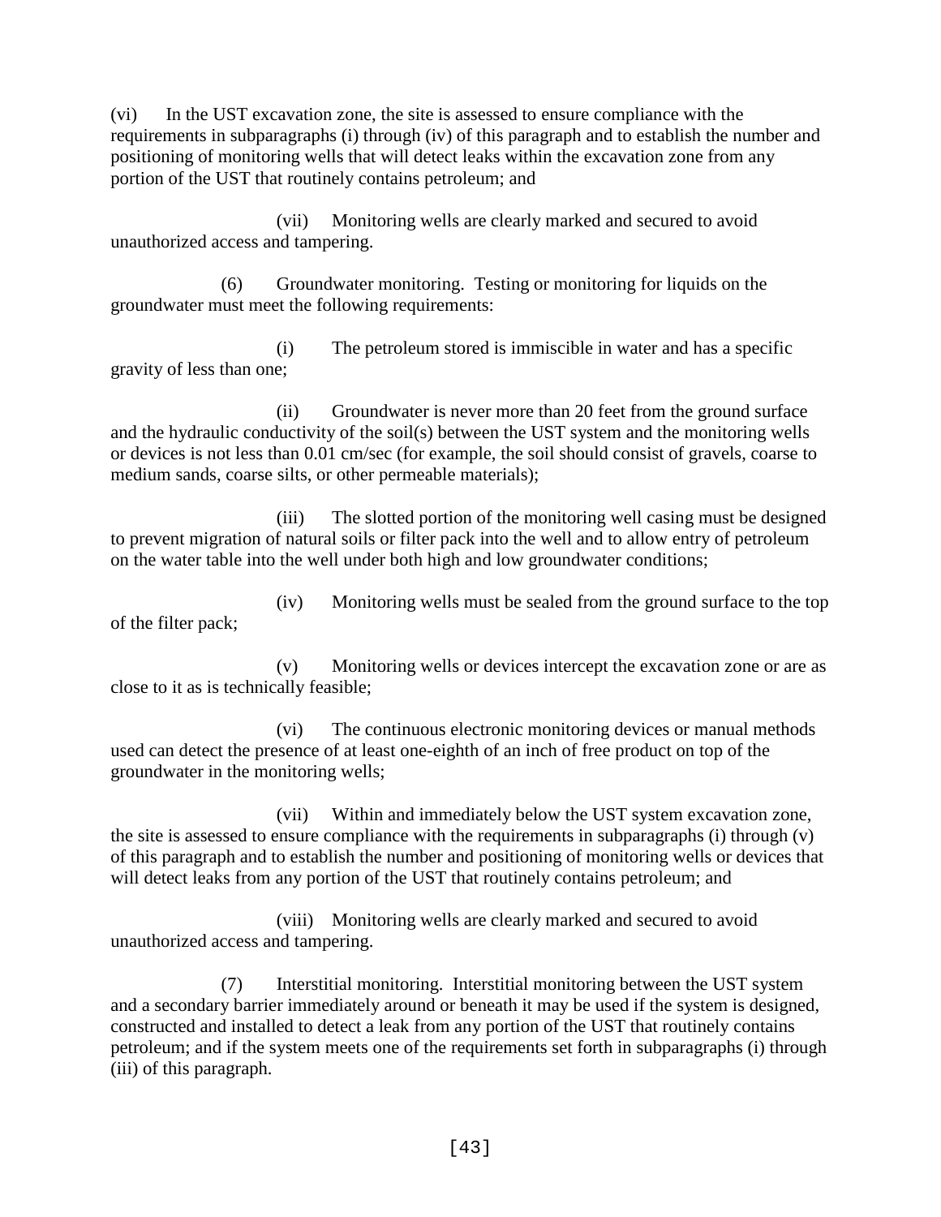(vi) In the UST excavation zone, the site is assessed to ensure compliance with the requirements in subparagraphs (i) through (iv) of this paragraph and to establish the number and positioning of monitoring wells that will detect leaks within the excavation zone from any portion of the UST that routinely contains petroleum; and

(vii) Monitoring wells are clearly marked and secured to avoid unauthorized access and tampering.

(6) Groundwater monitoring. Testing or monitoring for liquids on the groundwater must meet the following requirements:

(i) The petroleum stored is immiscible in water and has a specific gravity of less than one;

(ii) Groundwater is never more than 20 feet from the ground surface and the hydraulic conductivity of the soil(s) between the UST system and the monitoring wells or devices is not less than 0.01 cm/sec (for example, the soil should consist of gravels, coarse to medium sands, coarse silts, or other permeable materials);

(iii) The slotted portion of the monitoring well casing must be designed to prevent migration of natural soils or filter pack into the well and to allow entry of petroleum on the water table into the well under both high and low groundwater conditions;

(iv) Monitoring wells must be sealed from the ground surface to the top of the filter pack;

(v) Monitoring wells or devices intercept the excavation zone or are as close to it as is technically feasible;

(vi) The continuous electronic monitoring devices or manual methods used can detect the presence of at least one-eighth of an inch of free product on top of the groundwater in the monitoring wells;

(vii) Within and immediately below the UST system excavation zone, the site is assessed to ensure compliance with the requirements in subparagraphs (i) through (v) of this paragraph and to establish the number and positioning of monitoring wells or devices that will detect leaks from any portion of the UST that routinely contains petroleum; and

(viii) Monitoring wells are clearly marked and secured to avoid unauthorized access and tampering.

(7) Interstitial monitoring. Interstitial monitoring between the UST system and a secondary barrier immediately around or beneath it may be used if the system is designed, constructed and installed to detect a leak from any portion of the UST that routinely contains petroleum; and if the system meets one of the requirements set forth in subparagraphs (i) through (iii) of this paragraph.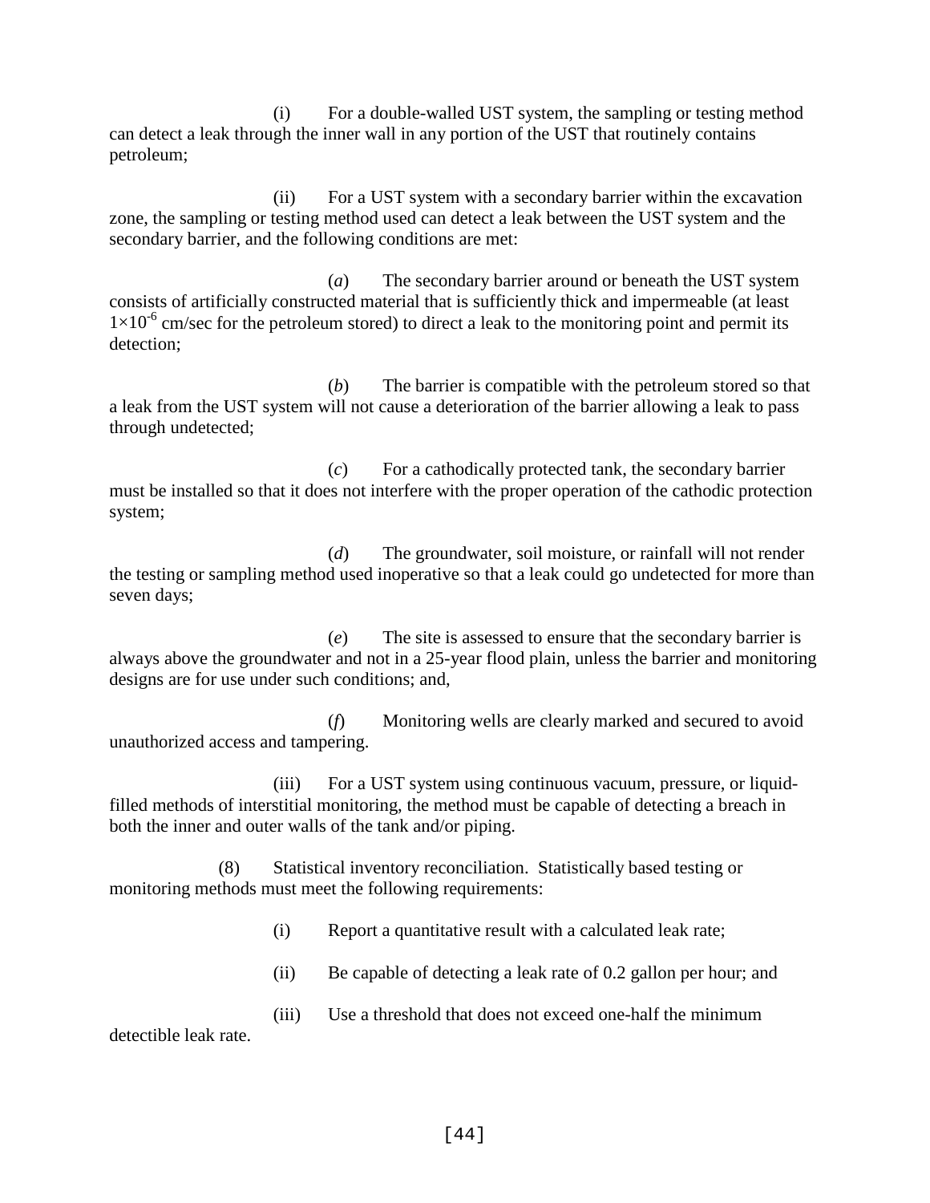(i) For a double-walled UST system, the sampling or testing method can detect a leak through the inner wall in any portion of the UST that routinely contains petroleum;

(ii) For a UST system with a secondary barrier within the excavation zone, the sampling or testing method used can detect a leak between the UST system and the secondary barrier, and the following conditions are met:

(*a*) The secondary barrier around or beneath the UST system consists of artificially constructed material that is sufficiently thick and impermeable (at least $1\times10^{-6}$ cm/sec for the petroleum stored) to direct a leak to the monitoring point and permit its detection;

(*b*) The barrier is compatible with the petroleum stored so that a leak from the UST system will not cause a deterioration of the barrier allowing a leak to pass through undetected;

(*c*) For a cathodically protected tank, the secondary barrier must be installed so that it does not interfere with the proper operation of the cathodic protection system;

(*d*) The groundwater, soil moisture, or rainfall will not render the testing or sampling method used inoperative so that a leak could go undetected for more than seven days;

(*e*) The site is assessed to ensure that the secondary barrier is always above the groundwater and not in a 25-year flood plain, unless the barrier and monitoring designs are for use under such conditions; and,

(*f*) Monitoring wells are clearly marked and secured to avoid unauthorized access and tampering.

(iii) For a UST system using continuous vacuum, pressure, or liquid-filled methods of interstitial monitoring, the method must be capable of detecting a breach in both the inner and outer walls of the tank and/or piping.

(8) Statistical inventory reconciliation. Statistically based testing or monitoring methods must meet the following requirements:

(i) Report a quantitative result with a calculated leak rate;

(ii) Be capable of detecting a leak rate of 0.2 gallon per hour; and

(iii) Use a threshold that does not exceed one-half the minimum detectible leak rate.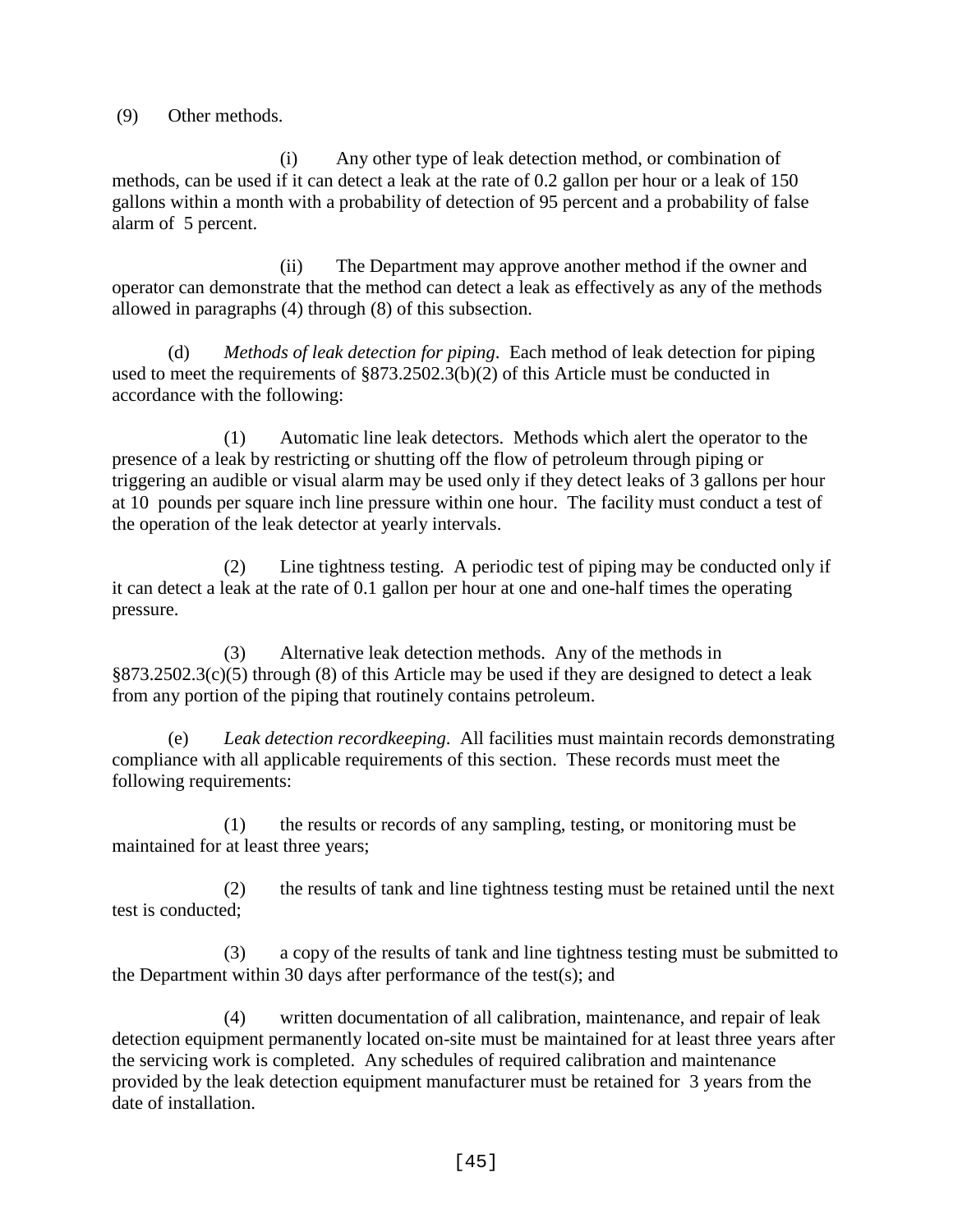(9) Other methods.

(i) Any other type of leak detection method, or combination of methods, can be used if it can detect a leak at the rate of 0.2 gallon per hour or a leak of 150 gallons within a month with a probability of detection of 95 percent and a probability of false alarm of 5 percent.

(ii) The Department may approve another method if the owner and operator can demonstrate that the method can detect a leak as effectively as any of the methods allowed in paragraphs (4) through (8) of this subsection.

(d) *Methods of leak detection for piping*. Each method of leak detection for piping used to meet the requirements of §873.2502.3(b)(2) of this Article must be conducted in accordance with the following:

(1) Automatic line leak detectors. Methods which alert the operator to the presence of a leak by restricting or shutting off the flow of petroleum through piping or triggering an audible or visual alarm may be used only if they detect leaks of 3 gallons per hour at 10 pounds per square inch line pressure within one hour. The facility must conduct a test of the operation of the leak detector at yearly intervals.

(2) Line tightness testing. A periodic test of piping may be conducted only if it can detect a leak at the rate of 0.1 gallon per hour at one and one-half times the operating pressure.

(3) Alternative leak detection methods. Any of the methods in §873.2502.3(c)(5) through (8) of this Article may be used if they are designed to detect a leak from any portion of the piping that routinely contains petroleum.

(e) *Leak detection recordkeeping*. All facilities must maintain records demonstrating compliance with all applicable requirements of this section. These records must meet the following requirements:

(1) the results or records of any sampling, testing, or monitoring must be maintained for at least three years;

(2) the results of tank and line tightness testing must be retained until the next test is conducted;

(3) a copy of the results of tank and line tightness testing must be submitted to the Department within 30 days after performance of the test(s); and

(4) written documentation of all calibration, maintenance, and repair of leak detection equipment permanently located on-site must be maintained for at least three years after the servicing work is completed. Any schedules of required calibration and maintenance provided by the leak detection equipment manufacturer must be retained for 3 years from the date of installation.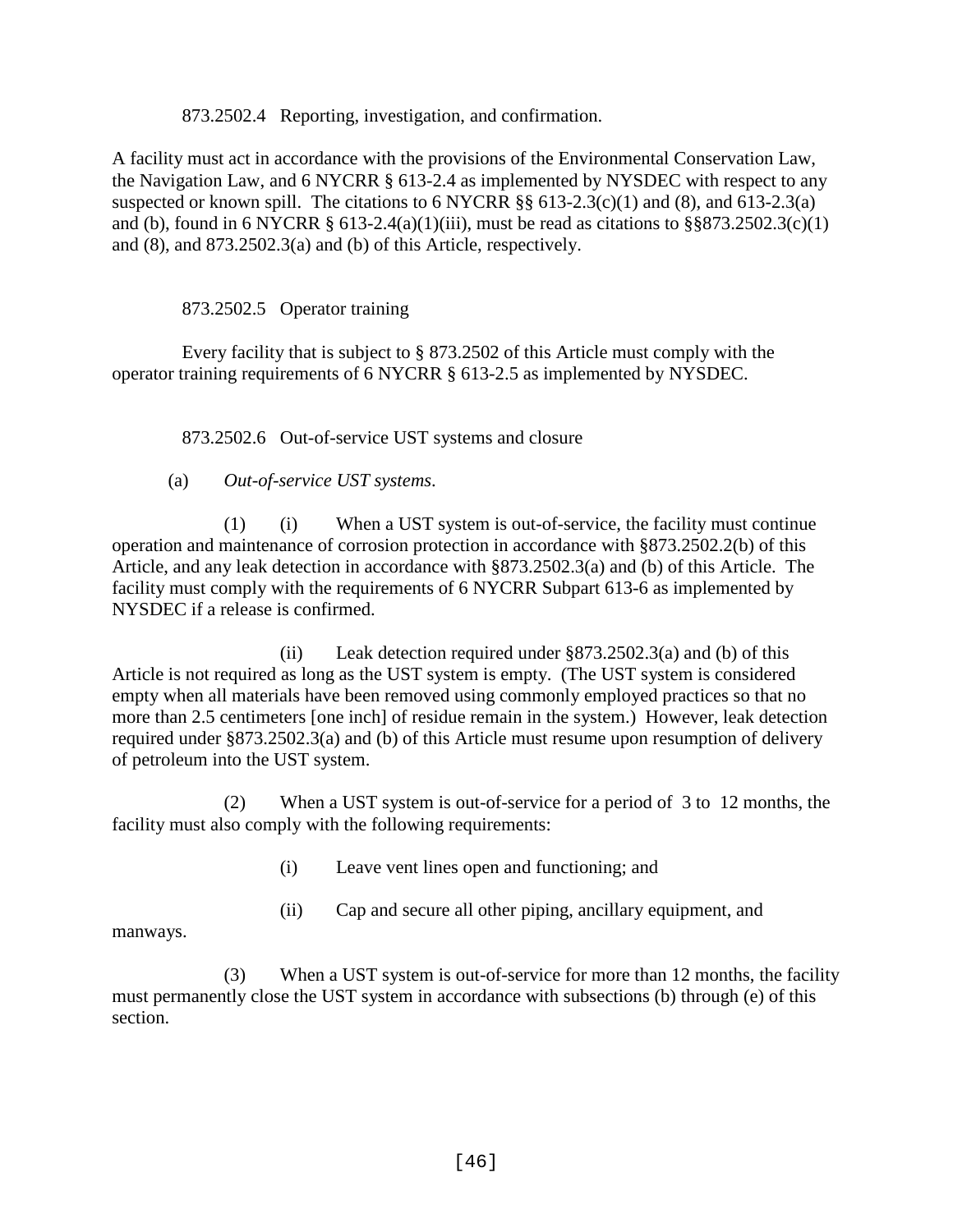873.2502.4 Reporting, investigation, and confirmation.

A facility must act in accordance with the provisions of the Environmental Conservation Law, the Navigation Law, and 6 NYCRR § 613-2.4 as implemented by NYSDEC with respect to any suspected or known spill. The citations to 6 NYCRR §§ 613-2.3(c)(1) and (8), and 613-2.3(a) and (b), found in 6 NYCRR § 613-2.4(a)(1)(iii), must be read as citations to §§873.2502.3(c)(1) and (8), and 873.2502.3(a) and (b) of this Article, respectively.

873.2502.5 Operator training

Every facility that is subject to § 873.2502 of this Article must comply with the operator training requirements of 6 NYCRR § 613-2.5 as implemented by NYSDEC.

873.2502.6 Out-of-service UST systems and closure

(a) *Out-of-service UST systems*.

(1) (i) When a UST system is out-of-service, the facility must continue operation and maintenance of corrosion protection in accordance with §873.2502.2(b) of this Article, and any leak detection in accordance with §873.2502.3(a) and (b) of this Article. The facility must comply with the requirements of 6 NYCRR Subpart 613-6 as implemented by NYSDEC if a release is confirmed.

(ii) Leak detection required under §873.2502.3(a) and (b) of this Article is not required as long as the UST system is empty. (The UST system is considered empty when all materials have been removed using commonly employed practices so that no more than 2.5 centimeters [one inch] of residue remain in the system.) However, leak detection required under §873.2502.3(a) and (b) of this Article must resume upon resumption of delivery of petroleum into the UST system.

(2) When a UST system is out-of-service for a period of 3 to 12 months, the facility must also comply with the following requirements:

(i) Leave vent lines open and functioning; and

(ii) Cap and secure all other piping, ancillary equipment, and manways.

(3) When a UST system is out-of-service for more than 12 months, the facility must permanently close the UST system in accordance with subsections (b) through (e) of this section.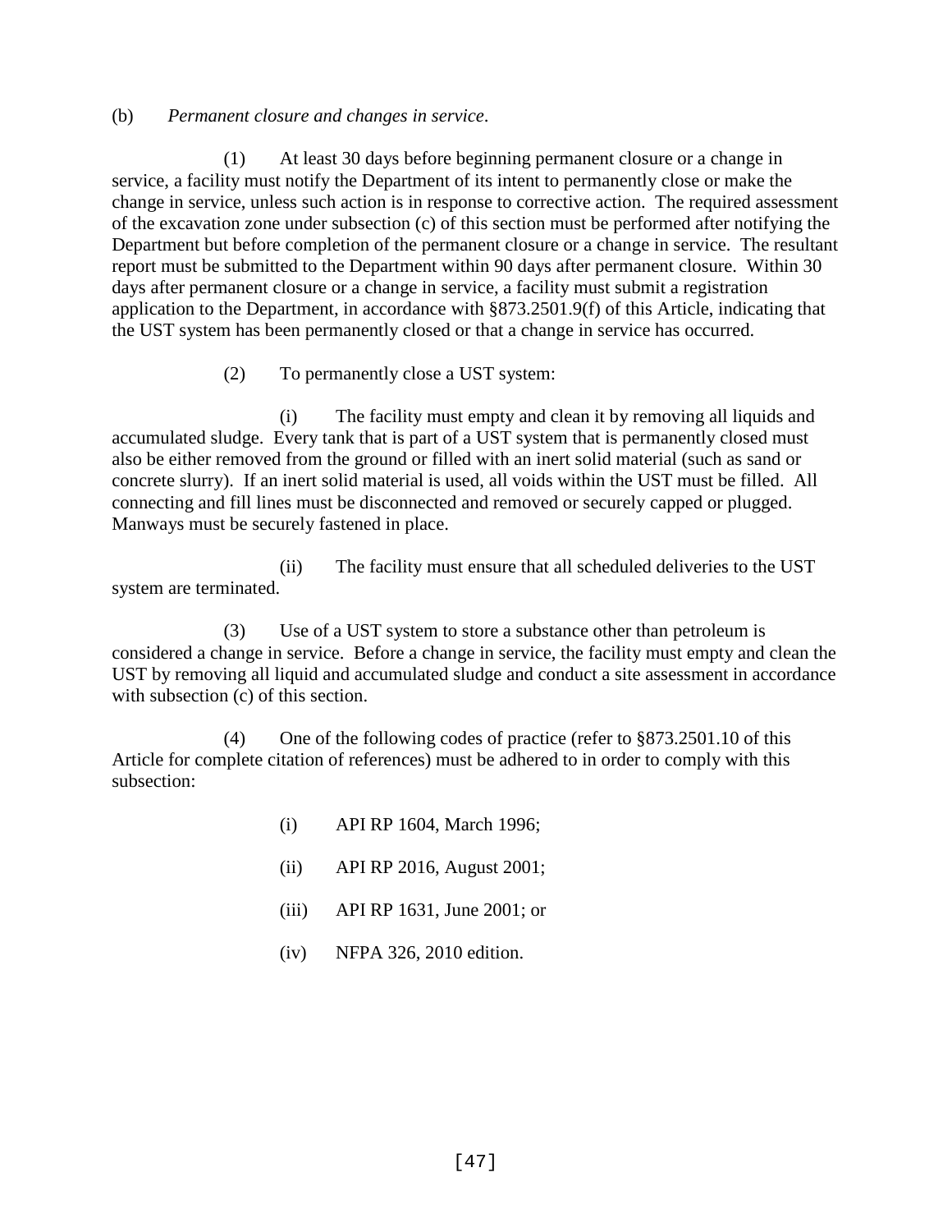(b) *Permanent closure and changes in service*.

(1) At least 30 days before beginning permanent closure or a change in service, a facility must notify the Department of its intent to permanently close or make the change in service, unless such action is in response to corrective action. The required assessment of the excavation zone under subsection (c) of this section must be performed after notifying the Department but before completion of the permanent closure or a change in service. The resultant report must be submitted to the Department within 90 days after permanent closure. Within 30 days after permanent closure or a change in service, a facility must submit a registration application to the Department, in accordance with §873.2501.9(f) of this Article, indicating that the UST system has been permanently closed or that a change in service has occurred.

(2) To permanently close a UST system:

(i) The facility must empty and clean it by removing all liquids and accumulated sludge. Every tank that is part of a UST system that is permanently closed must also be either removed from the ground or filled with an inert solid material (such as sand or concrete slurry). If an inert solid material is used, all voids within the UST must be filled. All connecting and fill lines must be disconnected and removed or securely capped or plugged. Manways must be securely fastened in place.

(ii) The facility must ensure that all scheduled deliveries to the UST system are terminated.

(3) Use of a UST system to store a substance other than petroleum is considered a change in service. Before a change in service, the facility must empty and clean the UST by removing all liquid and accumulated sludge and conduct a site assessment in accordance with subsection (c) of this section.

(4) One of the following codes of practice (refer to §873.2501.10 of this Article for complete citation of references) must be adhered to in order to comply with this subsection:

(i) API RP 1604, March 1996;

(ii) API RP 2016, August 2001;

(iii) API RP 1631, June 2001; or

(iv) NFPA 326, 2010 edition.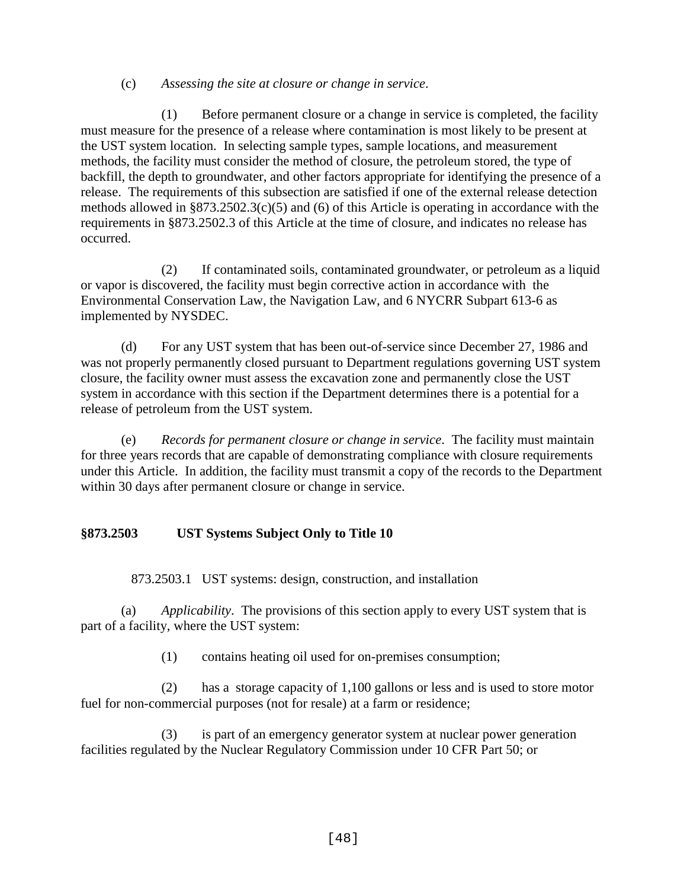(c) *Assessing the site at closure or change in service*.

(1) Before permanent closure or a change in service is completed, the facility must measure for the presence of a release where contamination is most likely to be present at the UST system location. In selecting sample types, sample locations, and measurement methods, the facility must consider the method of closure, the petroleum stored, the type of backfill, the depth to groundwater, and other factors appropriate for identifying the presence of a release. The requirements of this subsection are satisfied if one of the external release detection methods allowed in §873.2502.3(c)(5) and (6) of this Article is operating in accordance with the requirements in §873.2502.3 of this Article at the time of closure, and indicates no release has occurred.

(2) If contaminated soils, contaminated groundwater, or petroleum as a liquid or vapor is discovered, the facility must begin corrective action in accordance with the Environmental Conservation Law, the Navigation Law, and 6 NYCRR Subpart 613-6 as implemented by NYSDEC.

(d) For any UST system that has been out-of-service since December 27, 1986 and was not properly permanently closed pursuant to Department regulations governing UST system closure, the facility owner must assess the excavation zone and permanently close the UST system in accordance with this section if the Department determines there is a potential for a release of petroleum from the UST system.

(e) *Records for permanent closure or change in service*. The facility must maintain for three years records that are capable of demonstrating compliance with closure requirements under this Article. In addition, the facility must transmit a copy of the records to the Department within 30 days after permanent closure or change in service.

## §873.2503 UST Systems Subject Only to Title 10

### 873.2503.1 UST systems: design, construction, and installation

(a) *Applicability*. The provisions of this section apply to every UST system that is part of a facility, where the UST system:

(1) contains heating oil used for on-premises consumption;

(2) has a storage capacity of 1,100 gallons or less and is used to store motor fuel for non-commercial purposes (not for resale) at a farm or residence;

(3) is part of an emergency generator system at nuclear power generation facilities regulated by the Nuclear Regulatory Commission under 10 CFR Part 50; or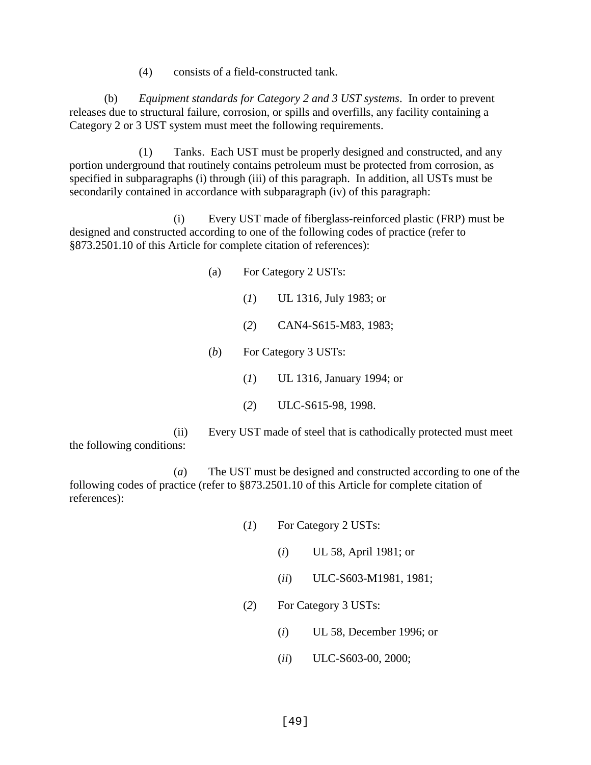(4) consists of a field-constructed tank.

(b) *Equipment standards for Category 2 and 3 UST systems*. In order to prevent releases due to structural failure, corrosion, or spills and overfills, any facility containing a Category 2 or 3 UST system must meet the following requirements.

(1) Tanks. Each UST must be properly designed and constructed, and any portion underground that routinely contains petroleum must be protected from corrosion, as specified in subparagraphs (i) through (iii) of this paragraph. In addition, all USTs must be secondarily contained in accordance with subparagraph (iv) of this paragraph:

(i) Every UST made of fiberglass-reinforced plastic (FRP) must be designed and constructed according to one of the following codes of practice (refer to §873.2501.10 of this Article for complete citation of references):

(a) For Category 2 USTs:

(*1*) UL 1316, July 1983; or

(*2*) CAN4-S615-M83, 1983;

(*b*) For Category 3 USTs:

(*1*) UL 1316, January 1994; or

(*2*) ULC-S615-98, 1998.

(ii) Every UST made of steel that is cathodically protected must meet the following conditions:

(*a*) The UST must be designed and constructed according to one of the following codes of practice (refer to §873.2501.10 of this Article for complete citation of references):

(*1*) For Category 2 USTs:

(*i*) UL 58, April 1981; or

(*ii*) ULC-S603-M1981, 1981;

(*2*) For Category 3 USTs:

(*i*) UL 58, December 1996; or

(*ii*) ULC-S603-00, 2000;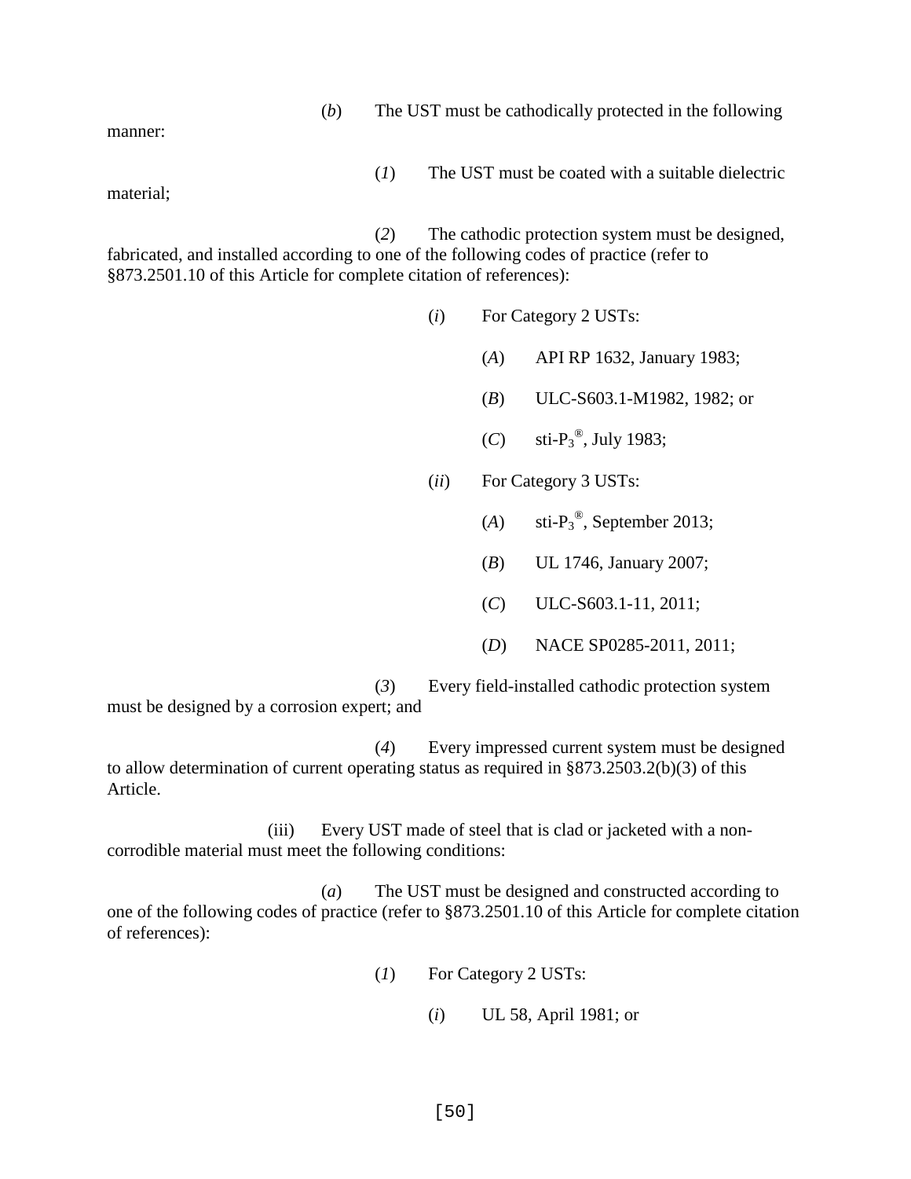(*b*) The UST must be cathodically protected in the following manner:

(*1*) The UST must be coated with a suitable dielectric material;

(*2*) The cathodic protection system must be designed, fabricated, and installed according to one of the following codes of practice (refer to §873.2501.10 of this Article for complete citation of references):

(*i*) For Category 2 USTs:

(*A*) API RP 1632, January 1983;

(*B*) ULC-S603.1-M1982, 1982; or

(*C*) sti-$P_3$®, July 1983;

(*ii*) For Category 3 USTs:

(*A*) sti-$P_3$®, September 2013;

(*B*) UL 1746, January 2007;

(*C*) ULC-S603.1-11, 2011;

(*D*) NACE SP0285-2011, 2011;

(*3*) Every field-installed cathodic protection system must be designed by a corrosion expert; and

(*4*) Every impressed current system must be designed to allow determination of current operating status as required in §873.2503.2(b)(3) of this Article.

(iii) Every UST made of steel that is clad or jacketed with a non-corrodible material must meet the following conditions:

(*a*) The UST must be designed and constructed according to one of the following codes of practice (refer to §873.2501.10 of this Article for complete citation of references):

(*1*) For Category 2 USTs:

(*i*) UL 58, April 1981; or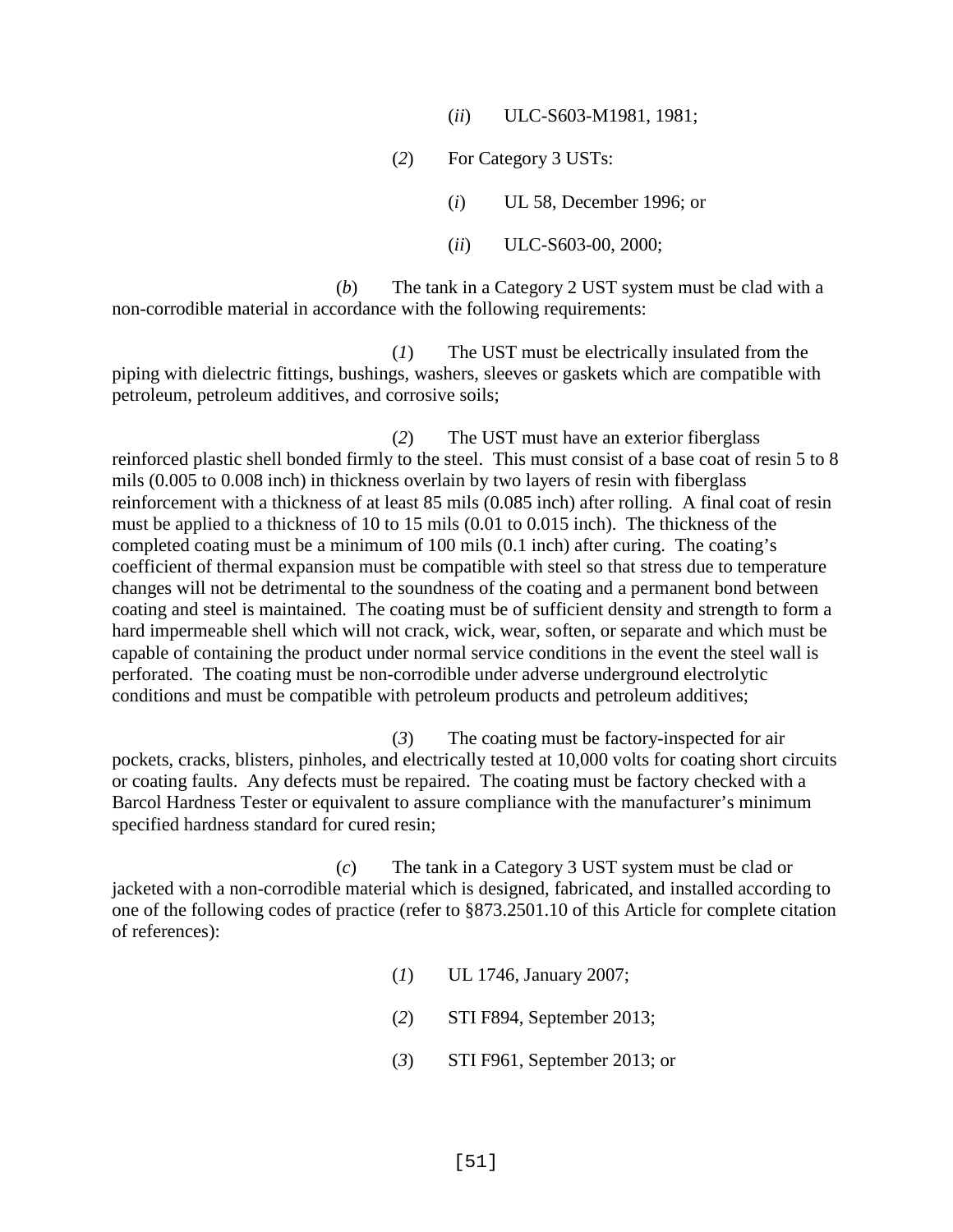(*ii*) ULC-S603-M1981, 1981;

(*2*) For Category 3 USTs:

(*i*) UL 58, December 1996; or

(*ii*) ULC-S603-00, 2000;

(*b*) The tank in a Category 2 UST system must be clad with a non-corrodible material in accordance with the following requirements:

(*1*) The UST must be electrically insulated from the piping with dielectric fittings, bushings, washers, sleeves or gaskets which are compatible with petroleum, petroleum additives, and corrosive soils;

(*2*) The UST must have an exterior fiberglass reinforced plastic shell bonded firmly to the steel. This must consist of a base coat of resin 5 to 8 mils (0.005 to 0.008 inch) in thickness overlain by two layers of resin with fiberglass reinforcement with a thickness of at least 85 mils (0.085 inch) after rolling. A final coat of resin must be applied to a thickness of 10 to 15 mils (0.01 to 0.015 inch). The thickness of the completed coating must be a minimum of 100 mils (0.1 inch) after curing. The coating's coefficient of thermal expansion must be compatible with steel so that stress due to temperature changes will not be detrimental to the soundness of the coating and a permanent bond between coating and steel is maintained. The coating must be of sufficient density and strength to form a hard impermeable shell which will not crack, wick, wear, soften, or separate and which must be capable of containing the product under normal service conditions in the event the steel wall is perforated. The coating must be non-corrodible under adverse underground electrolytic conditions and must be compatible with petroleum products and petroleum additives;

(*3*) The coating must be factory-inspected for air pockets, cracks, blisters, pinholes, and electrically tested at 10,000 volts for coating short circuits or coating faults. Any defects must be repaired. The coating must be factory checked with a Barcol Hardness Tester or equivalent to assure compliance with the manufacturer's minimum specified hardness standard for cured resin;

(*c*) The tank in a Category 3 UST system must be clad or jacketed with a non-corrodible material which is designed, fabricated, and installed according to one of the following codes of practice (refer to §873.2501.10 of this Article for complete citation of references):

(*1*) UL 1746, January 2007;

(*2*) STI F894, September 2013;

(*3*) STI F961, September 2013; or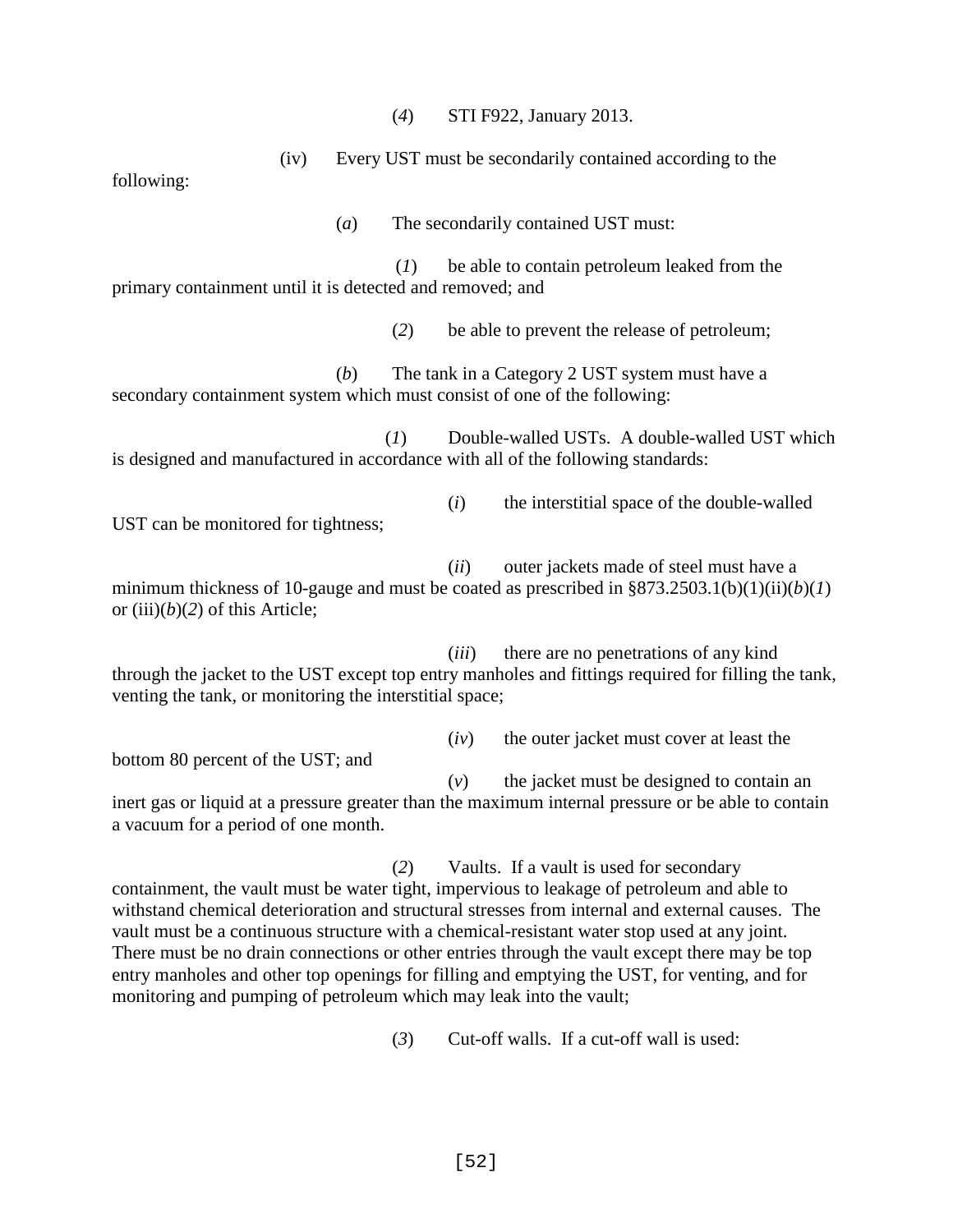(*4*) STI F922, January 2013.

(iv) Every UST must be secondarily contained according to the following:

(*a*) The secondarily contained UST must:

(*1*) be able to contain petroleum leaked from the primary containment until it is detected and removed; and

(*2*) be able to prevent the release of petroleum;

(*b*) The tank in a Category 2 UST system must have a secondary containment system which must consist of one of the following:

(*1*) Double-walled USTs. A double-walled UST which is designed and manufactured in accordance with all of the following standards:

(*i*) the interstitial space of the double-walled UST can be monitored for tightness;

(*ii*) outer jackets made of steel must have a minimum thickness of 10-gauge and must be coated as prescribed in §873.2503.1(b)(1)(ii)(*b*)(*1*) or (iii)(*b*)(*2*) of this Article;

(*iii*) there are no penetrations of any kind through the jacket to the UST except top entry manholes and fittings required for filling the tank, venting the tank, or monitoring the interstitial space;

(*iv*) the outer jacket must cover at least the bottom 80 percent of the UST; and

(*v*) the jacket must be designed to contain an inert gas or liquid at a pressure greater than the maximum internal pressure or be able to contain a vacuum for a period of one month.

(*2*) Vaults. If a vault is used for secondary containment, the vault must be water tight, impervious to leakage of petroleum and able to withstand chemical deterioration and structural stresses from internal and external causes. The vault must be a continuous structure with a chemical-resistant water stop used at any joint. There must be no drain connections or other entries through the vault except there may be top entry manholes and other top openings for filling and emptying the UST, for venting, and for monitoring and pumping of petroleum which may leak into the vault;

(*3*) Cut-off walls. If a cut-off wall is used: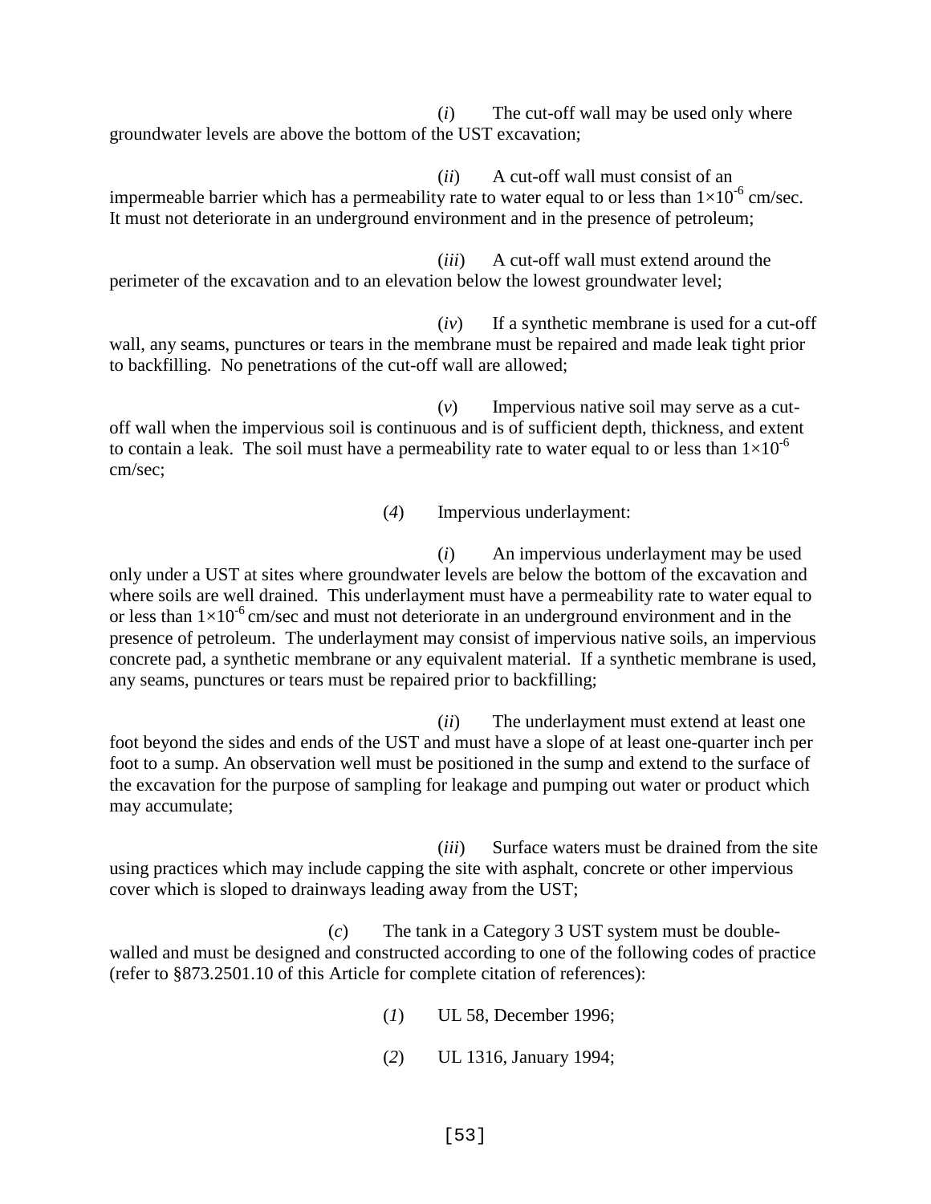(*i*) The cut-off wall may be used only where groundwater levels are above the bottom of the UST excavation;

(*ii*) A cut-off wall must consist of an impermeable barrier which has a permeability rate to water equal to or less than $1 \times 10^{-6}$ cm/sec. It must not deteriorate in an underground environment and in the presence of petroleum;

(*iii*) A cut-off wall must extend around the perimeter of the excavation and to an elevation below the lowest groundwater level;

(*iv*) If a synthetic membrane is used for a cut-off wall, any seams, punctures or tears in the membrane must be repaired and made leak tight prior to backfilling. No penetrations of the cut-off wall are allowed;

(*v*) Impervious native soil may serve as a cut-off wall when the impervious soil is continuous and is of sufficient depth, thickness, and extent to contain a leak. The soil must have a permeability rate to water equal to or less than $1 \times 10^{-6}$ cm/sec;

(*4*) Impervious underlayment:

(*i*) An impervious underlayment may be used only under a UST at sites where groundwater levels are below the bottom of the excavation and where soils are well drained. This underlayment must have a permeability rate to water equal to or less than $1 \times 10^{-6}$ cm/sec and must not deteriorate in an underground environment and in the presence of petroleum. The underlayment may consist of impervious native soils, an impervious concrete pad, a synthetic membrane or any equivalent material. If a synthetic membrane is used, any seams, punctures or tears must be repaired prior to backfilling;

(*ii*) The underlayment must extend at least one foot beyond the sides and ends of the UST and must have a slope of at least one-quarter inch per foot to a sump. An observation well must be positioned in the sump and extend to the surface of the excavation for the purpose of sampling for leakage and pumping out water or product which may accumulate;

(*iii*) Surface waters must be drained from the site using practices which may include capping the site with asphalt, concrete or other impervious cover which is sloped to drainways leading away from the UST;

(*c*) The tank in a Category 3 UST system must be double-walled and must be designed and constructed according to one of the following codes of practice (refer to §873.2501.10 of this Article for complete citation of references):

(*1*) UL 58, December 1996;

(*2*) UL 1316, January 1994;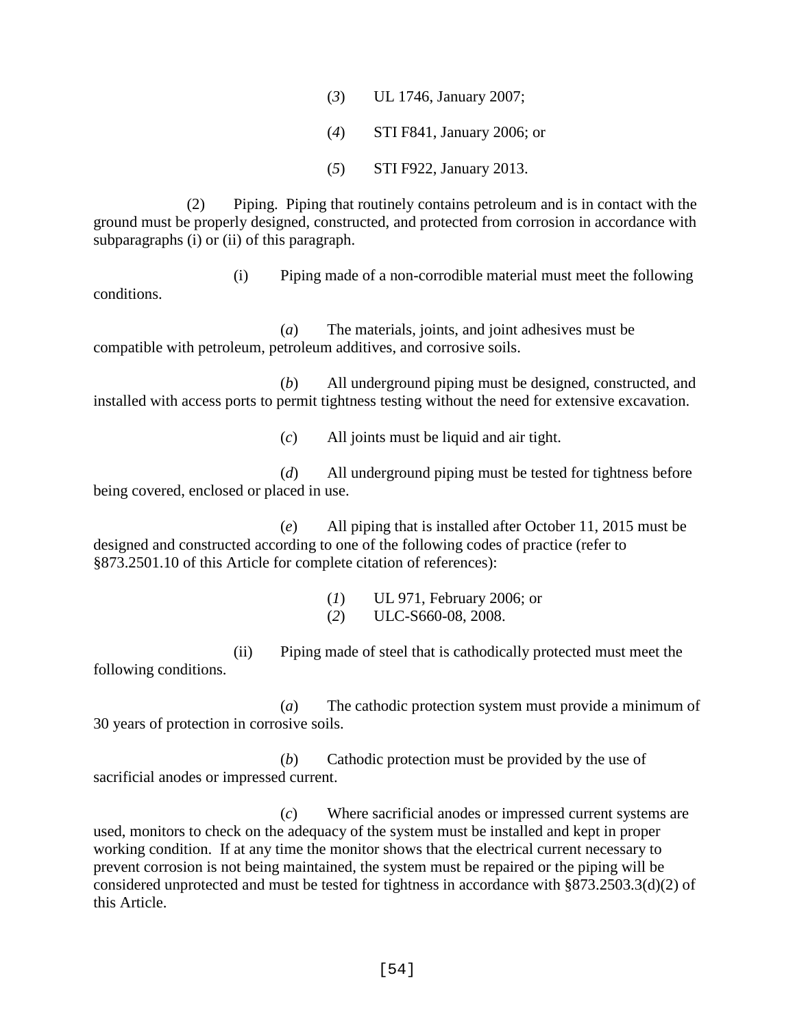(*3*) UL 1746, January 2007;

(*4*) STI F841, January 2006; or

(*5*) STI F922, January 2013.

(2) Piping. Piping that routinely contains petroleum and is in contact with the ground must be properly designed, constructed, and protected from corrosion in accordance with subparagraphs (i) or (ii) of this paragraph.

(i) Piping made of a non-corrodible material must meet the following conditions.

(*a*) The materials, joints, and joint adhesives must be compatible with petroleum, petroleum additives, and corrosive soils.

(*b*) All underground piping must be designed, constructed, and installed with access ports to permit tightness testing without the need for extensive excavation.

(*c*) All joints must be liquid and air tight.

(*d*) All underground piping must be tested for tightness before being covered, enclosed or placed in use.

(*e*) All piping that is installed after October 11, 2015 must be designed and constructed according to one of the following codes of practice (refer to §873.2501.10 of this Article for complete citation of references):

(*1*) UL 971, February 2006; or
(*2*) ULC-S660-08, 2008.

(ii) Piping made of steel that is cathodically protected must meet the following conditions.

(*a*) The cathodic protection system must provide a minimum of 30 years of protection in corrosive soils.

(*b*) Cathodic protection must be provided by the use of sacrificial anodes or impressed current.

(*c*) Where sacrificial anodes or impressed current systems are used, monitors to check on the adequacy of the system must be installed and kept in proper working condition. If at any time the monitor shows that the electrical current necessary to prevent corrosion is not being maintained, the system must be repaired or the piping will be considered unprotected and must be tested for tightness in accordance with §873.2503.3(d)(2) of this Article.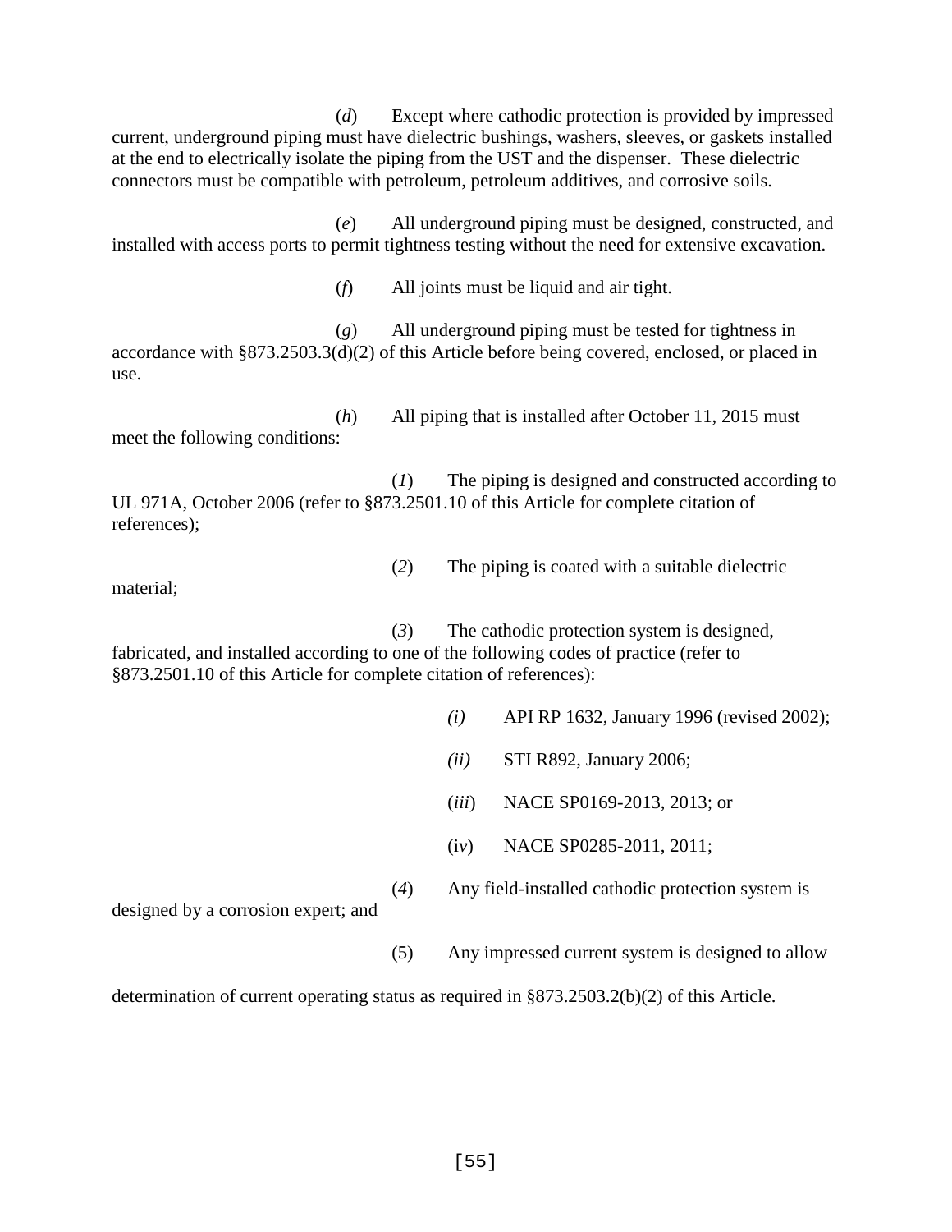(*d*) Except where cathodic protection is provided by impressed current, underground piping must have dielectric bushings, washers, sleeves, or gaskets installed at the end to electrically isolate the piping from the UST and the dispenser. These dielectric connectors must be compatible with petroleum, petroleum additives, and corrosive soils.

(*e*) All underground piping must be designed, constructed, and installed with access ports to permit tightness testing without the need for extensive excavation.

(*f*) All joints must be liquid and air tight.

(*g*) All underground piping must be tested for tightness in accordance with §873.2503.3(d)(2) of this Article before being covered, enclosed, or placed in use.

(*h*) All piping that is installed after October 11, 2015 must meet the following conditions:

(*1*) The piping is designed and constructed according to UL 971A, October 2006 (refer to §873.2501.10 of this Article for complete citation of references);

(*2*) The piping is coated with a suitable dielectric material;

(*3*) The cathodic protection system is designed, fabricated, and installed according to one of the following codes of practice (refer to §873.2501.10 of this Article for complete citation of references):

*(i)* API RP 1632, January 1996 (revised 2002);

*(ii)* STI R892, January 2006;

(*iii*) NACE SP0169-2013, 2013; or

(i*v*) NACE SP0285-2011, 2011;

(*4*) Any field-installed cathodic protection system is designed by a corrosion expert; and

(5) Any impressed current system is designed to allow determination of current operating status as required in §873.2503.2(b)(2) of this Article.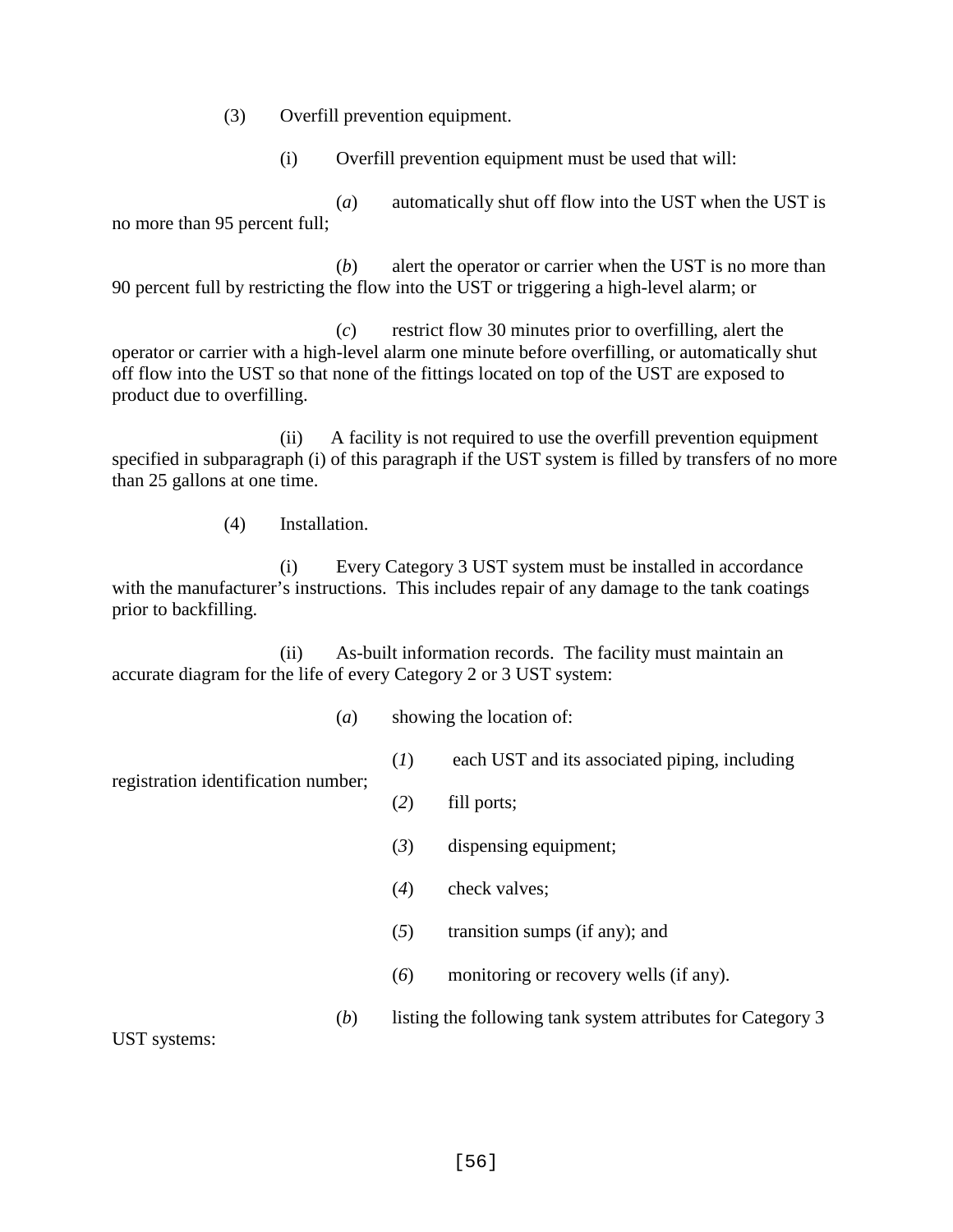(3) Overfill prevention equipment.

(i) Overfill prevention equipment must be used that will:

(*a*) automatically shut off flow into the UST when the UST is no more than 95 percent full;

(*b*) alert the operator or carrier when the UST is no more than 90 percent full by restricting the flow into the UST or triggering a high-level alarm; or

(*c*) restrict flow 30 minutes prior to overfilling, alert the operator or carrier with a high-level alarm one minute before overfilling, or automatically shut off flow into the UST so that none of the fittings located on top of the UST are exposed to product due to overfilling.

(ii) A facility is not required to use the overfill prevention equipment specified in subparagraph (i) of this paragraph if the UST system is filled by transfers of no more than 25 gallons at one time.

(4) Installation.

(i) Every Category 3 UST system must be installed in accordance with the manufacturer's instructions. This includes repair of any damage to the tank coatings prior to backfilling.

(ii) As-built information records. The facility must maintain an accurate diagram for the life of every Category 2 or 3 UST system:

(*a*) showing the location of:

(*1*) each UST and its associated piping, including registration identification number;

(*2*) fill ports;

(*3*) dispensing equipment;

(*4*) check valves;

(*5*) transition sumps (if any); and

(*6*) monitoring or recovery wells (if any).

(*b*) listing the following tank system attributes for Category 3 UST systems: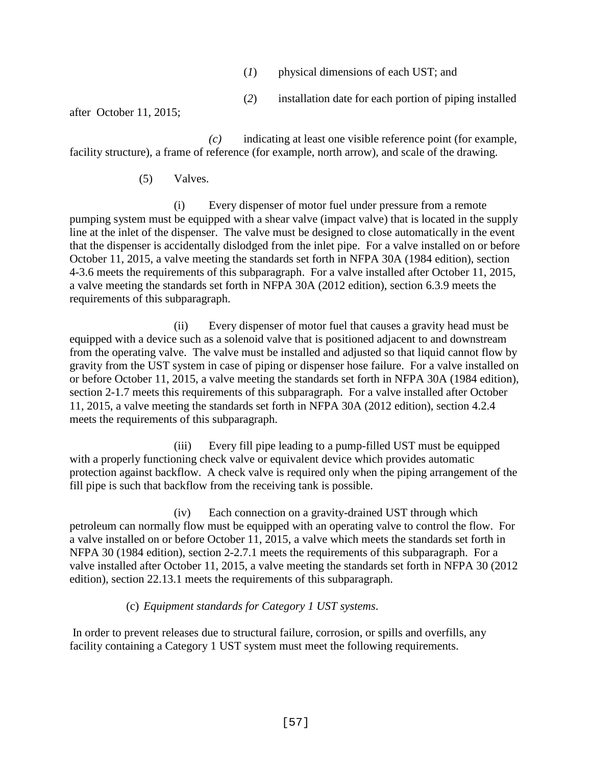(*1*) physical dimensions of each UST; and

(*2*) installation date for each portion of piping installed after October 11, 2015;

*(c)* indicating at least one visible reference point (for example, facility structure), a frame of reference (for example, north arrow), and scale of the drawing.

(5) Valves.

(i) Every dispenser of motor fuel under pressure from a remote pumping system must be equipped with a shear valve (impact valve) that is located in the supply line at the inlet of the dispenser. The valve must be designed to close automatically in the event that the dispenser is accidentally dislodged from the inlet pipe. For a valve installed on or before October 11, 2015, a valve meeting the standards set forth in NFPA 30A (1984 edition), section 4-3.6 meets the requirements of this subparagraph. For a valve installed after October 11, 2015, a valve meeting the standards set forth in NFPA 30A (2012 edition), section 6.3.9 meets the requirements of this subparagraph.

(ii) Every dispenser of motor fuel that causes a gravity head must be equipped with a device such as a solenoid valve that is positioned adjacent to and downstream from the operating valve. The valve must be installed and adjusted so that liquid cannot flow by gravity from the UST system in case of piping or dispenser hose failure. For a valve installed on or before October 11, 2015, a valve meeting the standards set forth in NFPA 30A (1984 edition), section 2-1.7 meets this requirements of this subparagraph. For a valve installed after October 11, 2015, a valve meeting the standards set forth in NFPA 30A (2012 edition), section 4.2.4 meets the requirements of this subparagraph.

(iii) Every fill pipe leading to a pump-filled UST must be equipped with a properly functioning check valve or equivalent device which provides automatic protection against backflow. A check valve is required only when the piping arrangement of the fill pipe is such that backflow from the receiving tank is possible.

(iv) Each connection on a gravity-drained UST through which petroleum can normally flow must be equipped with an operating valve to control the flow. For a valve installed on or before October 11, 2015, a valve which meets the standards set forth in NFPA 30 (1984 edition), section 2-2.7.1 meets the requirements of this subparagraph. For a valve installed after October 11, 2015, a valve meeting the standards set forth in NFPA 30 (2012 edition), section 22.13.1 meets the requirements of this subparagraph.

(c) *Equipment standards for Category 1 UST systems*.

In order to prevent releases due to structural failure, corrosion, or spills and overfills, any facility containing a Category 1 UST system must meet the following requirements.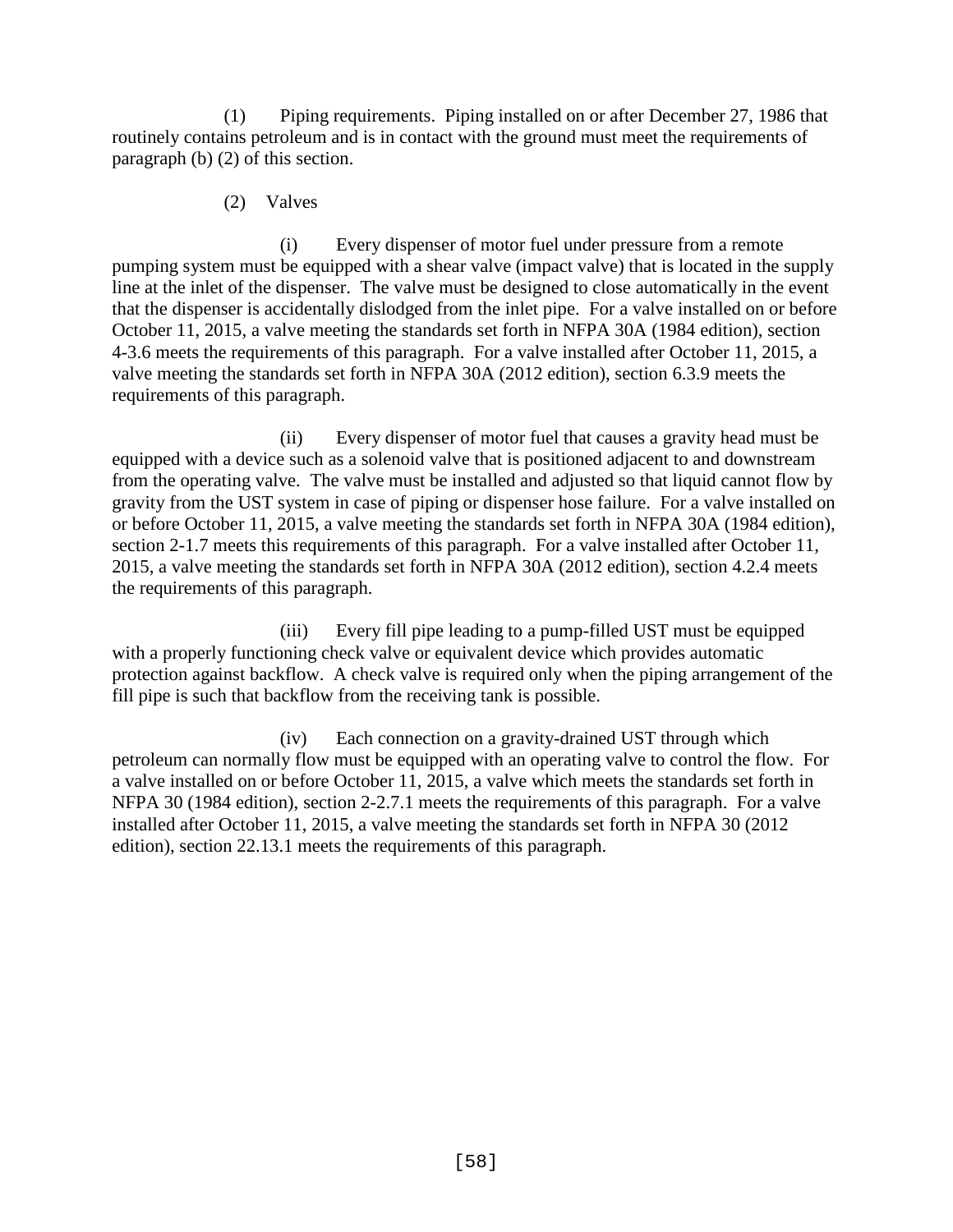(1) Piping requirements. Piping installed on or after December 27, 1986 that routinely contains petroleum and is in contact with the ground must meet the requirements of paragraph (b) (2) of this section.

(2) Valves

(i) Every dispenser of motor fuel under pressure from a remote pumping system must be equipped with a shear valve (impact valve) that is located in the supply line at the inlet of the dispenser. The valve must be designed to close automatically in the event that the dispenser is accidentally dislodged from the inlet pipe. For a valve installed on or before October 11, 2015, a valve meeting the standards set forth in NFPA 30A (1984 edition), section 4-3.6 meets the requirements of this paragraph. For a valve installed after October 11, 2015, a valve meeting the standards set forth in NFPA 30A (2012 edition), section 6.3.9 meets the requirements of this paragraph.

(ii) Every dispenser of motor fuel that causes a gravity head must be equipped with a device such as a solenoid valve that is positioned adjacent to and downstream from the operating valve. The valve must be installed and adjusted so that liquid cannot flow by gravity from the UST system in case of piping or dispenser hose failure. For a valve installed on or before October 11, 2015, a valve meeting the standards set forth in NFPA 30A (1984 edition), section 2-1.7 meets this requirements of this paragraph. For a valve installed after October 11, 2015, a valve meeting the standards set forth in NFPA 30A (2012 edition), section 4.2.4 meets the requirements of this paragraph.

(iii) Every fill pipe leading to a pump-filled UST must be equipped with a properly functioning check valve or equivalent device which provides automatic protection against backflow. A check valve is required only when the piping arrangement of the fill pipe is such that backflow from the receiving tank is possible.

(iv) Each connection on a gravity-drained UST through which petroleum can normally flow must be equipped with an operating valve to control the flow. For a valve installed on or before October 11, 2015, a valve which meets the standards set forth in NFPA 30 (1984 edition), section 2-2.7.1 meets the requirements of this paragraph. For a valve installed after October 11, 2015, a valve meeting the standards set forth in NFPA 30 (2012 edition), section 22.13.1 meets the requirements of this paragraph.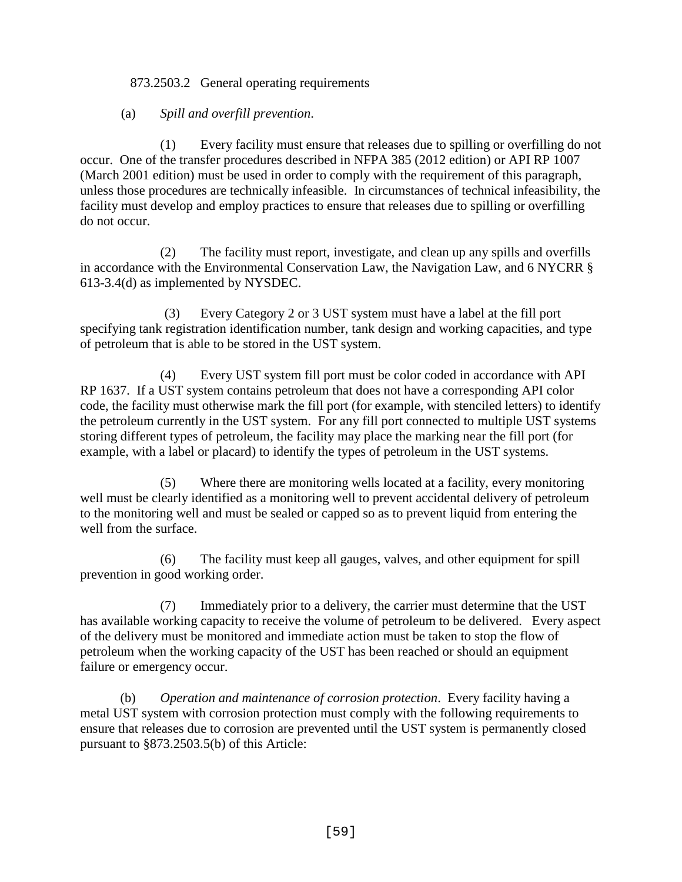873.2503.2 General operating requirements

(a) *Spill and overfill prevention*.

(1) Every facility must ensure that releases due to spilling or overfilling do not occur. One of the transfer procedures described in NFPA 385 (2012 edition) or API RP 1007 (March 2001 edition) must be used in order to comply with the requirement of this paragraph, unless those procedures are technically infeasible. In circumstances of technical infeasibility, the facility must develop and employ practices to ensure that releases due to spilling or overfilling do not occur.

(2) The facility must report, investigate, and clean up any spills and overfills in accordance with the Environmental Conservation Law, the Navigation Law, and 6 NYCRR § 613-3.4(d) as implemented by NYSDEC.

(3) Every Category 2 or 3 UST system must have a label at the fill port specifying tank registration identification number, tank design and working capacities, and type of petroleum that is able to be stored in the UST system.

(4) Every UST system fill port must be color coded in accordance with API RP 1637. If a UST system contains petroleum that does not have a corresponding API color code, the facility must otherwise mark the fill port (for example, with stenciled letters) to identify the petroleum currently in the UST system. For any fill port connected to multiple UST systems storing different types of petroleum, the facility may place the marking near the fill port (for example, with a label or placard) to identify the types of petroleum in the UST systems.

(5) Where there are monitoring wells located at a facility, every monitoring well must be clearly identified as a monitoring well to prevent accidental delivery of petroleum to the monitoring well and must be sealed or capped so as to prevent liquid from entering the well from the surface.

(6) The facility must keep all gauges, valves, and other equipment for spill prevention in good working order.

(7) Immediately prior to a delivery, the carrier must determine that the UST has available working capacity to receive the volume of petroleum to be delivered. Every aspect of the delivery must be monitored and immediate action must be taken to stop the flow of petroleum when the working capacity of the UST has been reached or should an equipment failure or emergency occur.

(b) *Operation and maintenance of corrosion protection*. Every facility having a metal UST system with corrosion protection must comply with the following requirements to ensure that releases due to corrosion are prevented until the UST system is permanently closed pursuant to §873.2503.5(b) of this Article: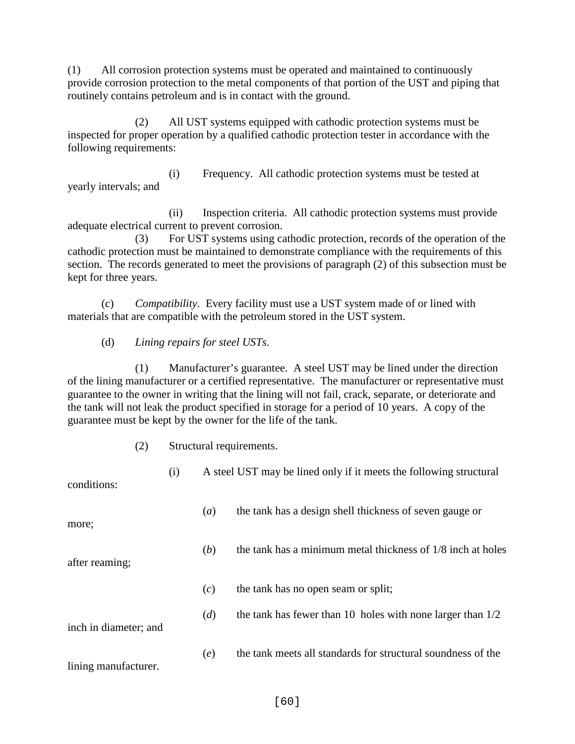(1) All corrosion protection systems must be operated and maintained to continuously provide corrosion protection to the metal components of that portion of the UST and piping that routinely contains petroleum and is in contact with the ground.

(2) All UST systems equipped with cathodic protection systems must be inspected for proper operation by a qualified cathodic protection tester in accordance with the following requirements:

(i) Frequency. All cathodic protection systems must be tested at yearly intervals; and

(ii) Inspection criteria. All cathodic protection systems must provide adequate electrical current to prevent corrosion.

(3) For UST systems using cathodic protection, records of the operation of the cathodic protection must be maintained to demonstrate compliance with the requirements of this section. The records generated to meet the provisions of paragraph (2) of this subsection must be kept for three years.

(c) *Compatibility*. Every facility must use a UST system made of or lined with materials that are compatible with the petroleum stored in the UST system.

(d) *Lining repairs for steel USTs*.

(1) Manufacturer's guarantee. A steel UST may be lined under the direction of the lining manufacturer or a certified representative. The manufacturer or representative must guarantee to the owner in writing that the lining will not fail, crack, separate, or deteriorate and the tank will not leak the product specified in storage for a period of 10 years. A copy of the guarantee must be kept by the owner for the life of the tank.

(2) Structural requirements.

(i) A steel UST may be lined only if it meets the following structural conditions:

(*a*) the tank has a design shell thickness of seven gauge or more;

(*b*) the tank has a minimum metal thickness of 1/8 inch at holes after reaming;

(*c*) the tank has no open seam or split;

(*d*) the tank has fewer than 10 holes with none larger than 1/2 inch in diameter; and

(*e*) the tank meets all standards for structural soundness of the lining manufacturer.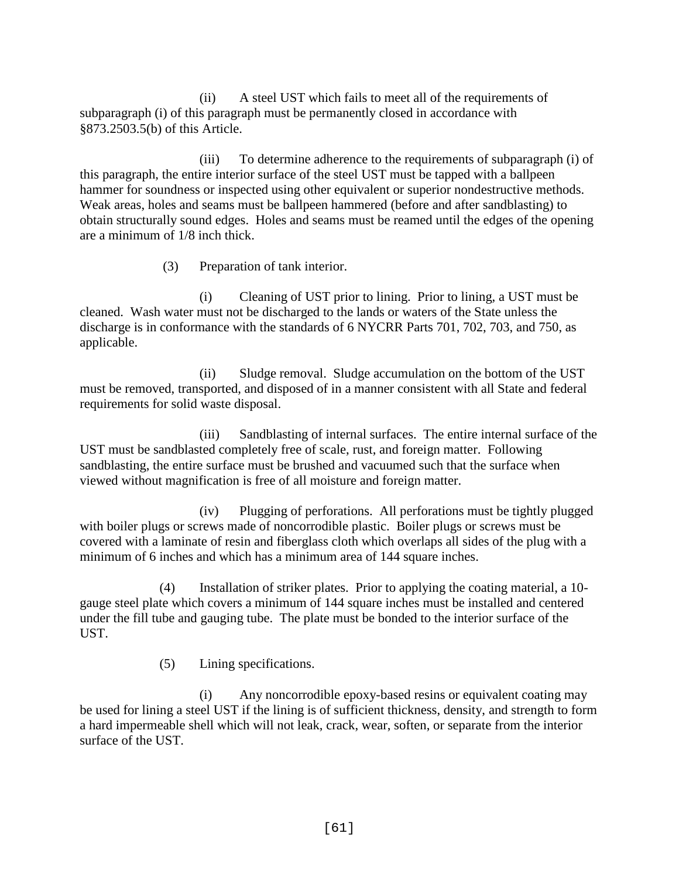(ii) A steel UST which fails to meet all of the requirements of subparagraph (i) of this paragraph must be permanently closed in accordance with §873.2503.5(b) of this Article.

(iii) To determine adherence to the requirements of subparagraph (i) of this paragraph, the entire interior surface of the steel UST must be tapped with a ballpeen hammer for soundness or inspected using other equivalent or superior nondestructive methods. Weak areas, holes and seams must be ballpeen hammered (before and after sandblasting) to obtain structurally sound edges. Holes and seams must be reamed until the edges of the opening are a minimum of 1/8 inch thick.

(3) Preparation of tank interior.

(i) Cleaning of UST prior to lining. Prior to lining, a UST must be cleaned. Wash water must not be discharged to the lands or waters of the State unless the discharge is in conformance with the standards of 6 NYCRR Parts 701, 702, 703, and 750, as applicable.

(ii) Sludge removal. Sludge accumulation on the bottom of the UST must be removed, transported, and disposed of in a manner consistent with all State and federal requirements for solid waste disposal.

(iii) Sandblasting of internal surfaces. The entire internal surface of the UST must be sandblasted completely free of scale, rust, and foreign matter. Following sandblasting, the entire surface must be brushed and vacuumed such that the surface when viewed without magnification is free of all moisture and foreign matter.

(iv) Plugging of perforations. All perforations must be tightly plugged with boiler plugs or screws made of noncorrodible plastic. Boiler plugs or screws must be covered with a laminate of resin and fiberglass cloth which overlaps all sides of the plug with a minimum of 6 inches and which has a minimum area of 144 square inches.

(4) Installation of striker plates. Prior to applying the coating material, a 10-gauge steel plate which covers a minimum of 144 square inches must be installed and centered under the fill tube and gauging tube. The plate must be bonded to the interior surface of the UST.

(5) Lining specifications.

(i) Any noncorrodible epoxy-based resins or equivalent coating may be used for lining a steel UST if the lining is of sufficient thickness, density, and strength to form a hard impermeable shell which will not leak, crack, wear, soften, or separate from the interior surface of the UST.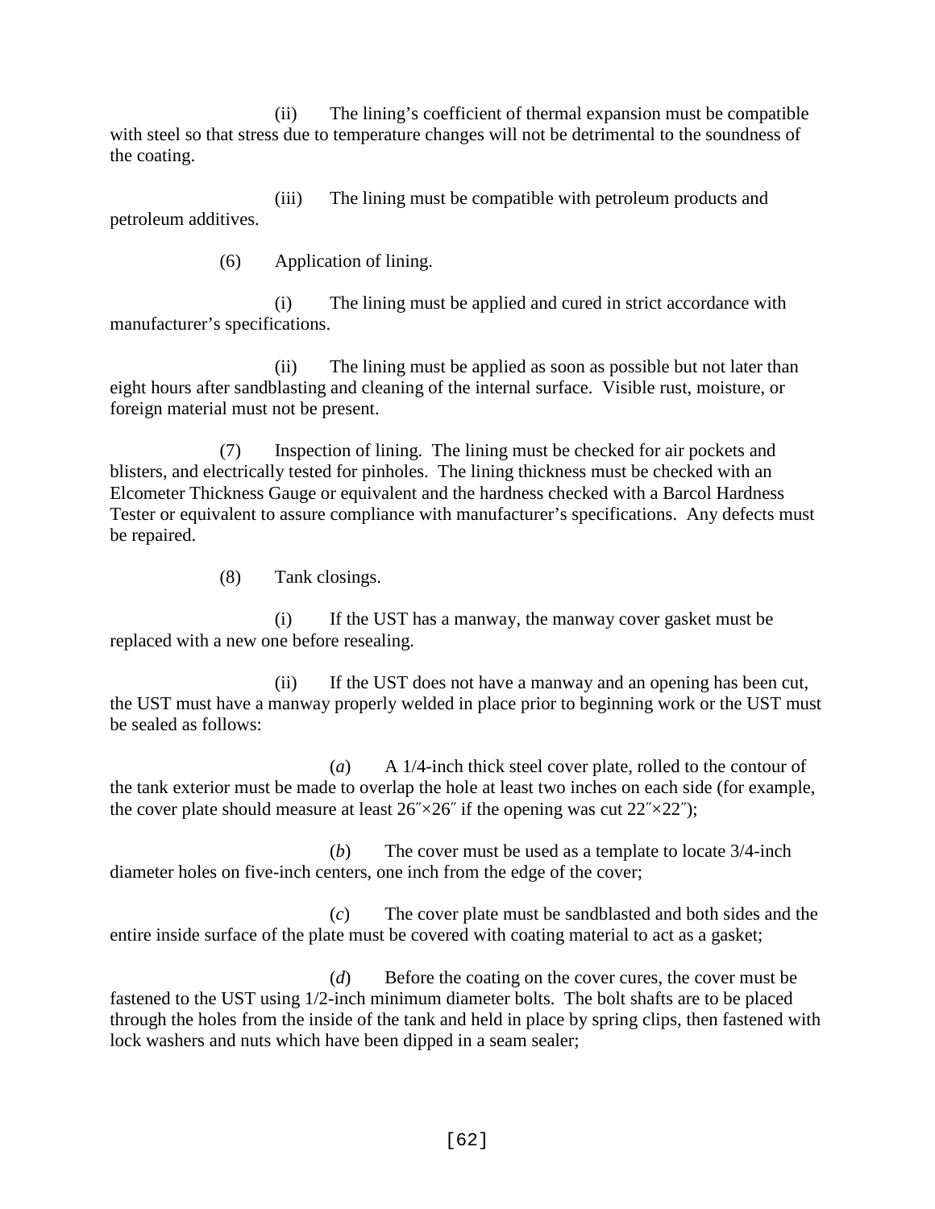(ii) The lining's coefficient of thermal expansion must be compatible with steel so that stress due to temperature changes will not be detrimental to the soundness of the coating.

(iii) The lining must be compatible with petroleum products and petroleum additives.

(6) Application of lining.

(i) The lining must be applied and cured in strict accordance with manufacturer's specifications.

(ii) The lining must be applied as soon as possible but not later than eight hours after sandblasting and cleaning of the internal surface. Visible rust, moisture, or foreign material must not be present.

(7) Inspection of lining. The lining must be checked for air pockets and blisters, and electrically tested for pinholes. The lining thickness must be checked with an Elcometer Thickness Gauge or equivalent and the hardness checked with a Barcol Hardness Tester or equivalent to assure compliance with manufacturer's specifications. Any defects must be repaired.

(8) Tank closings.

(i) If the UST has a manway, the manway cover gasket must be replaced with a new one before resealing.

(ii) If the UST does not have a manway and an opening has been cut, the UST must have a manway properly welded in place prior to beginning work or the UST must be sealed as follows:

(*a*) A 1/4-inch thick steel cover plate, rolled to the contour of the tank exterior must be made to overlap the hole at least two inches on each side (for example, the cover plate should measure at least 26″×26″ if the opening was cut 22″×22″);

(*b*) The cover must be used as a template to locate 3/4-inch diameter holes on five-inch centers, one inch from the edge of the cover;

(*c*) The cover plate must be sandblasted and both sides and the entire inside surface of the plate must be covered with coating material to act as a gasket;

(*d*) Before the coating on the cover cures, the cover must be fastened to the UST using 1/2-inch minimum diameter bolts. The bolt shafts are to be placed through the holes from the inside of the tank and held in place by spring clips, then fastened with lock washers and nuts which have been dipped in a seam sealer;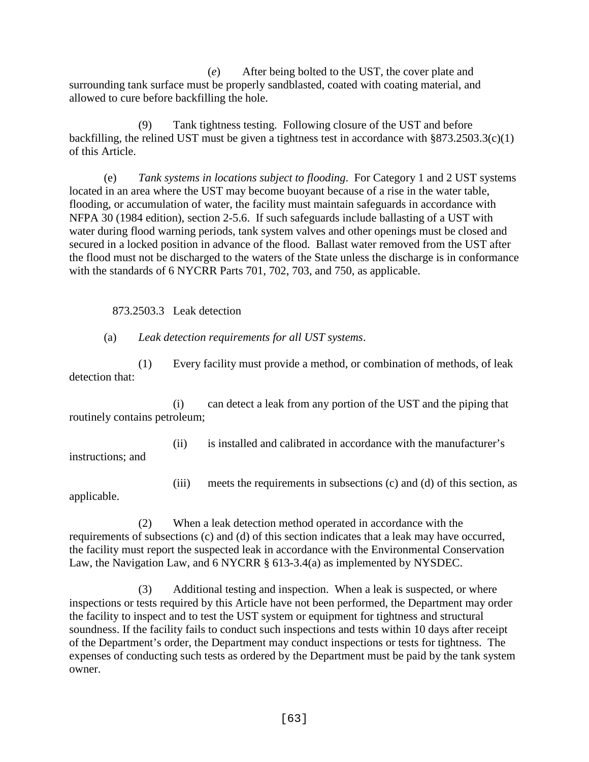(*e*) After being bolted to the UST, the cover plate and surrounding tank surface must be properly sandblasted, coated with coating material, and allowed to cure before backfilling the hole.

(9) Tank tightness testing. Following closure of the UST and before backfilling, the relined UST must be given a tightness test in accordance with §873.2503.3(c)(1) of this Article.

(e) *Tank systems in locations subject to flooding*. For Category 1 and 2 UST systems located in an area where the UST may become buoyant because of a rise in the water table, flooding, or accumulation of water, the facility must maintain safeguards in accordance with NFPA 30 (1984 edition), section 2-5.6. If such safeguards include ballasting of a UST with water during flood warning periods, tank system valves and other openings must be closed and secured in a locked position in advance of the flood. Ballast water removed from the UST after the flood must not be discharged to the waters of the State unless the discharge is in conformance with the standards of 6 NYCRR Parts 701, 702, 703, and 750, as applicable.

873.2503.3 Leak detection

(a) *Leak detection requirements for all UST systems*.

(1) Every facility must provide a method, or combination of methods, of leak detection that:

(i) can detect a leak from any portion of the UST and the piping that routinely contains petroleum;

(ii) is installed and calibrated in accordance with the manufacturer's instructions; and

(iii) meets the requirements in subsections (c) and (d) of this section, as applicable.

(2) When a leak detection method operated in accordance with the requirements of subsections (c) and (d) of this section indicates that a leak may have occurred, the facility must report the suspected leak in accordance with the Environmental Conservation Law, the Navigation Law, and 6 NYCRR § 613-3.4(a) as implemented by NYSDEC.

(3) Additional testing and inspection. When a leak is suspected, or where inspections or tests required by this Article have not been performed, the Department may order the facility to inspect and to test the UST system or equipment for tightness and structural soundness. If the facility fails to conduct such inspections and tests within 10 days after receipt of the Department's order, the Department may conduct inspections or tests for tightness. The expenses of conducting such tests as ordered by the Department must be paid by the tank system owner.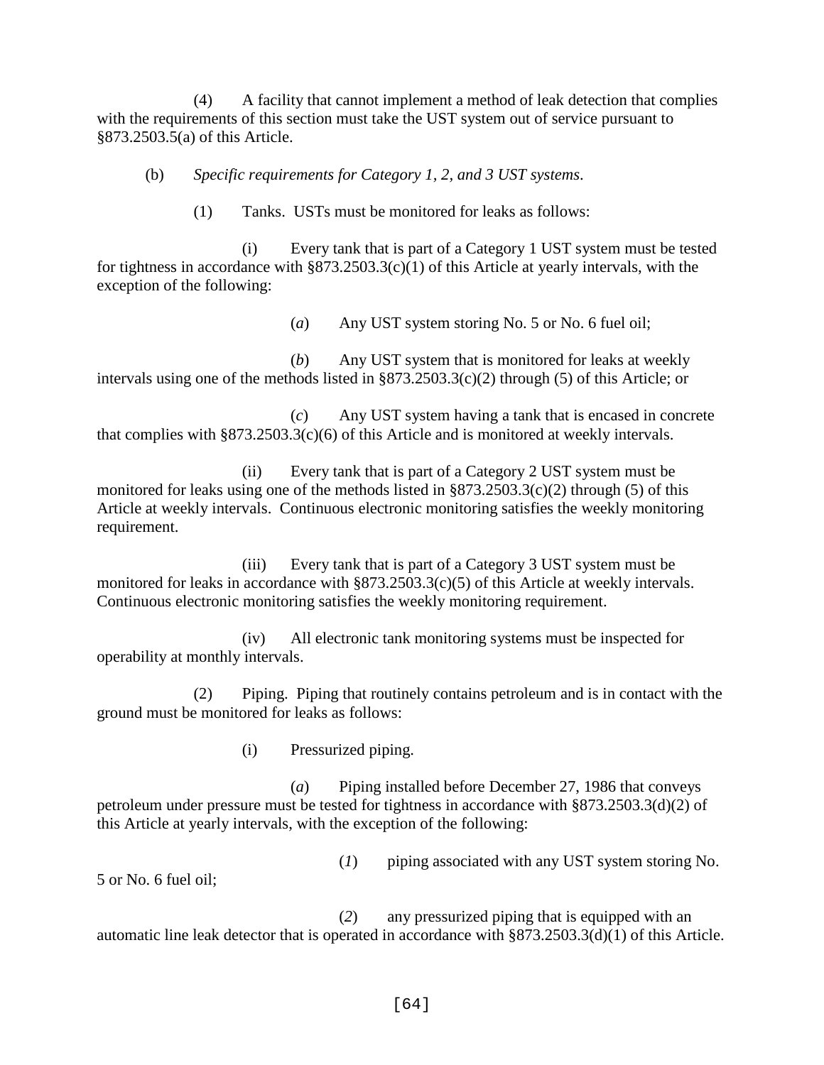(4) A facility that cannot implement a method of leak detection that complies with the requirements of this section must take the UST system out of service pursuant to §873.2503.5(a) of this Article.

(b) *Specific requirements for Category 1, 2, and 3 UST systems*.

(1) Tanks. USTs must be monitored for leaks as follows:

(i) Every tank that is part of a Category 1 UST system must be tested for tightness in accordance with §873.2503.3(c)(1) of this Article at yearly intervals, with the exception of the following:

(*a*) Any UST system storing No. 5 or No. 6 fuel oil;

(*b*) Any UST system that is monitored for leaks at weekly intervals using one of the methods listed in §873.2503.3(c)(2) through (5) of this Article; or

(*c*) Any UST system having a tank that is encased in concrete that complies with §873.2503.3(c)(6) of this Article and is monitored at weekly intervals.

(ii) Every tank that is part of a Category 2 UST system must be monitored for leaks using one of the methods listed in §873.2503.3(c)(2) through (5) of this Article at weekly intervals. Continuous electronic monitoring satisfies the weekly monitoring requirement.

(iii) Every tank that is part of a Category 3 UST system must be monitored for leaks in accordance with §873.2503.3(c)(5) of this Article at weekly intervals. Continuous electronic monitoring satisfies the weekly monitoring requirement.

(iv) All electronic tank monitoring systems must be inspected for operability at monthly intervals.

(2) Piping. Piping that routinely contains petroleum and is in contact with the ground must be monitored for leaks as follows:

(i) Pressurized piping.

(*a*) Piping installed before December 27, 1986 that conveys petroleum under pressure must be tested for tightness in accordance with §873.2503.3(d)(2) of this Article at yearly intervals, with the exception of the following:

(*1*) piping associated with any UST system storing No. 5 or No. 6 fuel oil;

(*2*) any pressurized piping that is equipped with an automatic line leak detector that is operated in accordance with §873.2503.3(d)(1) of this Article.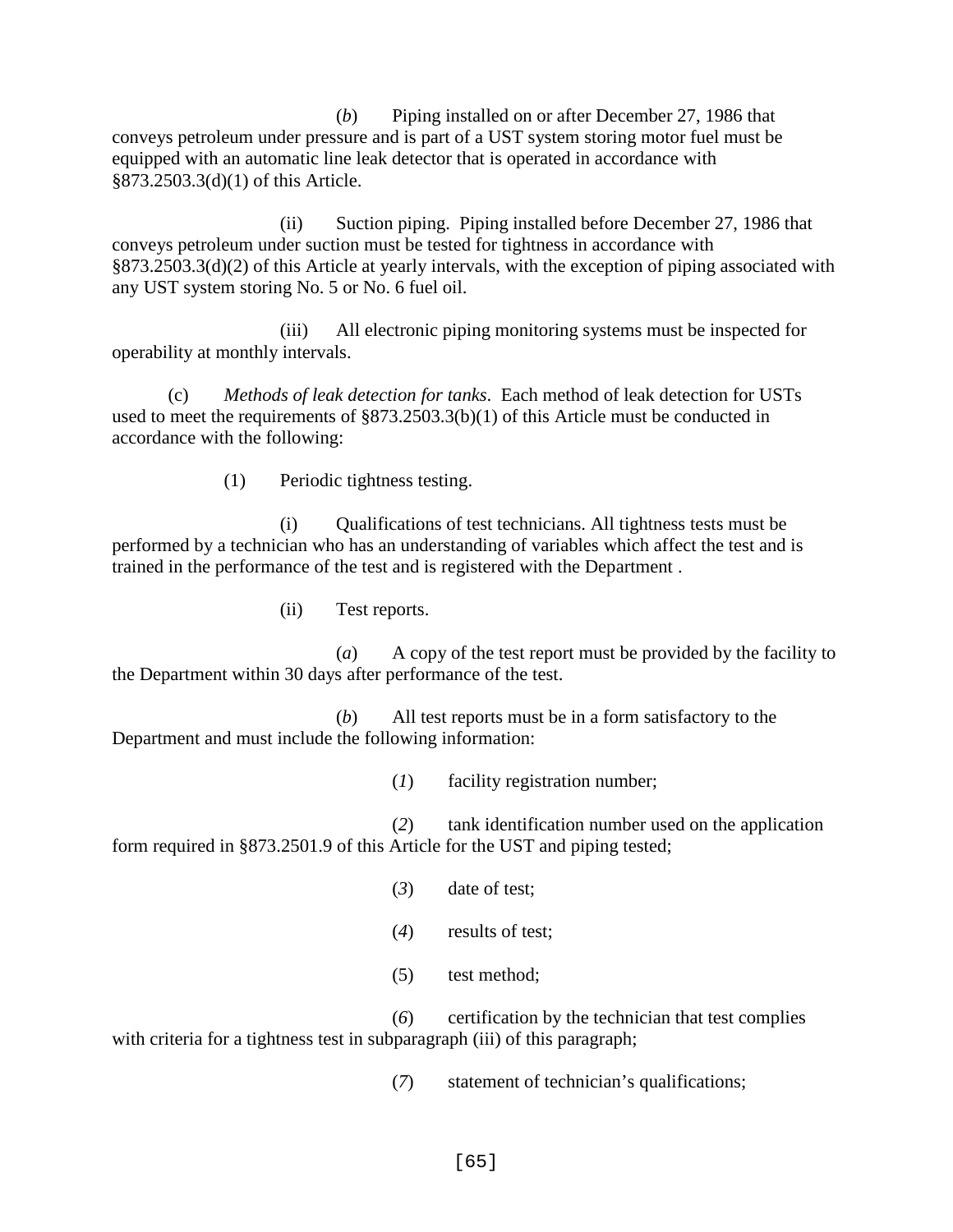(*b*) Piping installed on or after December 27, 1986 that conveys petroleum under pressure and is part of a UST system storing motor fuel must be equipped with an automatic line leak detector that is operated in accordance with §873.2503.3(d)(1) of this Article.

(ii) Suction piping. Piping installed before December 27, 1986 that conveys petroleum under suction must be tested for tightness in accordance with §873.2503.3(d)(2) of this Article at yearly intervals, with the exception of piping associated with any UST system storing No. 5 or No. 6 fuel oil.

(iii) All electronic piping monitoring systems must be inspected for operability at monthly intervals.

(c) *Methods of leak detection for tanks*. Each method of leak detection for USTs used to meet the requirements of §873.2503.3(b)(1) of this Article must be conducted in accordance with the following:

(1) Periodic tightness testing.

(i) Qualifications of test technicians. All tightness tests must be performed by a technician who has an understanding of variables which affect the test and is trained in the performance of the test and is registered with the Department .

(ii) Test reports.

(*a*) A copy of the test report must be provided by the facility to the Department within 30 days after performance of the test.

(*b*) All test reports must be in a form satisfactory to the Department and must include the following information:

(*1*) facility registration number;

(*2*) tank identification number used on the application form required in §873.2501.9 of this Article for the UST and piping tested;

(*3*) date of test;

(*4*) results of test;

(5) test method;

(*6*) certification by the technician that test complies with criteria for a tightness test in subparagraph (iii) of this paragraph;

(*7*) statement of technician's qualifications;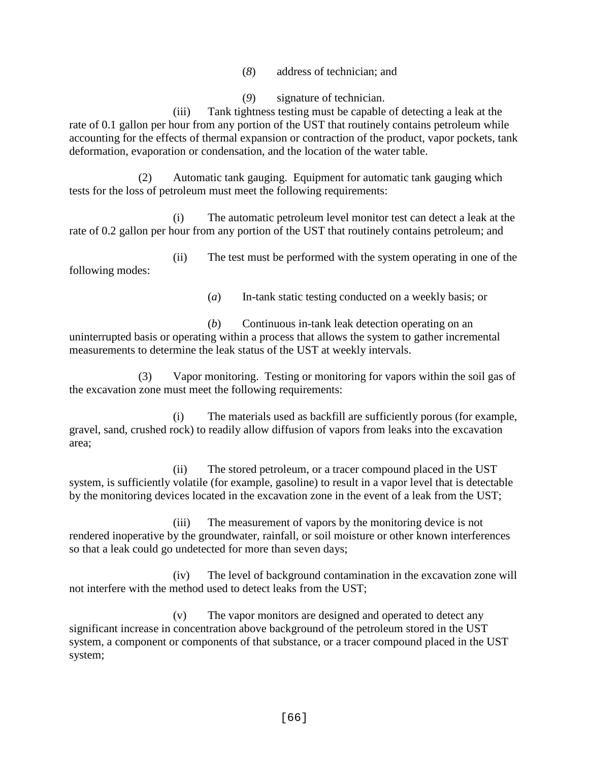(*8*) address of technician; and

(*9*) signature of technician.

(iii) Tank tightness testing must be capable of detecting a leak at the rate of 0.1 gallon per hour from any portion of the UST that routinely contains petroleum while accounting for the effects of thermal expansion or contraction of the product, vapor pockets, tank deformation, evaporation or condensation, and the location of the water table.

(2) Automatic tank gauging. Equipment for automatic tank gauging which tests for the loss of petroleum must meet the following requirements:

(i) The automatic petroleum level monitor test can detect a leak at the rate of 0.2 gallon per hour from any portion of the UST that routinely contains petroleum; and

(ii) The test must be performed with the system operating in one of the following modes:

(*a*) In-tank static testing conducted on a weekly basis; or

(*b*) Continuous in-tank leak detection operating on an uninterrupted basis or operating within a process that allows the system to gather incremental measurements to determine the leak status of the UST at weekly intervals.

(3) Vapor monitoring. Testing or monitoring for vapors within the soil gas of the excavation zone must meet the following requirements:

(i) The materials used as backfill are sufficiently porous (for example, gravel, sand, crushed rock) to readily allow diffusion of vapors from leaks into the excavation area;

(ii) The stored petroleum, or a tracer compound placed in the UST system, is sufficiently volatile (for example, gasoline) to result in a vapor level that is detectable by the monitoring devices located in the excavation zone in the event of a leak from the UST;

(iii) The measurement of vapors by the monitoring device is not rendered inoperative by the groundwater, rainfall, or soil moisture or other known interferences so that a leak could go undetected for more than seven days;

(iv) The level of background contamination in the excavation zone will not interfere with the method used to detect leaks from the UST;

(v) The vapor monitors are designed and operated to detect any significant increase in concentration above background of the petroleum stored in the UST system, a component or components of that substance, or a tracer compound placed in the UST system;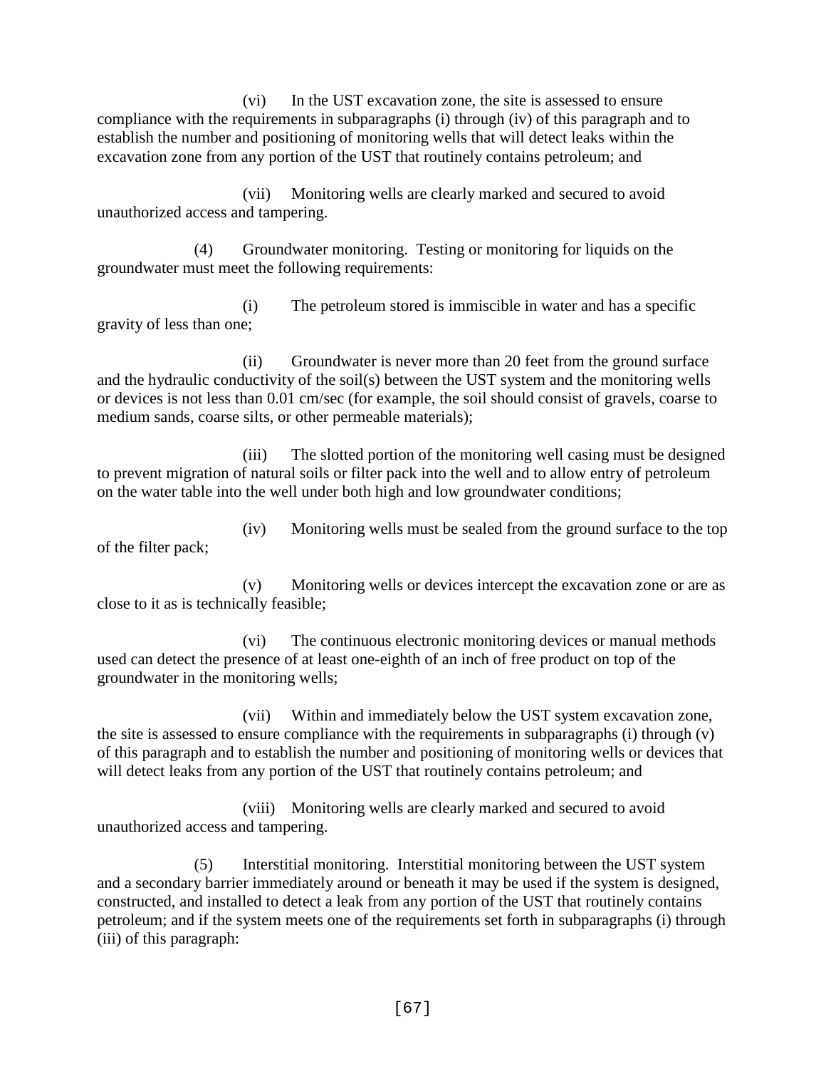(vi) In the UST excavation zone, the site is assessed to ensure compliance with the requirements in subparagraphs (i) through (iv) of this paragraph and to establish the number and positioning of monitoring wells that will detect leaks within the excavation zone from any portion of the UST that routinely contains petroleum; and

(vii) Monitoring wells are clearly marked and secured to avoid unauthorized access and tampering.

(4) Groundwater monitoring. Testing or monitoring for liquids on the groundwater must meet the following requirements:

(i) The petroleum stored is immiscible in water and has a specific gravity of less than one;

(ii) Groundwater is never more than 20 feet from the ground surface and the hydraulic conductivity of the soil(s) between the UST system and the monitoring wells or devices is not less than 0.01 cm/sec (for example, the soil should consist of gravels, coarse to medium sands, coarse silts, or other permeable materials);

(iii) The slotted portion of the monitoring well casing must be designed to prevent migration of natural soils or filter pack into the well and to allow entry of petroleum on the water table into the well under both high and low groundwater conditions;

(iv) Monitoring wells must be sealed from the ground surface to the top of the filter pack;

(v) Monitoring wells or devices intercept the excavation zone or are as close to it as is technically feasible;

(vi) The continuous electronic monitoring devices or manual methods used can detect the presence of at least one-eighth of an inch of free product on top of the groundwater in the monitoring wells;

(vii) Within and immediately below the UST system excavation zone, the site is assessed to ensure compliance with the requirements in subparagraphs (i) through (v) of this paragraph and to establish the number and positioning of monitoring wells or devices that will detect leaks from any portion of the UST that routinely contains petroleum; and

(viii) Monitoring wells are clearly marked and secured to avoid unauthorized access and tampering.

(5) Interstitial monitoring. Interstitial monitoring between the UST system and a secondary barrier immediately around or beneath it may be used if the system is designed, constructed, and installed to detect a leak from any portion of the UST that routinely contains petroleum; and if the system meets one of the requirements set forth in subparagraphs (i) through (iii) of this paragraph: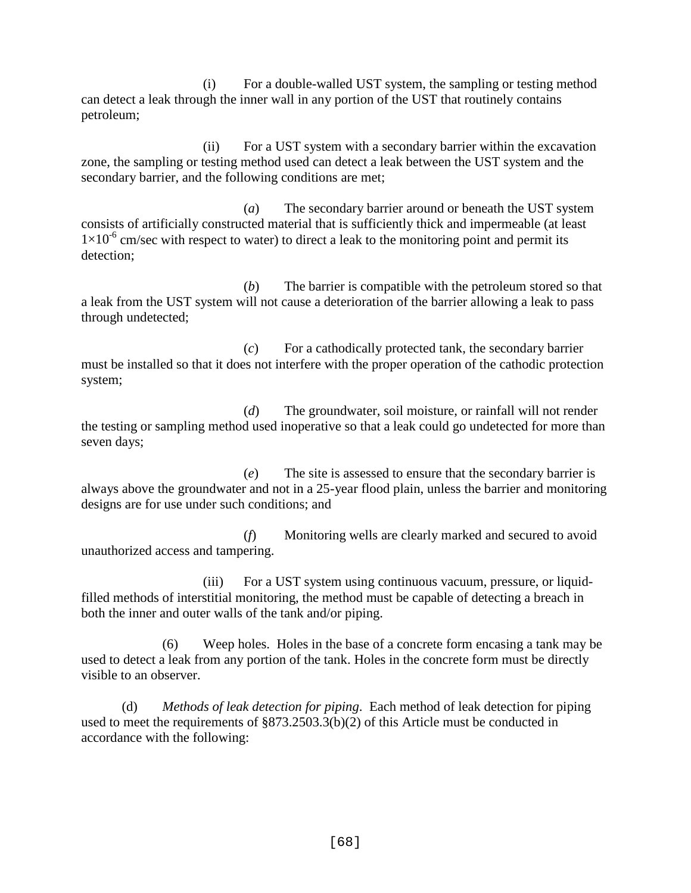(i) For a double-walled UST system, the sampling or testing method can detect a leak through the inner wall in any portion of the UST that routinely contains petroleum;

(ii) For a UST system with a secondary barrier within the excavation zone, the sampling or testing method used can detect a leak between the UST system and the secondary barrier, and the following conditions are met;

(*a*) The secondary barrier around or beneath the UST system consists of artificially constructed material that is sufficiently thick and impermeable (at least $1 \times 10^{-6}$ cm/sec with respect to water) to direct a leak to the monitoring point and permit its detection;

(*b*) The barrier is compatible with the petroleum stored so that a leak from the UST system will not cause a deterioration of the barrier allowing a leak to pass through undetected;

(*c*) For a cathodically protected tank, the secondary barrier must be installed so that it does not interfere with the proper operation of the cathodic protection system;

(*d*) The groundwater, soil moisture, or rainfall will not render the testing or sampling method used inoperative so that a leak could go undetected for more than seven days;

(*e*) The site is assessed to ensure that the secondary barrier is always above the groundwater and not in a 25-year flood plain, unless the barrier and monitoring designs are for use under such conditions; and

(*f*) Monitoring wells are clearly marked and secured to avoid unauthorized access and tampering.

(iii) For a UST system using continuous vacuum, pressure, or liquid-filled methods of interstitial monitoring, the method must be capable of detecting a breach in both the inner and outer walls of the tank and/or piping.

(6) Weep holes. Holes in the base of a concrete form encasing a tank may be used to detect a leak from any portion of the tank. Holes in the concrete form must be directly visible to an observer.

(d) *Methods of leak detection for piping*. Each method of leak detection for piping used to meet the requirements of §873.2503.3(b)(2) of this Article must be conducted in accordance with the following: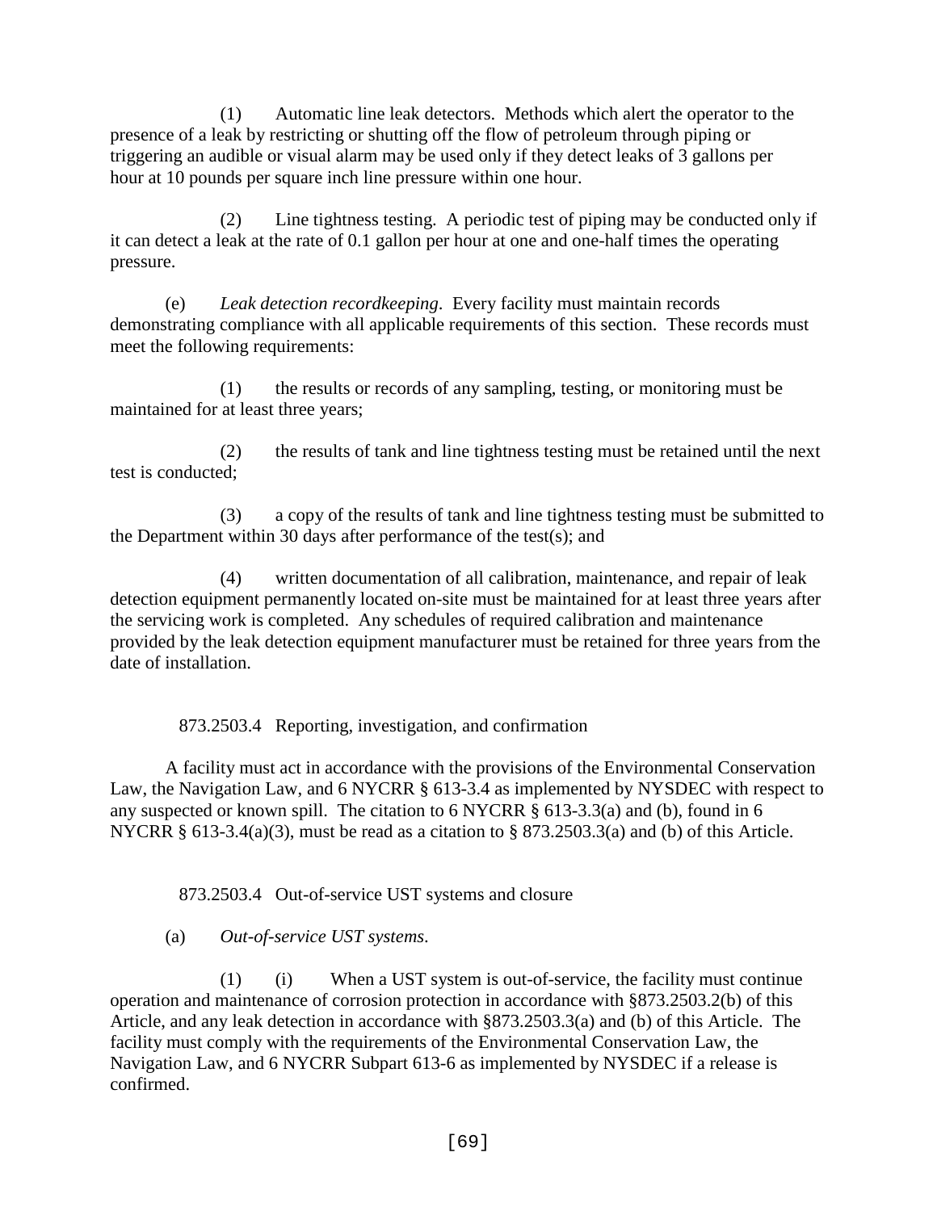(1) Automatic line leak detectors. Methods which alert the operator to the presence of a leak by restricting or shutting off the flow of petroleum through piping or triggering an audible or visual alarm may be used only if they detect leaks of 3 gallons per hour at 10 pounds per square inch line pressure within one hour.

(2) Line tightness testing. A periodic test of piping may be conducted only if it can detect a leak at the rate of 0.1 gallon per hour at one and one-half times the operating pressure.

(e) *Leak detection recordkeeping*. Every facility must maintain records demonstrating compliance with all applicable requirements of this section. These records must meet the following requirements:

(1) the results or records of any sampling, testing, or monitoring must be maintained for at least three years;

(2) the results of tank and line tightness testing must be retained until the next test is conducted;

(3) a copy of the results of tank and line tightness testing must be submitted to the Department within 30 days after performance of the test(s); and

(4) written documentation of all calibration, maintenance, and repair of leak detection equipment permanently located on-site must be maintained for at least three years after the servicing work is completed. Any schedules of required calibration and maintenance provided by the leak detection equipment manufacturer must be retained for three years from the date of installation.

873.2503.4 Reporting, investigation, and confirmation

A facility must act in accordance with the provisions of the Environmental Conservation Law, the Navigation Law, and 6 NYCRR § 613-3.4 as implemented by NYSDEC with respect to any suspected or known spill. The citation to 6 NYCRR § 613-3.3(a) and (b), found in 6 NYCRR § 613-3.4(a)(3), must be read as a citation to § 873.2503.3(a) and (b) of this Article.

873.2503.4 Out-of-service UST systems and closure

(a) *Out-of-service UST systems.*

(1) (i) When a UST system is out-of-service, the facility must continue operation and maintenance of corrosion protection in accordance with §873.2503.2(b) of this Article, and any leak detection in accordance with §873.2503.3(a) and (b) of this Article. The facility must comply with the requirements of the Environmental Conservation Law, the Navigation Law, and 6 NYCRR Subpart 613-6 as implemented by NYSDEC if a release is confirmed.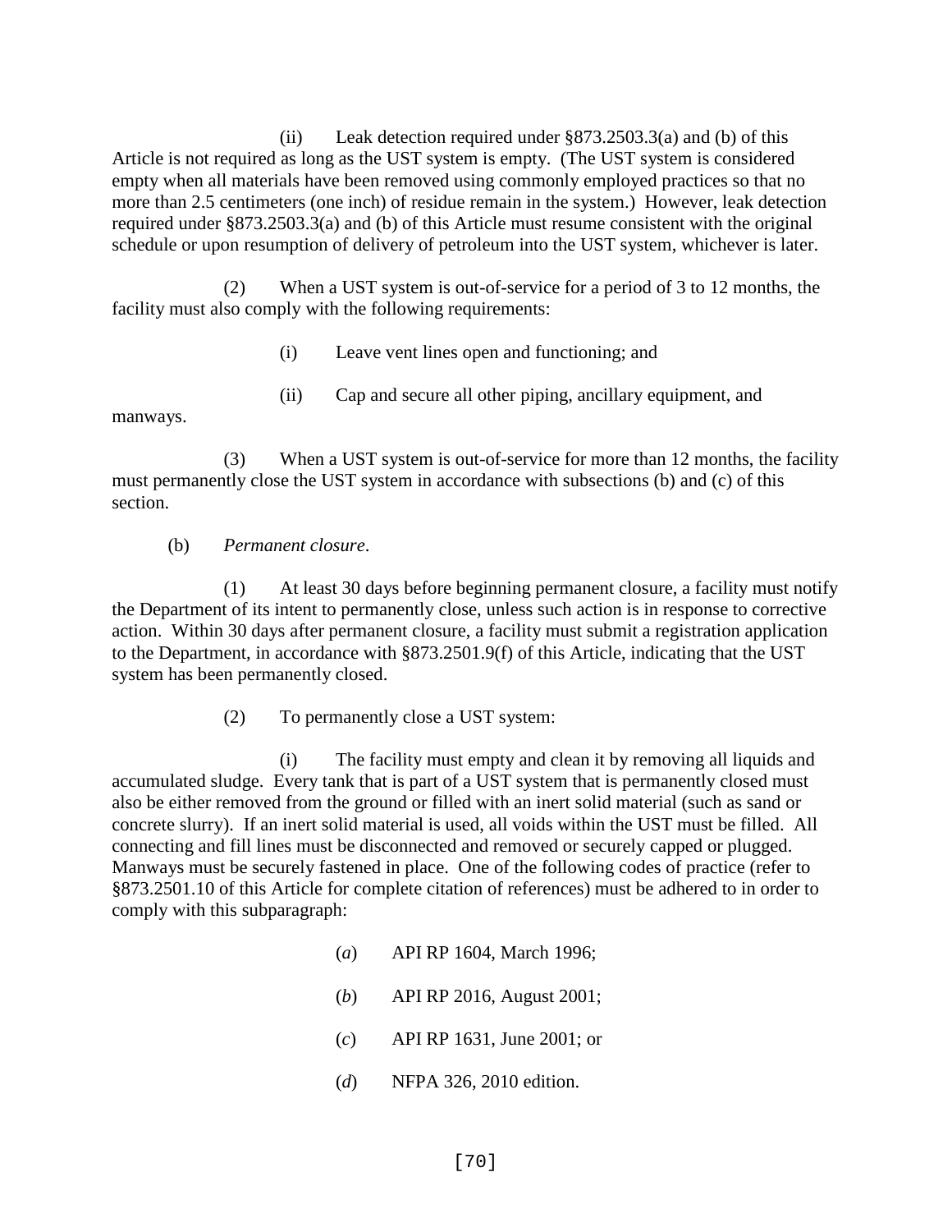(ii) Leak detection required under §873.2503.3(a) and (b) of this Article is not required as long as the UST system is empty. (The UST system is considered empty when all materials have been removed using commonly employed practices so that no more than 2.5 centimeters (one inch) of residue remain in the system.) However, leak detection required under §873.2503.3(a) and (b) of this Article must resume consistent with the original schedule or upon resumption of delivery of petroleum into the UST system, whichever is later.

(2) When a UST system is out-of-service for a period of 3 to 12 months, the facility must also comply with the following requirements:

(i) Leave vent lines open and functioning; and

(ii) Cap and secure all other piping, ancillary equipment, and manways.

(3) When a UST system is out-of-service for more than 12 months, the facility must permanently close the UST system in accordance with subsections (b) and (c) of this section.

(b) *Permanent closure*.

(1) At least 30 days before beginning permanent closure, a facility must notify the Department of its intent to permanently close, unless such action is in response to corrective action. Within 30 days after permanent closure, a facility must submit a registration application to the Department, in accordance with §873.2501.9(f) of this Article, indicating that the UST system has been permanently closed.

(2) To permanently close a UST system:

(i) The facility must empty and clean it by removing all liquids and accumulated sludge. Every tank that is part of a UST system that is permanently closed must also be either removed from the ground or filled with an inert solid material (such as sand or concrete slurry). If an inert solid material is used, all voids within the UST must be filled. All connecting and fill lines must be disconnected and removed or securely capped or plugged. Manways must be securely fastened in place. One of the following codes of practice (refer to §873.2501.10 of this Article for complete citation of references) must be adhered to in order to comply with this subparagraph:

(*a*) API RP 1604, March 1996;

(*b*) API RP 2016, August 2001;

(*c*) API RP 1631, June 2001; or

(*d*) NFPA 326, 2010 edition.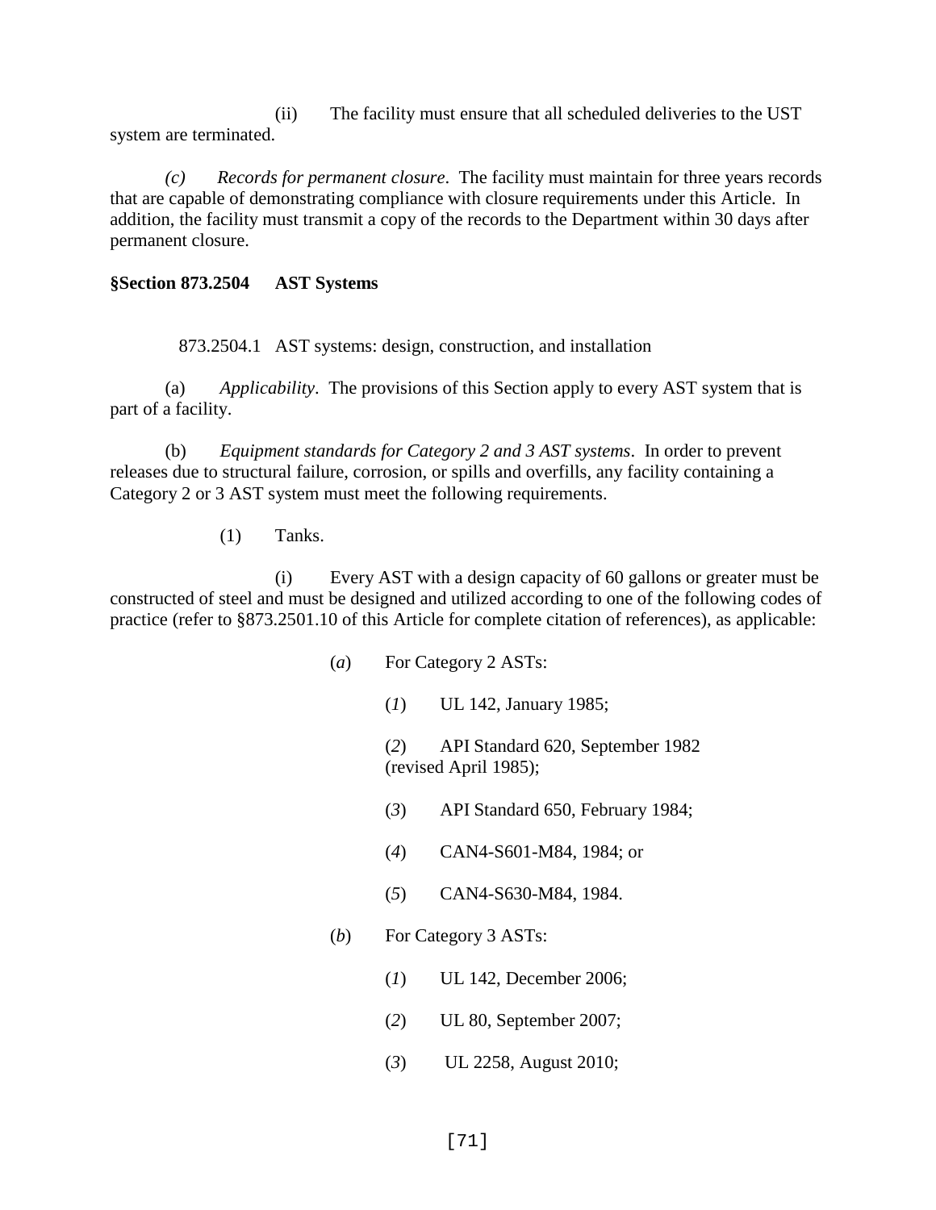(ii) The facility must ensure that all scheduled deliveries to the UST system are terminated.

*(c) Records for permanent closure*. The facility must maintain for three years records that are capable of demonstrating compliance with closure requirements under this Article. In addition, the facility must transmit a copy of the records to the Department within 30 days after permanent closure.

**§Section 873.2504 AST Systems**

873.2504.1 AST systems: design, construction, and installation

(a) *Applicability*. The provisions of this Section apply to every AST system that is part of a facility.

(b) *Equipment standards for Category 2 and 3 AST systems*. In order to prevent releases due to structural failure, corrosion, or spills and overfills, any facility containing a Category 2 or 3 AST system must meet the following requirements.

(1) Tanks.

(i) Every AST with a design capacity of 60 gallons or greater must be constructed of steel and must be designed and utilized according to one of the following codes of practice (refer to §873.2501.10 of this Article for complete citation of references), as applicable:

(*a*) For Category 2 ASTs:

(*1*) UL 142, January 1985;

(*2*) API Standard 620, September 1982 (revised April 1985);

(*3*) API Standard 650, February 1984;

(*4*) CAN4-S601-M84, 1984; or

(*5*) CAN4-S630-M84, 1984.

(*b*) For Category 3 ASTs:

(*1*) UL 142, December 2006;

(*2*) UL 80, September 2007;

(*3*) UL 2258, August 2010;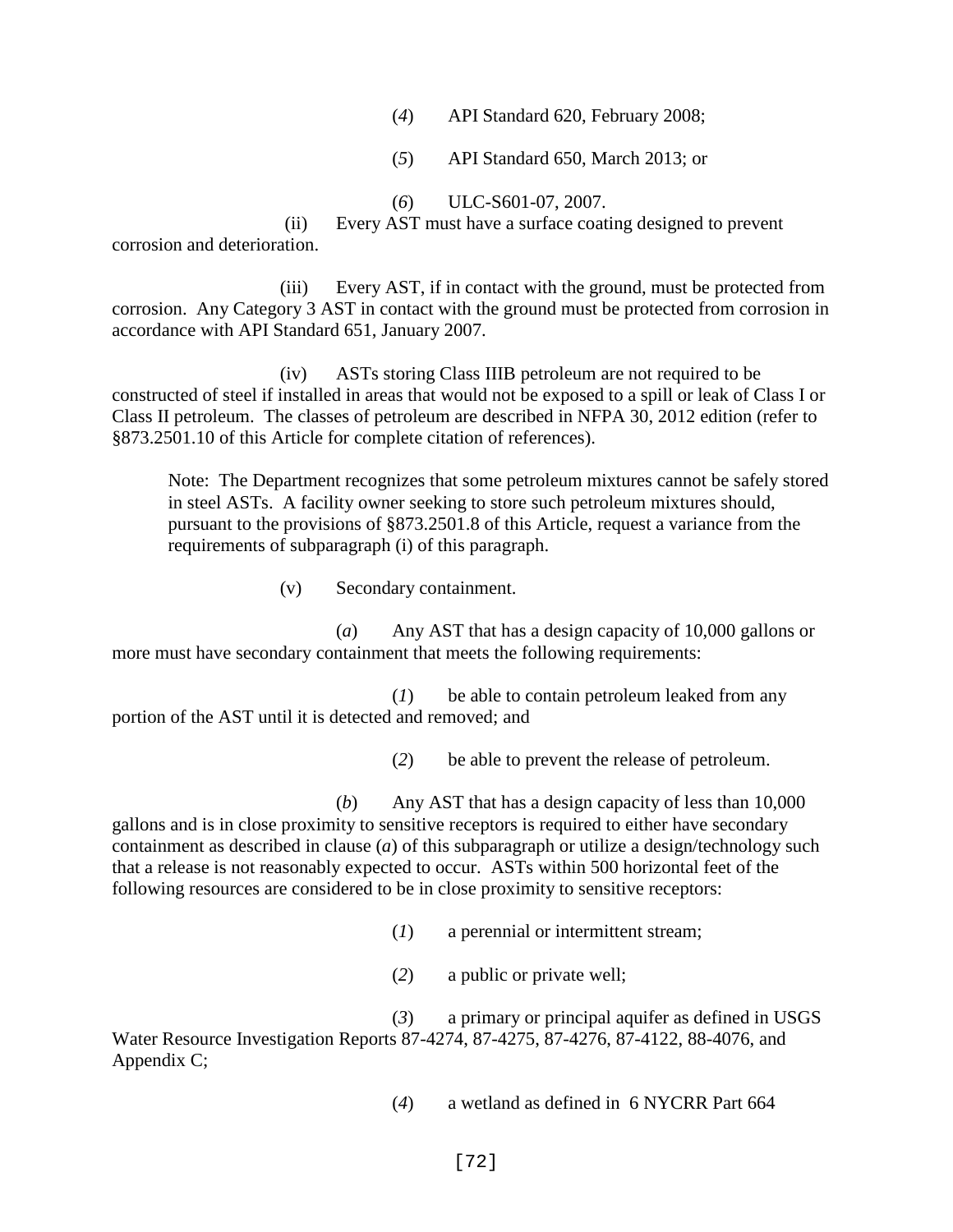(*4*) API Standard 620, February 2008;

(*5*) API Standard 650, March 2013; or

(*6*) ULC-S601-07, 2007.

(ii) Every AST must have a surface coating designed to prevent corrosion and deterioration.

(iii) Every AST, if in contact with the ground, must be protected from corrosion. Any Category 3 AST in contact with the ground must be protected from corrosion in accordance with API Standard 651, January 2007.

(iv) ASTs storing Class IIIB petroleum are not required to be constructed of steel if installed in areas that would not be exposed to a spill or leak of Class I or Class II petroleum. The classes of petroleum are described in NFPA 30, 2012 edition (refer to §873.2501.10 of this Article for complete citation of references).

> Note: The Department recognizes that some petroleum mixtures cannot be safely stored in steel ASTs. A facility owner seeking to store such petroleum mixtures should, pursuant to the provisions of §873.2501.8 of this Article, request a variance from the requirements of subparagraph (i) of this paragraph.

(v) Secondary containment.

(*a*) Any AST that has a design capacity of 10,000 gallons or more must have secondary containment that meets the following requirements:

(*1*) be able to contain petroleum leaked from any portion of the AST until it is detected and removed; and

(*2*) be able to prevent the release of petroleum.

(*b*) Any AST that has a design capacity of less than 10,000 gallons and is in close proximity to sensitive receptors is required to either have secondary containment as described in clause (*a*) of this subparagraph or utilize a design/technology such that a release is not reasonably expected to occur. ASTs within 500 horizontal feet of the following resources are considered to be in close proximity to sensitive receptors:

(*1*) a perennial or intermittent stream;

(*2*) a public or private well;

(*3*) a primary or principal aquifer as defined in USGS Water Resource Investigation Reports 87-4274, 87-4275, 87-4276, 87-4122, 88-4076, and Appendix C;

(*4*) a wetland as defined in 6 NYCRR Part 664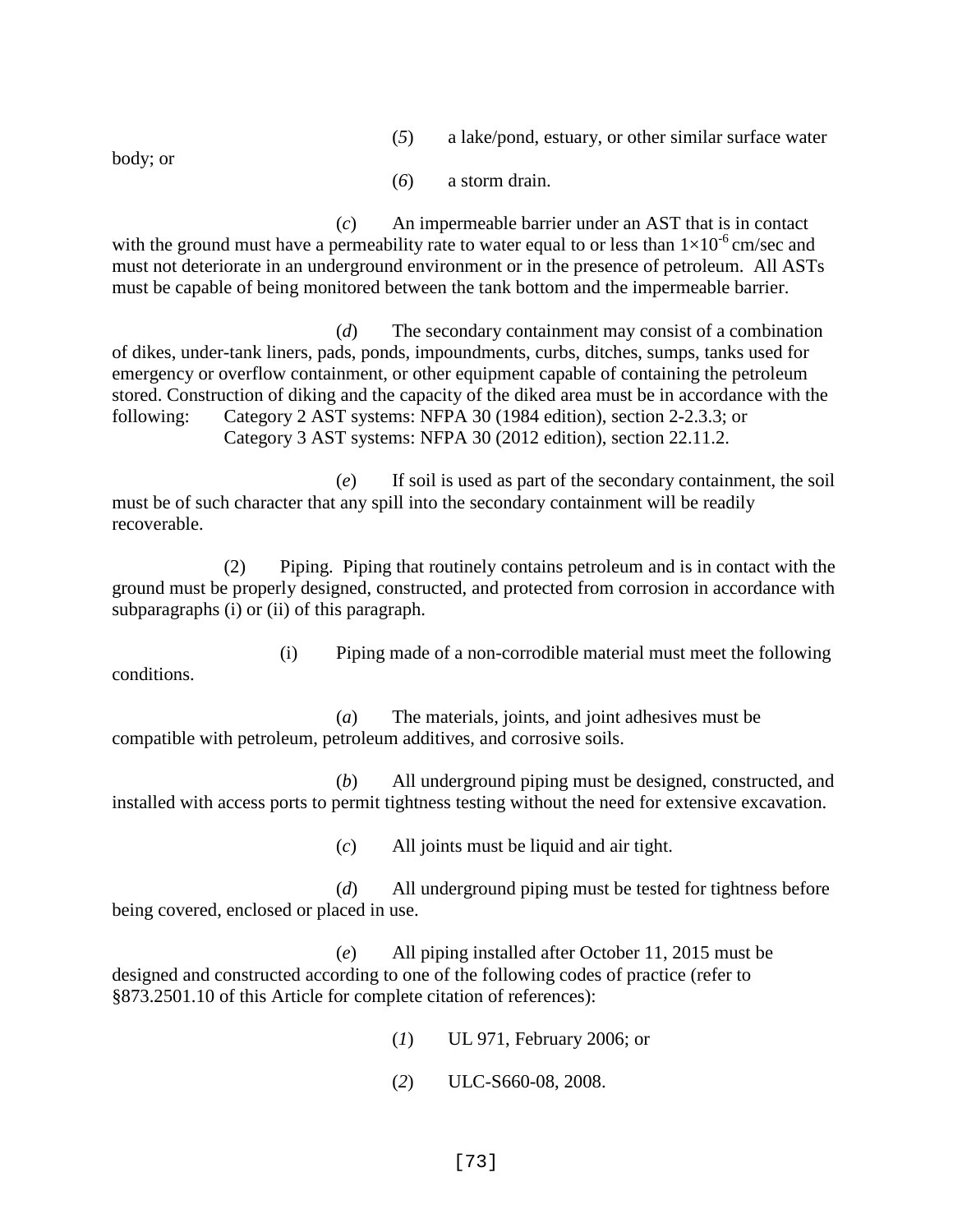(*5*) a lake/pond, estuary, or other similar surface water body; or

(*6*) a storm drain.

(*c*) An impermeable barrier under an AST that is in contact with the ground must have a permeability rate to water equal to or less than $1 \times 10^{-6}$ cm/sec and must not deteriorate in an underground environment or in the presence of petroleum. All ASTs must be capable of being monitored between the tank bottom and the impermeable barrier.

(*d*) The secondary containment may consist of a combination of dikes, under-tank liners, pads, ponds, impoundments, curbs, ditches, sumps, tanks used for emergency or overflow containment, or other equipment capable of containing the petroleum stored. Construction of diking and the capacity of the diked area must be in accordance with the following: Category 2 AST systems: NFPA 30 (1984 edition), section 2-2.3.3; or Category 3 AST systems: NFPA 30 (2012 edition), section 22.11.2.

(*e*) If soil is used as part of the secondary containment, the soil must be of such character that any spill into the secondary containment will be readily recoverable.

(2) Piping. Piping that routinely contains petroleum and is in contact with the ground must be properly designed, constructed, and protected from corrosion in accordance with subparagraphs (i) or (ii) of this paragraph.

(i) Piping made of a non-corrodible material must meet the following conditions.

(*a*) The materials, joints, and joint adhesives must be compatible with petroleum, petroleum additives, and corrosive soils.

(*b*) All underground piping must be designed, constructed, and installed with access ports to permit tightness testing without the need for extensive excavation.

(*c*) All joints must be liquid and air tight.

(*d*) All underground piping must be tested for tightness before being covered, enclosed or placed in use.

(*e*) All piping installed after October 11, 2015 must be designed and constructed according to one of the following codes of practice (refer to §873.2501.10 of this Article for complete citation of references):

(*1*) UL 971, February 2006; or

(*2*) ULC-S660-08, 2008.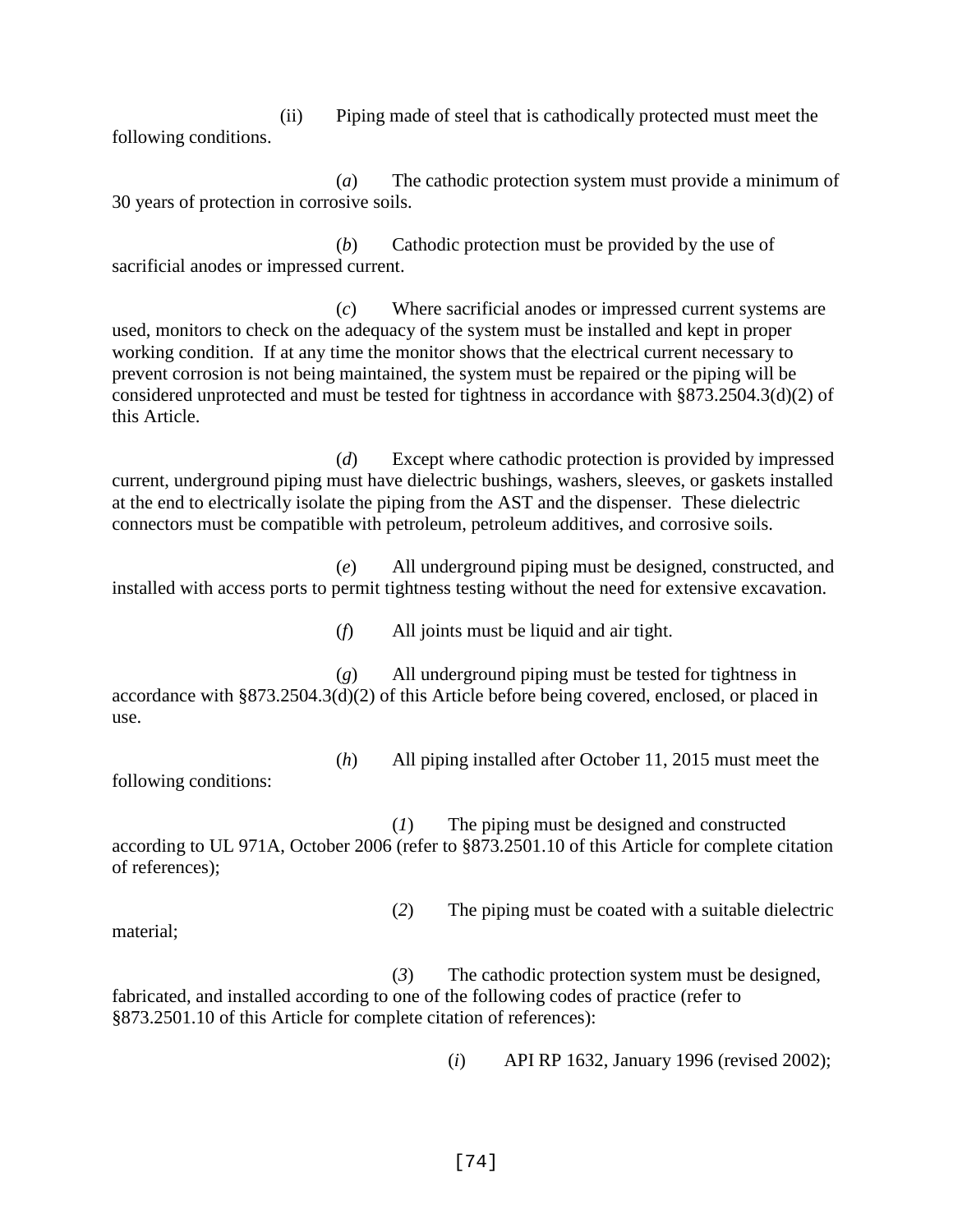(ii) Piping made of steel that is cathodically protected must meet the following conditions.

(*a*) The cathodic protection system must provide a minimum of 30 years of protection in corrosive soils.

(*b*) Cathodic protection must be provided by the use of sacrificial anodes or impressed current.

(*c*) Where sacrificial anodes or impressed current systems are used, monitors to check on the adequacy of the system must be installed and kept in proper working condition. If at any time the monitor shows that the electrical current necessary to prevent corrosion is not being maintained, the system must be repaired or the piping will be considered unprotected and must be tested for tightness in accordance with §873.2504.3(d)(2) of this Article.

(*d*) Except where cathodic protection is provided by impressed current, underground piping must have dielectric bushings, washers, sleeves, or gaskets installed at the end to electrically isolate the piping from the AST and the dispenser. These dielectric connectors must be compatible with petroleum, petroleum additives, and corrosive soils.

(*e*) All underground piping must be designed, constructed, and installed with access ports to permit tightness testing without the need for extensive excavation.

(*f*) All joints must be liquid and air tight.

(*g*) All underground piping must be tested for tightness in accordance with §873.2504.3(d)(2) of this Article before being covered, enclosed, or placed in use.

(*h*) All piping installed after October 11, 2015 must meet the following conditions:

(*1*) The piping must be designed and constructed according to UL 971A, October 2006 (refer to §873.2501.10 of this Article for complete citation of references);

(*2*) The piping must be coated with a suitable dielectric material;

(*3*) The cathodic protection system must be designed, fabricated, and installed according to one of the following codes of practice (refer to §873.2501.10 of this Article for complete citation of references):

(*i*) API RP 1632, January 1996 (revised 2002);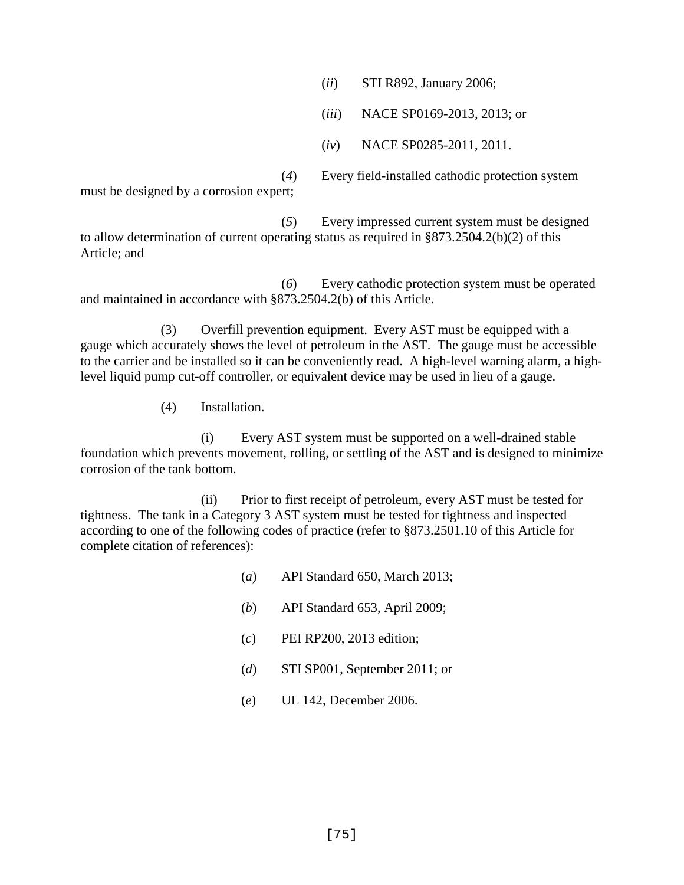(*ii*) STI R892, January 2006;

(*iii*) NACE SP0169-2013, 2013; or

(*iv*) NACE SP0285-2011, 2011.

(*4*) Every field-installed cathodic protection system must be designed by a corrosion expert;

(*5*) Every impressed current system must be designed to allow determination of current operating status as required in §873.2504.2(b)(2) of this Article; and

(*6*) Every cathodic protection system must be operated and maintained in accordance with §873.2504.2(b) of this Article.

(3) Overfill prevention equipment. Every AST must be equipped with a gauge which accurately shows the level of petroleum in the AST. The gauge must be accessible to the carrier and be installed so it can be conveniently read. A high-level warning alarm, a high-level liquid pump cut-off controller, or equivalent device may be used in lieu of a gauge.

(4) Installation.

(i) Every AST system must be supported on a well-drained stable foundation which prevents movement, rolling, or settling of the AST and is designed to minimize corrosion of the tank bottom.

(ii) Prior to first receipt of petroleum, every AST must be tested for tightness. The tank in a Category 3 AST system must be tested for tightness and inspected according to one of the following codes of practice (refer to §873.2501.10 of this Article for complete citation of references):

(*a*) API Standard 650, March 2013;

(*b*) API Standard 653, April 2009;

(*c*) PEI RP200, 2013 edition;

(*d*) STI SP001, September 2011; or

(*e*) UL 142, December 2006.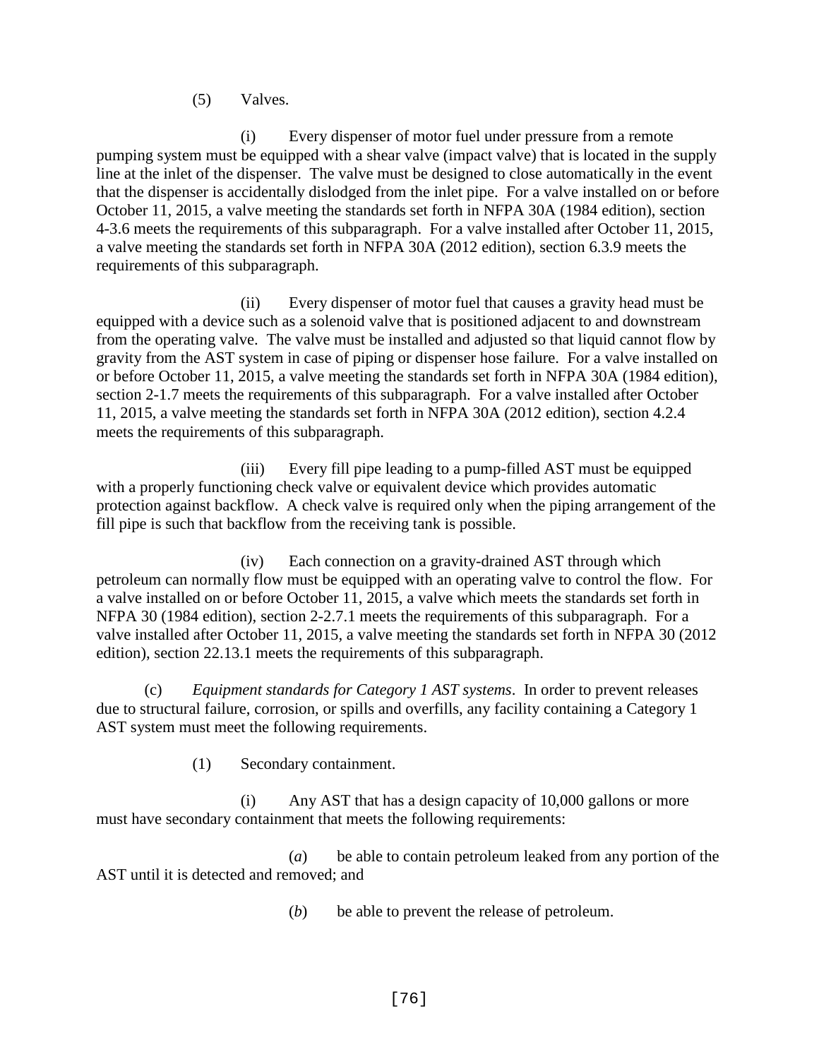(5) Valves.

(i) Every dispenser of motor fuel under pressure from a remote pumping system must be equipped with a shear valve (impact valve) that is located in the supply line at the inlet of the dispenser. The valve must be designed to close automatically in the event that the dispenser is accidentally dislodged from the inlet pipe. For a valve installed on or before October 11, 2015, a valve meeting the standards set forth in NFPA 30A (1984 edition), section 4-3.6 meets the requirements of this subparagraph. For a valve installed after October 11, 2015, a valve meeting the standards set forth in NFPA 30A (2012 edition), section 6.3.9 meets the requirements of this subparagraph.

(ii) Every dispenser of motor fuel that causes a gravity head must be equipped with a device such as a solenoid valve that is positioned adjacent to and downstream from the operating valve. The valve must be installed and adjusted so that liquid cannot flow by gravity from the AST system in case of piping or dispenser hose failure. For a valve installed on or before October 11, 2015, a valve meeting the standards set forth in NFPA 30A (1984 edition), section 2-1.7 meets the requirements of this subparagraph. For a valve installed after October 11, 2015, a valve meeting the standards set forth in NFPA 30A (2012 edition), section 4.2.4 meets the requirements of this subparagraph.

(iii) Every fill pipe leading to a pump-filled AST must be equipped with a properly functioning check valve or equivalent device which provides automatic protection against backflow. A check valve is required only when the piping arrangement of the fill pipe is such that backflow from the receiving tank is possible.

(iv) Each connection on a gravity-drained AST through which petroleum can normally flow must be equipped with an operating valve to control the flow. For a valve installed on or before October 11, 2015, a valve which meets the standards set forth in NFPA 30 (1984 edition), section 2-2.7.1 meets the requirements of this subparagraph. For a valve installed after October 11, 2015, a valve meeting the standards set forth in NFPA 30 (2012 edition), section 22.13.1 meets the requirements of this subparagraph.

(c) *Equipment standards for Category 1 AST systems*. In order to prevent releases due to structural failure, corrosion, or spills and overfills, any facility containing a Category 1 AST system must meet the following requirements.

(1) Secondary containment.

(i) Any AST that has a design capacity of 10,000 gallons or more must have secondary containment that meets the following requirements:

(*a*) be able to contain petroleum leaked from any portion of the AST until it is detected and removed; and

(*b*) be able to prevent the release of petroleum.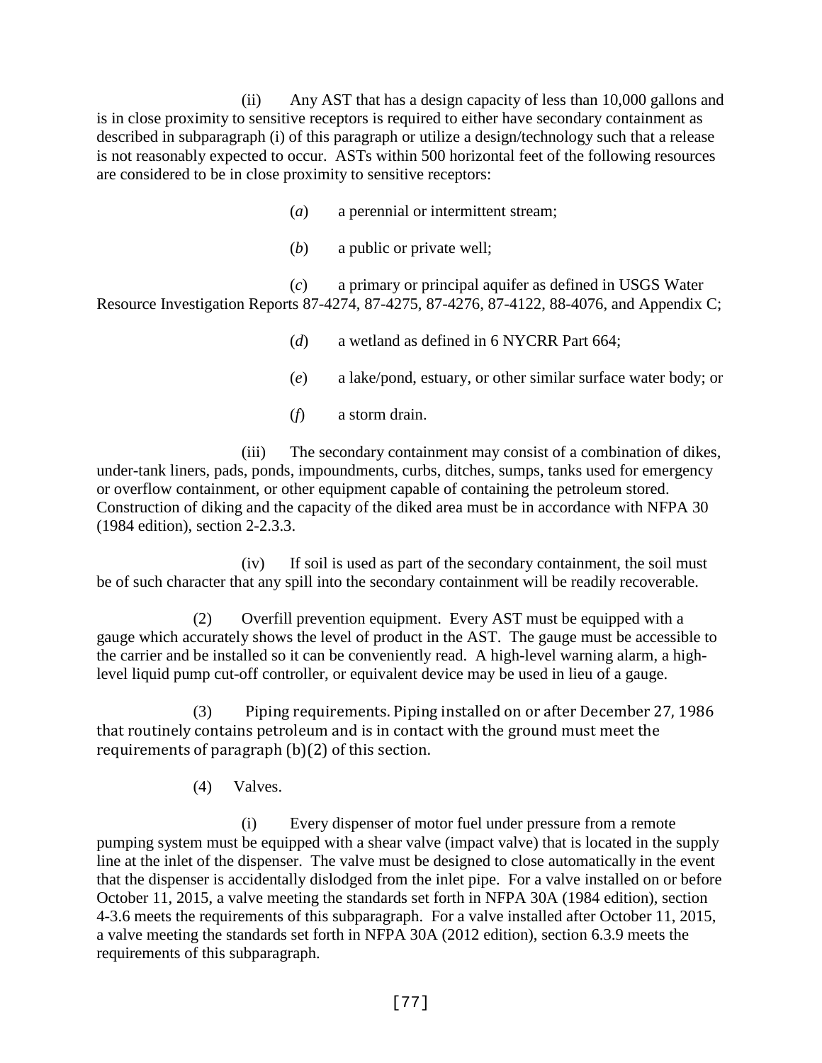(ii) Any AST that has a design capacity of less than 10,000 gallons and is in close proximity to sensitive receptors is required to either have secondary containment as described in subparagraph (i) of this paragraph or utilize a design/technology such that a release is not reasonably expected to occur. ASTs within 500 horizontal feet of the following resources are considered to be in close proximity to sensitive receptors:

(*a*) a perennial or intermittent stream;

(*b*) a public or private well;

(*c*) a primary or principal aquifer as defined in USGS Water Resource Investigation Reports 87-4274, 87-4275, 87-4276, 87-4122, 88-4076, and Appendix C;

(*d*) a wetland as defined in 6 NYCRR Part 664;

(*e*) a lake/pond, estuary, or other similar surface water body; or

(*f*) a storm drain.

(iii) The secondary containment may consist of a combination of dikes, under-tank liners, pads, ponds, impoundments, curbs, ditches, sumps, tanks used for emergency or overflow containment, or other equipment capable of containing the petroleum stored. Construction of diking and the capacity of the diked area must be in accordance with NFPA 30 (1984 edition), section 2-2.3.3.

(iv) If soil is used as part of the secondary containment, the soil must be of such character that any spill into the secondary containment will be readily recoverable.

(2) Overfill prevention equipment. Every AST must be equipped with a gauge which accurately shows the level of product in the AST. The gauge must be accessible to the carrier and be installed so it can be conveniently read. A high-level warning alarm, a high-level liquid pump cut-off controller, or equivalent device may be used in lieu of a gauge.

(3) Piping requirements. Piping installed on or after December 27, 1986 that routinely contains petroleum and is in contact with the ground must meet the requirements of paragraph (b)(2) of this section.

(4) Valves.

(i) Every dispenser of motor fuel under pressure from a remote pumping system must be equipped with a shear valve (impact valve) that is located in the supply line at the inlet of the dispenser. The valve must be designed to close automatically in the event that the dispenser is accidentally dislodged from the inlet pipe. For a valve installed on or before October 11, 2015, a valve meeting the standards set forth in NFPA 30A (1984 edition), section 4-3.6 meets the requirements of this subparagraph. For a valve installed after October 11, 2015, a valve meeting the standards set forth in NFPA 30A (2012 edition), section 6.3.9 meets the requirements of this subparagraph.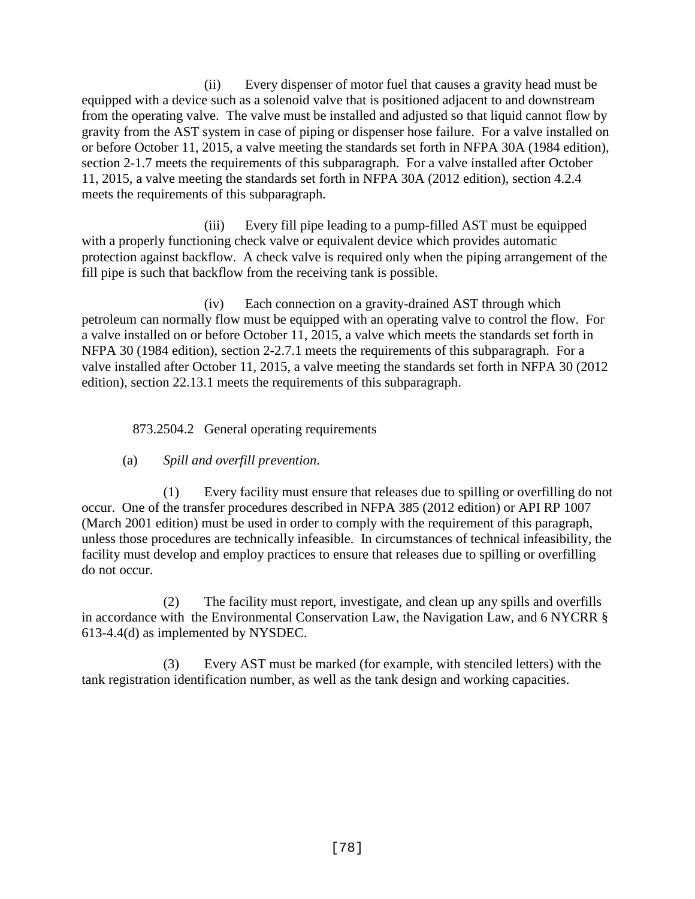(ii) Every dispenser of motor fuel that causes a gravity head must be equipped with a device such as a solenoid valve that is positioned adjacent to and downstream from the operating valve. The valve must be installed and adjusted so that liquid cannot flow by gravity from the AST system in case of piping or dispenser hose failure. For a valve installed on or before October 11, 2015, a valve meeting the standards set forth in NFPA 30A (1984 edition), section 2-1.7 meets the requirements of this subparagraph. For a valve installed after October 11, 2015, a valve meeting the standards set forth in NFPA 30A (2012 edition), section 4.2.4 meets the requirements of this subparagraph.

(iii) Every fill pipe leading to a pump-filled AST must be equipped with a properly functioning check valve or equivalent device which provides automatic protection against backflow. A check valve is required only when the piping arrangement of the fill pipe is such that backflow from the receiving tank is possible.

(iv) Each connection on a gravity-drained AST through which petroleum can normally flow must be equipped with an operating valve to control the flow. For a valve installed on or before October 11, 2015, a valve which meets the standards set forth in NFPA 30 (1984 edition), section 2-2.7.1 meets the requirements of this subparagraph. For a valve installed after October 11, 2015, a valve meeting the standards set forth in NFPA 30 (2012 edition), section 22.13.1 meets the requirements of this subparagraph.

873.2504.2 General operating requirements

(a) *Spill and overfill prevention.*

(1) Every facility must ensure that releases due to spilling or overfilling do not occur. One of the transfer procedures described in NFPA 385 (2012 edition) or API RP 1007 (March 2001 edition) must be used in order to comply with the requirement of this paragraph, unless those procedures are technically infeasible. In circumstances of technical infeasibility, the facility must develop and employ practices to ensure that releases due to spilling or overfilling do not occur.

(2) The facility must report, investigate, and clean up any spills and overfills in accordance with the Environmental Conservation Law, the Navigation Law, and 6 NYCRR § 613-4.4(d) as implemented by NYSDEC.

(3) Every AST must be marked (for example, with stenciled letters) with the tank registration identification number, as well as the tank design and working capacities.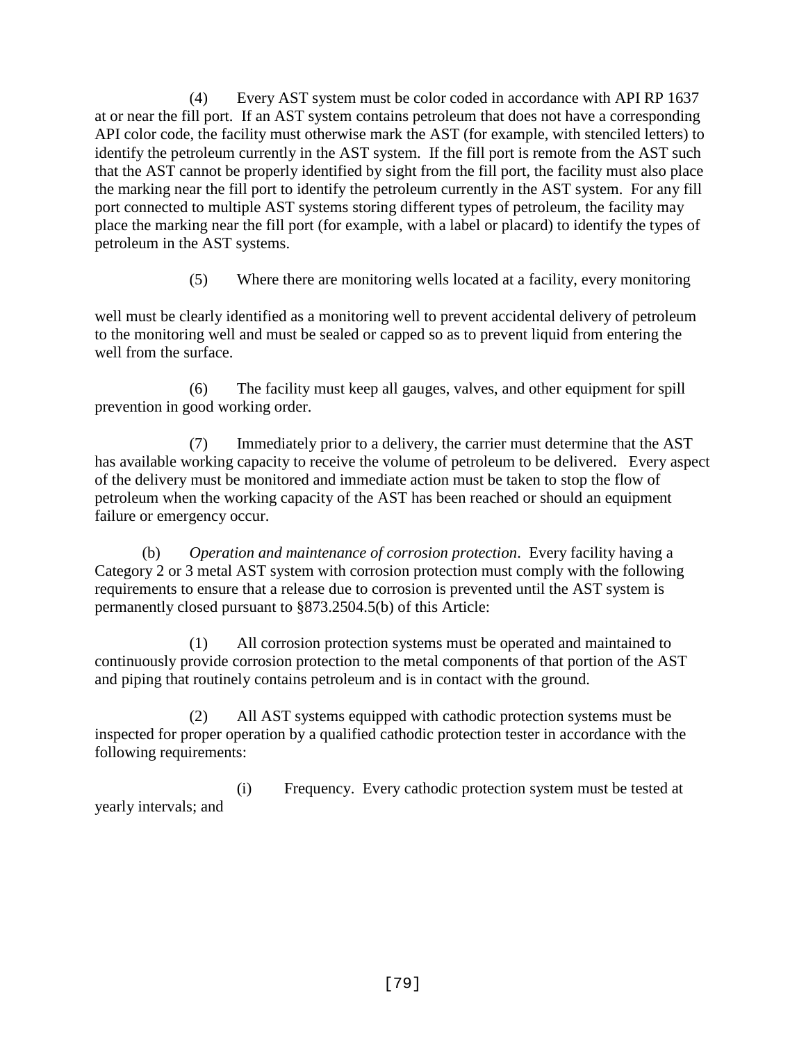(4) Every AST system must be color coded in accordance with API RP 1637 at or near the fill port. If an AST system contains petroleum that does not have a corresponding API color code, the facility must otherwise mark the AST (for example, with stenciled letters) to identify the petroleum currently in the AST system. If the fill port is remote from the AST such that the AST cannot be properly identified by sight from the fill port, the facility must also place the marking near the fill port to identify the petroleum currently in the AST system. For any fill port connected to multiple AST systems storing different types of petroleum, the facility may place the marking near the fill port (for example, with a label or placard) to identify the types of petroleum in the AST systems.

(5) Where there are monitoring wells located at a facility, every monitoring well must be clearly identified as a monitoring well to prevent accidental delivery of petroleum to the monitoring well and must be sealed or capped so as to prevent liquid from entering the well from the surface.

(6) The facility must keep all gauges, valves, and other equipment for spill prevention in good working order.

(7) Immediately prior to a delivery, the carrier must determine that the AST has available working capacity to receive the volume of petroleum to be delivered. Every aspect of the delivery must be monitored and immediate action must be taken to stop the flow of petroleum when the working capacity of the AST has been reached or should an equipment failure or emergency occur.

(b) *Operation and maintenance of corrosion protection*. Every facility having a Category 2 or 3 metal AST system with corrosion protection must comply with the following requirements to ensure that a release due to corrosion is prevented until the AST system is permanently closed pursuant to §873.2504.5(b) of this Article:

(1) All corrosion protection systems must be operated and maintained to continuously provide corrosion protection to the metal components of that portion of the AST and piping that routinely contains petroleum and is in contact with the ground.

(2) All AST systems equipped with cathodic protection systems must be inspected for proper operation by a qualified cathodic protection tester in accordance with the following requirements:

(i) Frequency. Every cathodic protection system must be tested at yearly intervals; and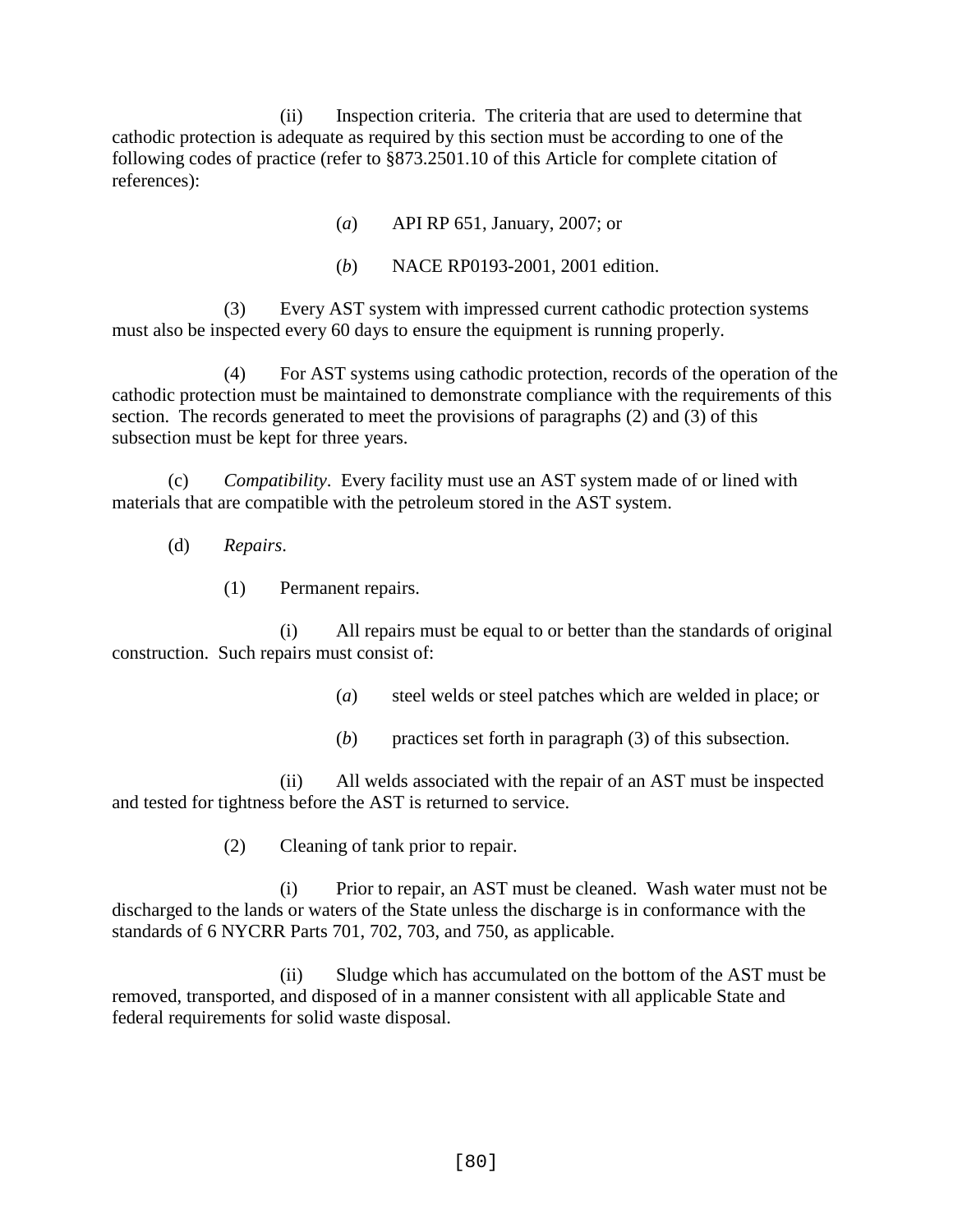(ii) Inspection criteria. The criteria that are used to determine that cathodic protection is adequate as required by this section must be according to one of the following codes of practice (refer to §873.2501.10 of this Article for complete citation of references):

(*a*) API RP 651, January, 2007; or

(*b*) NACE RP0193-2001, 2001 edition.

(3) Every AST system with impressed current cathodic protection systems must also be inspected every 60 days to ensure the equipment is running properly.

(4) For AST systems using cathodic protection, records of the operation of the cathodic protection must be maintained to demonstrate compliance with the requirements of this section. The records generated to meet the provisions of paragraphs (2) and (3) of this subsection must be kept for three years.

(c) *Compatibility*. Every facility must use an AST system made of or lined with materials that are compatible with the petroleum stored in the AST system.

(d) *Repairs*.

(1) Permanent repairs.

(i) All repairs must be equal to or better than the standards of original construction. Such repairs must consist of:

(*a*) steel welds or steel patches which are welded in place; or

(*b*) practices set forth in paragraph (3) of this subsection.

(ii) All welds associated with the repair of an AST must be inspected and tested for tightness before the AST is returned to service.

(2) Cleaning of tank prior to repair.

(i) Prior to repair, an AST must be cleaned. Wash water must not be discharged to the lands or waters of the State unless the discharge is in conformance with the standards of 6 NYCRR Parts 701, 702, 703, and 750, as applicable.

(ii) Sludge which has accumulated on the bottom of the AST must be removed, transported, and disposed of in a manner consistent with all applicable State and federal requirements for solid waste disposal.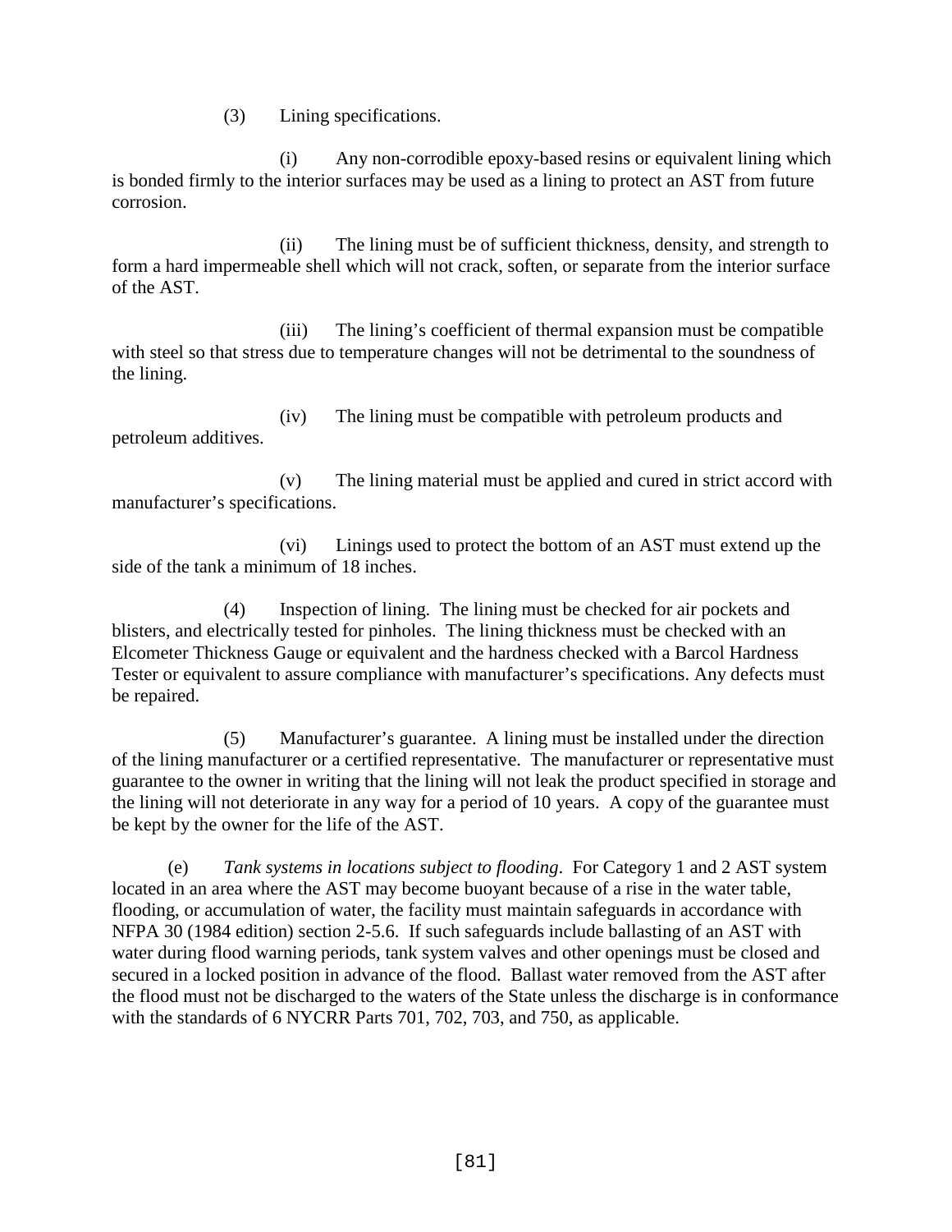(3) Lining specifications.

(i) Any non-corrodible epoxy-based resins or equivalent lining which is bonded firmly to the interior surfaces may be used as a lining to protect an AST from future corrosion.

(ii) The lining must be of sufficient thickness, density, and strength to form a hard impermeable shell which will not crack, soften, or separate from the interior surface of the AST.

(iii) The lining's coefficient of thermal expansion must be compatible with steel so that stress due to temperature changes will not be detrimental to the soundness of the lining.

(iv) The lining must be compatible with petroleum products and petroleum additives.

(v) The lining material must be applied and cured in strict accord with manufacturer's specifications.

(vi) Linings used to protect the bottom of an AST must extend up the side of the tank a minimum of 18 inches.

(4) Inspection of lining. The lining must be checked for air pockets and blisters, and electrically tested for pinholes. The lining thickness must be checked with an Elcometer Thickness Gauge or equivalent and the hardness checked with a Barcol Hardness Tester or equivalent to assure compliance with manufacturer's specifications. Any defects must be repaired.

(5) Manufacturer's guarantee. A lining must be installed under the direction of the lining manufacturer or a certified representative. The manufacturer or representative must guarantee to the owner in writing that the lining will not leak the product specified in storage and the lining will not deteriorate in any way for a period of 10 years. A copy of the guarantee must be kept by the owner for the life of the AST.

(e) *Tank systems in locations subject to flooding.* For Category 1 and 2 AST system located in an area where the AST may become buoyant because of a rise in the water table, flooding, or accumulation of water, the facility must maintain safeguards in accordance with NFPA 30 (1984 edition) section 2-5.6. If such safeguards include ballasting of an AST with water during flood warning periods, tank system valves and other openings must be closed and secured in a locked position in advance of the flood. Ballast water removed from the AST after the flood must not be discharged to the waters of the State unless the discharge is in conformance with the standards of 6 NYCRR Parts 701, 702, 703, and 750, as applicable.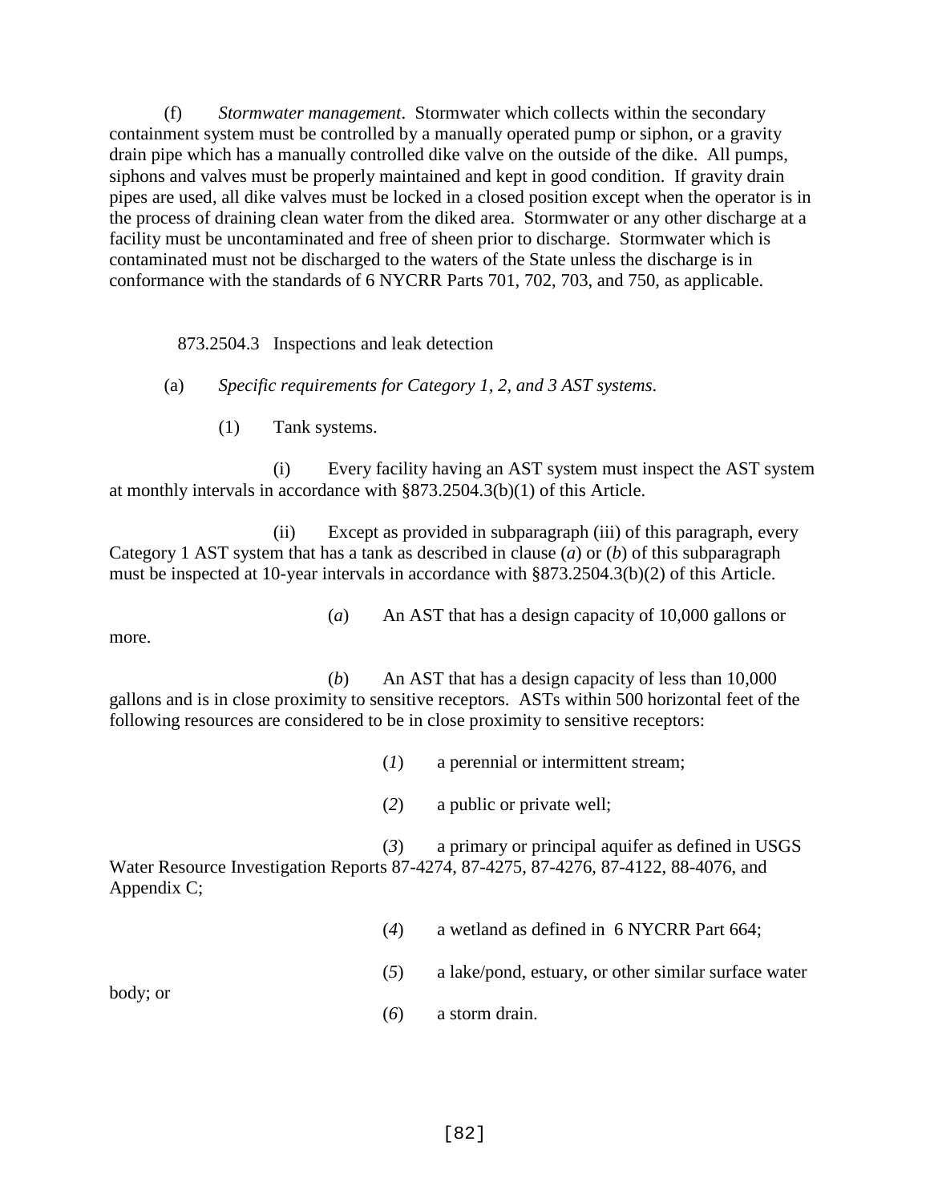(f) *Stormwater management*. Stormwater which collects within the secondary containment system must be controlled by a manually operated pump or siphon, or a gravity drain pipe which has a manually controlled dike valve on the outside of the dike. All pumps, siphons and valves must be properly maintained and kept in good condition. If gravity drain pipes are used, all dike valves must be locked in a closed position except when the operator is in the process of draining clean water from the diked area. Stormwater or any other discharge at a facility must be uncontaminated and free of sheen prior to discharge. Stormwater which is contaminated must not be discharged to the waters of the State unless the discharge is in conformance with the standards of 6 NYCRR Parts 701, 702, 703, and 750, as applicable.

873.2504.3 Inspections and leak detection

(a) *Specific requirements for Category 1, 2, and 3 AST systems*.

(1) Tank systems.

(i) Every facility having an AST system must inspect the AST system at monthly intervals in accordance with §873.2504.3(b)(1) of this Article.

(ii) Except as provided in subparagraph (iii) of this paragraph, every Category 1 AST system that has a tank as described in clause (*a*) or (*b*) of this subparagraph must be inspected at 10-year intervals in accordance with §873.2504.3(b)(2) of this Article.

(*a*) An AST that has a design capacity of 10,000 gallons or more.

(*b*) An AST that has a design capacity of less than 10,000 gallons and is in close proximity to sensitive receptors. ASTs within 500 horizontal feet of the following resources are considered to be in close proximity to sensitive receptors:

(*1*) a perennial or intermittent stream;

(*2*) a public or private well;

(*3*) a primary or principal aquifer as defined in USGS Water Resource Investigation Reports 87-4274, 87-4275, 87-4276, 87-4122, 88-4076, and Appendix C;

(*4*) a wetland as defined in 6 NYCRR Part 664;

(*5*) a lake/pond, estuary, or other similar surface water body; or

(*6*) a storm drain.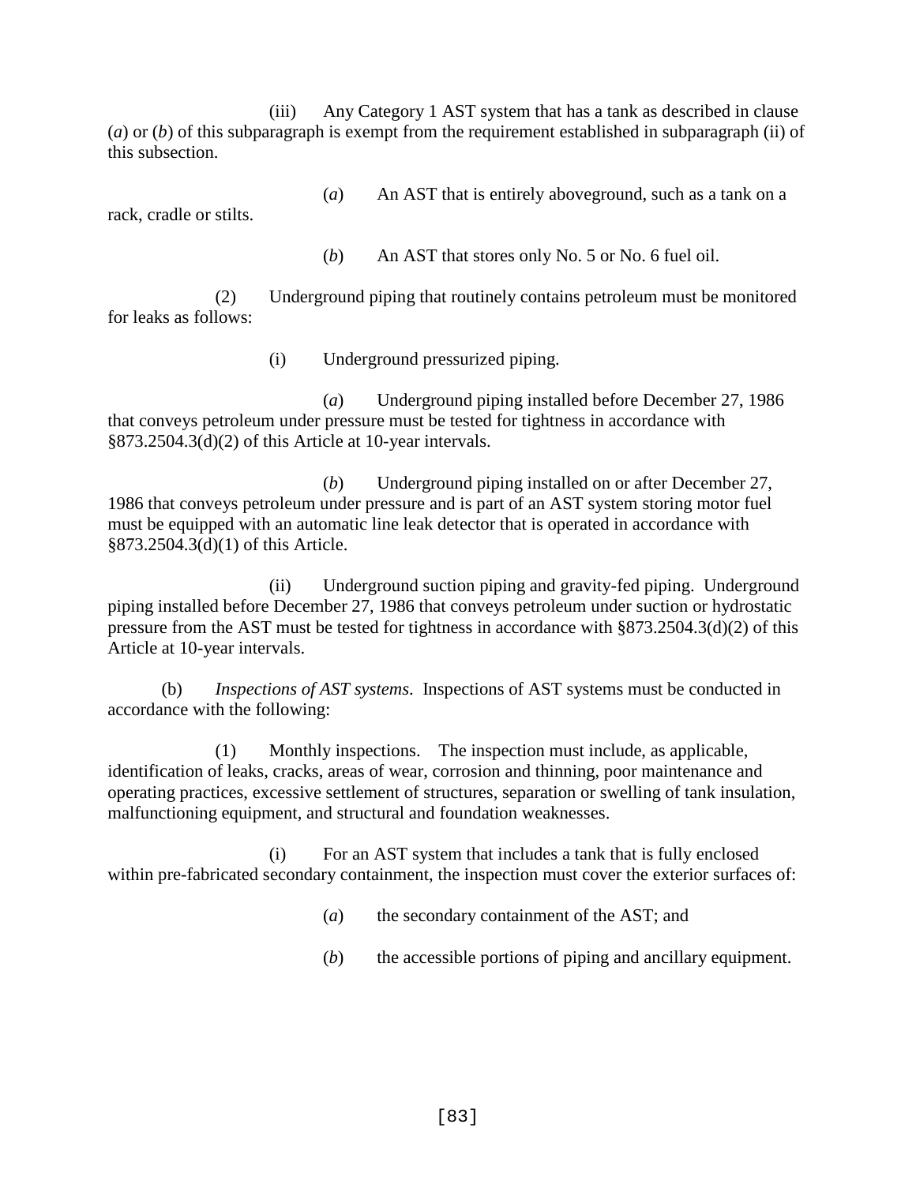(iii) Any Category 1 AST system that has a tank as described in clause (*a*) or (*b*) of this subparagraph is exempt from the requirement established in subparagraph (ii) of this subsection.

(*a*) An AST that is entirely aboveground, such as a tank on a rack, cradle or stilts.

(*b*) An AST that stores only No. 5 or No. 6 fuel oil.

(2) Underground piping that routinely contains petroleum must be monitored for leaks as follows:

(i) Underground pressurized piping.

(*a*) Underground piping installed before December 27, 1986 that conveys petroleum under pressure must be tested for tightness in accordance with §873.2504.3(d)(2) of this Article at 10-year intervals.

(*b*) Underground piping installed on or after December 27, 1986 that conveys petroleum under pressure and is part of an AST system storing motor fuel must be equipped with an automatic line leak detector that is operated in accordance with §873.2504.3(d)(1) of this Article.

(ii) Underground suction piping and gravity-fed piping. Underground piping installed before December 27, 1986 that conveys petroleum under suction or hydrostatic pressure from the AST must be tested for tightness in accordance with §873.2504.3(d)(2) of this Article at 10-year intervals.

(b) *Inspections of AST systems*. Inspections of AST systems must be conducted in accordance with the following:

(1) Monthly inspections. The inspection must include, as applicable, identification of leaks, cracks, areas of wear, corrosion and thinning, poor maintenance and operating practices, excessive settlement of structures, separation or swelling of tank insulation, malfunctioning equipment, and structural and foundation weaknesses.

(i) For an AST system that includes a tank that is fully enclosed within pre-fabricated secondary containment, the inspection must cover the exterior surfaces of:

(*a*) the secondary containment of the AST; and

(*b*) the accessible portions of piping and ancillary equipment.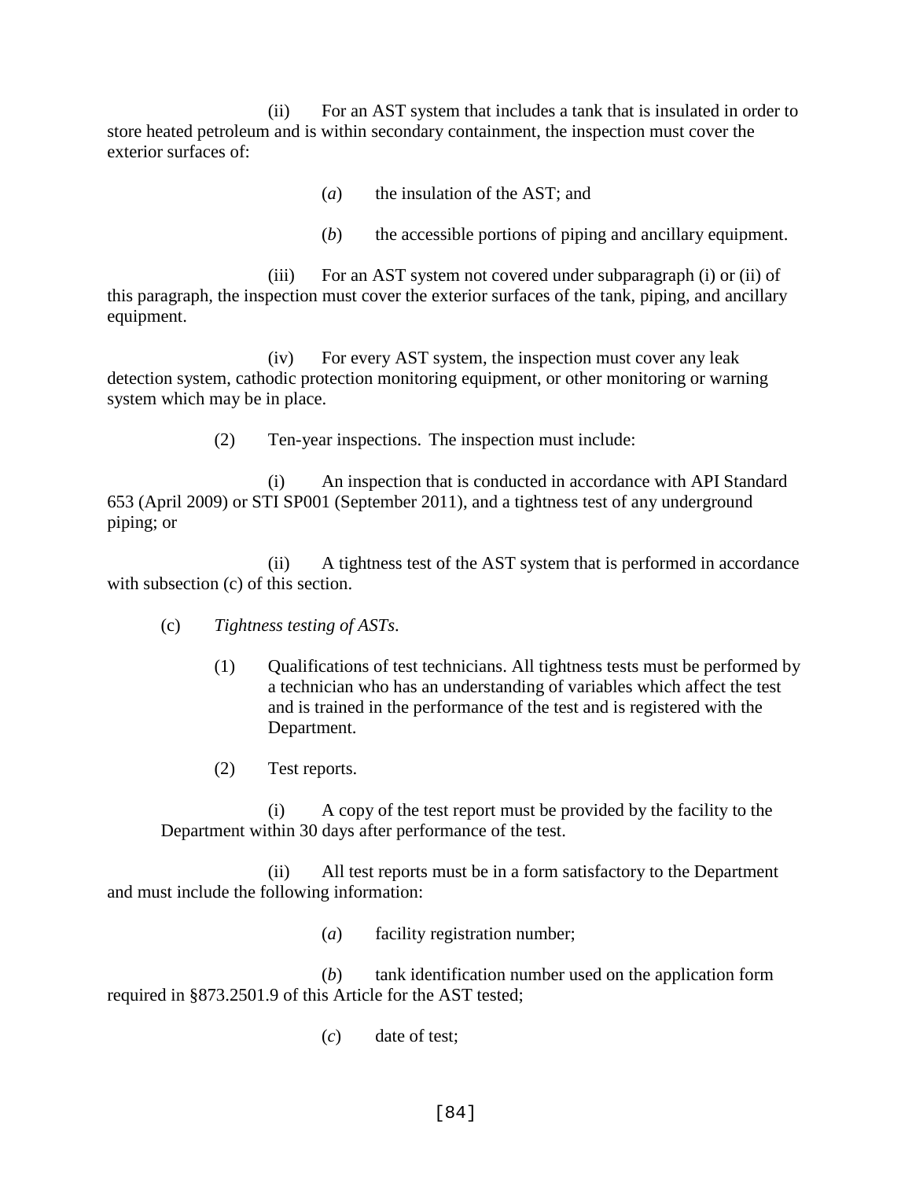(ii) For an AST system that includes a tank that is insulated in order to store heated petroleum and is within secondary containment, the inspection must cover the exterior surfaces of:

(*a*) the insulation of the AST; and

(*b*) the accessible portions of piping and ancillary equipment.

(iii) For an AST system not covered under subparagraph (i) or (ii) of this paragraph, the inspection must cover the exterior surfaces of the tank, piping, and ancillary equipment.

(iv) For every AST system, the inspection must cover any leak detection system, cathodic protection monitoring equipment, or other monitoring or warning system which may be in place.

(2) Ten-year inspections. The inspection must include:

(i) An inspection that is conducted in accordance with API Standard 653 (April 2009) or STI SP001 (September 2011), and a tightness test of any underground piping; or

(ii) A tightness test of the AST system that is performed in accordance with subsection (c) of this section.

(c) *Tightness testing of ASTs*.

(1) Qualifications of test technicians. All tightness tests must be performed by a technician who has an understanding of variables which affect the test and is trained in the performance of the test and is registered with the Department.

(2) Test reports.

(i) A copy of the test report must be provided by the facility to the Department within 30 days after performance of the test.

(ii) All test reports must be in a form satisfactory to the Department and must include the following information:

(*a*) facility registration number;

(*b*) tank identification number used on the application form required in §873.2501.9 of this Article for the AST tested;

(*c*) date of test;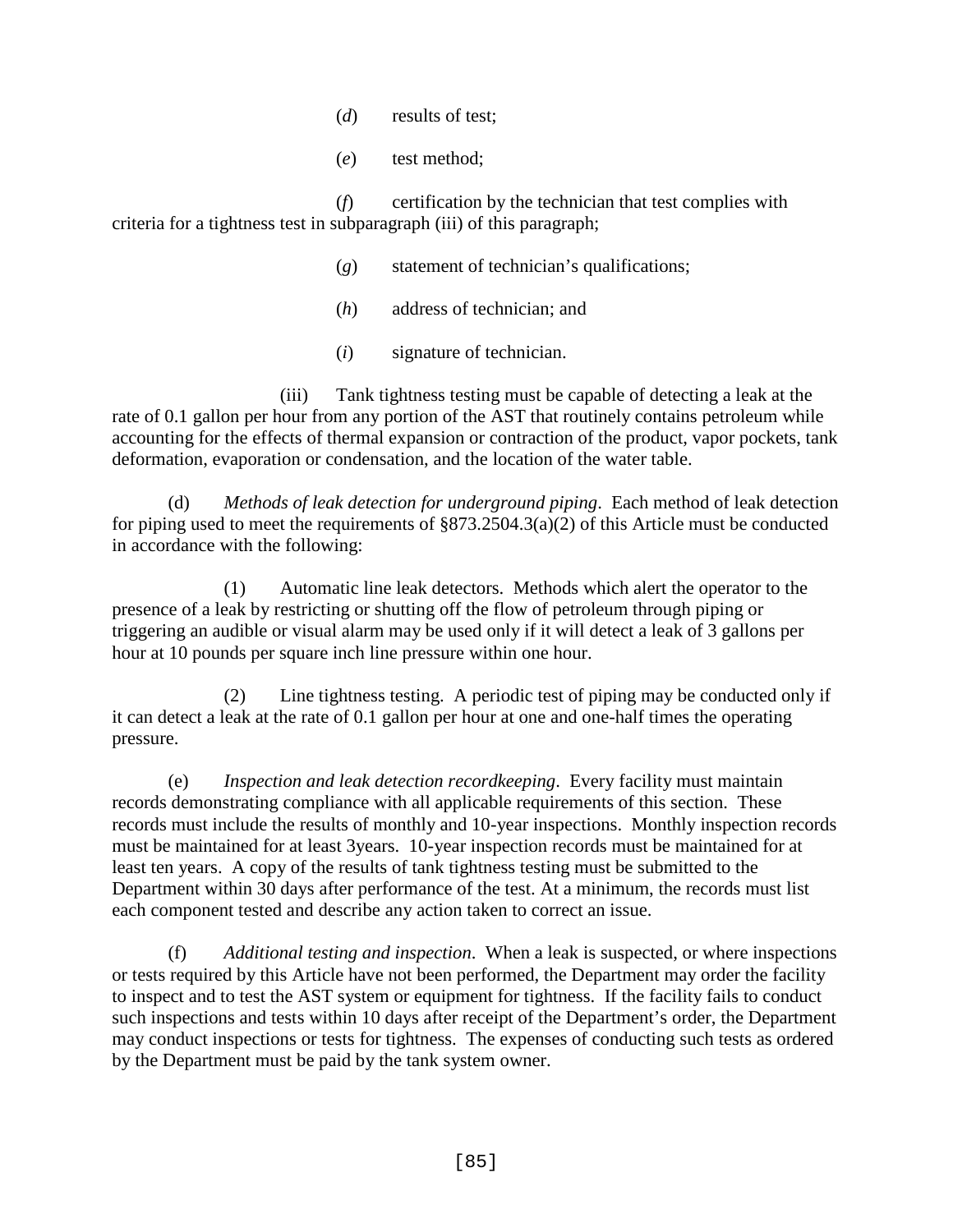(*d*) results of test;

(*e*) test method;

(*f*) certification by the technician that test complies with criteria for a tightness test in subparagraph (iii) of this paragraph;

(*g*) statement of technician's qualifications;

(*h*) address of technician; and

(*i*) signature of technician.

(iii) Tank tightness testing must be capable of detecting a leak at the rate of 0.1 gallon per hour from any portion of the AST that routinely contains petroleum while accounting for the effects of thermal expansion or contraction of the product, vapor pockets, tank deformation, evaporation or condensation, and the location of the water table.

(d) *Methods of leak detection for underground piping*. Each method of leak detection for piping used to meet the requirements of §873.2504.3(a)(2) of this Article must be conducted in accordance with the following:

(1) Automatic line leak detectors. Methods which alert the operator to the presence of a leak by restricting or shutting off the flow of petroleum through piping or triggering an audible or visual alarm may be used only if it will detect a leak of 3 gallons per hour at 10 pounds per square inch line pressure within one hour.

(2) Line tightness testing. A periodic test of piping may be conducted only if it can detect a leak at the rate of 0.1 gallon per hour at one and one-half times the operating pressure.

(e) *Inspection and leak detection recordkeeping*. Every facility must maintain records demonstrating compliance with all applicable requirements of this section. These records must include the results of monthly and 10-year inspections. Monthly inspection records must be maintained for at least 3years. 10-year inspection records must be maintained for at least ten years. A copy of the results of tank tightness testing must be submitted to the Department within 30 days after performance of the test. At a minimum, the records must list each component tested and describe any action taken to correct an issue.

(f) *Additional testing and inspection*. When a leak is suspected, or where inspections or tests required by this Article have not been performed, the Department may order the facility to inspect and to test the AST system or equipment for tightness. If the facility fails to conduct such inspections and tests within 10 days after receipt of the Department's order, the Department may conduct inspections or tests for tightness. The expenses of conducting such tests as ordered by the Department must be paid by the tank system owner.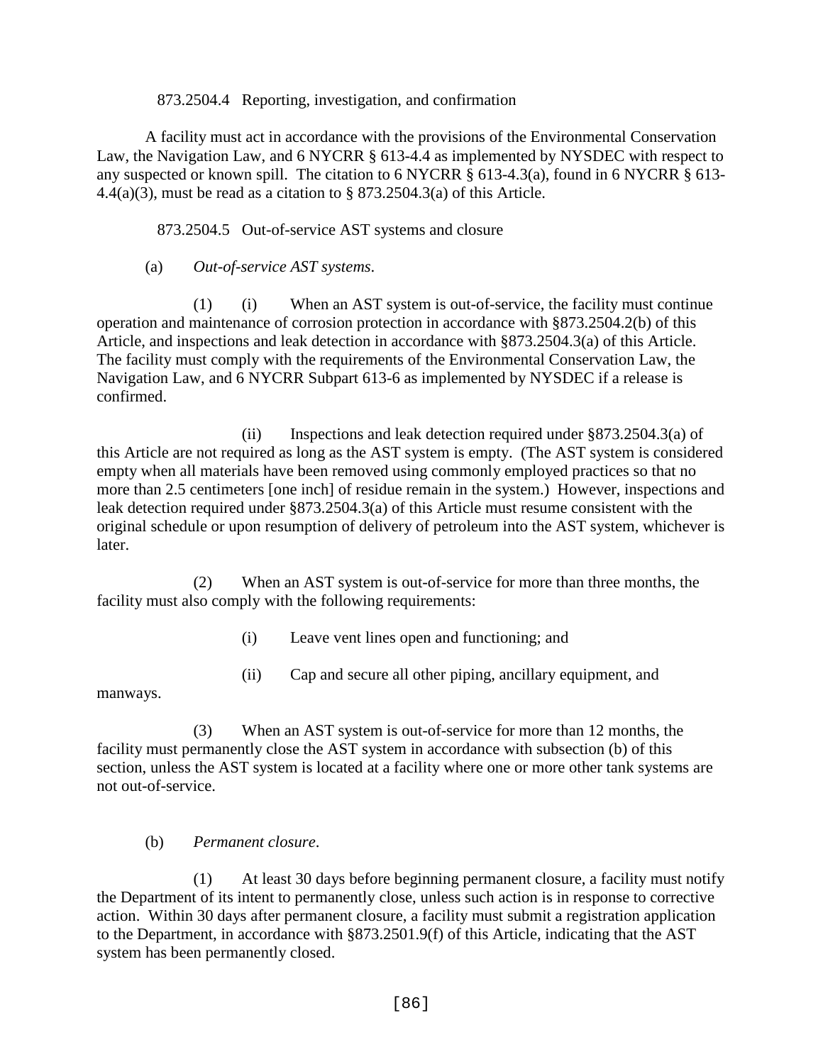873.2504.4 Reporting, investigation, and confirmation

A facility must act in accordance with the provisions of the Environmental Conservation Law, the Navigation Law, and 6 NYCRR § 613-4.4 as implemented by NYSDEC with respect to any suspected or known spill. The citation to 6 NYCRR § 613-4.3(a), found in 6 NYCRR § 613-4.4(a)(3), must be read as a citation to § 873.2504.3(a) of this Article.

873.2504.5 Out-of-service AST systems and closure

(a) *Out-of-service AST systems*.

(1) (i) When an AST system is out-of-service, the facility must continue operation and maintenance of corrosion protection in accordance with §873.2504.2(b) of this Article, and inspections and leak detection in accordance with §873.2504.3(a) of this Article. The facility must comply with the requirements of the Environmental Conservation Law, the Navigation Law, and 6 NYCRR Subpart 613-6 as implemented by NYSDEC if a release is confirmed.

(ii) Inspections and leak detection required under §873.2504.3(a) of this Article are not required as long as the AST system is empty. (The AST system is considered empty when all materials have been removed using commonly employed practices so that no more than 2.5 centimeters [one inch] of residue remain in the system.) However, inspections and leak detection required under §873.2504.3(a) of this Article must resume consistent with the original schedule or upon resumption of delivery of petroleum into the AST system, whichever is later.

(2) When an AST system is out-of-service for more than three months, the facility must also comply with the following requirements:

(i) Leave vent lines open and functioning; and

(ii) Cap and secure all other piping, ancillary equipment, and manways.

(3) When an AST system is out-of-service for more than 12 months, the facility must permanently close the AST system in accordance with subsection (b) of this section, unless the AST system is located at a facility where one or more other tank systems are not out-of-service.

(b) *Permanent closure*.

(1) At least 30 days before beginning permanent closure, a facility must notify the Department of its intent to permanently close, unless such action is in response to corrective action. Within 30 days after permanent closure, a facility must submit a registration application to the Department, in accordance with §873.2501.9(f) of this Article, indicating that the AST system has been permanently closed.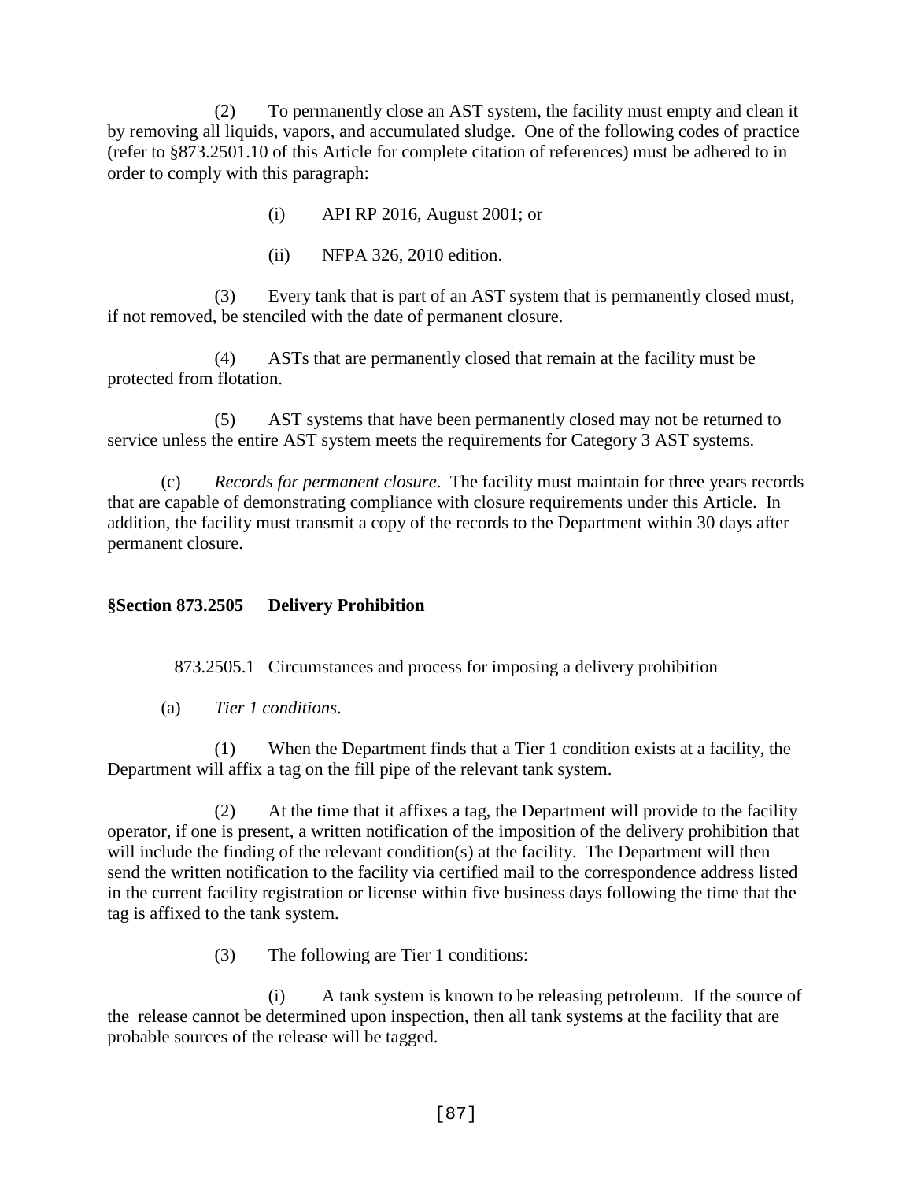(2) To permanently close an AST system, the facility must empty and clean it by removing all liquids, vapors, and accumulated sludge. One of the following codes of practice (refer to §873.2501.10 of this Article for complete citation of references) must be adhered to in order to comply with this paragraph:

(i) API RP 2016, August 2001; or

(ii) NFPA 326, 2010 edition.

(3) Every tank that is part of an AST system that is permanently closed must, if not removed, be stenciled with the date of permanent closure.

(4) ASTs that are permanently closed that remain at the facility must be protected from flotation.

(5) AST systems that have been permanently closed may not be returned to service unless the entire AST system meets the requirements for Category 3 AST systems.

(c) *Records for permanent closure*. The facility must maintain for three years records that are capable of demonstrating compliance with closure requirements under this Article. In addition, the facility must transmit a copy of the records to the Department within 30 days after permanent closure.

## §Section 873.2505 Delivery Prohibition

873.2505.1 Circumstances and process for imposing a delivery prohibition

(a) *Tier 1 conditions*.

(1) When the Department finds that a Tier 1 condition exists at a facility, the Department will affix a tag on the fill pipe of the relevant tank system.

(2) At the time that it affixes a tag, the Department will provide to the facility operator, if one is present, a written notification of the imposition of the delivery prohibition that will include the finding of the relevant condition(s) at the facility. The Department will then send the written notification to the facility via certified mail to the correspondence address listed in the current facility registration or license within five business days following the time that the tag is affixed to the tank system.

(3) The following are Tier 1 conditions:

(i) A tank system is known to be releasing petroleum. If the source of the release cannot be determined upon inspection, then all tank systems at the facility that are probable sources of the release will be tagged.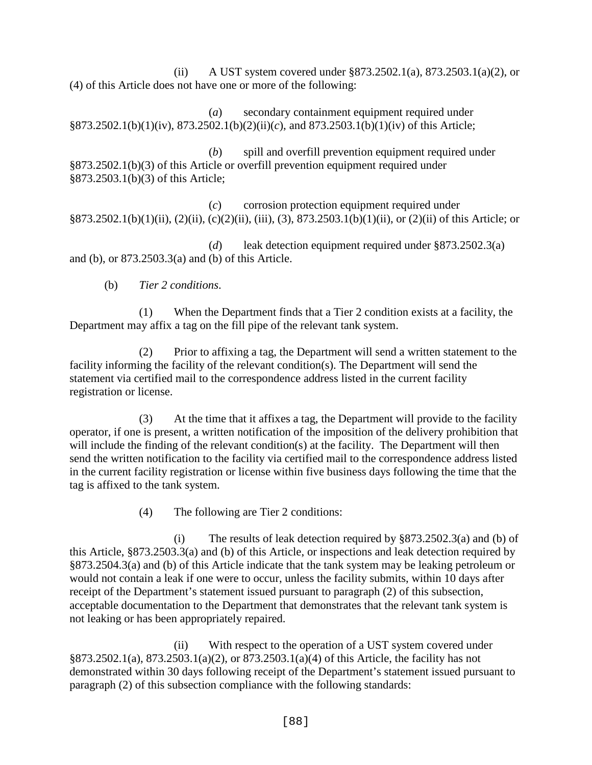(ii) A UST system covered under §873.2502.1(a), 873.2503.1(a)(2), or (4) of this Article does not have one or more of the following:

(*a*) secondary containment equipment required under §873.2502.1(b)(1)(iv), 873.2502.1(b)(2)(ii)(*c*), and 873.2503.1(b)(1)(iv) of this Article;

(*b*) spill and overfill prevention equipment required under §873.2502.1(b)(3) of this Article or overfill prevention equipment required under §873.2503.1(b)(3) of this Article;

(*c*) corrosion protection equipment required under §873.2502.1(b)(1)(ii), (2)(ii), (c)(2)(ii), (iii), (3), 873.2503.1(b)(1)(ii), or (2)(ii) of this Article; or

(*d*) leak detection equipment required under §873.2502.3(a) and (b), or 873.2503.3(a) and (b) of this Article.

(b) *Tier 2 conditions*.

(1) When the Department finds that a Tier 2 condition exists at a facility, the Department may affix a tag on the fill pipe of the relevant tank system.

(2) Prior to affixing a tag, the Department will send a written statement to the facility informing the facility of the relevant condition(s). The Department will send the statement via certified mail to the correspondence address listed in the current facility registration or license.

(3) At the time that it affixes a tag, the Department will provide to the facility operator, if one is present, a written notification of the imposition of the delivery prohibition that will include the finding of the relevant condition(s) at the facility. The Department will then send the written notification to the facility via certified mail to the correspondence address listed in the current facility registration or license within five business days following the time that the tag is affixed to the tank system.

(4) The following are Tier 2 conditions:

(i) The results of leak detection required by §873.2502.3(a) and (b) of this Article, §873.2503.3(a) and (b) of this Article, or inspections and leak detection required by §873.2504.3(a) and (b) of this Article indicate that the tank system may be leaking petroleum or would not contain a leak if one were to occur, unless the facility submits, within 10 days after receipt of the Department's statement issued pursuant to paragraph (2) of this subsection, acceptable documentation to the Department that demonstrates that the relevant tank system is not leaking or has been appropriately repaired.

(ii) With respect to the operation of a UST system covered under §873.2502.1(a), 873.2503.1(a)(2), or 873.2503.1(a)(4) of this Article, the facility has not demonstrated within 30 days following receipt of the Department's statement issued pursuant to paragraph (2) of this subsection compliance with the following standards: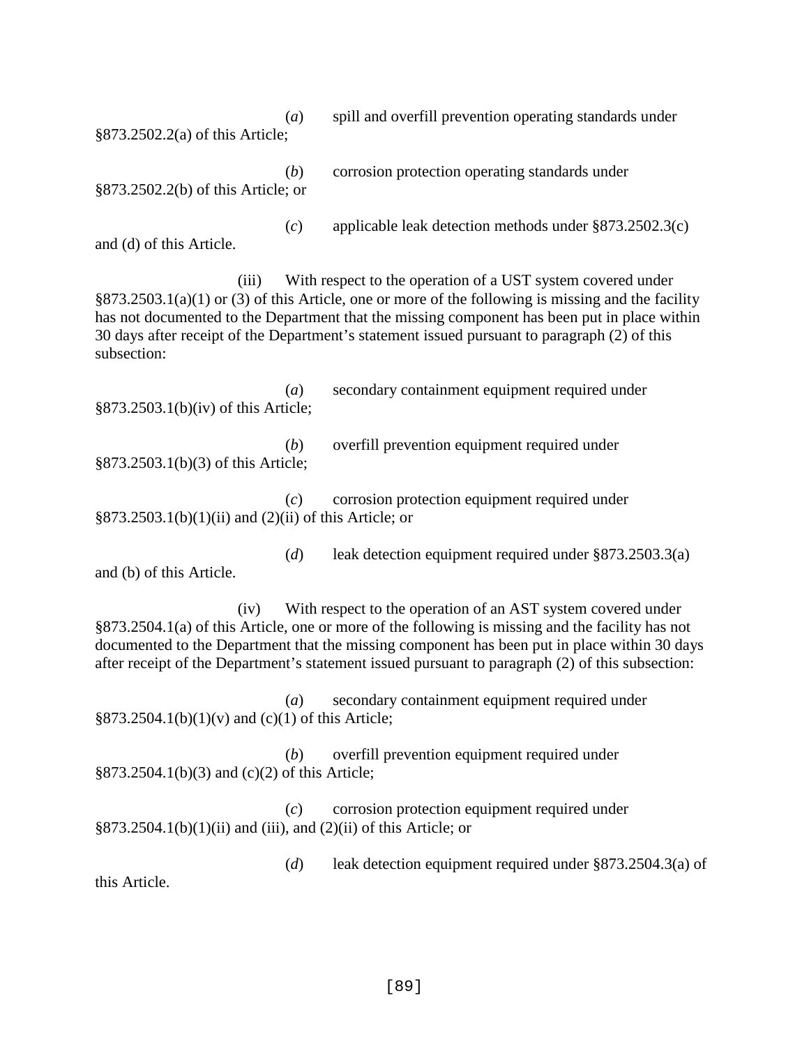(*a*) spill and overfill prevention operating standards under §873.2502.2(a) of this Article;

(*b*) corrosion protection operating standards under §873.2502.2(b) of this Article; or

(*c*) applicable leak detection methods under §873.2502.3(c) and (d) of this Article.

(iii) With respect to the operation of a UST system covered under §873.2503.1(a)(1) or (3) of this Article, one or more of the following is missing and the facility has not documented to the Department that the missing component has been put in place within 30 days after receipt of the Department's statement issued pursuant to paragraph (2) of this subsection:

(*a*) secondary containment equipment required under §873.2503.1(b)(iv) of this Article;

(*b*) overfill prevention equipment required under §873.2503.1(b)(3) of this Article;

(*c*) corrosion protection equipment required under §873.2503.1(b)(1)(ii) and (2)(ii) of this Article; or

(*d*) leak detection equipment required under §873.2503.3(a) and (b) of this Article.

(iv) With respect to the operation of an AST system covered under §873.2504.1(a) of this Article, one or more of the following is missing and the facility has not documented to the Department that the missing component has been put in place within 30 days after receipt of the Department's statement issued pursuant to paragraph (2) of this subsection:

(*a*) secondary containment equipment required under §873.2504.1(b)(1)(v) and (c)(1) of this Article;

(*b*) overfill prevention equipment required under §873.2504.1(b)(3) and (c)(2) of this Article;

(*c*) corrosion protection equipment required under §873.2504.1(b)(1)(ii) and (iii), and (2)(ii) of this Article; or

(*d*) leak detection equipment required under §873.2504.3(a) of this Article.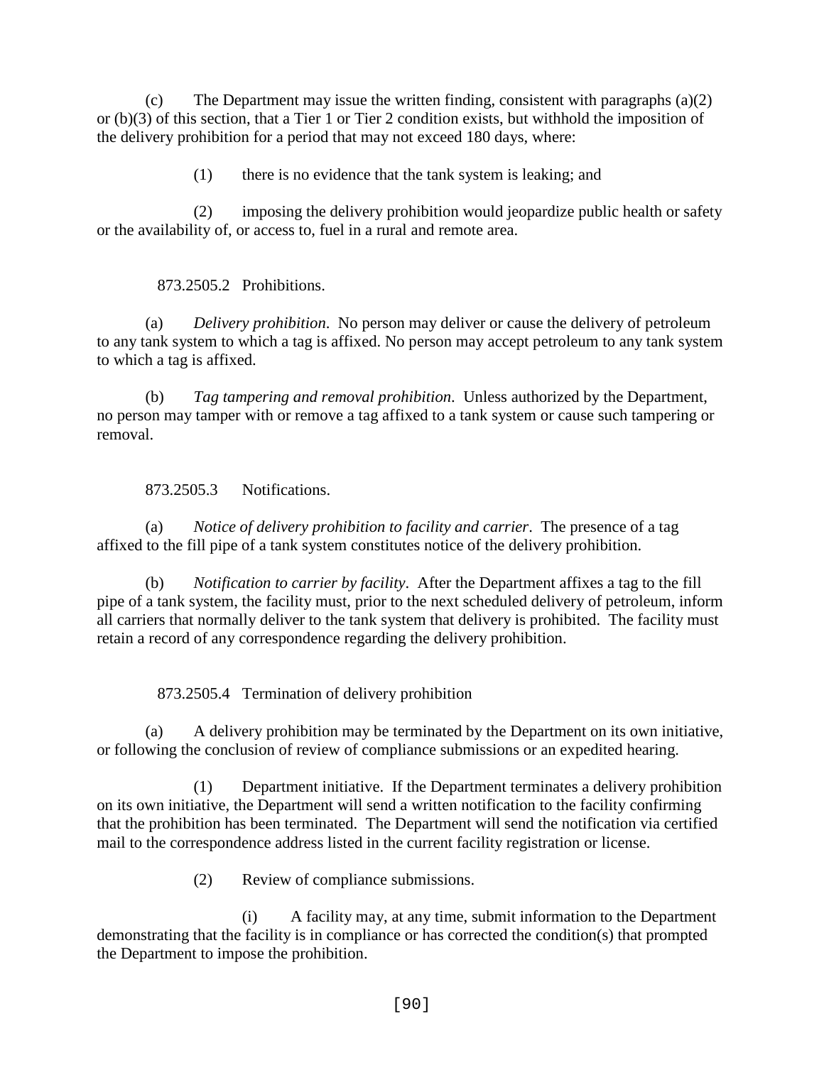(c) The Department may issue the written finding, consistent with paragraphs (a)(2) or (b)(3) of this section, that a Tier 1 or Tier 2 condition exists, but withhold the imposition of the delivery prohibition for a period that may not exceed 180 days, where:

(1) there is no evidence that the tank system is leaking; and

(2) imposing the delivery prohibition would jeopardize public health or safety or the availability of, or access to, fuel in a rural and remote area.

873.2505.2 Prohibitions.

(a) *Delivery prohibition*. No person may deliver or cause the delivery of petroleum to any tank system to which a tag is affixed. No person may accept petroleum to any tank system to which a tag is affixed.

(b) *Tag tampering and removal prohibition*. Unless authorized by the Department, no person may tamper with or remove a tag affixed to a tank system or cause such tampering or removal.

873.2505.3 Notifications.

(a) *Notice of delivery prohibition to facility and carrier*. The presence of a tag affixed to the fill pipe of a tank system constitutes notice of the delivery prohibition.

(b) *Notification to carrier by facility*. After the Department affixes a tag to the fill pipe of a tank system, the facility must, prior to the next scheduled delivery of petroleum, inform all carriers that normally deliver to the tank system that delivery is prohibited. The facility must retain a record of any correspondence regarding the delivery prohibition.

873.2505.4 Termination of delivery prohibition

(a) A delivery prohibition may be terminated by the Department on its own initiative, or following the conclusion of review of compliance submissions or an expedited hearing.

(1) Department initiative. If the Department terminates a delivery prohibition on its own initiative, the Department will send a written notification to the facility confirming that the prohibition has been terminated. The Department will send the notification via certified mail to the correspondence address listed in the current facility registration or license.

(2) Review of compliance submissions.

(i) A facility may, at any time, submit information to the Department demonstrating that the facility is in compliance or has corrected the condition(s) that prompted the Department to impose the prohibition.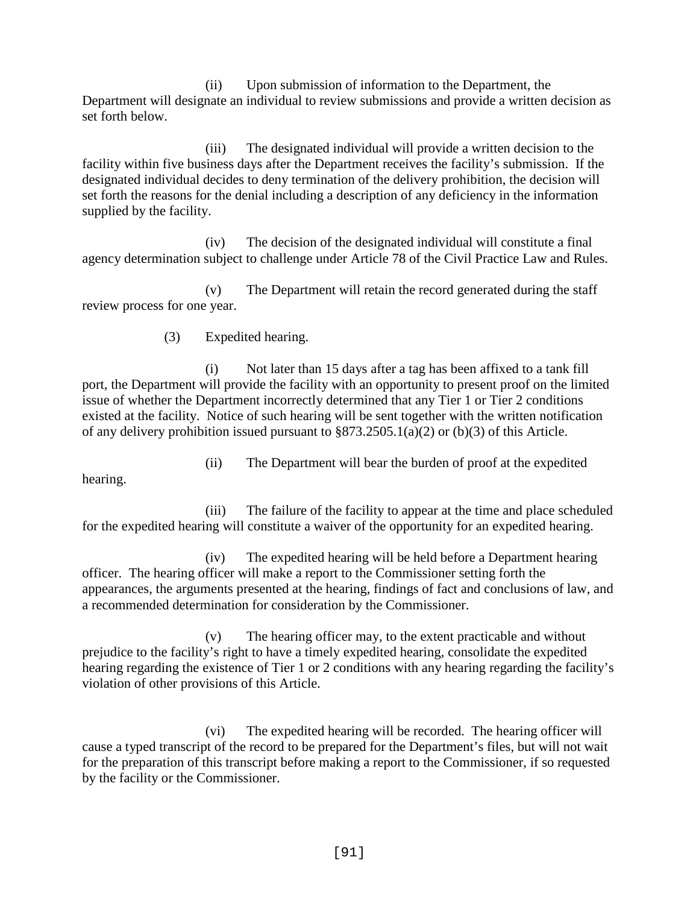(ii) Upon submission of information to the Department, the Department will designate an individual to review submissions and provide a written decision as set forth below.

(iii) The designated individual will provide a written decision to the facility within five business days after the Department receives the facility's submission. If the designated individual decides to deny termination of the delivery prohibition, the decision will set forth the reasons for the denial including a description of any deficiency in the information supplied by the facility.

(iv) The decision of the designated individual will constitute a final agency determination subject to challenge under Article 78 of the Civil Practice Law and Rules.

(v) The Department will retain the record generated during the staff review process for one year.

(3) Expedited hearing.

(i) Not later than 15 days after a tag has been affixed to a tank fill port, the Department will provide the facility with an opportunity to present proof on the limited issue of whether the Department incorrectly determined that any Tier 1 or Tier 2 conditions existed at the facility. Notice of such hearing will be sent together with the written notification of any delivery prohibition issued pursuant to §873.2505.1(a)(2) or (b)(3) of this Article.

(ii) The Department will bear the burden of proof at the expedited hearing.

(iii) The failure of the facility to appear at the time and place scheduled for the expedited hearing will constitute a waiver of the opportunity for an expedited hearing.

(iv) The expedited hearing will be held before a Department hearing officer. The hearing officer will make a report to the Commissioner setting forth the appearances, the arguments presented at the hearing, findings of fact and conclusions of law, and a recommended determination for consideration by the Commissioner.

(v) The hearing officer may, to the extent practicable and without prejudice to the facility's right to have a timely expedited hearing, consolidate the expedited hearing regarding the existence of Tier 1 or 2 conditions with any hearing regarding the facility's violation of other provisions of this Article.

(vi) The expedited hearing will be recorded. The hearing officer will cause a typed transcript of the record to be prepared for the Department's files, but will not wait for the preparation of this transcript before making a report to the Commissioner, if so requested by the facility or the Commissioner.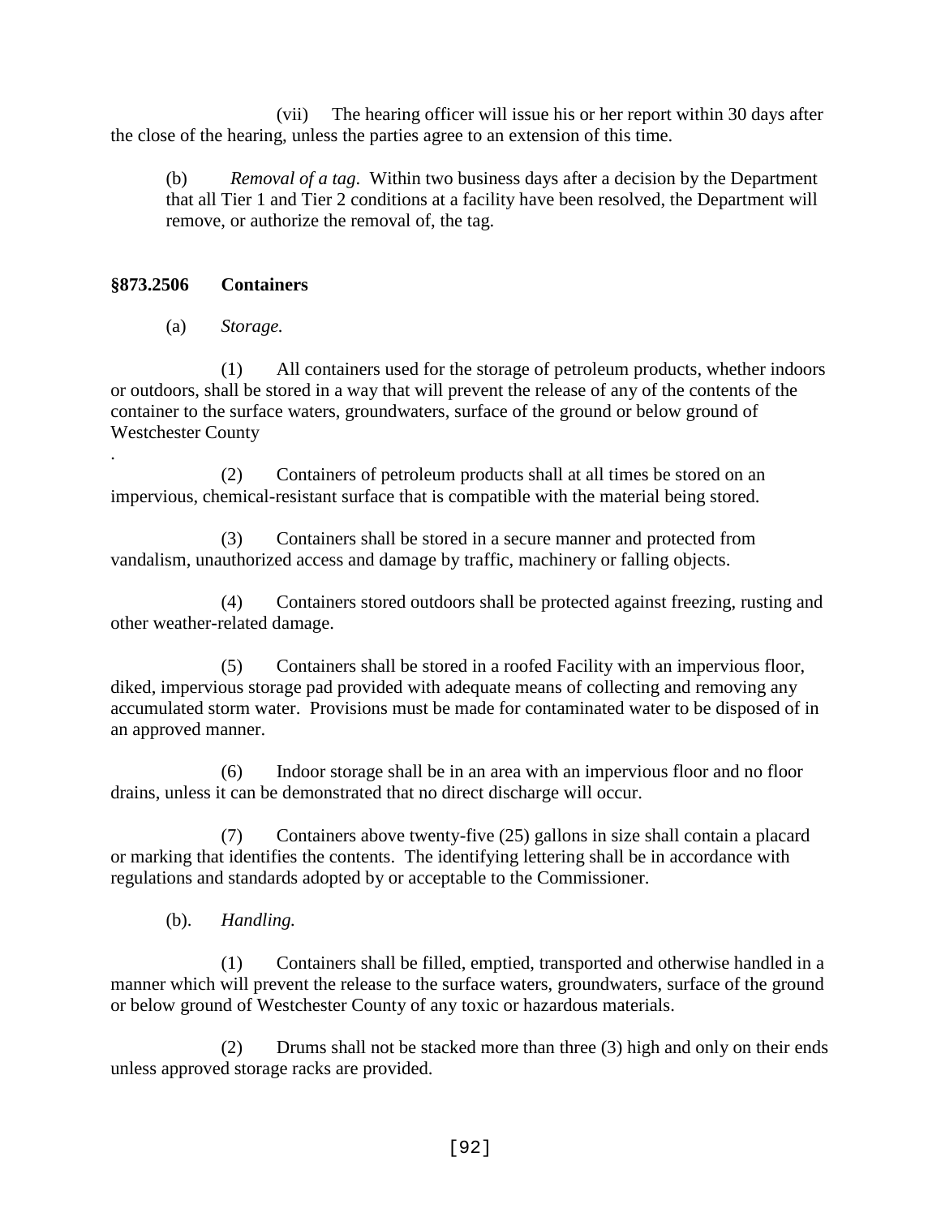(vii) The hearing officer will issue his or her report within 30 days after the close of the hearing, unless the parties agree to an extension of this time.

(b) *Removal of a tag*. Within two business days after a decision by the Department that all Tier 1 and Tier 2 conditions at a facility have been resolved, the Department will remove, or authorize the removal of, the tag.

## §873.2506 Containers

(a) *Storage.*

(1) All containers used for the storage of petroleum products, whether indoors or outdoors, shall be stored in a way that will prevent the release of any of the contents of the container to the surface waters, groundwaters, surface of the ground or below ground of Westchester County

.

(2) Containers of petroleum products shall at all times be stored on an impervious, chemical-resistant surface that is compatible with the material being stored.

(3) Containers shall be stored in a secure manner and protected from vandalism, unauthorized access and damage by traffic, machinery or falling objects.

(4) Containers stored outdoors shall be protected against freezing, rusting and other weather-related damage.

(5) Containers shall be stored in a roofed Facility with an impervious floor, diked, impervious storage pad provided with adequate means of collecting and removing any accumulated storm water. Provisions must be made for contaminated water to be disposed of in an approved manner.

(6) Indoor storage shall be in an area with an impervious floor and no floor drains, unless it can be demonstrated that no direct discharge will occur.

(7) Containers above twenty-five (25) gallons in size shall contain a placard or marking that identifies the contents. The identifying lettering shall be in accordance with regulations and standards adopted by or acceptable to the Commissioner.

(b). *Handling.*

(1) Containers shall be filled, emptied, transported and otherwise handled in a manner which will prevent the release to the surface waters, groundwaters, surface of the ground or below ground of Westchester County of any toxic or hazardous materials.

(2) Drums shall not be stacked more than three (3) high and only on their ends unless approved storage racks are provided.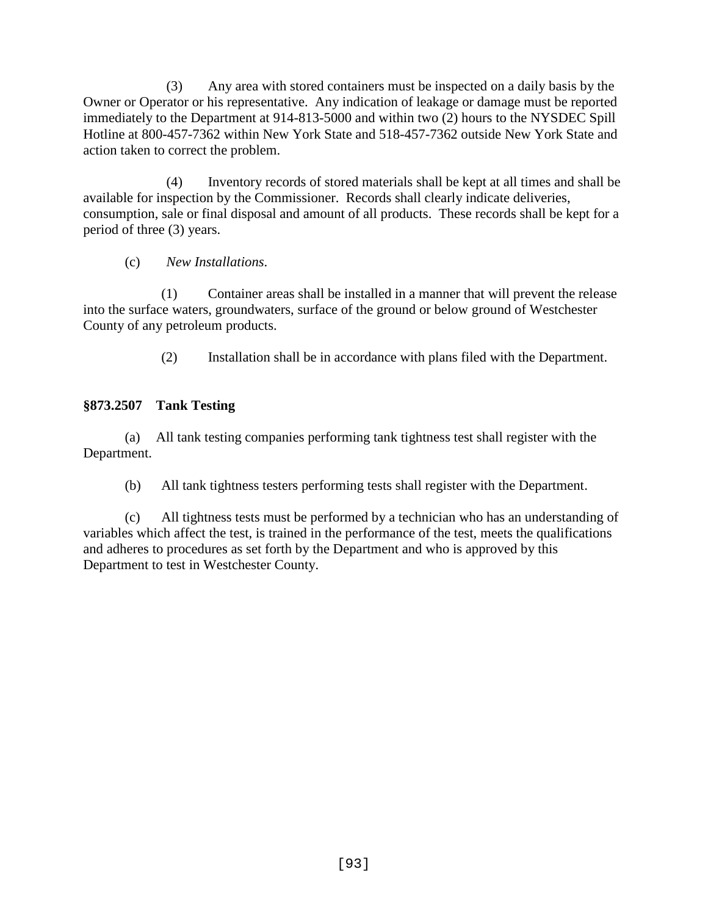(3) Any area with stored containers must be inspected on a daily basis by the Owner or Operator or his representative. Any indication of leakage or damage must be reported immediately to the Department at 914-813-5000 and within two (2) hours to the NYSDEC Spill Hotline at 800-457-7362 within New York State and 518-457-7362 outside New York State and action taken to correct the problem.

(4) Inventory records of stored materials shall be kept at all times and shall be available for inspection by the Commissioner. Records shall clearly indicate deliveries, consumption, sale or final disposal and amount of all products. These records shall be kept for a period of three (3) years.

(c) *New Installations*.

(1) Container areas shall be installed in a manner that will prevent the release into the surface waters, groundwaters, surface of the ground or below ground of Westchester County of any petroleum products.

(2) Installation shall be in accordance with plans filed with the Department.

**§873.2507 Tank Testing**

(a) All tank testing companies performing tank tightness test shall register with the Department.

(b) All tank tightness testers performing tests shall register with the Department.

(c) All tightness tests must be performed by a technician who has an understanding of variables which affect the test, is trained in the performance of the test, meets the qualifications and adheres to procedures as set forth by the Department and who is approved by this Department to test in Westchester County.